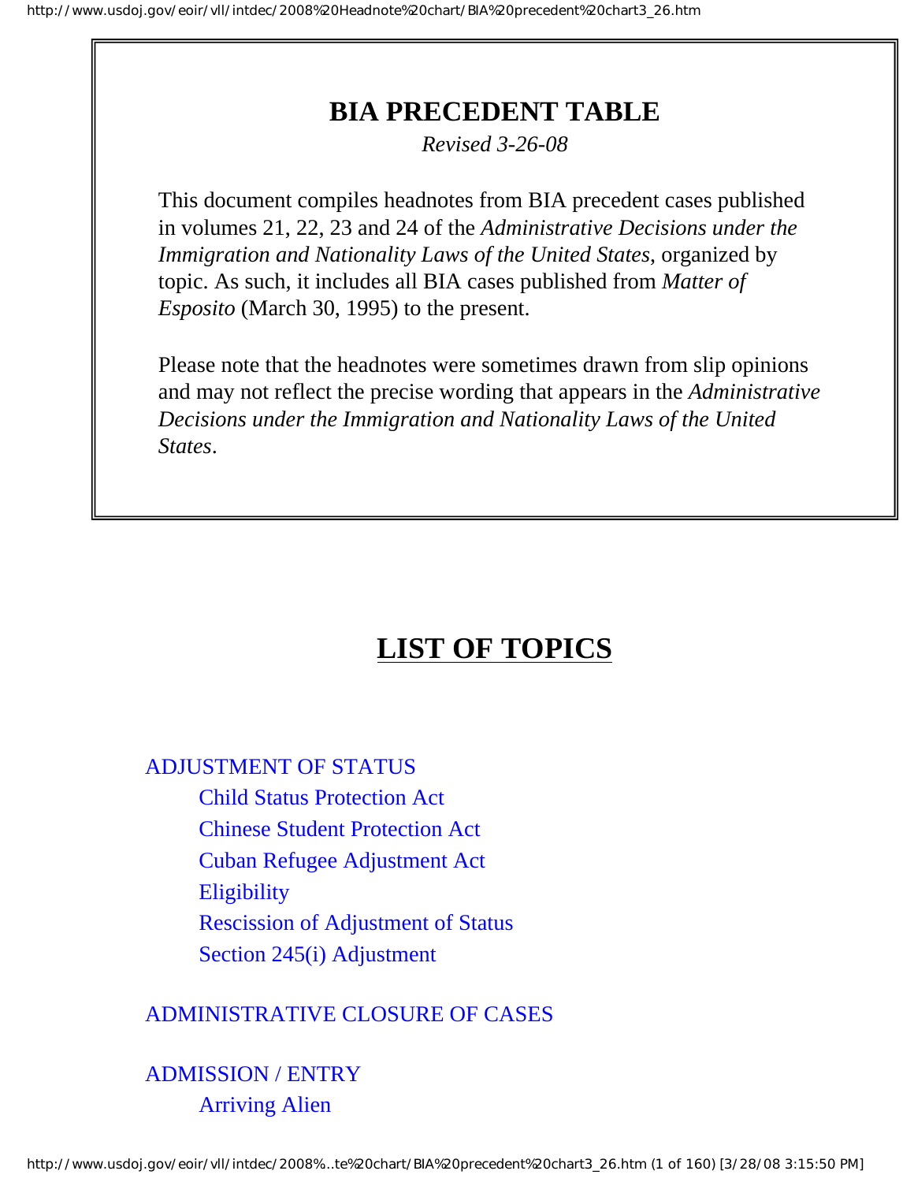# BIA PRECEDENT TABLE

*Revised 3-26-08*

This document compiles headnotes from BIA precedent cases published in volumes 21, 22, 23 and 24 of the *Administrative Decisions under the Immigration and Nationality Laws of the United States*, organized by topic. As such, it includes all BIA cases published from *Matter of Esposito* (March 30, 1995) to the present.

Please note that the headnotes were sometimes drawn from slip opinions and may not reflect the precise wording that appears in the *Administrative Decisions under the Immigration and Nationality Laws of the United States*.

## LIST OF TOPICS

ADJUSTMENT OF STATUS
- Child Status Protection Act
- Chinese Student Protection Act
- Cuban Refugee Adjustment Act
- Eligibility
- Rescission of Adjustment of Status
- Section 245(i) Adjustment

ADMINISTRATIVE CLOSURE OF CASES

ADMISSION / ENTRY
- Arriving Alien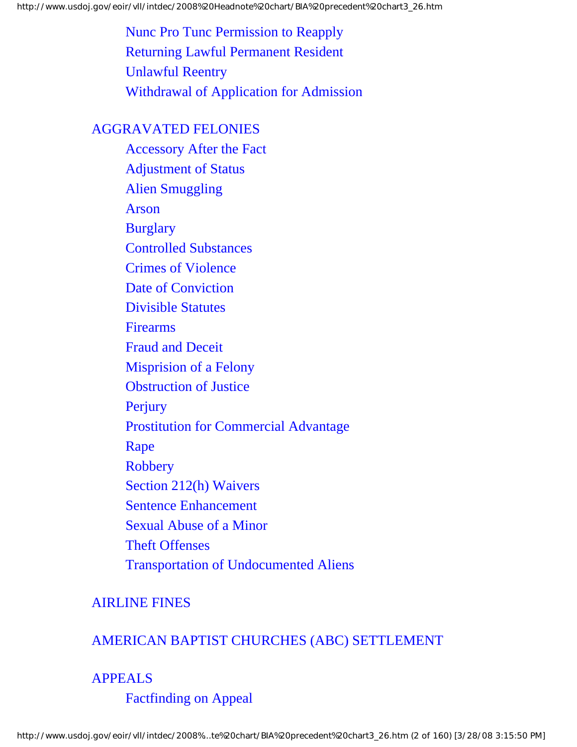- Nunc Pro Tunc Permission to Reapply
- Returning Lawful Permanent Resident
- Unlawful Reentry
- Withdrawal of Application for Admission

AGGRAVATED FELONIES

- Accessory After the Fact
- Adjustment of Status
- Alien Smuggling
- Arson
- Burglary
- Controlled Substances
- Crimes of Violence
- Date of Conviction
- Divisible Statutes
- Firearms
- Fraud and Deceit
- Misprision of a Felony
- Obstruction of Justice
- Perjury
- Prostitution for Commercial Advantage
- Rape
- Robbery
- Section 212(h) Waivers
- Sentence Enhancement
- Sexual Abuse of a Minor
- Theft Offenses
- Transportation of Undocumented Aliens

AIRLINE FINES

AMERICAN BAPTIST CHURCHES (ABC) SETTLEMENT

APPEALS

- Factfinding on Appeal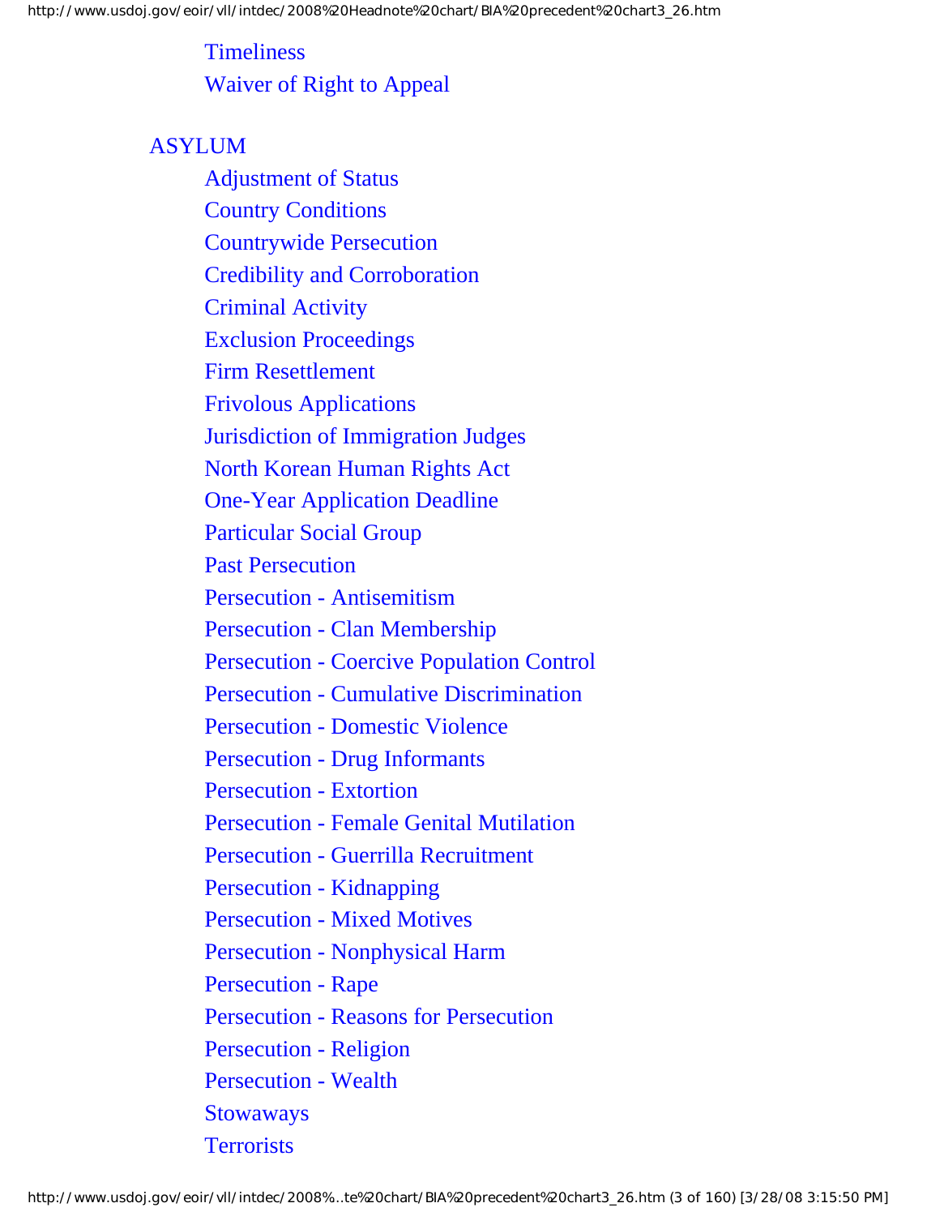- Timeliness
- Waiver of Right to Appeal

ASYLUM

- Adjustment of Status
- Country Conditions
- Countrywide Persecution
- Credibility and Corroboration
- Criminal Activity
- Exclusion Proceedings
- Firm Resettlement
- Frivolous Applications
- Jurisdiction of Immigration Judges
- North Korean Human Rights Act
- One-Year Application Deadline
- Particular Social Group
- Past Persecution
- Persecution - Antisemitism
- Persecution - Clan Membership
- Persecution - Coercive Population Control
- Persecution - Cumulative Discrimination
- Persecution - Domestic Violence
- Persecution - Drug Informants
- Persecution - Extortion
- Persecution - Female Genital Mutilation
- Persecution - Guerrilla Recruitment
- Persecution - Kidnapping
- Persecution - Mixed Motives
- Persecution - Nonphysical Harm
- Persecution - Rape
- Persecution - Reasons for Persecution
- Persecution - Religion
- Persecution - Wealth
- Stowaways
- Terrorists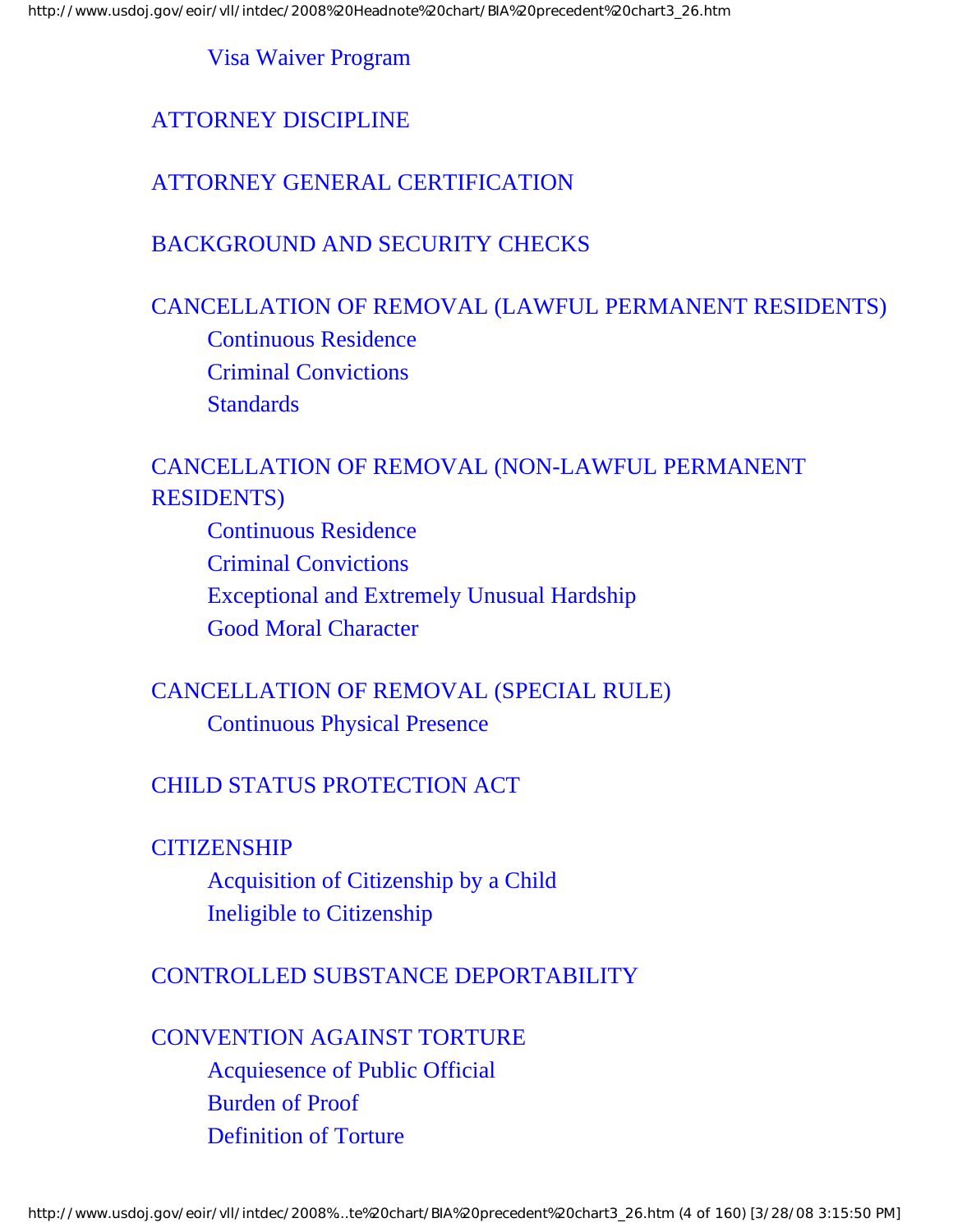- Visa Waiver Program

ATTORNEY DISCIPLINE

ATTORNEY GENERAL CERTIFICATION

BACKGROUND AND SECURITY CHECKS

CANCELLATION OF REMOVAL (LAWFUL PERMANENT RESIDENTS)
- Continuous Residence
- Criminal Convictions
- Standards

CANCELLATION OF REMOVAL (NON-LAWFUL PERMANENT RESIDENTS)
- Continuous Residence
- Criminal Convictions
- Exceptional and Extremely Unusual Hardship
- Good Moral Character

CANCELLATION OF REMOVAL (SPECIAL RULE)
- Continuous Physical Presence

CHILD STATUS PROTECTION ACT

CITIZENSHIP
- Acquisition of Citizenship by a Child
- Ineligible to Citizenship

CONTROLLED SUBSTANCE DEPORTABILITY

CONVENTION AGAINST TORTURE
- Acquiesence of Public Official
- Burden of Proof
- Definition of Torture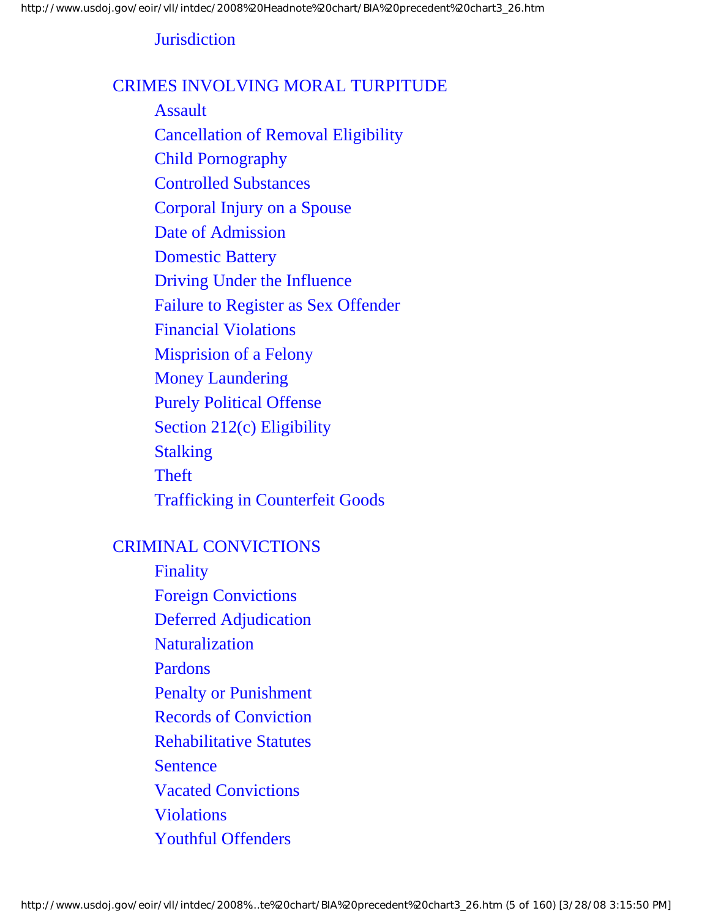- Jurisdiction

CRIMES INVOLVING MORAL TURPITUDE

- Assault
- Cancellation of Removal Eligibility
- Child Pornography
- Controlled Substances
- Corporal Injury on a Spouse
- Date of Admission
- Domestic Battery
- Driving Under the Influence
- Failure to Register as Sex Offender
- Financial Violations
- Misprision of a Felony
- Money Laundering
- Purely Political Offense
- Section 212(c) Eligibility
- Stalking
- Theft
- Trafficking in Counterfeit Goods

CRIMINAL CONVICTIONS

- Finality
- Foreign Convictions
- Deferred Adjudication
- Naturalization
- Pardons
- Penalty or Punishment
- Records of Conviction
- Rehabilitative Statutes
- Sentence
- Vacated Convictions
- Violations
- Youthful Offenders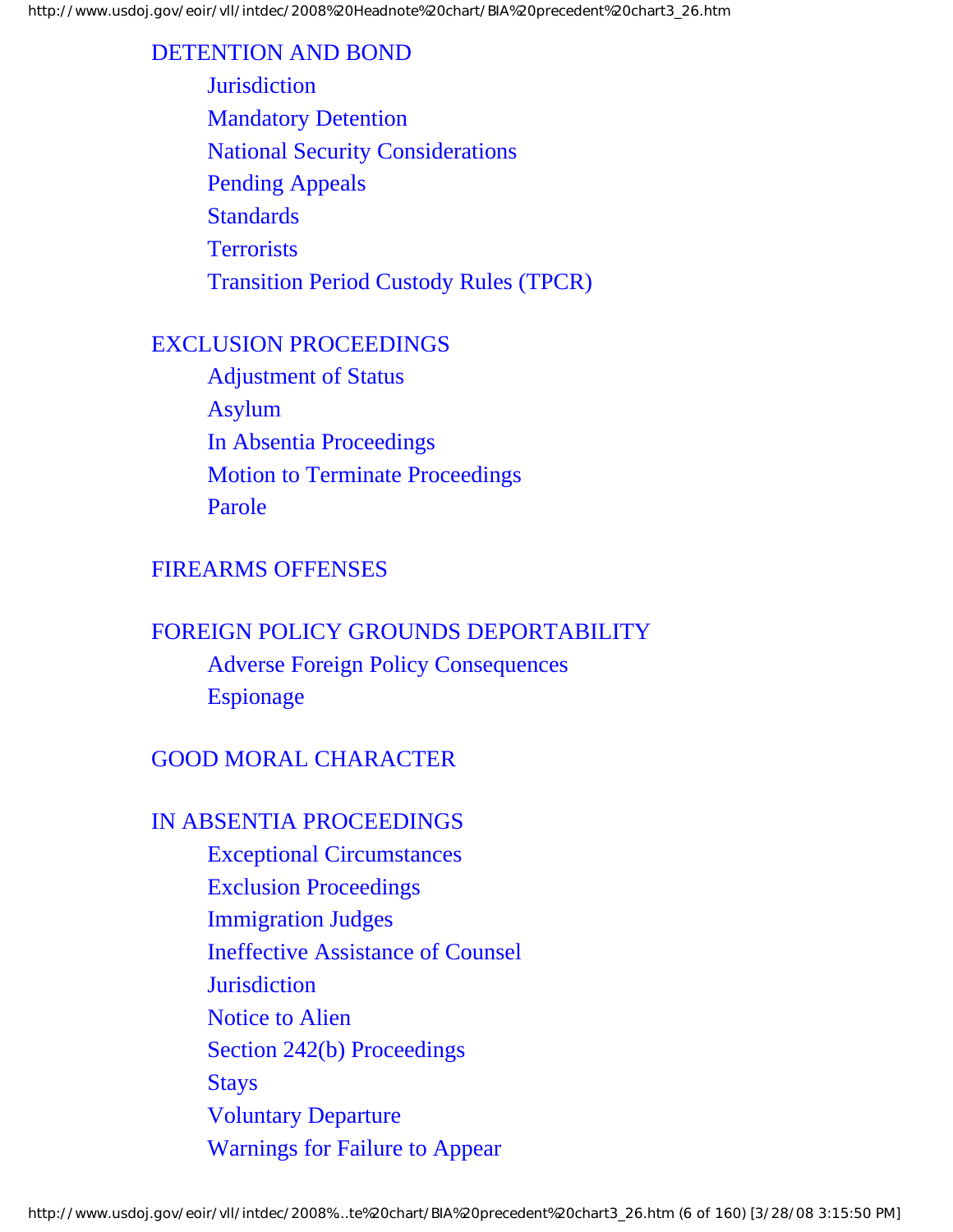DETENTION AND BOND

- Jurisdiction
- Mandatory Detention
- National Security Considerations
- Pending Appeals
- Standards
- Terrorists
- Transition Period Custody Rules (TPCR)

EXCLUSION PROCEEDINGS

- Adjustment of Status
- Asylum
- In Absentia Proceedings
- Motion to Terminate Proceedings
- Parole

FIREARMS OFFENSES

FOREIGN POLICY GROUNDS DEPORTABILITY

- Adverse Foreign Policy Consequences
- Espionage

GOOD MORAL CHARACTER

IN ABSENTIA PROCEEDINGS

- Exceptional Circumstances
- Exclusion Proceedings
- Immigration Judges
- Ineffective Assistance of Counsel
- Jurisdiction
- Notice to Alien
- Section 242(b) Proceedings
- Stays
- Voluntary Departure
- Warnings for Failure to Appear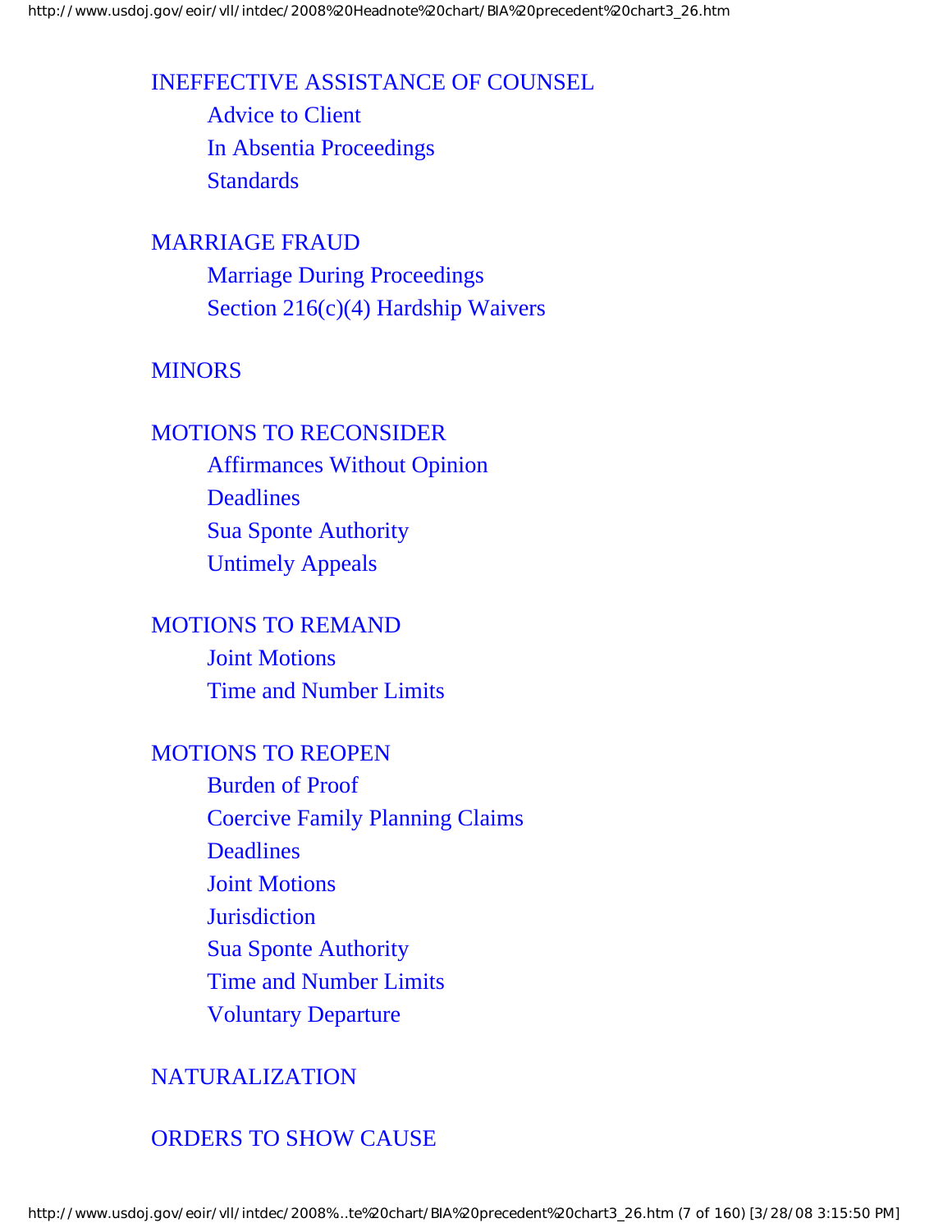INEFFECTIVE ASSISTANCE OF COUNSEL

- Advice to Client
- In Absentia Proceedings
- Standards

MARRIAGE FRAUD

- Marriage During Proceedings
- Section 216(c)(4) Hardship Waivers

MINORS

MOTIONS TO RECONSIDER

- Affirmances Without Opinion
- Deadlines
- Sua Sponte Authority
- Untimely Appeals

MOTIONS TO REMAND

- Joint Motions
- Time and Number Limits

MOTIONS TO REOPEN

- Burden of Proof
- Coercive Family Planning Claims
- Deadlines
- Joint Motions
- Jurisdiction
- Sua Sponte Authority
- Time and Number Limits
- Voluntary Departure

NATURALIZATION

ORDERS TO SHOW CAUSE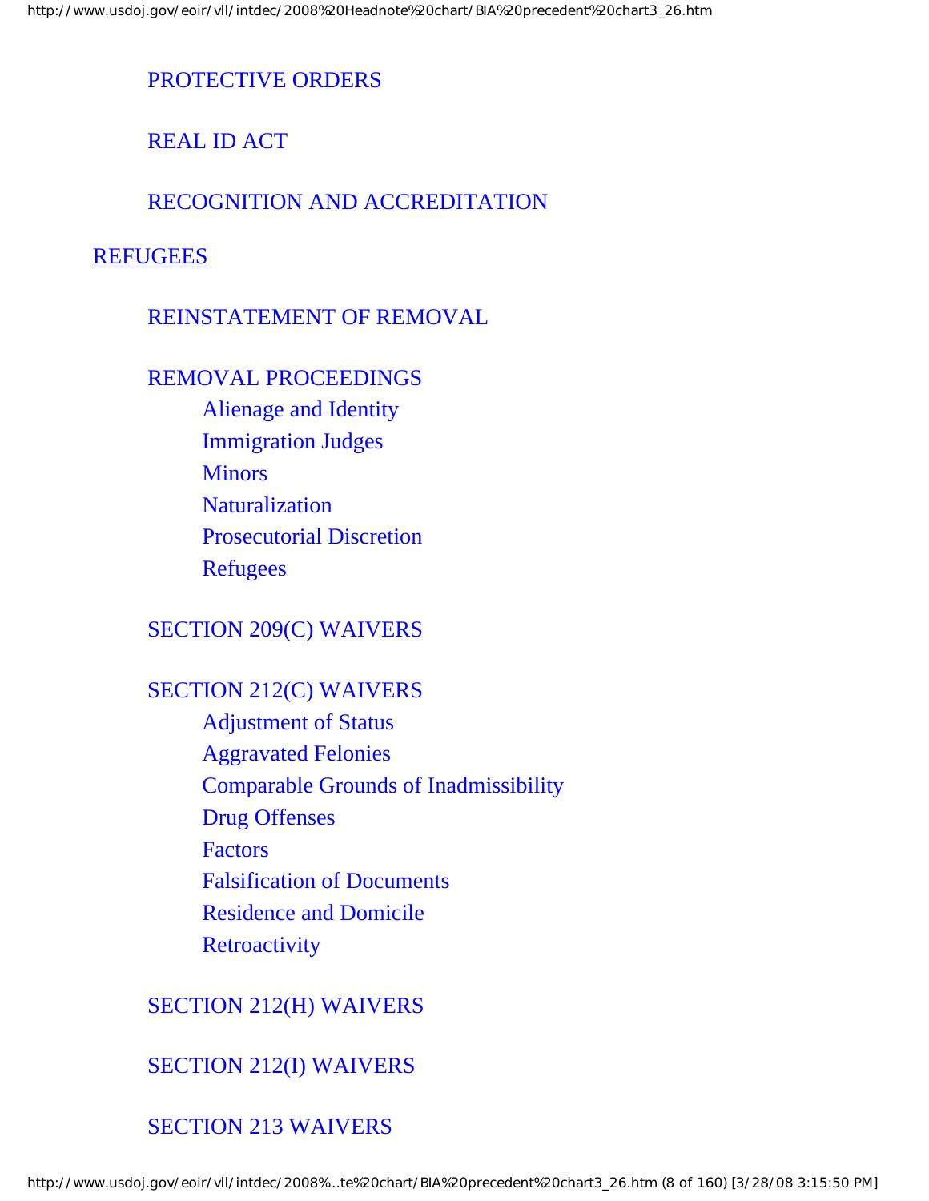- PROTECTIVE ORDERS
- REAL ID ACT
- RECOGNITION AND ACCREDITATION

REFUGEES

- REINSTATEMENT OF REMOVAL
- REMOVAL PROCEEDINGS
  - Alienage and Identity
  - Immigration Judges
  - Minors
  - Naturalization
  - Prosecutorial Discretion
  - Refugees
- SECTION 209(C) WAIVERS
- SECTION 212(C) WAIVERS
  - Adjustment of Status
  - Aggravated Felonies
  - Comparable Grounds of Inadmissibility
  - Drug Offenses
  - Factors
  - Falsification of Documents
  - Residence and Domicile
  - Retroactivity
- SECTION 212(H) WAIVERS
- SECTION 212(I) WAIVERS
- SECTION 213 WAIVERS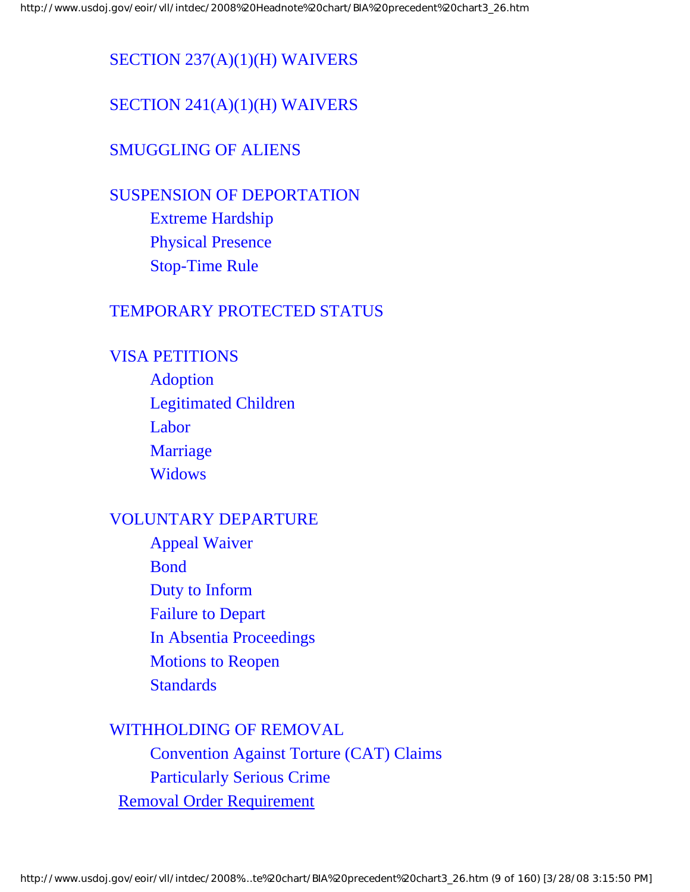SECTION 237(A)(1)(H) WAIVERS

SECTION 241(A)(1)(H) WAIVERS

SMUGGLING OF ALIENS

SUSPENSION OF DEPORTATION

- Extreme Hardship
- Physical Presence
- Stop-Time Rule

TEMPORARY PROTECTED STATUS

VISA PETITIONS

- Adoption
- Legitimated Children
- Labor
- Marriage
- Widows

VOLUNTARY DEPARTURE

- Appeal Waiver
- Bond
- Duty to Inform
- Failure to Depart
- In Absentia Proceedings
- Motions to Reopen
- Standards

WITHHOLDING OF REMOVAL

- Convention Against Torture (CAT) Claims
- Particularly Serious Crime

Removal Order Requirement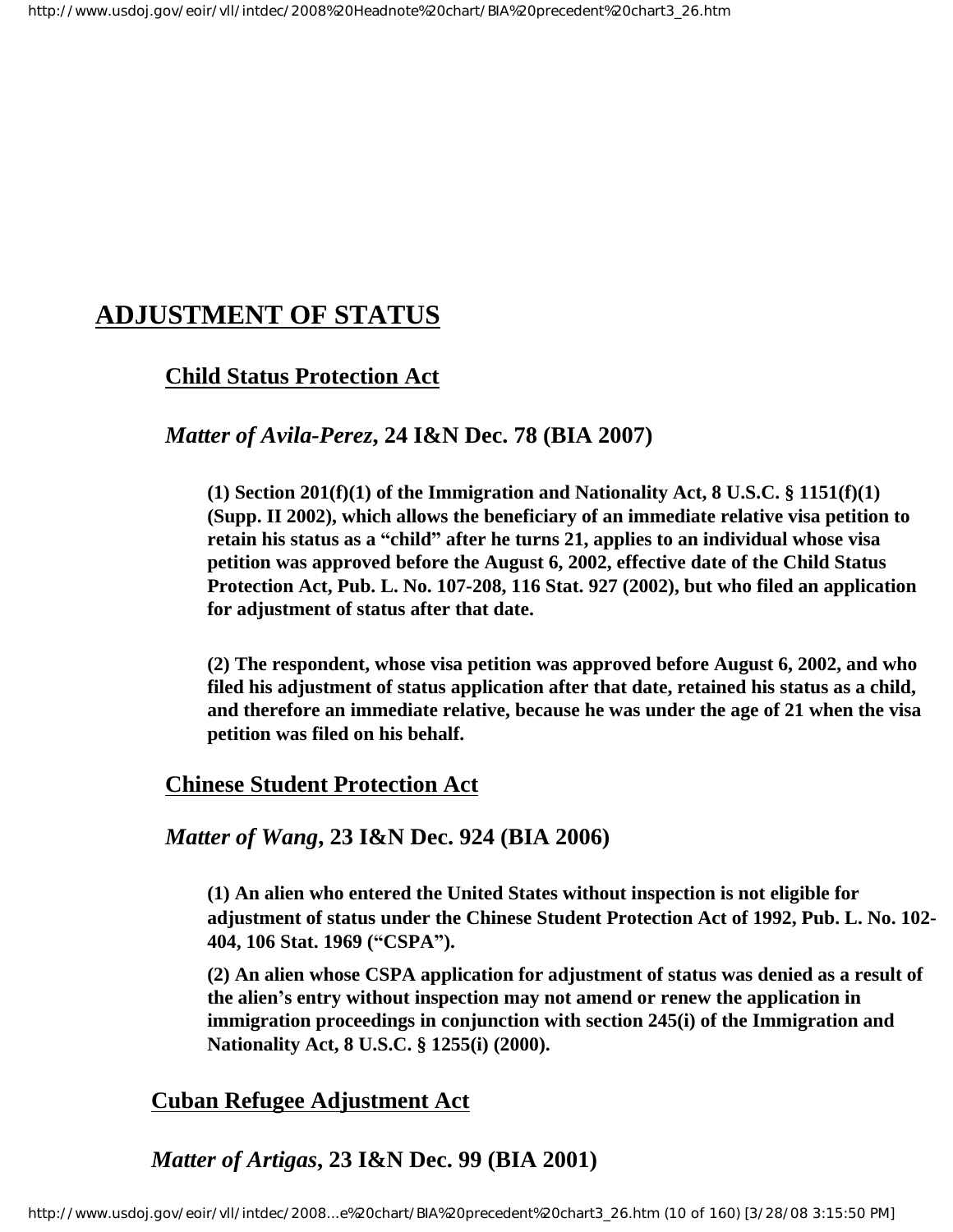# ADJUSTMENT OF STATUS

## Child Status Protection Act

### *Matter of Avila-Perez*, 24 I&N Dec. 78 (BIA 2007)

**(1) Section 201(f)(1) of the Immigration and Nationality Act, 8 U.S.C. § 1151(f)(1) (Supp. II 2002), which allows the beneficiary of an immediate relative visa petition to retain his status as a "child" after he turns 21, applies to an individual whose visa petition was approved before the August 6, 2002, effective date of the Child Status Protection Act, Pub. L. No. 107-208, 116 Stat. 927 (2002), but who filed an application for adjustment of status after that date.**

**(2) The respondent, whose visa petition was approved before August 6, 2002, and who filed his adjustment of status application after that date, retained his status as a child, and therefore an immediate relative, because he was under the age of 21 when the visa petition was filed on his behalf.**

## Chinese Student Protection Act

### *Matter of Wang*, 23 I&N Dec. 924 (BIA 2006)

**(1) An alien who entered the United States without inspection is not eligible for adjustment of status under the Chinese Student Protection Act of 1992, Pub. L. No. 102-404, 106 Stat. 1969 ("CSPA").**

**(2) An alien whose CSPA application for adjustment of status was denied as a result of the alien's entry without inspection may not amend or renew the application in immigration proceedings in conjunction with section 245(i) of the Immigration and Nationality Act, 8 U.S.C. § 1255(i) (2000).**

## Cuban Refugee Adjustment Act

### *Matter of Artigas*, 23 I&N Dec. 99 (BIA 2001)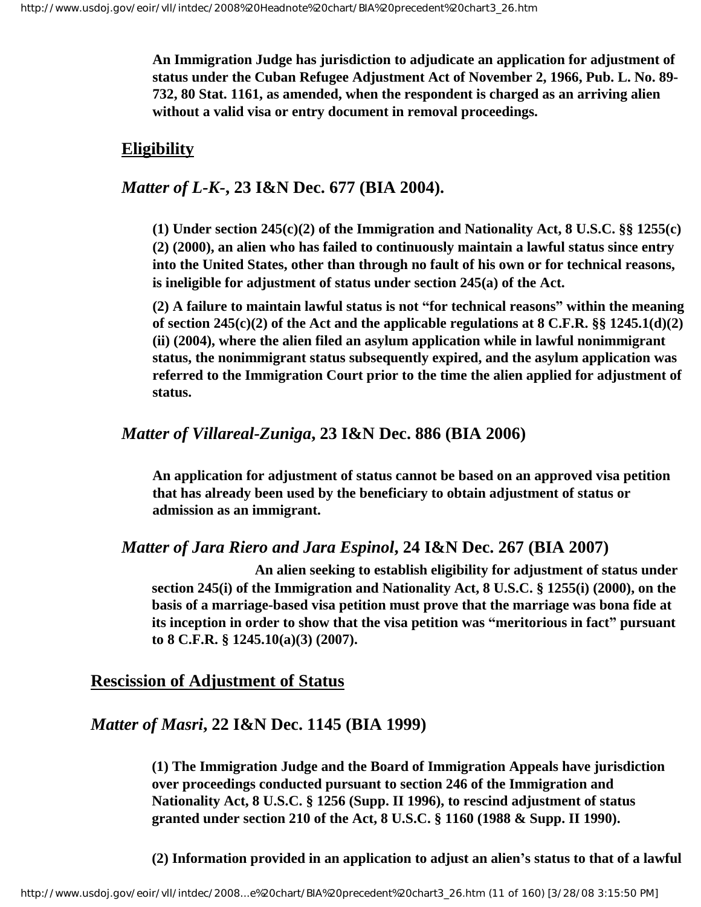**An Immigration Judge has jurisdiction to adjudicate an application for adjustment of status under the Cuban Refugee Adjustment Act of November 2, 1966, Pub. L. No. 89-732, 80 Stat. 1161, as amended, when the respondent is charged as an arriving alien without a valid visa or entry document in removal proceedings.**

## Eligibility

### *Matter of L-K-*, 23 I&N Dec. 677 (BIA 2004).

**(1) Under section 245(c)(2) of the Immigration and Nationality Act, 8 U.S.C. §§ 1255(c)(2) (2000), an alien who has failed to continuously maintain a lawful status since entry into the United States, other than through no fault of his own or for technical reasons, is ineligible for adjustment of status under section 245(a) of the Act.**

**(2) A failure to maintain lawful status is not "for technical reasons" within the meaning of section 245(c)(2) of the Act and the applicable regulations at 8 C.F.R. §§ 1245.1(d)(2)(ii) (2004), where the alien filed an asylum application while in lawful nonimmigrant status, the nonimmigrant status subsequently expired, and the asylum application was referred to the Immigration Court prior to the time the alien applied for adjustment of status.**

### *Matter of Villareal-Zuniga*, 23 I&N Dec. 886 (BIA 2006)

**An application for adjustment of status cannot be based on an approved visa petition that has already been used by the beneficiary to obtain adjustment of status or admission as an immigrant.**

### *Matter of Jara Riero and Jara Espinol*, 24 I&N Dec. 267 (BIA 2007)

**An alien seeking to establish eligibility for adjustment of status under section 245(i) of the Immigration and Nationality Act, 8 U.S.C. § 1255(i) (2000), on the basis of a marriage-based visa petition must prove that the marriage was bona fide at its inception in order to show that the visa petition was "meritorious in fact" pursuant to 8 C.F.R. § 1245.10(a)(3) (2007).**

## Rescission of Adjustment of Status

### *Matter of Masri*, 22 I&N Dec. 1145 (BIA 1999)

**(1) The Immigration Judge and the Board of Immigration Appeals have jurisdiction over proceedings conducted pursuant to section 246 of the Immigration and Nationality Act, 8 U.S.C. § 1256 (Supp. II 1996), to rescind adjustment of status granted under section 210 of the Act, 8 U.S.C. § 1160 (1988 & Supp. II 1990).**

**(2) Information provided in an application to adjust an alien's status to that of a lawful**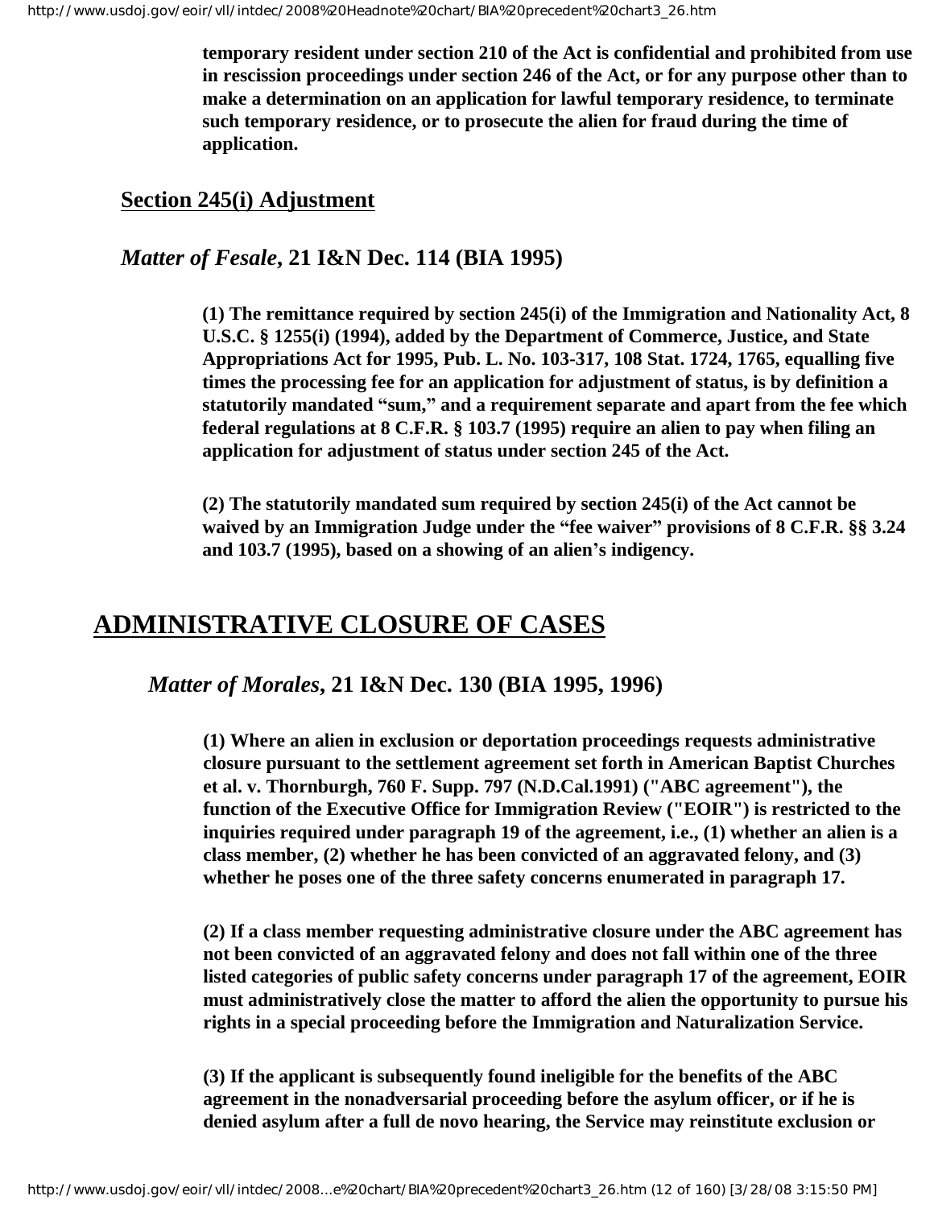**temporary resident under section 210 of the Act is confidential and prohibited from use in rescission proceedings under section 246 of the Act, or for any purpose other than to make a determination on an application for lawful temporary residence, to terminate such temporary residence, or to prosecute the alien for fraud during the time of application.**

### Section 245(i) Adjustment

### *Matter of Fesale*, 21 I&N Dec. 114 (BIA 1995)

**(1) The remittance required by section 245(i) of the Immigration and Nationality Act, 8 U.S.C. § 1255(i) (1994), added by the Department of Commerce, Justice, and State Appropriations Act for 1995, Pub. L. No. 103-317, 108 Stat. 1724, 1765, equalling five times the processing fee for an application for adjustment of status, is by definition a statutorily mandated "sum," and a requirement separate and apart from the fee which federal regulations at 8 C.F.R. § 103.7 (1995) require an alien to pay when filing an application for adjustment of status under section 245 of the Act.**

**(2) The statutorily mandated sum required by section 245(i) of the Act cannot be waived by an Immigration Judge under the "fee waiver" provisions of 8 C.F.R. §§ 3.24 and 103.7 (1995), based on a showing of an alien's indigency.**

## ADMINISTRATIVE CLOSURE OF CASES

### *Matter of Morales*, 21 I&N Dec. 130 (BIA 1995, 1996)

**(1) Where an alien in exclusion or deportation proceedings requests administrative closure pursuant to the settlement agreement set forth in American Baptist Churches et al. v. Thornburgh, 760 F. Supp. 797 (N.D.Cal.1991) ("ABC agreement"), the function of the Executive Office for Immigration Review ("EOIR") is restricted to the inquiries required under paragraph 19 of the agreement, i.e., (1) whether an alien is a class member, (2) whether he has been convicted of an aggravated felony, and (3) whether he poses one of the three safety concerns enumerated in paragraph 17.**

**(2) If a class member requesting administrative closure under the ABC agreement has not been convicted of an aggravated felony and does not fall within one of the three listed categories of public safety concerns under paragraph 17 of the agreement, EOIR must administratively close the matter to afford the alien the opportunity to pursue his rights in a special proceeding before the Immigration and Naturalization Service.**

**(3) If the applicant is subsequently found ineligible for the benefits of the ABC agreement in the nonadversarial proceeding before the asylum officer, or if he is denied asylum after a full de novo hearing, the Service may reinstitute exclusion or**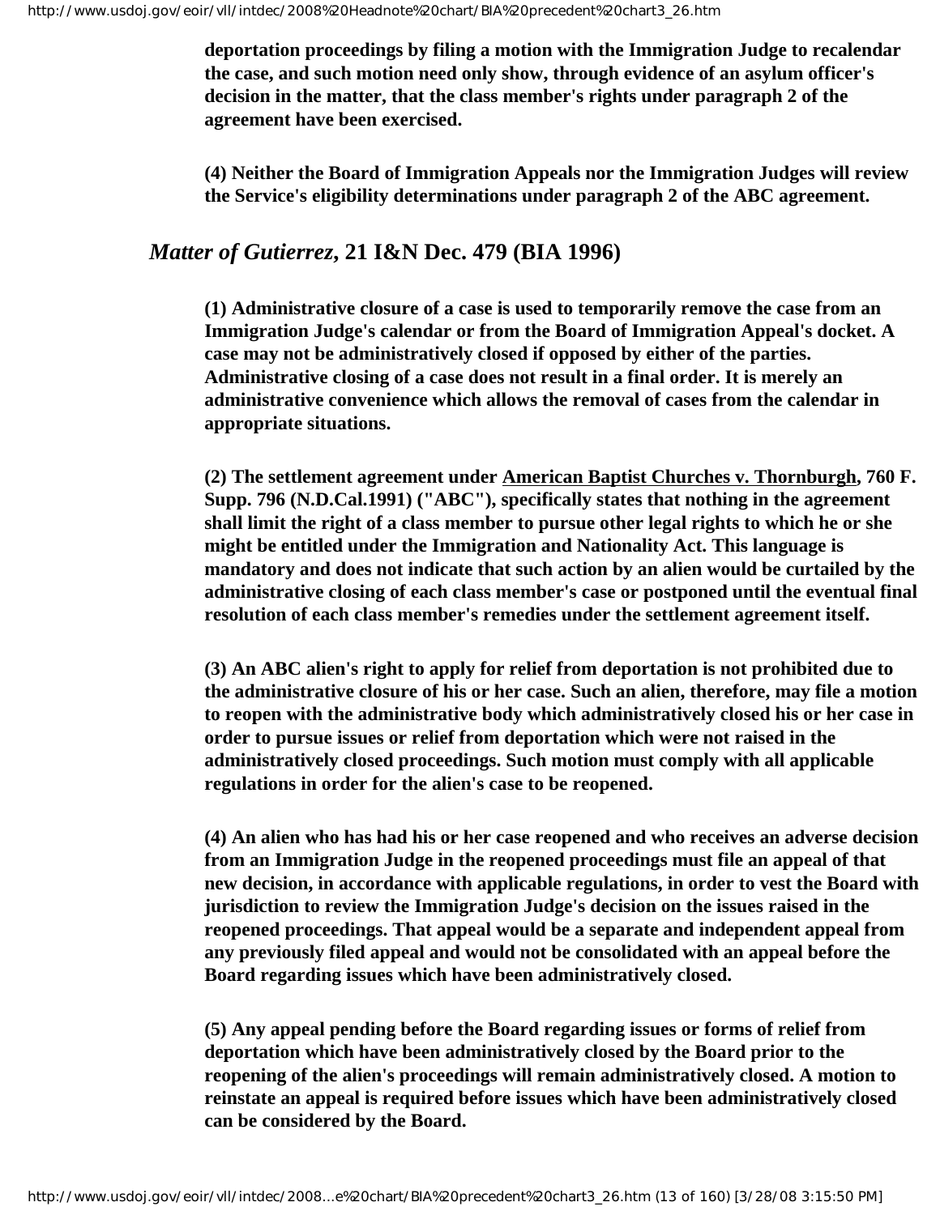**deportation proceedings by filing a motion with the Immigration Judge to recalendar the case, and such motion need only show, through evidence of an asylum officer's decision in the matter, that the class member's rights under paragraph 2 of the agreement have been exercised.**

**(4) Neither the Board of Immigration Appeals nor the Immigration Judges will review the Service's eligibility determinations under paragraph 2 of the ABC agreement.**

## *Matter of Gutierrez,* 21 I&N Dec. 479 (BIA 1996)

**(1) Administrative closure of a case is used to temporarily remove the case from an Immigration Judge's calendar or from the Board of Immigration Appeal's docket. A case may not be administratively closed if opposed by either of the parties. Administrative closing of a case does not result in a final order. It is merely an administrative convenience which allows the removal of cases from the calendar in appropriate situations.**

**(2) The settlement agreement under American Baptist Churches v. Thornburgh, 760 F. Supp. 796 (N.D.Cal.1991) ("ABC"), specifically states that nothing in the agreement shall limit the right of a class member to pursue other legal rights to which he or she might be entitled under the Immigration and Nationality Act. This language is mandatory and does not indicate that such action by an alien would be curtailed by the administrative closing of each class member's case or postponed until the eventual final resolution of each class member's remedies under the settlement agreement itself.**

**(3) An ABC alien's right to apply for relief from deportation is not prohibited due to the administrative closure of his or her case. Such an alien, therefore, may file a motion to reopen with the administrative body which administratively closed his or her case in order to pursue issues or relief from deportation which were not raised in the administratively closed proceedings. Such motion must comply with all applicable regulations in order for the alien's case to be reopened.**

**(4) An alien who has had his or her case reopened and who receives an adverse decision from an Immigration Judge in the reopened proceedings must file an appeal of that new decision, in accordance with applicable regulations, in order to vest the Board with jurisdiction to review the Immigration Judge's decision on the issues raised in the reopened proceedings. That appeal would be a separate and independent appeal from any previously filed appeal and would not be consolidated with an appeal before the Board regarding issues which have been administratively closed.**

**(5) Any appeal pending before the Board regarding issues or forms of relief from deportation which have been administratively closed by the Board prior to the reopening of the alien's proceedings will remain administratively closed. A motion to reinstate an appeal is required before issues which have been administratively closed can be considered by the Board.**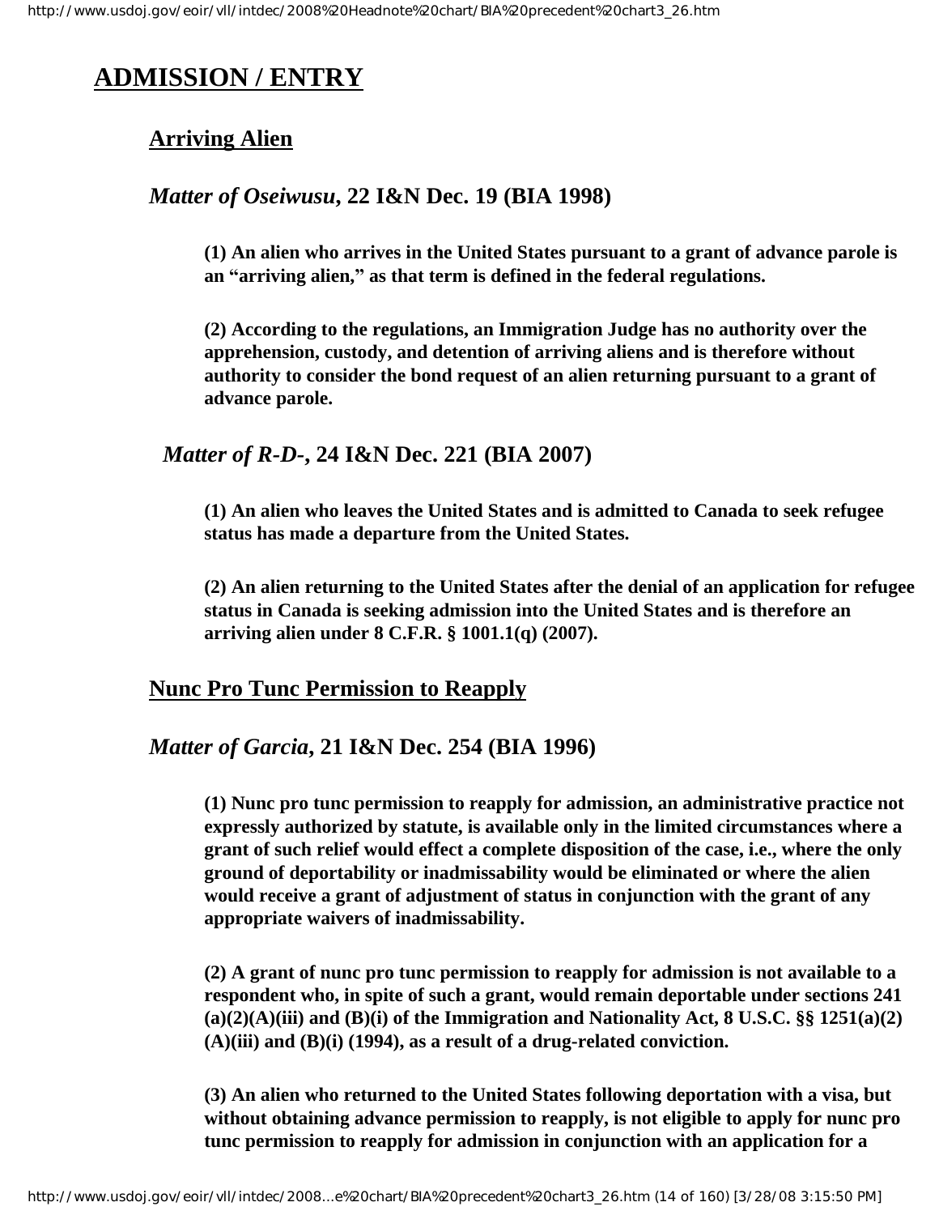# ADMISSION / ENTRY

## Arriving Alien

### *Matter of Oseiwusu*, 22 I&N Dec. 19 (BIA 1998)

**(1) An alien who arrives in the United States pursuant to a grant of advance parole is an "arriving alien," as that term is defined in the federal regulations.**

**(2) According to the regulations, an Immigration Judge has no authority over the apprehension, custody, and detention of arriving aliens and is therefore without authority to consider the bond request of an alien returning pursuant to a grant of advance parole.**

### *Matter of R-D-*, 24 I&N Dec. 221 (BIA 2007)

**(1) An alien who leaves the United States and is admitted to Canada to seek refugee status has made a departure from the United States.**

**(2) An alien returning to the United States after the denial of an application for refugee status in Canada is seeking admission into the United States and is therefore an arriving alien under 8 C.F.R. § 1001.1(q) (2007).**

## Nunc Pro Tunc Permission to Reapply

### *Matter of Garcia*, 21 I&N Dec. 254 (BIA 1996)

**(1) Nunc pro tunc permission to reapply for admission, an administrative practice not expressly authorized by statute, is available only in the limited circumstances where a grant of such relief would effect a complete disposition of the case, i.e., where the only ground of deportability or inadmissability would be eliminated or where the alien would receive a grant of adjustment of status in conjunction with the grant of any appropriate waivers of inadmissability.**

**(2) A grant of nunc pro tunc permission to reapply for admission is not available to a respondent who, in spite of such a grant, would remain deportable under sections 241 (a)(2)(A)(iii) and (B)(i) of the Immigration and Nationality Act, 8 U.S.C. §§ 1251(a)(2)(A)(iii) and (B)(i) (1994), as a result of a drug-related conviction.**

**(3) An alien who returned to the United States following deportation with a visa, but without obtaining advance permission to reapply, is not eligible to apply for nunc pro tunc permission to reapply for admission in conjunction with an application for a**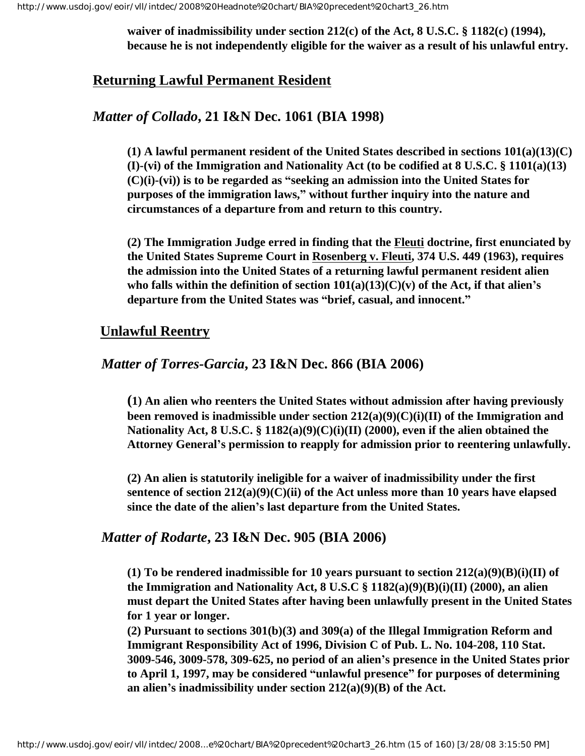**waiver of inadmissibility under section 212(c) of the Act, 8 U.S.C. § 1182(c) (1994), because he is not independently eligible for the waiver as a result of his unlawful entry.**

## Returning Lawful Permanent Resident

### *Matter of Collado*, 21 I&N Dec. 1061 (BIA 1998)

**(1) A lawful permanent resident of the United States described in sections 101(a)(13)(C)(I)-(vi) of the Immigration and Nationality Act (to be codified at 8 U.S.C. § 1101(a)(13)(C)(i)-(vi)) is to be regarded as "seeking an admission into the United States for purposes of the immigration laws," without further inquiry into the nature and circumstances of a departure from and return to this country.**

**(2) The Immigration Judge erred in finding that the Fleuti doctrine, first enunciated by the United States Supreme Court in Rosenberg v. Fleuti, 374 U.S. 449 (1963), requires the admission into the United States of a returning lawful permanent resident alien who falls within the definition of section 101(a)(13)(C)(v) of the Act, if that alien's departure from the United States was "brief, casual, and innocent."**

## Unlawful Reentry

### *Matter of Torres-Garcia*, 23 I&N Dec. 866 (BIA 2006)

**(1) An alien who reenters the United States without admission after having previously been removed is inadmissible under section 212(a)(9)(C)(i)(II) of the Immigration and Nationality Act, 8 U.S.C. § 1182(a)(9)(C)(i)(II) (2000), even if the alien obtained the Attorney General's permission to reapply for admission prior to reentering unlawfully.**

**(2) An alien is statutorily ineligible for a waiver of inadmissibility under the first sentence of section 212(a)(9)(C)(ii) of the Act unless more than 10 years have elapsed since the date of the alien's last departure from the United States.**

### *Matter of Rodarte*, 23 I&N Dec. 905 (BIA 2006)

**(1) To be rendered inadmissible for 10 years pursuant to section 212(a)(9)(B)(i)(II) of the Immigration and Nationality Act, 8 U.S.C § 1182(a)(9)(B)(i)(II) (2000), an alien must depart the United States after having been unlawfully present in the United States for 1 year or longer.**
**(2) Pursuant to sections 301(b)(3) and 309(a) of the Illegal Immigration Reform and Immigrant Responsibility Act of 1996, Division C of Pub. L. No. 104-208, 110 Stat. 3009-546, 3009-578, 309-625, no period of an alien's presence in the United States prior to April 1, 1997, may be considered "unlawful presence" for purposes of determining an alien's inadmissibility under section 212(a)(9)(B) of the Act.**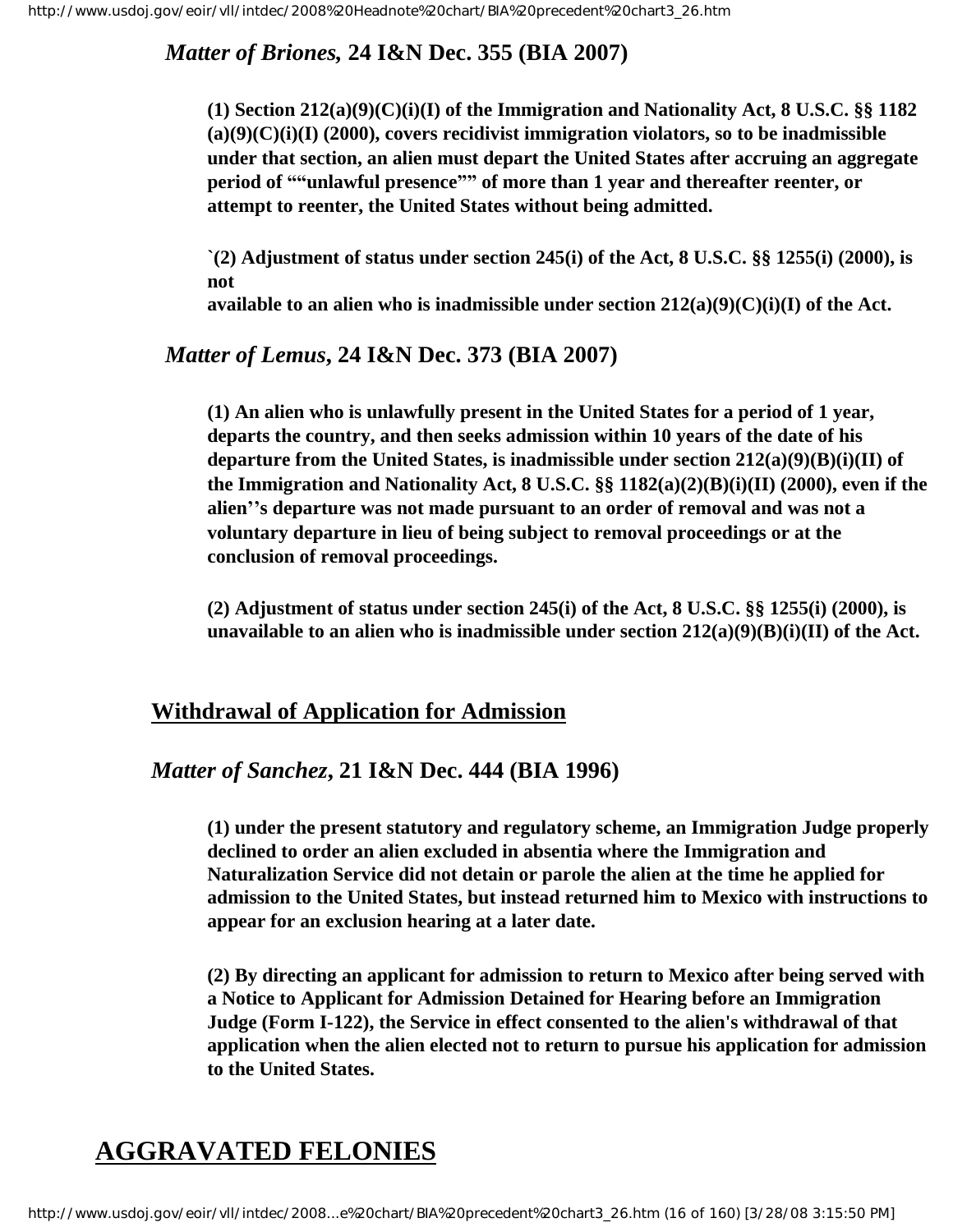*Matter of Briones,* **24 I&N Dec. 355 (BIA 2007)**

**(1) Section 212(a)(9)(C)(i)(I) of the Immigration and Nationality Act, 8 U.S.C. §§ 1182 (a)(9)(C)(i)(I) (2000), covers recidivist immigration violators, so to be inadmissible under that section, an alien must depart the United States after accruing an aggregate period of ""unlawful presence"" of more than 1 year and thereafter reenter, or attempt to reenter, the United States without being admitted.**

**`(2) Adjustment of status under section 245(i) of the Act, 8 U.S.C. §§ 1255(i) (2000), is not
available to an alien who is inadmissible under section 212(a)(9)(C)(i)(I) of the Act.**

*Matter of Lemus***, 24 I&N Dec. 373 (BIA 2007)**

**(1) An alien who is unlawfully present in the United States for a period of 1 year, departs the country, and then seeks admission within 10 years of the date of his departure from the United States, is inadmissible under section 212(a)(9)(B)(i)(II) of the Immigration and Nationality Act, 8 U.S.C. §§ 1182(a)(2)(B)(i)(II) (2000), even if the alien''s departure was not made pursuant to an order of removal and was not a voluntary departure in lieu of being subject to removal proceedings or at the conclusion of removal proceedings.**

**(2) Adjustment of status under section 245(i) of the Act, 8 U.S.C. §§ 1255(i) (2000), is unavailable to an alien who is inadmissible under section 212(a)(9)(B)(i)(II) of the Act.**

## Withdrawal of Application for Admission

*Matter of Sanchez***, 21 I&N Dec. 444 (BIA 1996)**

**(1) under the present statutory and regulatory scheme, an Immigration Judge properly declined to order an alien excluded in absentia where the Immigration and Naturalization Service did not detain or parole the alien at the time he applied for admission to the United States, but instead returned him to Mexico with instructions to appear for an exclusion hearing at a later date.**

**(2) By directing an applicant for admission to return to Mexico after being served with a Notice to Applicant for Admission Detained for Hearing before an Immigration Judge (Form I-122), the Service in effect consented to the alien's withdrawal of that application when the alien elected not to return to pursue his application for admission to the United States.**

# AGGRAVATED FELONIES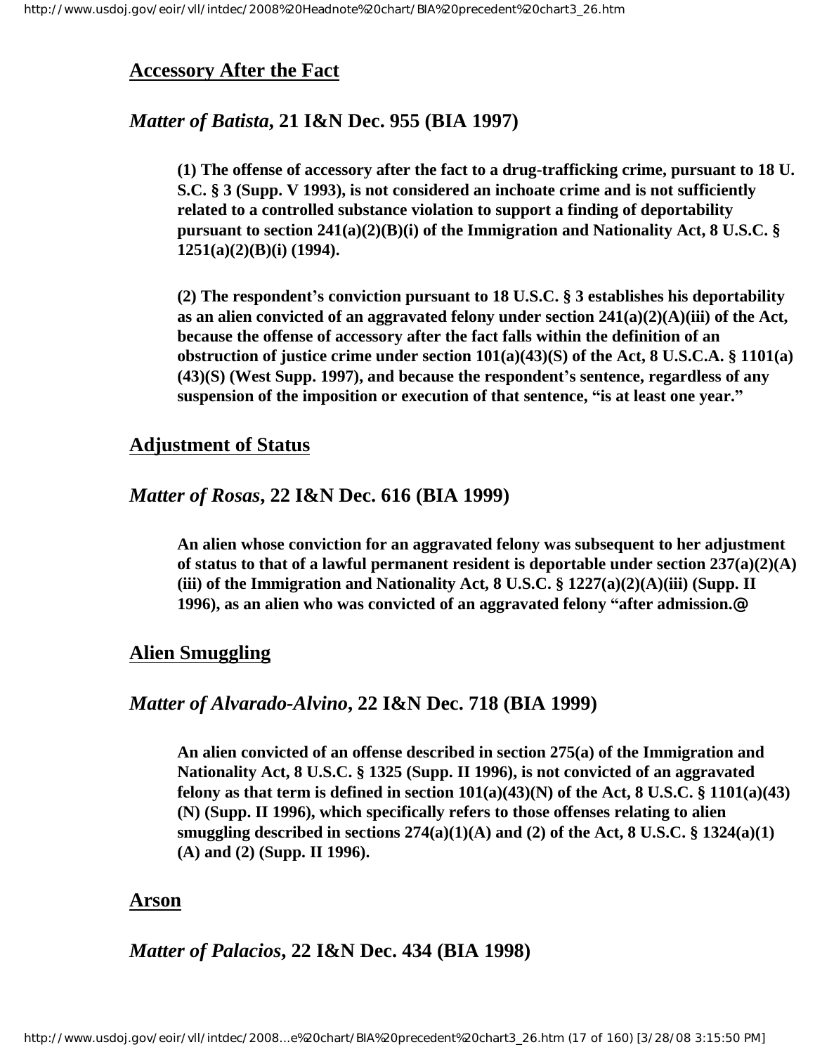## Accessory After the Fact

### *Matter of Batista*, 21 I&N Dec. 955 (BIA 1997)

**(1) The offense of accessory after the fact to a drug-trafficking crime, pursuant to 18 U.S.C. § 3 (Supp. V 1993), is not considered an inchoate crime and is not sufficiently related to a controlled substance violation to support a finding of deportability pursuant to section 241(a)(2)(B)(i) of the Immigration and Nationality Act, 8 U.S.C. § 1251(a)(2)(B)(i) (1994).**

**(2) The respondent's conviction pursuant to 18 U.S.C. § 3 establishes his deportability as an alien convicted of an aggravated felony under section 241(a)(2)(A)(iii) of the Act, because the offense of accessory after the fact falls within the definition of an obstruction of justice crime under section 101(a)(43)(S) of the Act, 8 U.S.C.A. § 1101(a)(43)(S) (West Supp. 1997), and because the respondent's sentence, regardless of any suspension of the imposition or execution of that sentence, "is at least one year."**

## Adjustment of Status

### *Matter of Rosas*, 22 I&N Dec. 616 (BIA 1999)

**An alien whose conviction for an aggravated felony was subsequent to her adjustment of status to that of a lawful permanent resident is deportable under section 237(a)(2)(A)(iii) of the Immigration and Nationality Act, 8 U.S.C. § 1227(a)(2)(A)(iii) (Supp. II 1996), as an alien who was convicted of an aggravated felony "after admission.@**

## Alien Smuggling

### *Matter of Alvarado-Alvino*, 22 I&N Dec. 718 (BIA 1999)

**An alien convicted of an offense described in section 275(a) of the Immigration and Nationality Act, 8 U.S.C. § 1325 (Supp. II 1996), is not convicted of an aggravated felony as that term is defined in section 101(a)(43)(N) of the Act, 8 U.S.C. § 1101(a)(43)(N) (Supp. II 1996), which specifically refers to those offenses relating to alien smuggling described in sections 274(a)(1)(A) and (2) of the Act, 8 U.S.C. § 1324(a)(1)(A) and (2) (Supp. II 1996).**

## Arson

### *Matter of Palacios*, 22 I&N Dec. 434 (BIA 1998)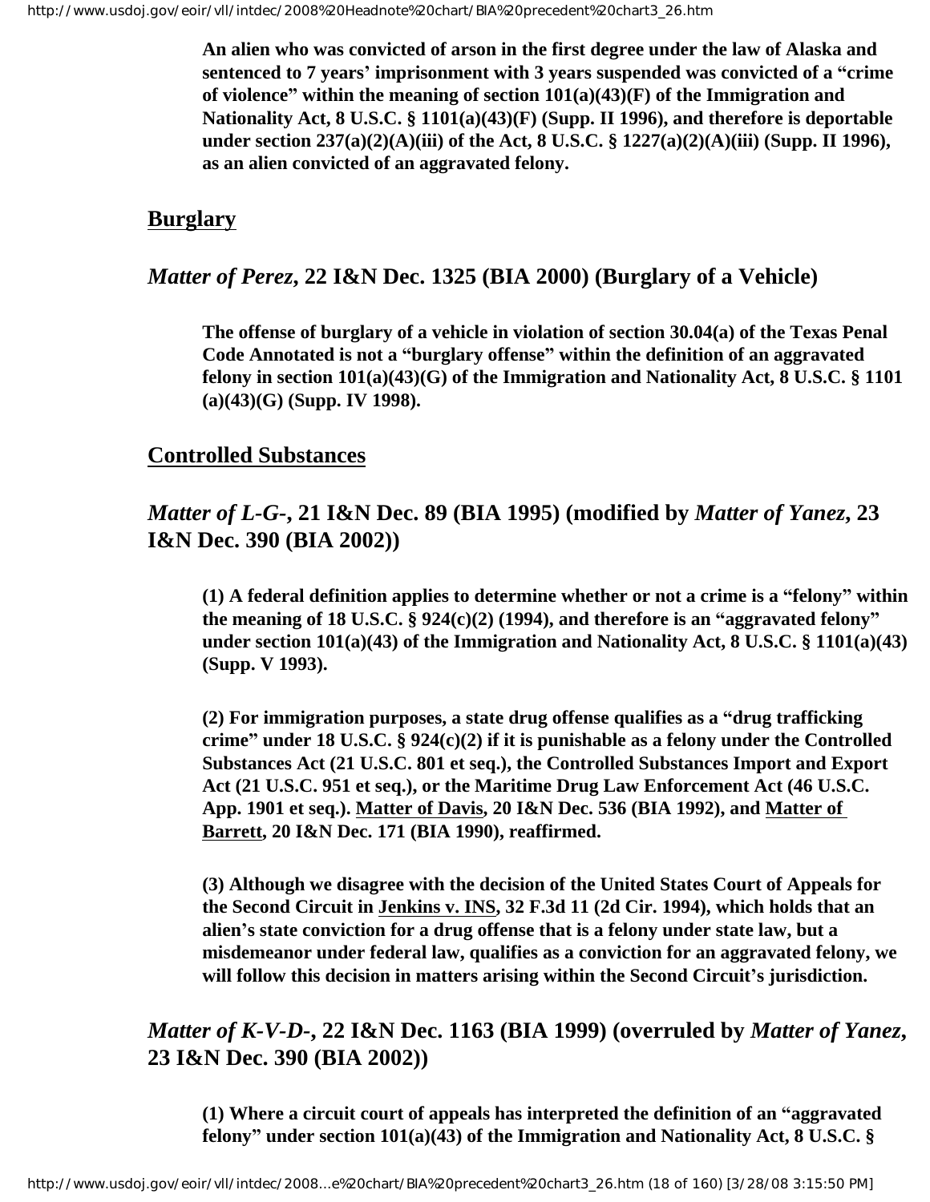**An alien who was convicted of arson in the first degree under the law of Alaska and sentenced to 7 years' imprisonment with 3 years suspended was convicted of a "crime of violence" within the meaning of section 101(a)(43)(F) of the Immigration and Nationality Act, 8 U.S.C. § 1101(a)(43)(F) (Supp. II 1996), and therefore is deportable under section 237(a)(2)(A)(iii) of the Act, 8 U.S.C. § 1227(a)(2)(A)(iii) (Supp. II 1996), as an alien convicted of an aggravated felony.**

## Burglary

### *Matter of Perez*, 22 I&N Dec. 1325 (BIA 2000) (Burglary of a Vehicle)

**The offense of burglary of a vehicle in violation of section 30.04(a) of the Texas Penal Code Annotated is not a "burglary offense" within the definition of an aggravated felony in section 101(a)(43)(G) of the Immigration and Nationality Act, 8 U.S.C. § 1101 (a)(43)(G) (Supp. IV 1998).**

## Controlled Substances

### *Matter of L-G-*, 21 I&N Dec. 89 (BIA 1995) (modified by *Matter of Yanez*, 23 I&N Dec. 390 (BIA 2002))

**(1) A federal definition applies to determine whether or not a crime is a "felony" within the meaning of 18 U.S.C. § 924(c)(2) (1994), and therefore is an "aggravated felony" under section 101(a)(43) of the Immigration and Nationality Act, 8 U.S.C. § 1101(a)(43) (Supp. V 1993).**

**(2) For immigration purposes, a state drug offense qualifies as a "drug trafficking crime" under 18 U.S.C. § 924(c)(2) if it is punishable as a felony under the Controlled Substances Act (21 U.S.C. 801 et seq.), the Controlled Substances Import and Export Act (21 U.S.C. 951 et seq.), or the Maritime Drug Law Enforcement Act (46 U.S.C. App. 1901 et seq.). Matter of Davis, 20 I&N Dec. 536 (BIA 1992), and Matter of Barrett, 20 I&N Dec. 171 (BIA 1990), reaffirmed.**

**(3) Although we disagree with the decision of the United States Court of Appeals for the Second Circuit in Jenkins v. INS, 32 F.3d 11 (2d Cir. 1994), which holds that an alien's state conviction for a drug offense that is a felony under state law, but a misdemeanor under federal law, qualifies as a conviction for an aggravated felony, we will follow this decision in matters arising within the Second Circuit's jurisdiction.**

### *Matter of K-V-D-*, 22 I&N Dec. 1163 (BIA 1999) (overruled by *Matter of Yanez*, 23 I&N Dec. 390 (BIA 2002))

**(1) Where a circuit court of appeals has interpreted the definition of an "aggravated felony" under section 101(a)(43) of the Immigration and Nationality Act, 8 U.S.C. §**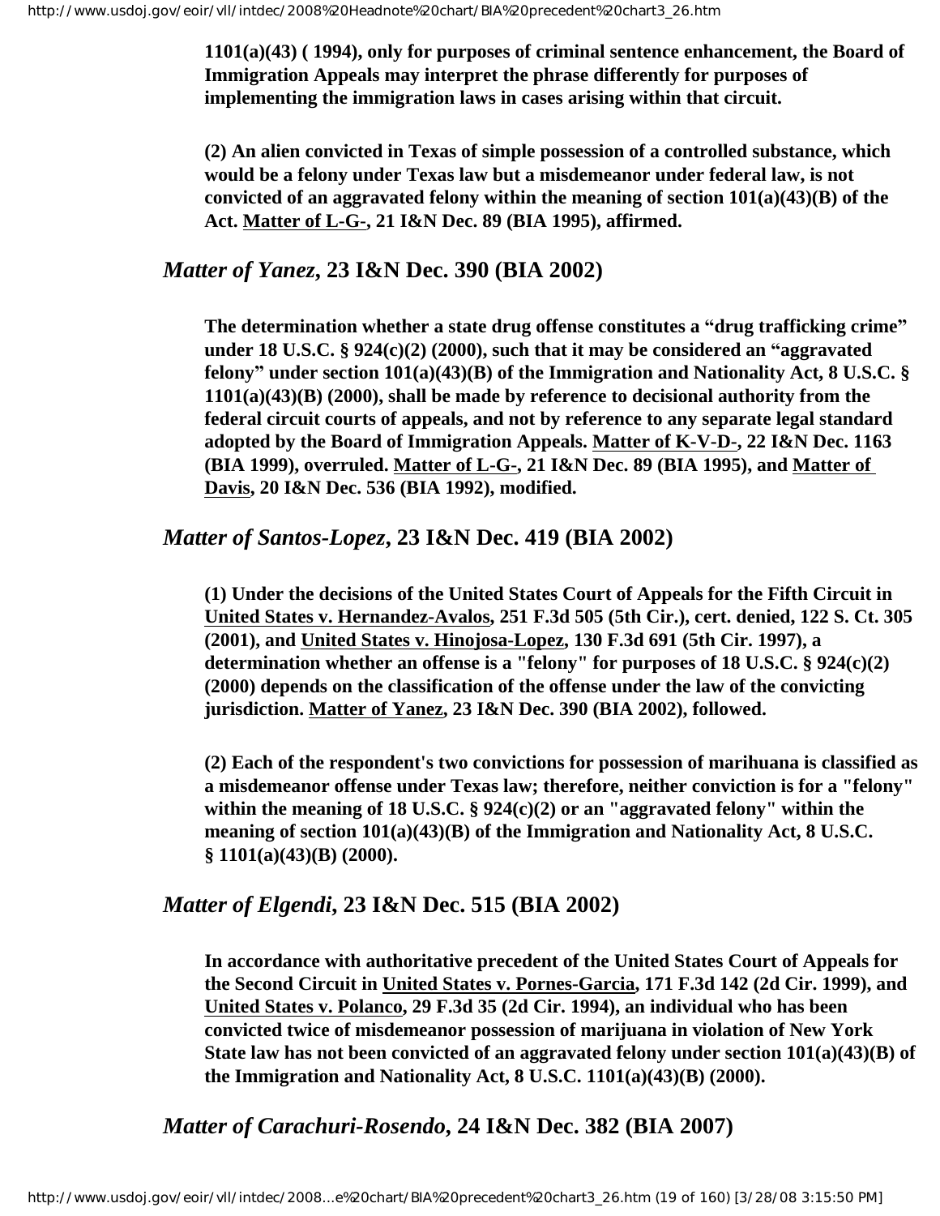**1101(a)(43) ( 1994), only for purposes of criminal sentence enhancement, the Board of Immigration Appeals may interpret the phrase differently for purposes of implementing the immigration laws in cases arising within that circuit.**

**(2) An alien convicted in Texas of simple possession of a controlled substance, which would be a felony under Texas law but a misdemeanor under federal law, is not convicted of an aggravated felony within the meaning of section 101(a)(43)(B) of the Act. Matter of L-G-, 21 I&N Dec. 89 (BIA 1995), affirmed.**

### *Matter of Yanez*, 23 I&N Dec. 390 (BIA 2002)

**The determination whether a state drug offense constitutes a "drug trafficking crime" under 18 U.S.C. § 924(c)(2) (2000), such that it may be considered an "aggravated felony" under section 101(a)(43)(B) of the Immigration and Nationality Act, 8 U.S.C. § 1101(a)(43)(B) (2000), shall be made by reference to decisional authority from the federal circuit courts of appeals, and not by reference to any separate legal standard adopted by the Board of Immigration Appeals. Matter of K-V-D-, 22 I&N Dec. 1163 (BIA 1999), overruled. Matter of L-G-, 21 I&N Dec. 89 (BIA 1995), and Matter of Davis, 20 I&N Dec. 536 (BIA 1992), modified.**

### *Matter of Santos-Lopez*, 23 I&N Dec. 419 (BIA 2002)

**(1) Under the decisions of the United States Court of Appeals for the Fifth Circuit in United States v. Hernandez-Avalos, 251 F.3d 505 (5th Cir.), cert. denied, 122 S. Ct. 305 (2001), and United States v. Hinojosa-Lopez, 130 F.3d 691 (5th Cir. 1997), a determination whether an offense is a "felony" for purposes of 18 U.S.C. § 924(c)(2) (2000) depends on the classification of the offense under the law of the convicting jurisdiction. Matter of Yanez, 23 I&N Dec. 390 (BIA 2002), followed.**

**(2) Each of the respondent's two convictions for possession of marihuana is classified as a misdemeanor offense under Texas law; therefore, neither conviction is for a "felony" within the meaning of 18 U.S.C. § 924(c)(2) or an "aggravated felony" within the meaning of section 101(a)(43)(B) of the Immigration and Nationality Act, 8 U.S.C. § 1101(a)(43)(B) (2000).**

### *Matter of Elgendi*, 23 I&N Dec. 515 (BIA 2002)

**In accordance with authoritative precedent of the United States Court of Appeals for the Second Circuit in United States v. Pornes-Garcia, 171 F.3d 142 (2d Cir. 1999), and United States v. Polanco, 29 F.3d 35 (2d Cir. 1994), an individual who has been convicted twice of misdemeanor possession of marijuana in violation of New York State law has not been convicted of an aggravated felony under section 101(a)(43)(B) of the Immigration and Nationality Act, 8 U.S.C. 1101(a)(43)(B) (2000).**

### *Matter of Carachuri-Rosendo*, 24 I&N Dec. 382 (BIA 2007)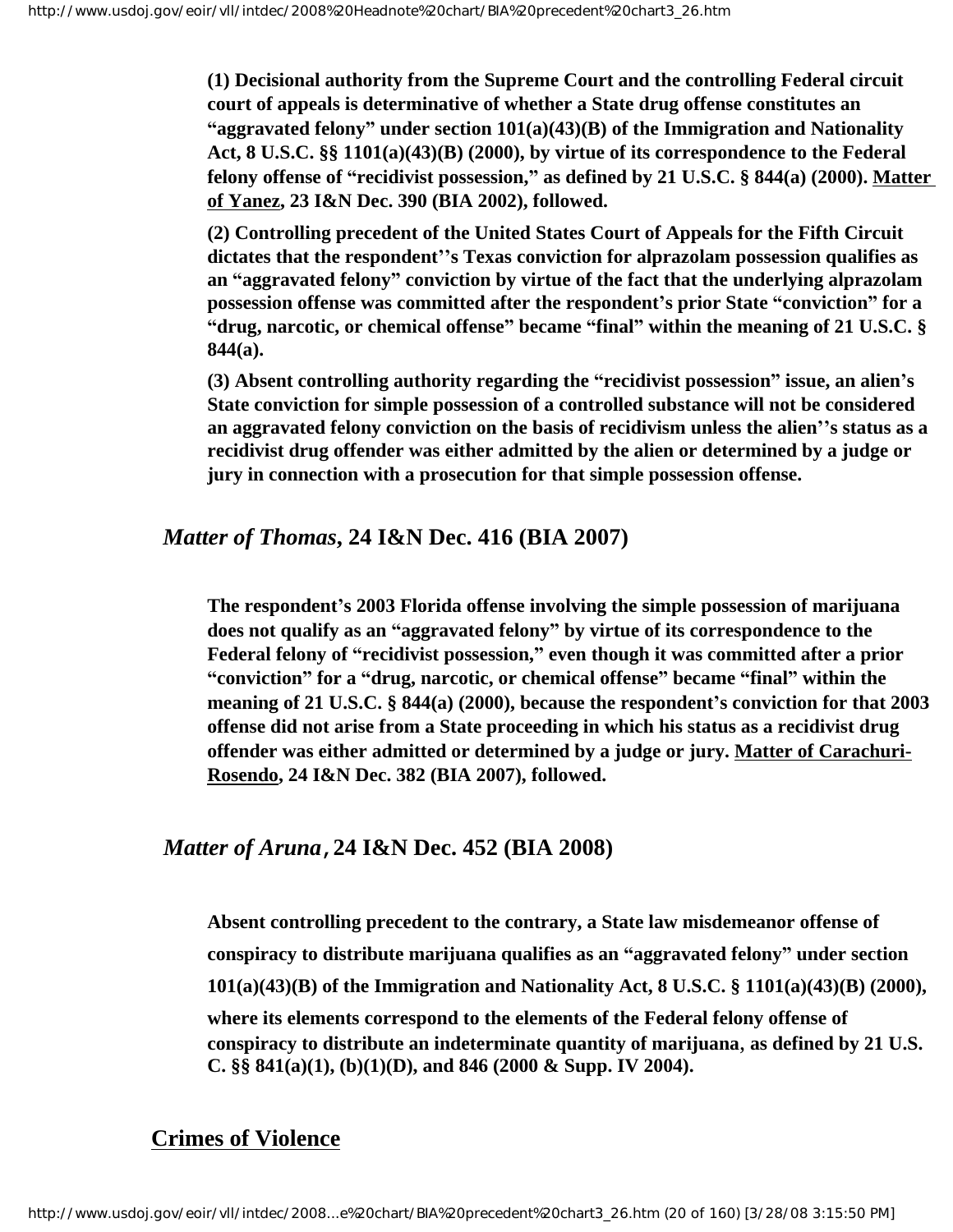**(1) Decisional authority from the Supreme Court and the controlling Federal circuit court of appeals is determinative of whether a State drug offense constitutes an "aggravated felony" under section 101(a)(43)(B) of the Immigration and Nationality Act, 8 U.S.C. §§ 1101(a)(43)(B) (2000), by virtue of its correspondence to the Federal felony offense of "recidivist possession," as defined by 21 U.S.C. § 844(a) (2000). Matter of Yanez, 23 I&N Dec. 390 (BIA 2002), followed.**

**(2) Controlling precedent of the United States Court of Appeals for the Fifth Circuit dictates that the respondent''s Texas conviction for alprazolam possession qualifies as an "aggravated felony" conviction by virtue of the fact that the underlying alprazolam possession offense was committed after the respondent's prior State "conviction" for a "drug, narcotic, or chemical offense" became "final" within the meaning of 21 U.S.C. § 844(a).**

**(3) Absent controlling authority regarding the "recidivist possession" issue, an alien's State conviction for simple possession of a controlled substance will not be considered an aggravated felony conviction on the basis of recidivism unless the alien''s status as a recidivist drug offender was either admitted by the alien or determined by a judge or jury in connection with a prosecution for that simple possession offense.**

## *Matter of Thomas*, 24 I&N Dec. 416 (BIA 2007)

**The respondent's 2003 Florida offense involving the simple possession of marijuana does not qualify as an "aggravated felony" by virtue of its correspondence to the Federal felony of "recidivist possession," even though it was committed after a prior "conviction" for a "drug, narcotic, or chemical offense" became "final" within the meaning of 21 U.S.C. § 844(a) (2000), because the respondent's conviction for that 2003 offense did not arise from a State proceeding in which his status as a recidivist drug offender was either admitted or determined by a judge or jury. Matter of Carachuri-Rosendo, 24 I&N Dec. 382 (BIA 2007), followed.**

## *Matter of Aruna*, 24 I&N Dec. 452 (BIA 2008)

**Absent controlling precedent to the contrary, a State law misdemeanor offense of conspiracy to distribute marijuana qualifies as an "aggravated felony" under section 101(a)(43)(B) of the Immigration and Nationality Act, 8 U.S.C. § 1101(a)(43)(B) (2000), where its elements correspond to the elements of the Federal felony offense of conspiracy to distribute an indeterminate quantity of marijuana, as defined by 21 U.S.C. §§ 841(a)(1), (b)(1)(D), and 846 (2000 & Supp. IV 2004).**

## Crimes of Violence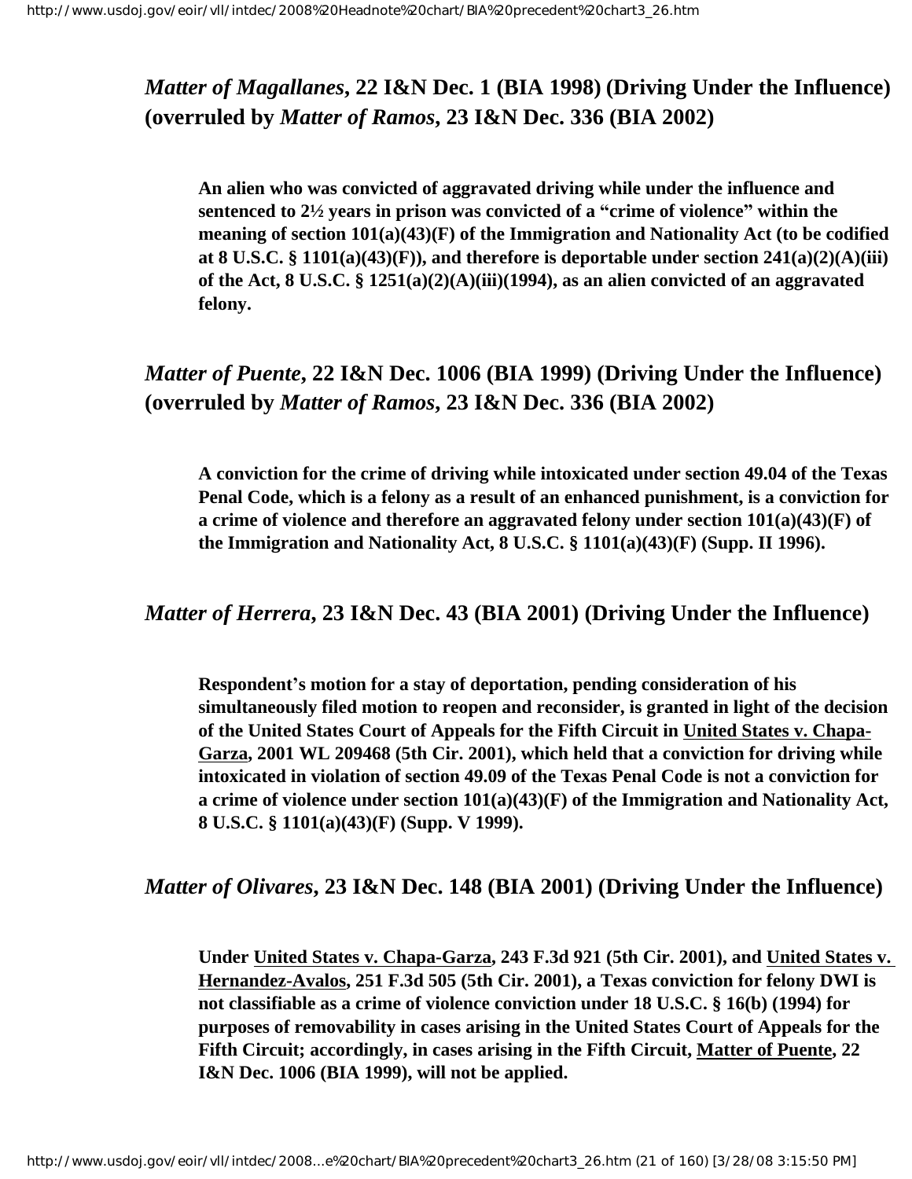*Matter of Magallanes*, **22 I&N Dec. 1 (BIA 1998) (Driving Under the Influence) (overruled by *Matter of Ramos*, 23 I&N Dec. 336 (BIA 2002)**

**An alien who was convicted of aggravated driving while under the influence and sentenced to 2½ years in prison was convicted of a "crime of violence" within the meaning of section 101(a)(43)(F) of the Immigration and Nationality Act (to be codified at 8 U.S.C. § 1101(a)(43)(F)), and therefore is deportable under section 241(a)(2)(A)(iii) of the Act, 8 U.S.C. § 1251(a)(2)(A)(iii)(1994), as an alien convicted of an aggravated felony.**

*Matter of Puente*, **22 I&N Dec. 1006 (BIA 1999) (Driving Under the Influence) (overruled by *Matter of Ramos*, 23 I&N Dec. 336 (BIA 2002)**

**A conviction for the crime of driving while intoxicated under section 49.04 of the Texas Penal Code, which is a felony as a result of an enhanced punishment, is a conviction for a crime of violence and therefore an aggravated felony under section 101(a)(43)(F) of the Immigration and Nationality Act, 8 U.S.C. § 1101(a)(43)(F) (Supp. II 1996).**

*Matter of Herrera*, **23 I&N Dec. 43 (BIA 2001) (Driving Under the Influence)**

**Respondent's motion for a stay of deportation, pending consideration of his simultaneously filed motion to reopen and reconsider, is granted in light of the decision of the United States Court of Appeals for the Fifth Circuit in United States v. Chapa-Garza, 2001 WL 209468 (5th Cir. 2001), which held that a conviction for driving while intoxicated in violation of section 49.09 of the Texas Penal Code is not a conviction for a crime of violence under section 101(a)(43)(F) of the Immigration and Nationality Act, 8 U.S.C. § 1101(a)(43)(F) (Supp. V 1999).**

*Matter of Olivares*, **23 I&N Dec. 148 (BIA 2001) (Driving Under the Influence)**

**Under United States v. Chapa-Garza, 243 F.3d 921 (5th Cir. 2001), and United States v. Hernandez-Avalos, 251 F.3d 505 (5th Cir. 2001), a Texas conviction for felony DWI is not classifiable as a crime of violence conviction under 18 U.S.C. § 16(b) (1994) for purposes of removability in cases arising in the United States Court of Appeals for the Fifth Circuit; accordingly, in cases arising in the Fifth Circuit, Matter of Puente, 22 I&N Dec. 1006 (BIA 1999), will not be applied.**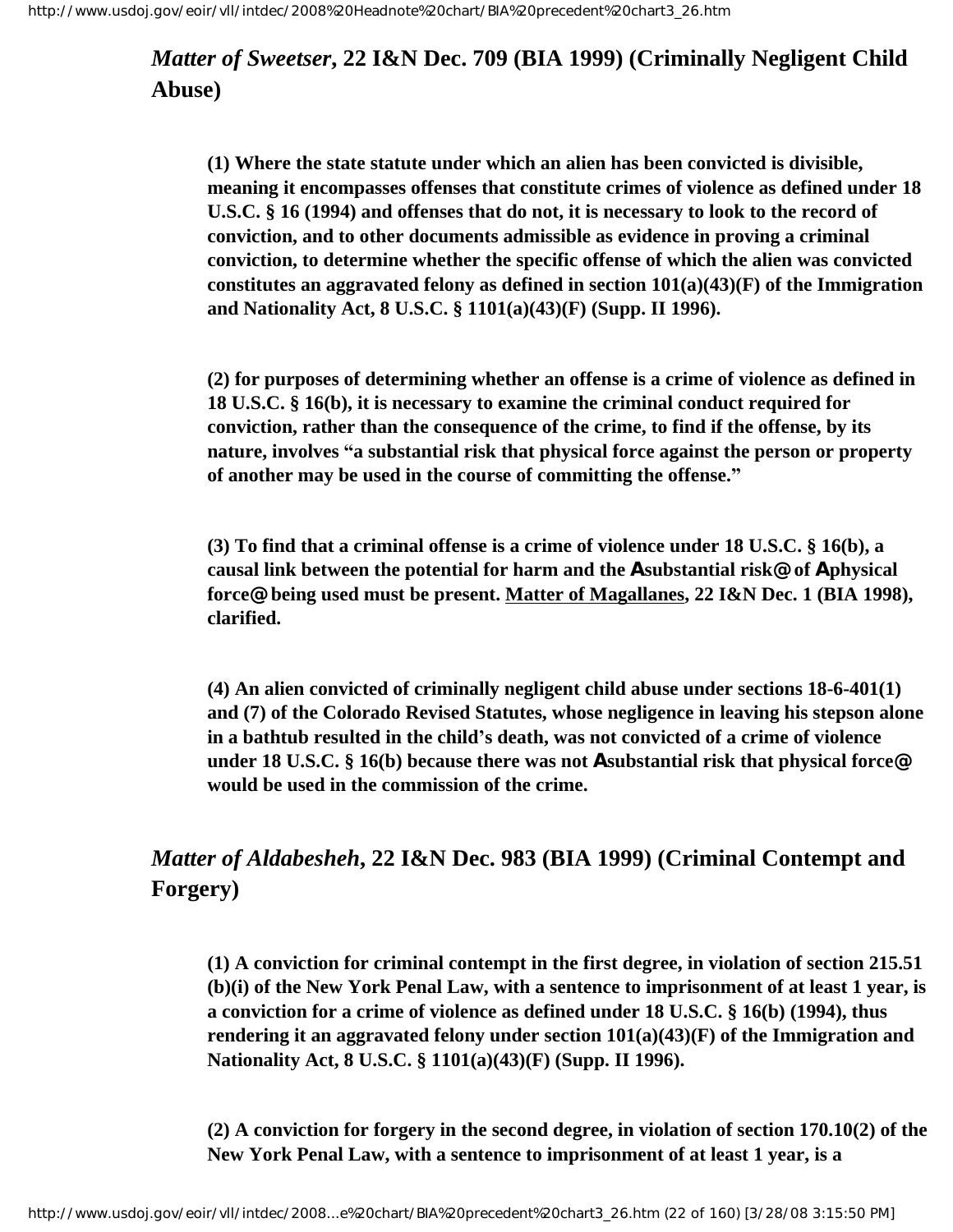## *Matter of Sweetser*, 22 I&N Dec. 709 (BIA 1999) (Criminally Negligent Child Abuse)

**(1) Where the state statute under which an alien has been convicted is divisible, meaning it encompasses offenses that constitute crimes of violence as defined under 18 U.S.C. § 16 (1994) and offenses that do not, it is necessary to look to the record of conviction, and to other documents admissible as evidence in proving a criminal conviction, to determine whether the specific offense of which the alien was convicted constitutes an aggravated felony as defined in section 101(a)(43)(F) of the Immigration and Nationality Act, 8 U.S.C. § 1101(a)(43)(F) (Supp. II 1996).**

**(2) for purposes of determining whether an offense is a crime of violence as defined in 18 U.S.C. § 16(b), it is necessary to examine the criminal conduct required for conviction, rather than the consequence of the crime, to find if the offense, by its nature, involves "a substantial risk that physical force against the person or property of another may be used in the course of committing the offense."**

**(3) To find that a criminal offense is a crime of violence under 18 U.S.C. § 16(b), a causal link between the potential for harm and the Asubstantial risk@ of Aphysical force@ being used must be present. Matter of Magallanes, 22 I&N Dec. 1 (BIA 1998), clarified.**

**(4) An alien convicted of criminally negligent child abuse under sections 18-6-401(1) and (7) of the Colorado Revised Statutes, whose negligence in leaving his stepson alone in a bathtub resulted in the child's death, was not convicted of a crime of violence under 18 U.S.C. § 16(b) because there was not Asubstantial risk that physical force@ would be used in the commission of the crime.**

## *Matter of Aldabesheh*, 22 I&N Dec. 983 (BIA 1999) (Criminal Contempt and Forgery)

**(1) A conviction for criminal contempt in the first degree, in violation of section 215.51 (b)(i) of the New York Penal Law, with a sentence to imprisonment of at least 1 year, is a conviction for a crime of violence as defined under 18 U.S.C. § 16(b) (1994), thus rendering it an aggravated felony under section 101(a)(43)(F) of the Immigration and Nationality Act, 8 U.S.C. § 1101(a)(43)(F) (Supp. II 1996).**

**(2) A conviction for forgery in the second degree, in violation of section 170.10(2) of the New York Penal Law, with a sentence to imprisonment of at least 1 year, is a**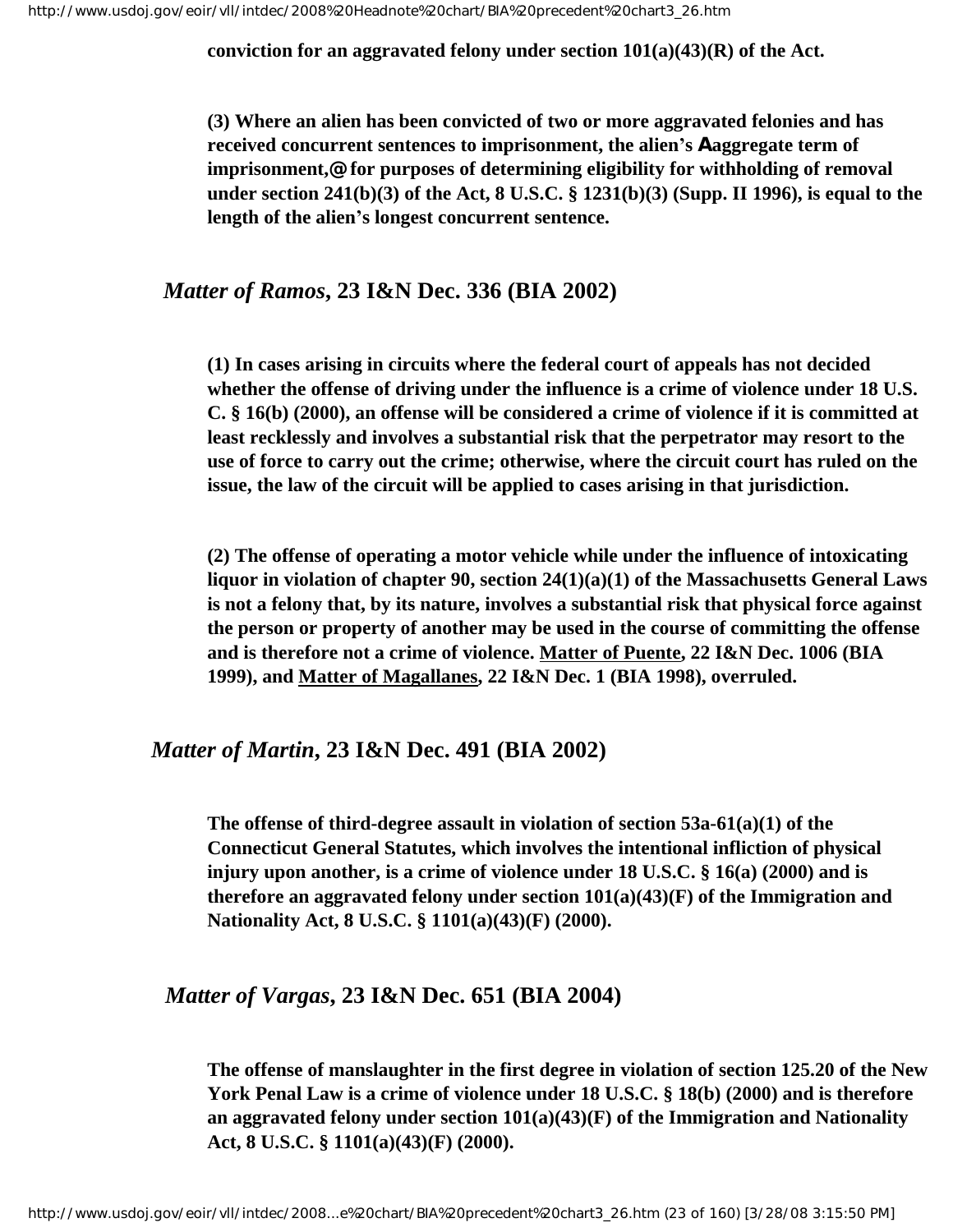**conviction for an aggravated felony under section 101(a)(43)(R) of the Act.**

**(3) Where an alien has been convicted of two or more aggravated felonies and has received concurrent sentences to imprisonment, the alien's Aaggregate term of imprisonment,@ for purposes of determining eligibility for withholding of removal under section 241(b)(3) of the Act, 8 U.S.C. § 1231(b)(3) (Supp. II 1996), is equal to the length of the alien's longest concurrent sentence.**

## *Matter of Ramos*, 23 I&N Dec. 336 (BIA 2002)

**(1) In cases arising in circuits where the federal court of appeals has not decided whether the offense of driving under the influence is a crime of violence under 18 U.S. C. § 16(b) (2000), an offense will be considered a crime of violence if it is committed at least recklessly and involves a substantial risk that the perpetrator may resort to the use of force to carry out the crime; otherwise, where the circuit court has ruled on the issue, the law of the circuit will be applied to cases arising in that jurisdiction.**

**(2) The offense of operating a motor vehicle while under the influence of intoxicating liquor in violation of chapter 90, section 24(1)(a)(1) of the Massachusetts General Laws is not a felony that, by its nature, involves a substantial risk that physical force against the person or property of another may be used in the course of committing the offense and is therefore not a crime of violence. Matter of Puente, 22 I&N Dec. 1006 (BIA 1999), and Matter of Magallanes, 22 I&N Dec. 1 (BIA 1998), overruled.**

## *Matter of Martin*, 23 I&N Dec. 491 (BIA 2002)

**The offense of third-degree assault in violation of section 53a-61(a)(1) of the Connecticut General Statutes, which involves the intentional infliction of physical injury upon another, is a crime of violence under 18 U.S.C. § 16(a) (2000) and is therefore an aggravated felony under section 101(a)(43)(F) of the Immigration and Nationality Act, 8 U.S.C. § 1101(a)(43)(F) (2000).**

## *Matter of Vargas*, 23 I&N Dec. 651 (BIA 2004)

**The offense of manslaughter in the first degree in violation of section 125.20 of the New York Penal Law is a crime of violence under 18 U.S.C. § 18(b) (2000) and is therefore an aggravated felony under section 101(a)(43)(F) of the Immigration and Nationality Act, 8 U.S.C. § 1101(a)(43)(F) (2000).**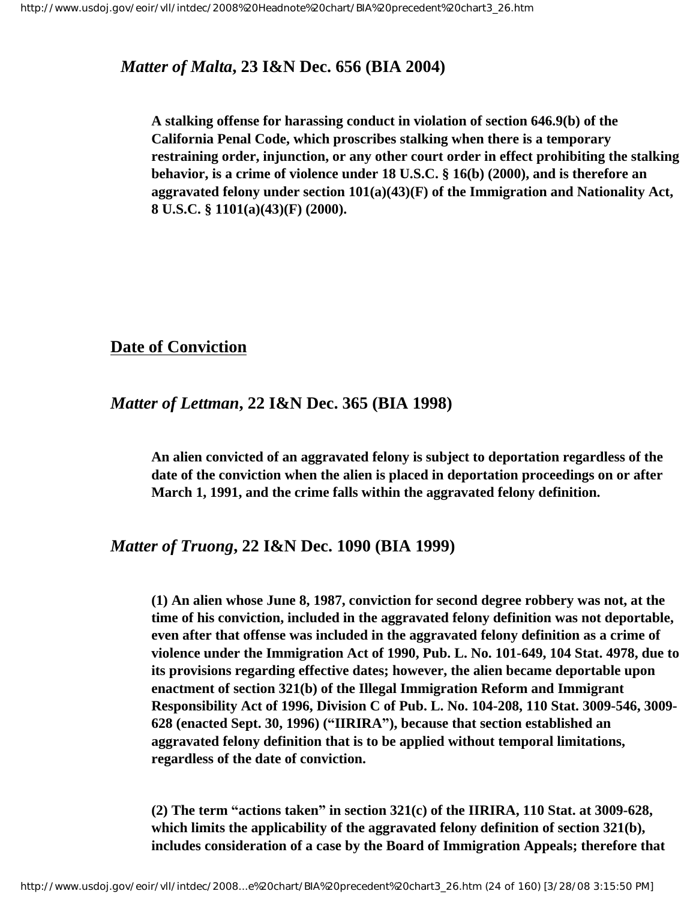*Matter of Malta*, **23 I&N Dec. 656 (BIA 2004)**

**A stalking offense for harassing conduct in violation of section 646.9(b) of the California Penal Code, which proscribes stalking when there is a temporary restraining order, injunction, or any other court order in effect prohibiting the stalking behavior, is a crime of violence under 18 U.S.C. § 16(b) (2000), and is therefore an aggravated felony under section 101(a)(43)(F) of the Immigration and Nationality Act, 8 U.S.C. § 1101(a)(43)(F) (2000).**

## Date of Conviction

*Matter of Lettman*, **22 I&N Dec. 365 (BIA 1998)**

**An alien convicted of an aggravated felony is subject to deportation regardless of the date of the conviction when the alien is placed in deportation proceedings on or after March 1, 1991, and the crime falls within the aggravated felony definition.**

*Matter of Truong*, **22 I&N Dec. 1090 (BIA 1999)**

**(1) An alien whose June 8, 1987, conviction for second degree robbery was not, at the time of his conviction, included in the aggravated felony definition was not deportable, even after that offense was included in the aggravated felony definition as a crime of violence under the Immigration Act of 1990, Pub. L. No. 101-649, 104 Stat. 4978, due to its provisions regarding effective dates; however, the alien became deportable upon enactment of section 321(b) of the Illegal Immigration Reform and Immigrant Responsibility Act of 1996, Division C of Pub. L. No. 104-208, 110 Stat. 3009-546, 3009-628 (enacted Sept. 30, 1996) ("IIRIRA"), because that section established an aggravated felony definition that is to be applied without temporal limitations, regardless of the date of conviction.**

**(2) The term "actions taken" in section 321(c) of the IIRIRA, 110 Stat. at 3009-628, which limits the applicability of the aggravated felony definition of section 321(b), includes consideration of a case by the Board of Immigration Appeals; therefore that**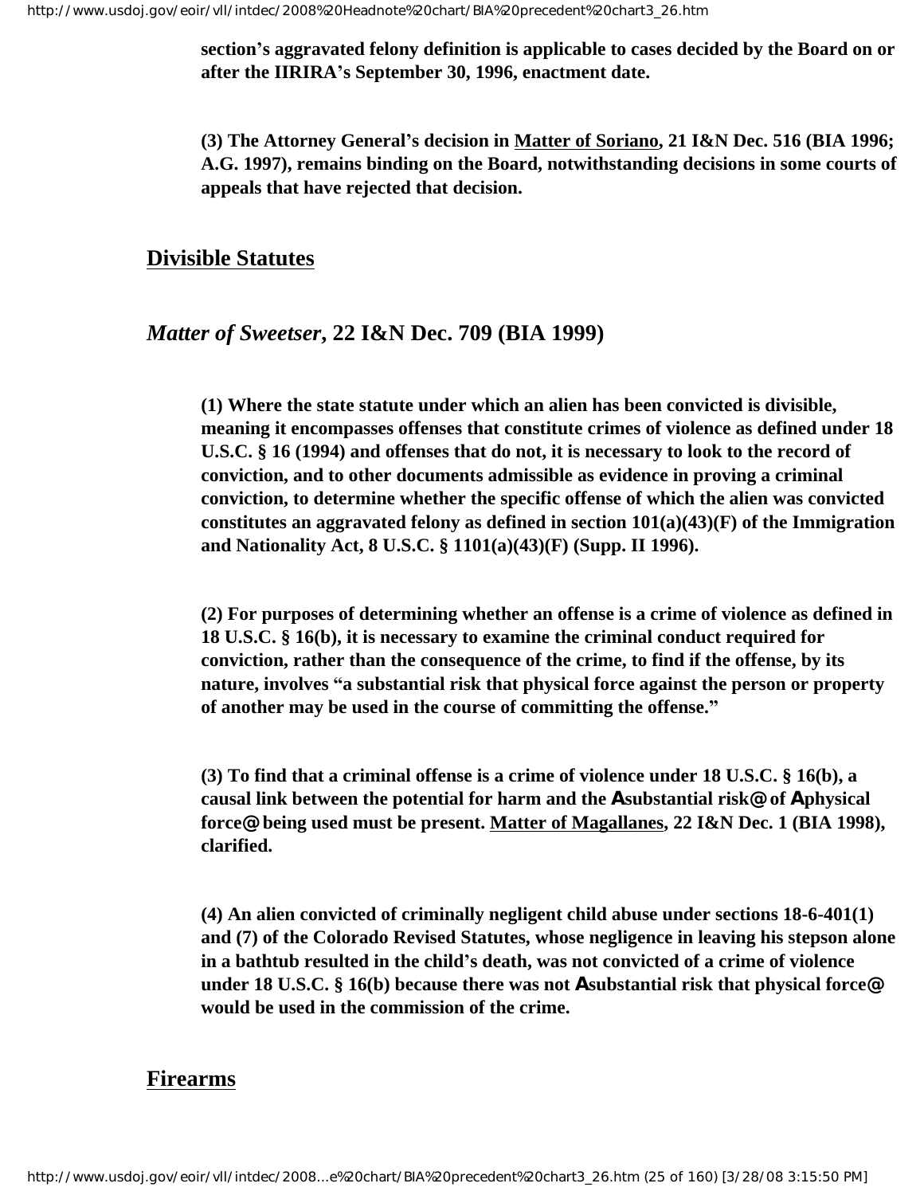**section's aggravated felony definition is applicable to cases decided by the Board on or after the IIRIRA's September 30, 1996, enactment date.**

**(3) The Attorney General's decision in Matter of Soriano, 21 I&N Dec. 516 (BIA 1996; A.G. 1997), remains binding on the Board, notwithstanding decisions in some courts of appeals that have rejected that decision.**

## Divisible Statutes

### *Matter of Sweetser*, 22 I&N Dec. 709 (BIA 1999)

**(1) Where the state statute under which an alien has been convicted is divisible, meaning it encompasses offenses that constitute crimes of violence as defined under 18 U.S.C. § 16 (1994) and offenses that do not, it is necessary to look to the record of conviction, and to other documents admissible as evidence in proving a criminal conviction, to determine whether the specific offense of which the alien was convicted constitutes an aggravated felony as defined in section 101(a)(43)(F) of the Immigration and Nationality Act, 8 U.S.C. § 1101(a)(43)(F) (Supp. II 1996).**

**(2) For purposes of determining whether an offense is a crime of violence as defined in 18 U.S.C. § 16(b), it is necessary to examine the criminal conduct required for conviction, rather than the consequence of the crime, to find if the offense, by its nature, involves "a substantial risk that physical force against the person or property of another may be used in the course of committing the offense."**

**(3) To find that a criminal offense is a crime of violence under 18 U.S.C. § 16(b), a causal link between the potential for harm and the Asubstantial risk@ of Aphysical force@ being used must be present. Matter of Magallanes, 22 I&N Dec. 1 (BIA 1998), clarified.**

**(4) An alien convicted of criminally negligent child abuse under sections 18-6-401(1) and (7) of the Colorado Revised Statutes, whose negligence in leaving his stepson alone in a bathtub resulted in the child's death, was not convicted of a crime of violence under 18 U.S.C. § 16(b) because there was not Asubstantial risk that physical force@ would be used in the commission of the crime.**

## Firearms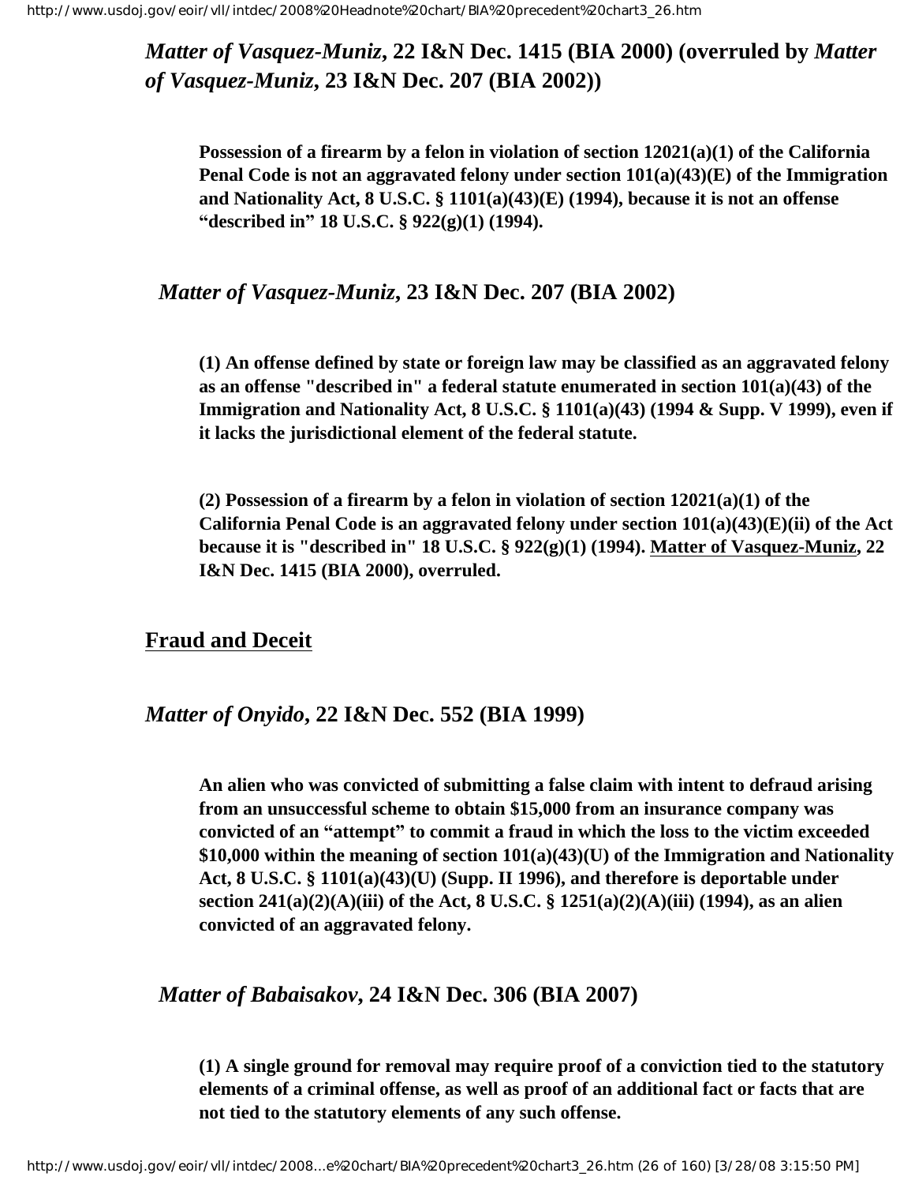***Matter of Vasquez-Muniz*, 22 I&N Dec. 1415 (BIA 2000) (overruled by *Matter of Vasquez-Muniz*, 23 I&N Dec. 207 (BIA 2002))**

> **Possession of a firearm by a felon in violation of section 12021(a)(1) of the California Penal Code is not an aggravated felony under section 101(a)(43)(E) of the Immigration and Nationality Act, 8 U.S.C. § 1101(a)(43)(E) (1994), because it is not an offense "described in" 18 U.S.C. § 922(g)(1) (1994).**

***Matter of Vasquez-Muniz*, 23 I&N Dec. 207 (BIA 2002)**

> **(1) An offense defined by state or foreign law may be classified as an aggravated felony as an offense "described in" a federal statute enumerated in section 101(a)(43) of the Immigration and Nationality Act, 8 U.S.C. § 1101(a)(43) (1994 & Supp. V 1999), even if it lacks the jurisdictional element of the federal statute.**
>
> **(2) Possession of a firearm by a felon in violation of section 12021(a)(1) of the California Penal Code is an aggravated felony under section 101(a)(43)(E)(ii) of the Act because it is "described in" 18 U.S.C. § 922(g)(1) (1994). <u>Matter of Vasquez-Muniz</u>, 22 I&N Dec. 1415 (BIA 2000), overruled.**

## <u>Fraud and Deceit</u>

***Matter of Onyido*, 22 I&N Dec. 552 (BIA 1999)**

> **An alien who was convicted of submitting a false claim with intent to defraud arising from an unsuccessful scheme to obtain $15,000 from an insurance company was convicted of an "attempt" to commit a fraud in which the loss to the victim exceeded $10,000 within the meaning of section 101(a)(43)(U) of the Immigration and Nationality Act, 8 U.S.C. § 1101(a)(43)(U) (Supp. II 1996), and therefore is deportable under section 241(a)(2)(A)(iii) of the Act, 8 U.S.C. § 1251(a)(2)(A)(iii) (1994), as an alien convicted of an aggravated felony.**

***Matter of Babaisakov*, 24 I&N Dec. 306 (BIA 2007)**

> **(1) A single ground for removal may require proof of a conviction tied to the statutory elements of a criminal offense, as well as proof of an additional fact or facts that are not tied to the statutory elements of any such offense.**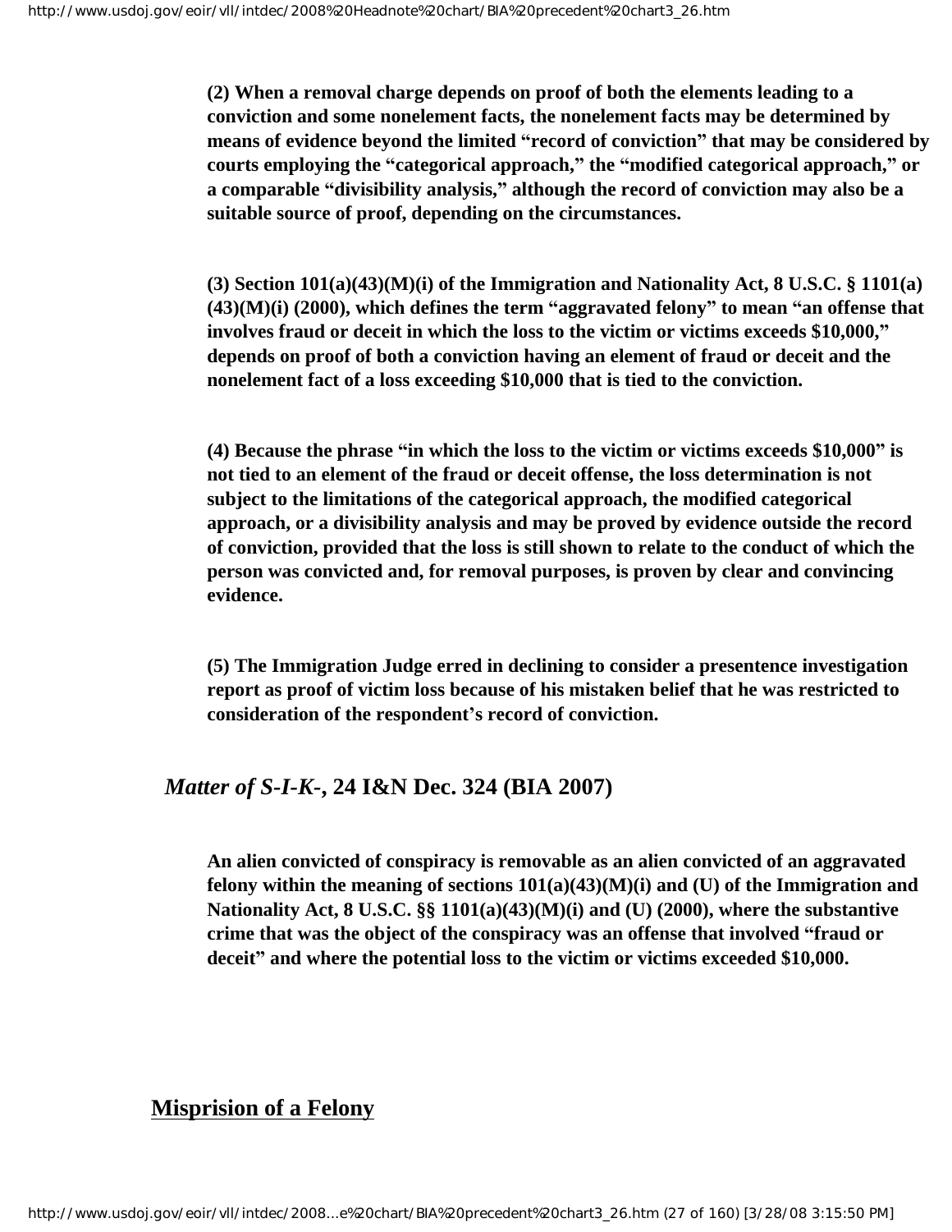**(2) When a removal charge depends on proof of both the elements leading to a conviction and some nonelement facts, the nonelement facts may be determined by means of evidence beyond the limited "record of conviction" that may be considered by courts employing the "categorical approach," the "modified categorical approach," or a comparable "divisibility analysis," although the record of conviction may also be a suitable source of proof, depending on the circumstances.**

**(3) Section 101(a)(43)(M)(i) of the Immigration and Nationality Act, 8 U.S.C. § 1101(a)(43)(M)(i) (2000), which defines the term "aggravated felony" to mean "an offense that involves fraud or deceit in which the loss to the victim or victims exceeds $10,000," depends on proof of both a conviction having an element of fraud or deceit and the nonelement fact of a loss exceeding $10,000 that is tied to the conviction.**

**(4) Because the phrase "in which the loss to the victim or victims exceeds $10,000" is not tied to an element of the fraud or deceit offense, the loss determination is not subject to the limitations of the categorical approach, the modified categorical approach, or a divisibility analysis and may be proved by evidence outside the record of conviction, provided that the loss is still shown to relate to the conduct of which the person was convicted and, for removal purposes, is proven by clear and convincing evidence.**

**(5) The Immigration Judge erred in declining to consider a presentence investigation report as proof of victim loss because of his mistaken belief that he was restricted to consideration of the respondent's record of conviction.**

***Matter of S-I-K-*, 24 I&N Dec. 324 (BIA 2007)**

**An alien convicted of conspiracy is removable as an alien convicted of an aggravated felony within the meaning of sections 101(a)(43)(M)(i) and (U) of the Immigration and Nationality Act, 8 U.S.C. §§ 1101(a)(43)(M)(i) and (U) (2000), where the substantive crime that was the object of the conspiracy was an offense that involved "fraud or deceit" and where the potential loss to the victim or victims exceeded $10,000.**

## Misprision of a Felony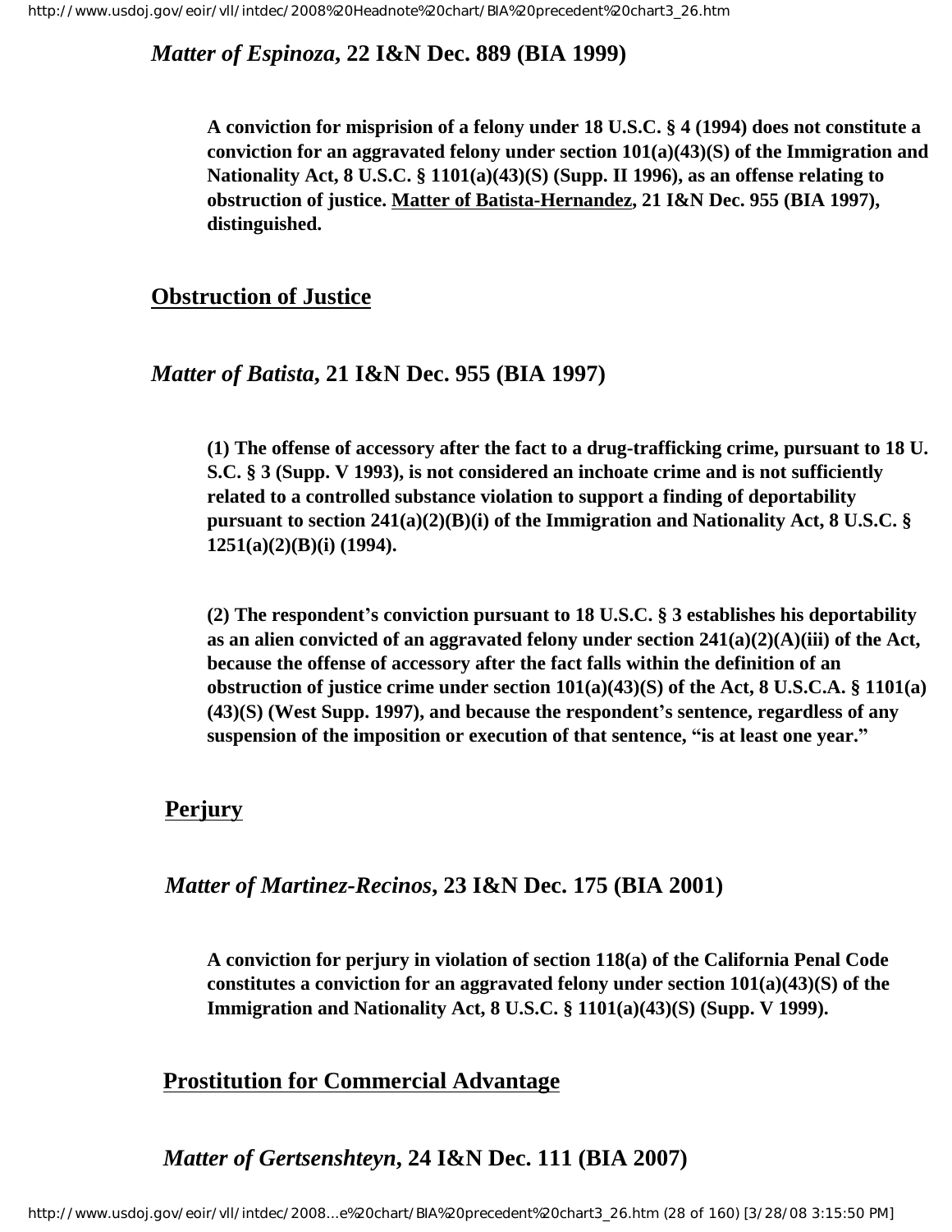*Matter of Espinoza*, **22 I&N Dec. 889 (BIA 1999)**

**A conviction for misprision of a felony under 18 U.S.C. § 4 (1994) does not constitute a conviction for an aggravated felony under section 101(a)(43)(S) of the Immigration and Nationality Act, 8 U.S.C. § 1101(a)(43)(S) (Supp. II 1996), as an offense relating to obstruction of justice. Matter of Batista-Hernandez, 21 I&N Dec. 955 (BIA 1997), distinguished.**

## Obstruction of Justice

*Matter of Batista*, **21 I&N Dec. 955 (BIA 1997)**

**(1) The offense of accessory after the fact to a drug-trafficking crime, pursuant to 18 U.S.C. § 3 (Supp. V 1993), is not considered an inchoate crime and is not sufficiently related to a controlled substance violation to support a finding of deportability pursuant to section 241(a)(2)(B)(i) of the Immigration and Nationality Act, 8 U.S.C. § 1251(a)(2)(B)(i) (1994).**

**(2) The respondent's conviction pursuant to 18 U.S.C. § 3 establishes his deportability as an alien convicted of an aggravated felony under section 241(a)(2)(A)(iii) of the Act, because the offense of accessory after the fact falls within the definition of an obstruction of justice crime under section 101(a)(43)(S) of the Act, 8 U.S.C.A. § 1101(a)(43)(S) (West Supp. 1997), and because the respondent's sentence, regardless of any suspension of the imposition or execution of that sentence, "is at least one year."**

## Perjury

*Matter of Martinez-Recinos*, **23 I&N Dec. 175 (BIA 2001)**

**A conviction for perjury in violation of section 118(a) of the California Penal Code constitutes a conviction for an aggravated felony under section 101(a)(43)(S) of the Immigration and Nationality Act, 8 U.S.C. § 1101(a)(43)(S) (Supp. V 1999).**

## Prostitution for Commercial Advantage

*Matter of Gertsenshteyn*, **24 I&N Dec. 111 (BIA 2007)**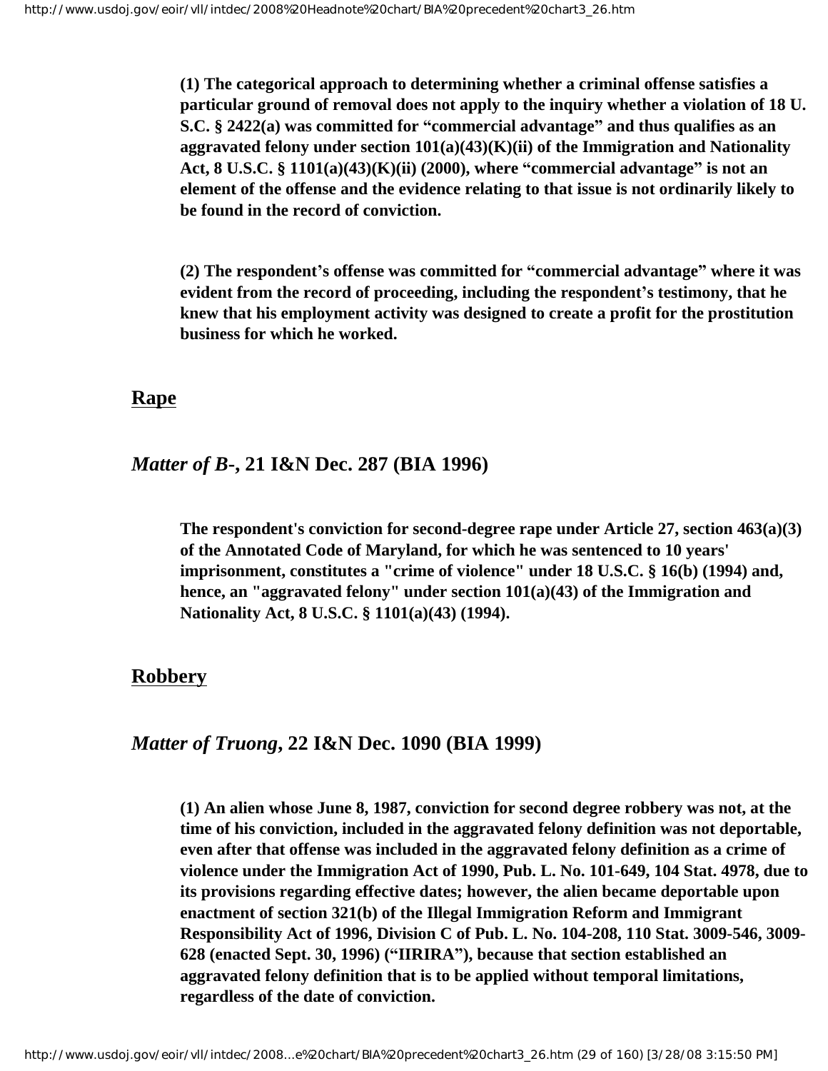**(1) The categorical approach to determining whether a criminal offense satisfies a particular ground of removal does not apply to the inquiry whether a violation of 18 U.S.C. § 2422(a) was committed for "commercial advantage" and thus qualifies as an aggravated felony under section 101(a)(43)(K)(ii) of the Immigration and Nationality Act, 8 U.S.C. § 1101(a)(43)(K)(ii) (2000), where "commercial advantage" is not an element of the offense and the evidence relating to that issue is not ordinarily likely to be found in the record of conviction.**

**(2) The respondent's offense was committed for "commercial advantage" where it was evident from the record of proceeding, including the respondent's testimony, that he knew that his employment activity was designed to create a profit for the prostitution business for which he worked.**

## Rape

### *Matter of B-*, 21 I&N Dec. 287 (BIA 1996)

**The respondent's conviction for second-degree rape under Article 27, section 463(a)(3) of the Annotated Code of Maryland, for which he was sentenced to 10 years' imprisonment, constitutes a "crime of violence" under 18 U.S.C. § 16(b) (1994) and, hence, an "aggravated felony" under section 101(a)(43) of the Immigration and Nationality Act, 8 U.S.C. § 1101(a)(43) (1994).**

## Robbery

### *Matter of Truong*, 22 I&N Dec. 1090 (BIA 1999)

**(1) An alien whose June 8, 1987, conviction for second degree robbery was not, at the time of his conviction, included in the aggravated felony definition was not deportable, even after that offense was included in the aggravated felony definition as a crime of violence under the Immigration Act of 1990, Pub. L. No. 101-649, 104 Stat. 4978, due to its provisions regarding effective dates; however, the alien became deportable upon enactment of section 321(b) of the Illegal Immigration Reform and Immigrant Responsibility Act of 1996, Division C of Pub. L. No. 104-208, 110 Stat. 3009-546, 3009-628 (enacted Sept. 30, 1996) ("IIRIRA"), because that section established an aggravated felony definition that is to be applied without temporal limitations, regardless of the date of conviction.**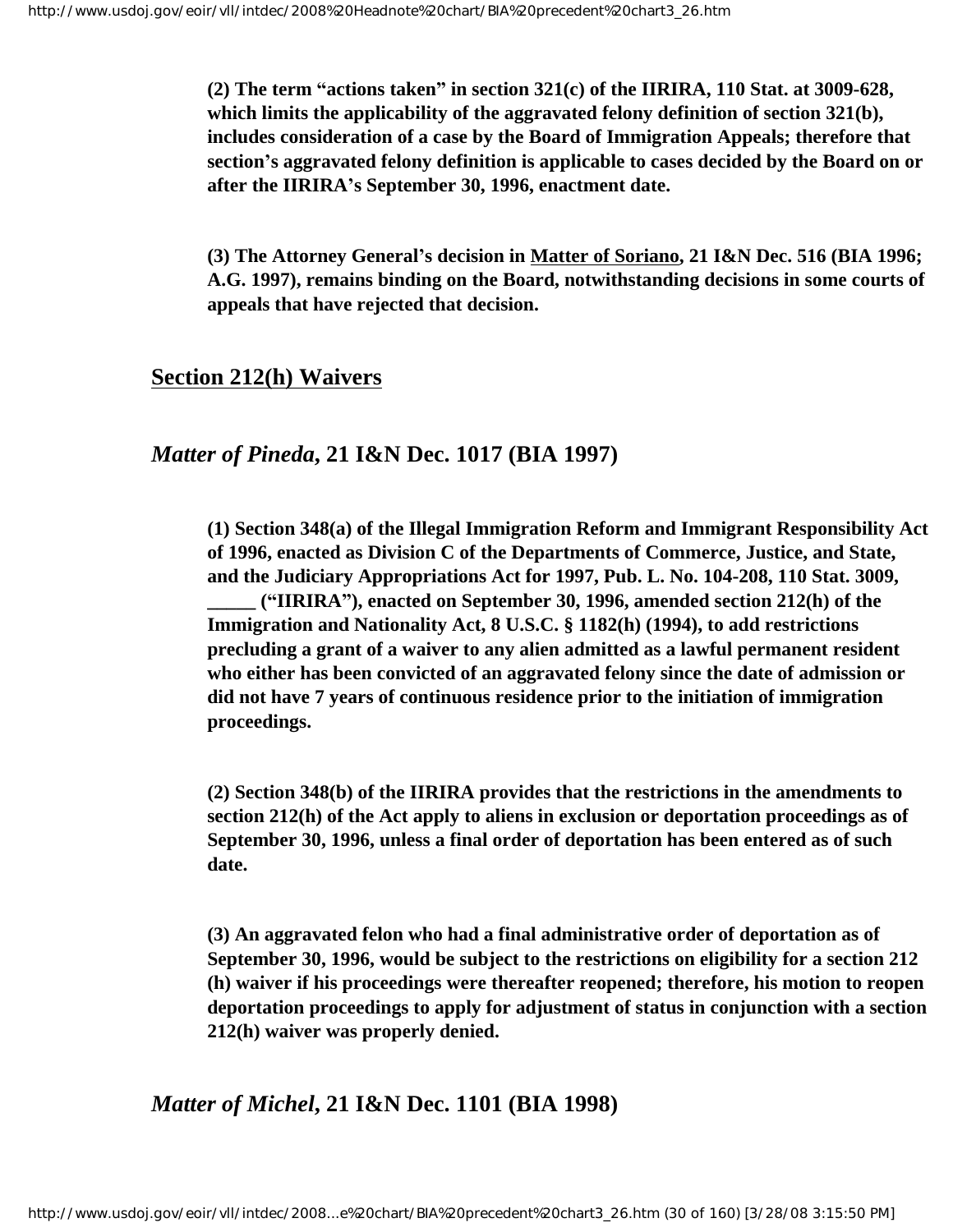**(2) The term "actions taken" in section 321(c) of the IIRIRA, 110 Stat. at 3009-628, which limits the applicability of the aggravated felony definition of section 321(b), includes consideration of a case by the Board of Immigration Appeals; therefore that section's aggravated felony definition is applicable to cases decided by the Board on or after the IIRIRA's September 30, 1996, enactment date.**

**(3) The Attorney General's decision in Matter of Soriano, 21 I&N Dec. 516 (BIA 1996; A.G. 1997), remains binding on the Board, notwithstanding decisions in some courts of appeals that have rejected that decision.**

## Section 212(h) Waivers

### *Matter of Pineda*, 21 I&N Dec. 1017 (BIA 1997)

**(1) Section 348(a) of the Illegal Immigration Reform and Immigrant Responsibility Act of 1996, enacted as Division C of the Departments of Commerce, Justice, and State, and the Judiciary Appropriations Act for 1997, Pub. L. No. 104-208, 110 Stat. 3009, _____ ("IIRIRA"), enacted on September 30, 1996, amended section 212(h) of the Immigration and Nationality Act, 8 U.S.C. § 1182(h) (1994), to add restrictions precluding a grant of a waiver to any alien admitted as a lawful permanent resident who either has been convicted of an aggravated felony since the date of admission or did not have 7 years of continuous residence prior to the initiation of immigration proceedings.**

**(2) Section 348(b) of the IIRIRA provides that the restrictions in the amendments to section 212(h) of the Act apply to aliens in exclusion or deportation proceedings as of September 30, 1996, unless a final order of deportation has been entered as of such date.**

**(3) An aggravated felon who had a final administrative order of deportation as of September 30, 1996, would be subject to the restrictions on eligibility for a section 212 (h) waiver if his proceedings were thereafter reopened; therefore, his motion to reopen deportation proceedings to apply for adjustment of status in conjunction with a section 212(h) waiver was properly denied.**

### *Matter of Michel*, 21 I&N Dec. 1101 (BIA 1998)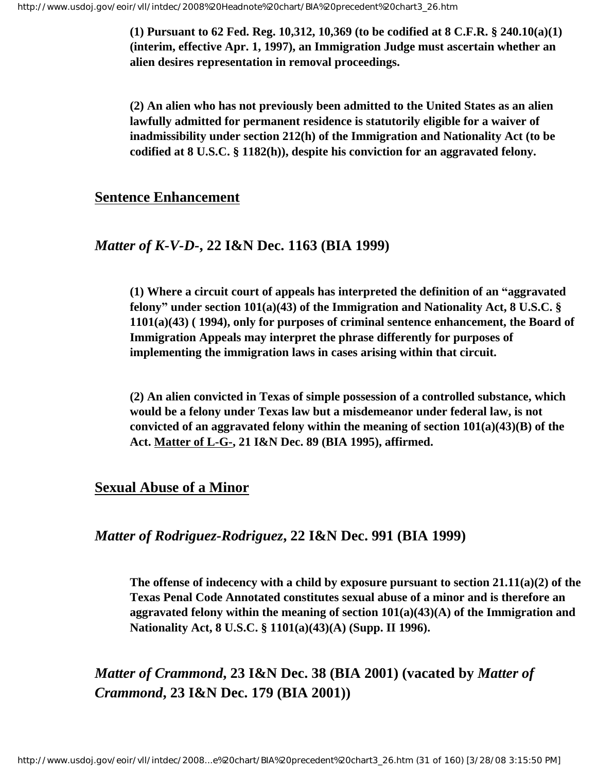**(1) Pursuant to 62 Fed. Reg. 10,312, 10,369 (to be codified at 8 C.F.R. § 240.10(a)(1) (interim, effective Apr. 1, 1997), an Immigration Judge must ascertain whether an alien desires representation in removal proceedings.**

**(2) An alien who has not previously been admitted to the United States as an alien lawfully admitted for permanent residence is statutorily eligible for a waiver of inadmissibility under section 212(h) of the Immigration and Nationality Act (to be codified at 8 U.S.C. § 1182(h)), despite his conviction for an aggravated felony.**

## <u>Sentence Enhancement</u>

### *Matter of K-V-D-*, 22 I&N Dec. 1163 (BIA 1999)

**(1) Where a circuit court of appeals has interpreted the definition of an "aggravated felony" under section 101(a)(43) of the Immigration and Nationality Act, 8 U.S.C. § 1101(a)(43) ( 1994), only for purposes of criminal sentence enhancement, the Board of Immigration Appeals may interpret the phrase differently for purposes of implementing the immigration laws in cases arising within that circuit.**

**(2) An alien convicted in Texas of simple possession of a controlled substance, which would be a felony under Texas law but a misdemeanor under federal law, is not convicted of an aggravated felony within the meaning of section 101(a)(43)(B) of the Act. <u>Matter of L-G-</u>, 21 I&N Dec. 89 (BIA 1995), affirmed.**

## <u>Sexual Abuse of a Minor</u>

### *Matter of Rodriguez-Rodriguez*, 22 I&N Dec. 991 (BIA 1999)

**The offense of indecency with a child by exposure pursuant to section 21.11(a)(2) of the Texas Penal Code Annotated constitutes sexual abuse of a minor and is therefore an aggravated felony within the meaning of section 101(a)(43)(A) of the Immigration and Nationality Act, 8 U.S.C. § 1101(a)(43)(A) (Supp. II 1996).**

### *Matter of Crammond*, 23 I&N Dec. 38 (BIA 2001) (vacated by *Matter of Crammond*, 23 I&N Dec. 179 (BIA 2001))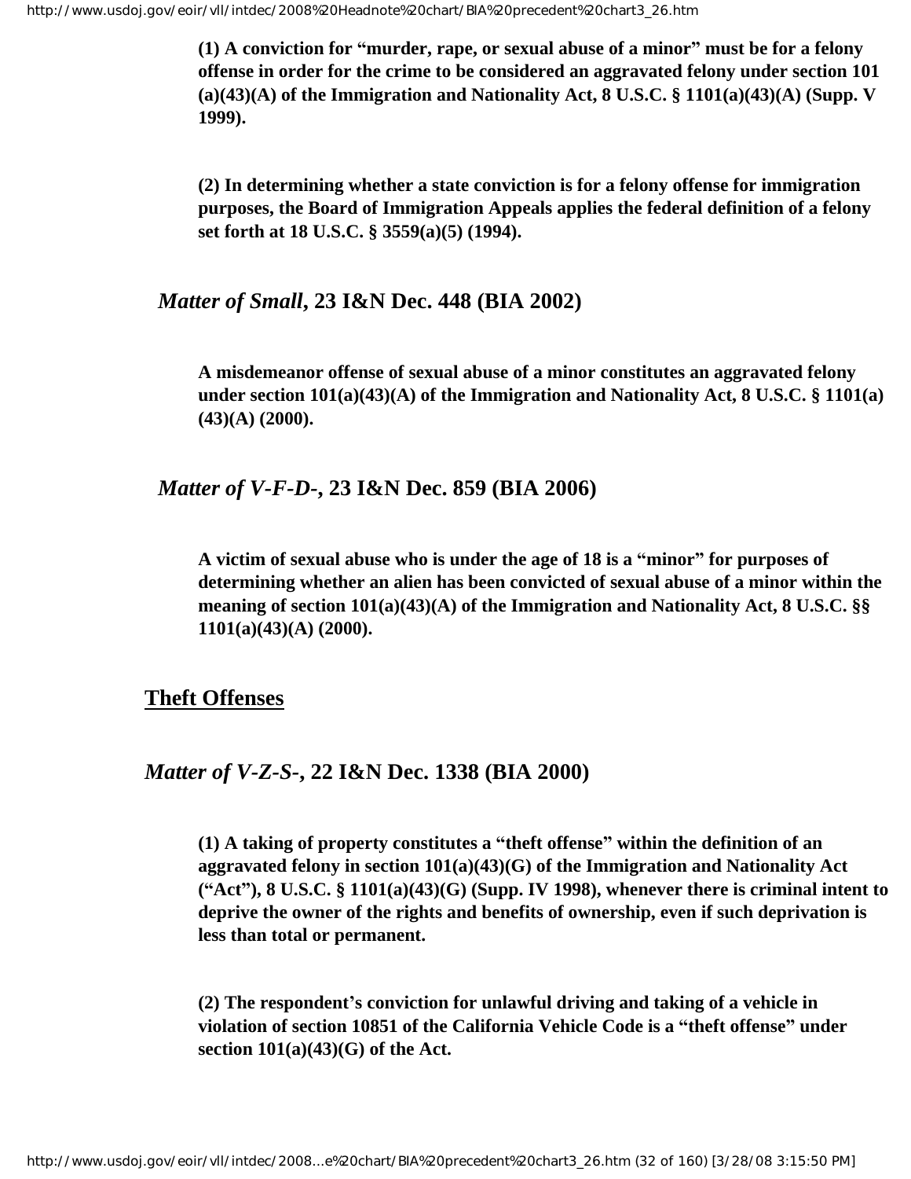**(1) A conviction for "murder, rape, or sexual abuse of a minor" must be for a felony offense in order for the crime to be considered an aggravated felony under section 101 (a)(43)(A) of the Immigration and Nationality Act, 8 U.S.C. § 1101(a)(43)(A) (Supp. V 1999).**

**(2) In determining whether a state conviction is for a felony offense for immigration purposes, the Board of Immigration Appeals applies the federal definition of a felony set forth at 18 U.S.C. § 3559(a)(5) (1994).**

### *Matter of Small*, 23 I&N Dec. 448 (BIA 2002)

**A misdemeanor offense of sexual abuse of a minor constitutes an aggravated felony under section 101(a)(43)(A) of the Immigration and Nationality Act, 8 U.S.C. § 1101(a)(43)(A) (2000).**

### *Matter of V-F-D-*, 23 I&N Dec. 859 (BIA 2006)

**A victim of sexual abuse who is under the age of 18 is a "minor" for purposes of determining whether an alien has been convicted of sexual abuse of a minor within the meaning of section 101(a)(43)(A) of the Immigration and Nationality Act, 8 U.S.C. §§ 1101(a)(43)(A) (2000).**

## Theft Offenses

### *Matter of V-Z-S-*, 22 I&N Dec. 1338 (BIA 2000)

**(1) A taking of property constitutes a "theft offense" within the definition of an aggravated felony in section 101(a)(43)(G) of the Immigration and Nationality Act ("Act"), 8 U.S.C. § 1101(a)(43)(G) (Supp. IV 1998), whenever there is criminal intent to deprive the owner of the rights and benefits of ownership, even if such deprivation is less than total or permanent.**

**(2) The respondent's conviction for unlawful driving and taking of a vehicle in violation of section 10851 of the California Vehicle Code is a "theft offense" under section 101(a)(43)(G) of the Act.**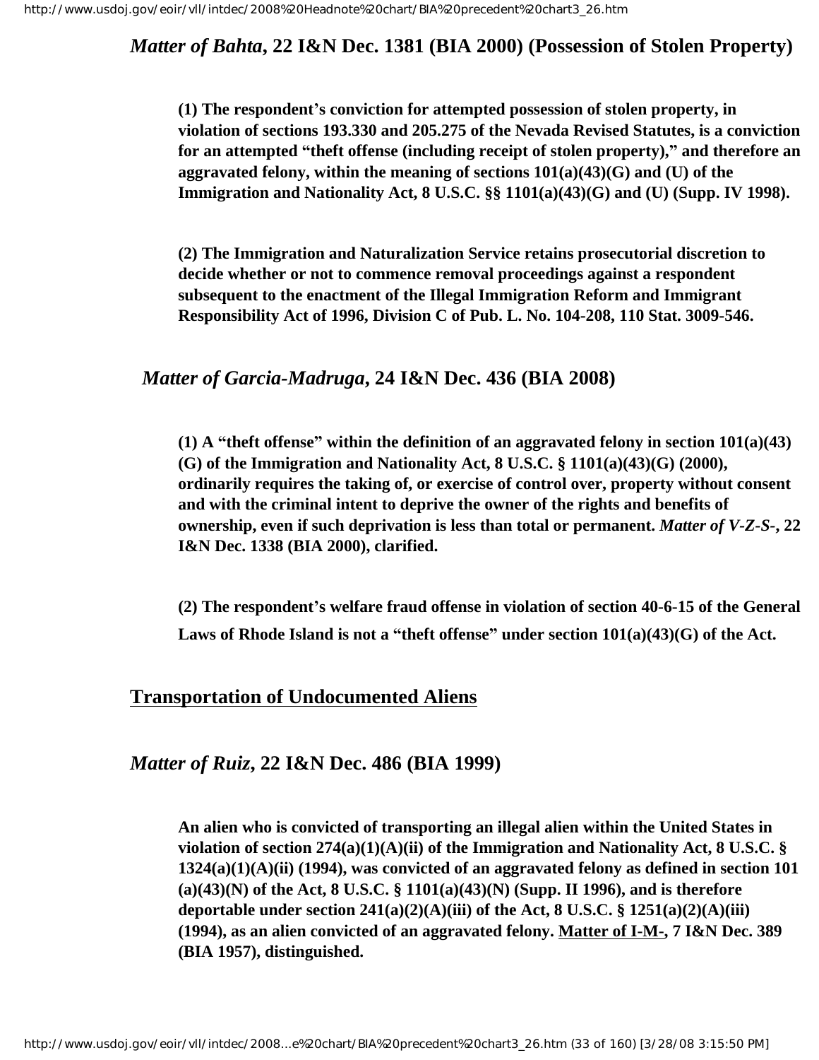### *Matter of Bahta*, 22 I&N Dec. 1381 (BIA 2000) (Possession of Stolen Property)

**(1) The respondent's conviction for attempted possession of stolen property, in violation of sections 193.330 and 205.275 of the Nevada Revised Statutes, is a conviction for an attempted "theft offense (including receipt of stolen property)," and therefore an aggravated felony, within the meaning of sections 101(a)(43)(G) and (U) of the Immigration and Nationality Act, 8 U.S.C. §§ 1101(a)(43)(G) and (U) (Supp. IV 1998).**

**(2) The Immigration and Naturalization Service retains prosecutorial discretion to decide whether or not to commence removal proceedings against a respondent subsequent to the enactment of the Illegal Immigration Reform and Immigrant Responsibility Act of 1996, Division C of Pub. L. No. 104-208, 110 Stat. 3009-546.**

### *Matter of Garcia-Madruga*, 24 I&N Dec. 436 (BIA 2008)

**(1) A "theft offense" within the definition of an aggravated felony in section 101(a)(43)(G) of the Immigration and Nationality Act, 8 U.S.C. § 1101(a)(43)(G) (2000), ordinarily requires the taking of, or exercise of control over, property without consent and with the criminal intent to deprive the owner of the rights and benefits of ownership, even if such deprivation is less than total or permanent. *Matter of V-Z-S-*, 22 I&N Dec. 1338 (BIA 2000), clarified.**

**(2) The respondent's welfare fraud offense in violation of section 40-6-15 of the General Laws of Rhode Island is not a "theft offense" under section 101(a)(43)(G) of the Act.**

## Transportation of Undocumented Aliens

### *Matter of Ruiz*, 22 I&N Dec. 486 (BIA 1999)

**An alien who is convicted of transporting an illegal alien within the United States in violation of section 274(a)(1)(A)(ii) of the Immigration and Nationality Act, 8 U.S.C. § 1324(a)(1)(A)(ii) (1994), was convicted of an aggravated felony as defined in section 101(a)(43)(N) of the Act, 8 U.S.C. § 1101(a)(43)(N) (Supp. II 1996), and is therefore deportable under section 241(a)(2)(A)(iii) of the Act, 8 U.S.C. § 1251(a)(2)(A)(iii) (1994), as an alien convicted of an aggravated felony. Matter of I-M-, 7 I&N Dec. 389 (BIA 1957), distinguished.**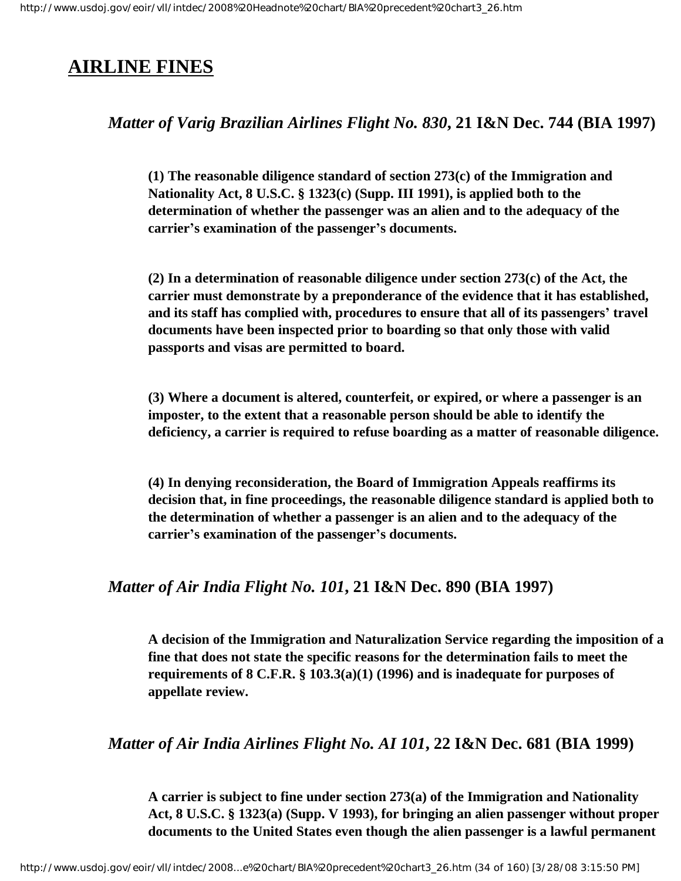## AIRLINE FINES

### *Matter of Varig Brazilian Airlines Flight No. 830*, 21 I&N Dec. 744 (BIA 1997)

**(1) The reasonable diligence standard of section 273(c) of the Immigration and Nationality Act, 8 U.S.C. § 1323(c) (Supp. III 1991), is applied both to the determination of whether the passenger was an alien and to the adequacy of the carrier's examination of the passenger's documents.**

**(2) In a determination of reasonable diligence under section 273(c) of the Act, the carrier must demonstrate by a preponderance of the evidence that it has established, and its staff has complied with, procedures to ensure that all of its passengers' travel documents have been inspected prior to boarding so that only those with valid passports and visas are permitted to board.**

**(3) Where a document is altered, counterfeit, or expired, or where a passenger is an imposter, to the extent that a reasonable person should be able to identify the deficiency, a carrier is required to refuse boarding as a matter of reasonable diligence.**

**(4) In denying reconsideration, the Board of Immigration Appeals reaffirms its decision that, in fine proceedings, the reasonable diligence standard is applied both to the determination of whether a passenger is an alien and to the adequacy of the carrier's examination of the passenger's documents.**

### *Matter of Air India Flight No. 101*, 21 I&N Dec. 890 (BIA 1997)

**A decision of the Immigration and Naturalization Service regarding the imposition of a fine that does not state the specific reasons for the determination fails to meet the requirements of 8 C.F.R. § 103.3(a)(1) (1996) and is inadequate for purposes of appellate review.**

### *Matter of Air India Airlines Flight No. AI 101*, 22 I&N Dec. 681 (BIA 1999)

**A carrier is subject to fine under section 273(a) of the Immigration and Nationality Act, 8 U.S.C. § 1323(a) (Supp. V 1993), for bringing an alien passenger without proper documents to the United States even though the alien passenger is a lawful permanent**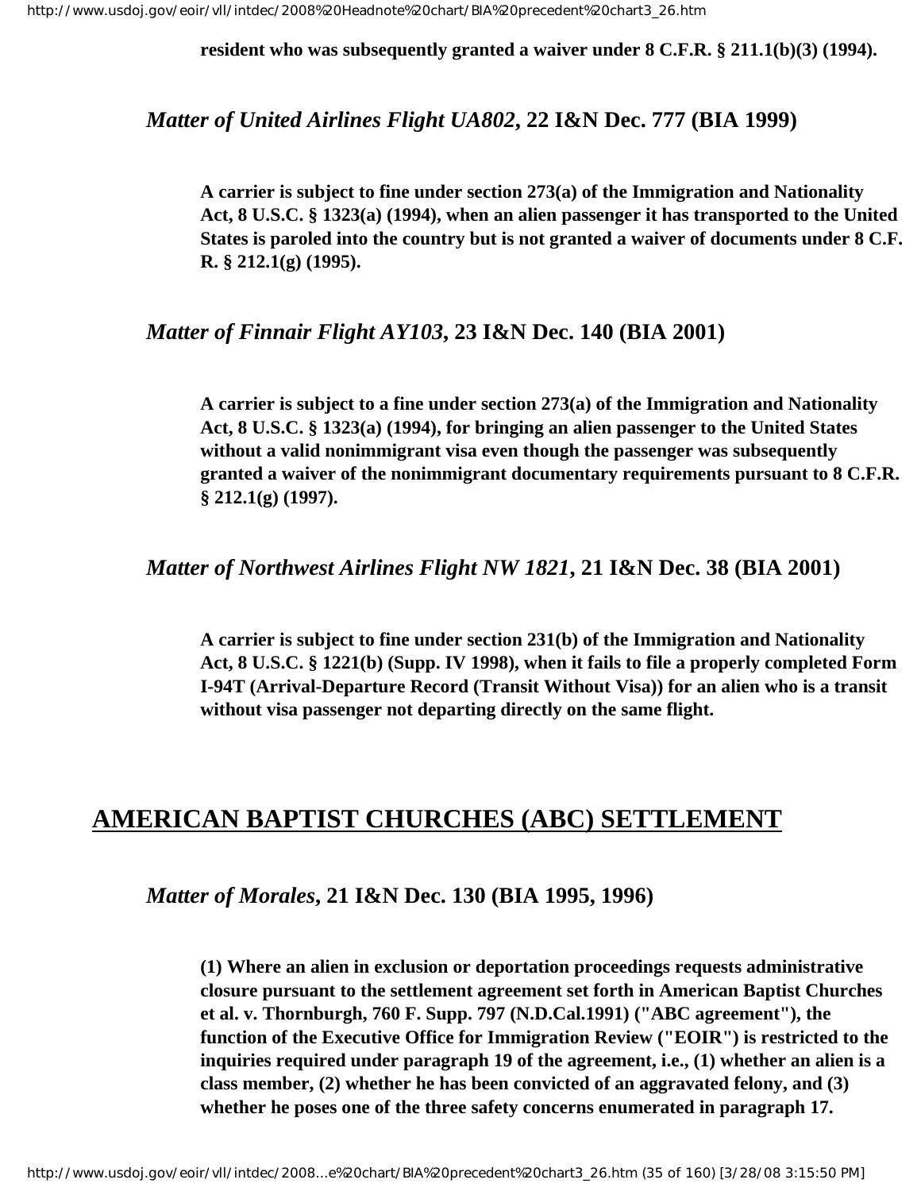**resident who was subsequently granted a waiver under 8 C.F.R. § 211.1(b)(3) (1994).**

### *Matter of United Airlines Flight UA802*, 22 I&N Dec. 777 (BIA 1999)

**A carrier is subject to fine under section 273(a) of the Immigration and Nationality Act, 8 U.S.C. § 1323(a) (1994), when an alien passenger it has transported to the United States is paroled into the country but is not granted a waiver of documents under 8 C.F.R. § 212.1(g) (1995).**

### *Matter of Finnair Flight AY103*, 23 I&N Dec. 140 (BIA 2001)

**A carrier is subject to a fine under section 273(a) of the Immigration and Nationality Act, 8 U.S.C. § 1323(a) (1994), for bringing an alien passenger to the United States without a valid nonimmigrant visa even though the passenger was subsequently granted a waiver of the nonimmigrant documentary requirements pursuant to 8 C.F.R. § 212.1(g) (1997).**

### *Matter of Northwest Airlines Flight NW 1821*, 21 I&N Dec. 38 (BIA 2001)

**A carrier is subject to fine under section 231(b) of the Immigration and Nationality Act, 8 U.S.C. § 1221(b) (Supp. IV 1998), when it fails to file a properly completed Form I-94T (Arrival-Departure Record (Transit Without Visa)) for an alien who is a transit without visa passenger not departing directly on the same flight.**

## AMERICAN BAPTIST CHURCHES (ABC) SETTLEMENT

### *Matter of Morales*, 21 I&N Dec. 130 (BIA 1995, 1996)

**(1) Where an alien in exclusion or deportation proceedings requests administrative closure pursuant to the settlement agreement set forth in American Baptist Churches et al. v. Thornburgh, 760 F. Supp. 797 (N.D.Cal.1991) ("ABC agreement"), the function of the Executive Office for Immigration Review ("EOIR") is restricted to the inquiries required under paragraph 19 of the agreement, i.e., (1) whether an alien is a class member, (2) whether he has been convicted of an aggravated felony, and (3) whether he poses one of the three safety concerns enumerated in paragraph 17.**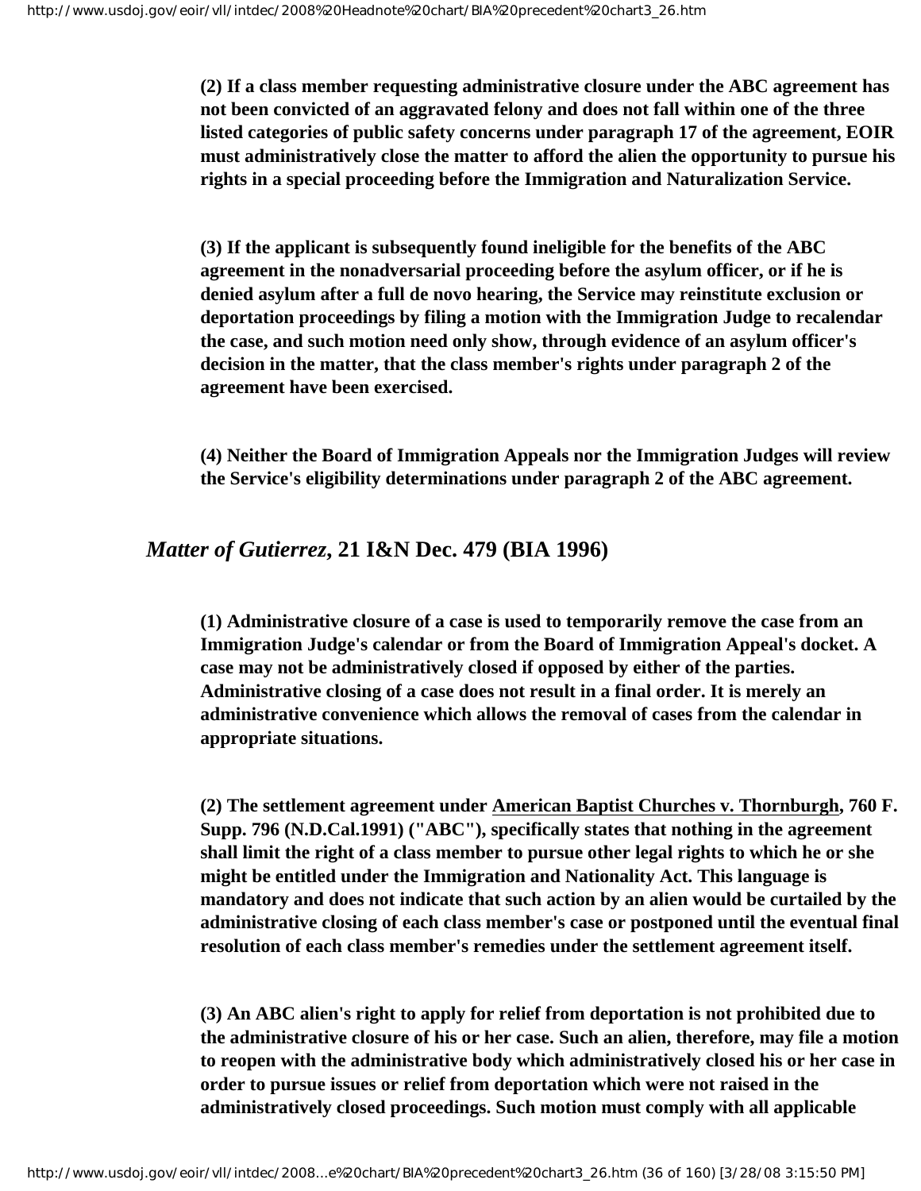**(2) If a class member requesting administrative closure under the ABC agreement has not been convicted of an aggravated felony and does not fall within one of the three listed categories of public safety concerns under paragraph 17 of the agreement, EOIR must administratively close the matter to afford the alien the opportunity to pursue his rights in a special proceeding before the Immigration and Naturalization Service.**

**(3) If the applicant is subsequently found ineligible for the benefits of the ABC agreement in the nonadversarial proceeding before the asylum officer, or if he is denied asylum after a full de novo hearing, the Service may reinstitute exclusion or deportation proceedings by filing a motion with the Immigration Judge to recalendar the case, and such motion need only show, through evidence of an asylum officer's decision in the matter, that the class member's rights under paragraph 2 of the agreement have been exercised.**

**(4) Neither the Board of Immigration Appeals nor the Immigration Judges will review the Service's eligibility determinations under paragraph 2 of the ABC agreement.**

## *Matter of Gutierrez*, 21 I&N Dec. 479 (BIA 1996)

**(1) Administrative closure of a case is used to temporarily remove the case from an Immigration Judge's calendar or from the Board of Immigration Appeal's docket. A case may not be administratively closed if opposed by either of the parties. Administrative closing of a case does not result in a final order. It is merely an administrative convenience which allows the removal of cases from the calendar in appropriate situations.**

**(2) The settlement agreement under American Baptist Churches v. Thornburgh, 760 F. Supp. 796 (N.D.Cal.1991) ("ABC"), specifically states that nothing in the agreement shall limit the right of a class member to pursue other legal rights to which he or she might be entitled under the Immigration and Nationality Act. This language is mandatory and does not indicate that such action by an alien would be curtailed by the administrative closing of each class member's case or postponed until the eventual final resolution of each class member's remedies under the settlement agreement itself.**

**(3) An ABC alien's right to apply for relief from deportation is not prohibited due to the administrative closure of his or her case. Such an alien, therefore, may file a motion to reopen with the administrative body which administratively closed his or her case in order to pursue issues or relief from deportation which were not raised in the administratively closed proceedings. Such motion must comply with all applicable**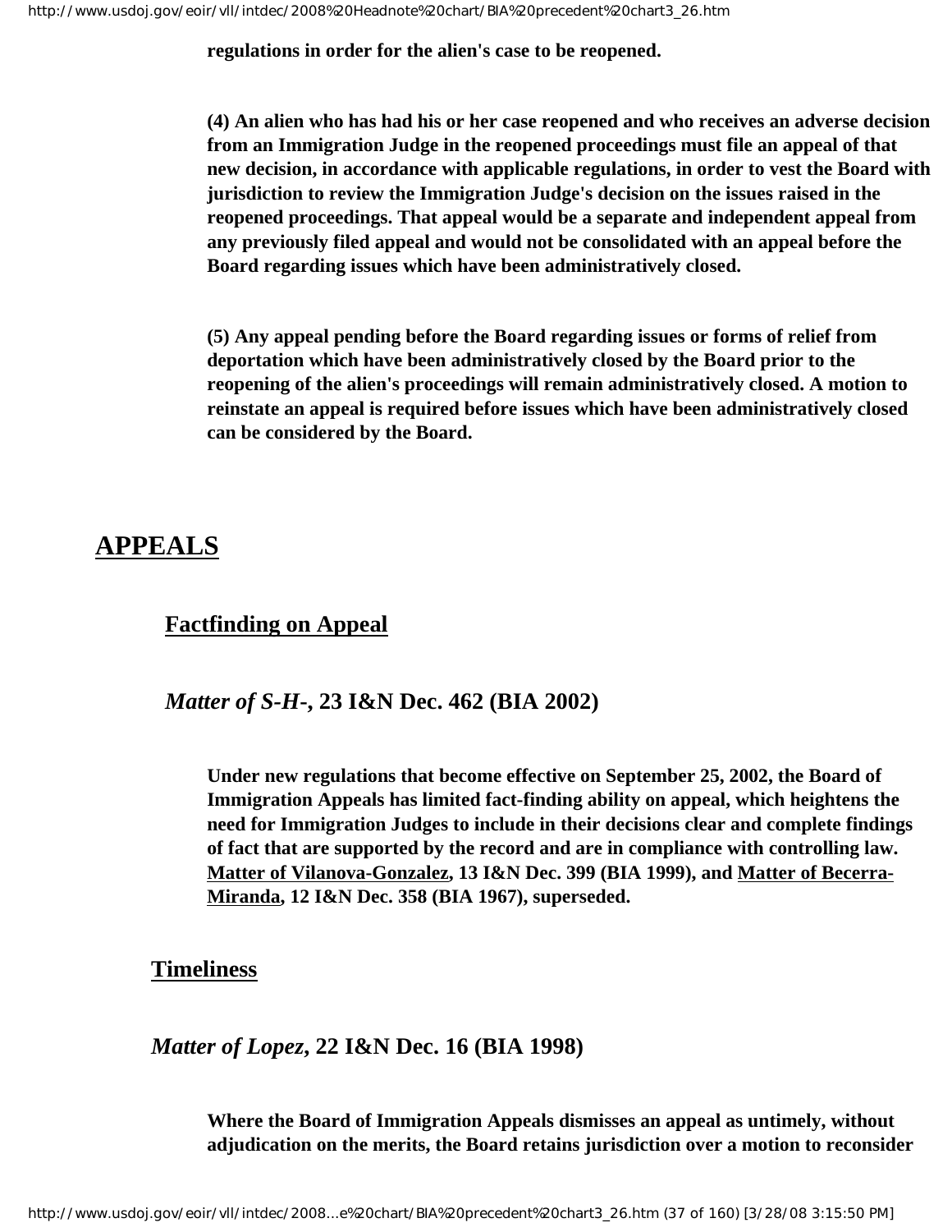**regulations in order for the alien's case to be reopened.**

**(4) An alien who has had his or her case reopened and who receives an adverse decision from an Immigration Judge in the reopened proceedings must file an appeal of that new decision, in accordance with applicable regulations, in order to vest the Board with jurisdiction to review the Immigration Judge's decision on the issues raised in the reopened proceedings. That appeal would be a separate and independent appeal from any previously filed appeal and would not be consolidated with an appeal before the Board regarding issues which have been administratively closed.**

**(5) Any appeal pending before the Board regarding issues or forms of relief from deportation which have been administratively closed by the Board prior to the reopening of the alien's proceedings will remain administratively closed. A motion to reinstate an appeal is required before issues which have been administratively closed can be considered by the Board.**

## APPEALS

### Factfinding on Appeal

***Matter of S-H-*, 23 I&N Dec. 462 (BIA 2002)**

**Under new regulations that become effective on September 25, 2002, the Board of Immigration Appeals has limited fact-finding ability on appeal, which heightens the need for Immigration Judges to include in their decisions clear and complete findings of fact that are supported by the record and are in compliance with controlling law. Matter of Vilanova-Gonzalez, 13 I&N Dec. 399 (BIA 1999), and Matter of Becerra-Miranda, 12 I&N Dec. 358 (BIA 1967), superseded.**

### Timeliness

***Matter of Lopez*, 22 I&N Dec. 16 (BIA 1998)**

**Where the Board of Immigration Appeals dismisses an appeal as untimely, without adjudication on the merits, the Board retains jurisdiction over a motion to reconsider**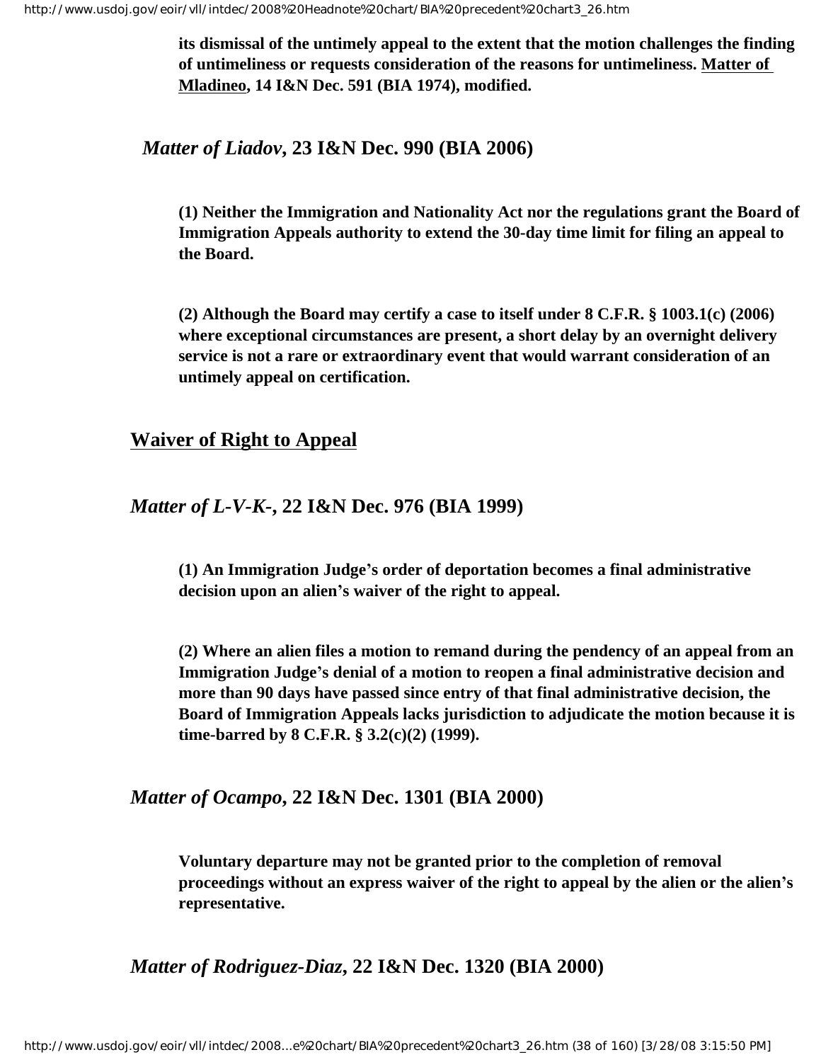**its dismissal of the untimely appeal to the extent that the motion challenges the finding of untimeliness or requests consideration of the reasons for untimeliness. Matter of Mladineo, 14 I&N Dec. 591 (BIA 1974), modified.**

### *Matter of Liadov*, 23 I&N Dec. 990 (BIA 2006)

**(1) Neither the Immigration and Nationality Act nor the regulations grant the Board of Immigration Appeals authority to extend the 30-day time limit for filing an appeal to the Board.**

**(2) Although the Board may certify a case to itself under 8 C.F.R. § 1003.1(c) (2006) where exceptional circumstances are present, a short delay by an overnight delivery service is not a rare or extraordinary event that would warrant consideration of an untimely appeal on certification.**

## Waiver of Right to Appeal

### *Matter of L-V-K-*, 22 I&N Dec. 976 (BIA 1999)

**(1) An Immigration Judge's order of deportation becomes a final administrative decision upon an alien's waiver of the right to appeal.**

**(2) Where an alien files a motion to remand during the pendency of an appeal from an Immigration Judge's denial of a motion to reopen a final administrative decision and more than 90 days have passed since entry of that final administrative decision, the Board of Immigration Appeals lacks jurisdiction to adjudicate the motion because it is time-barred by 8 C.F.R. § 3.2(c)(2) (1999).**

### *Matter of Ocampo*, 22 I&N Dec. 1301 (BIA 2000)

**Voluntary departure may not be granted prior to the completion of removal proceedings without an express waiver of the right to appeal by the alien or the alien's representative.**

### *Matter of Rodriguez-Diaz*, 22 I&N Dec. 1320 (BIA 2000)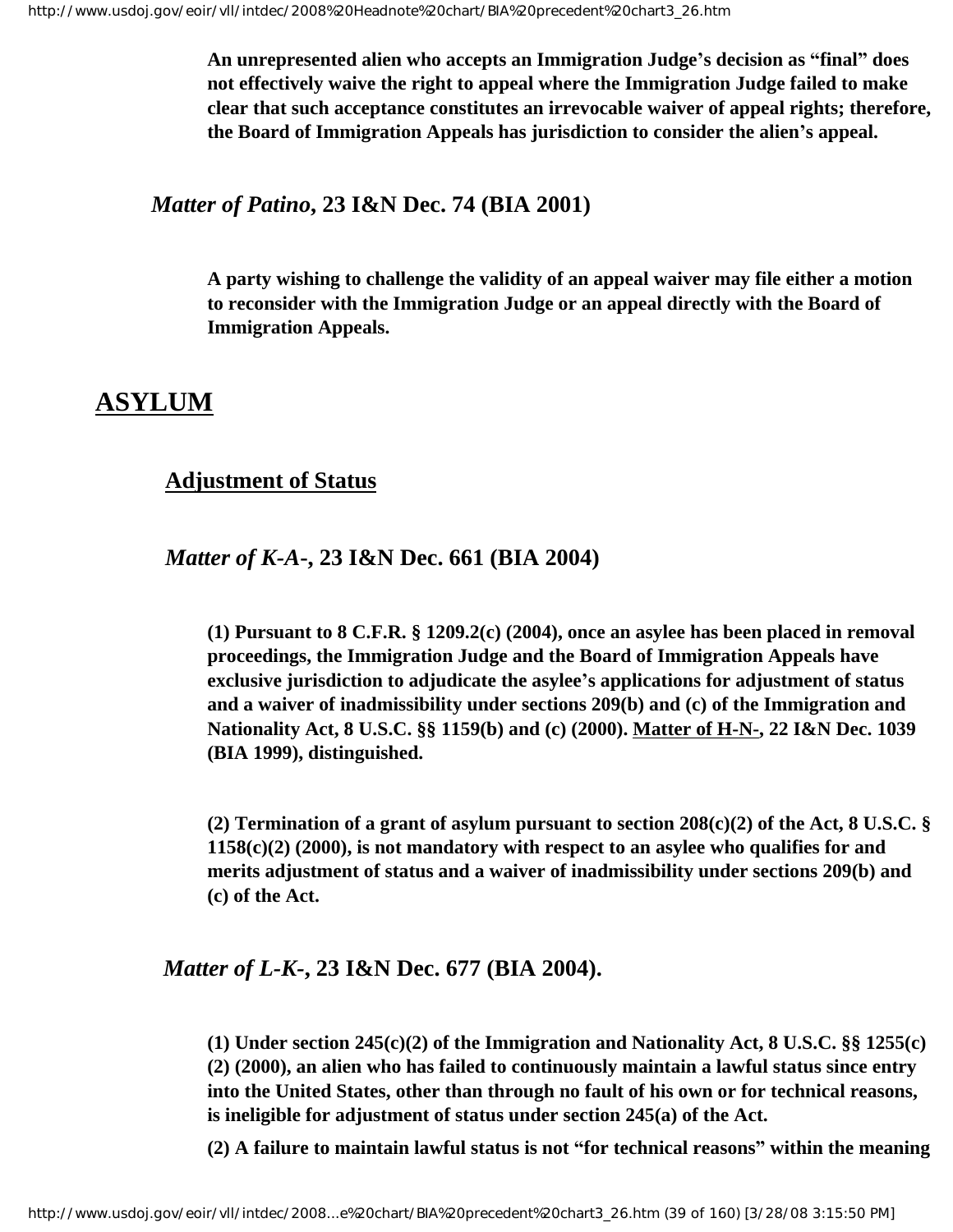**An unrepresented alien who accepts an Immigration Judge's decision as "final" does not effectively waive the right to appeal where the Immigration Judge failed to make clear that such acceptance constitutes an irrevocable waiver of appeal rights; therefore, the Board of Immigration Appeals has jurisdiction to consider the alien's appeal.**

### *Matter of Patino*, 23 I&N Dec. 74 (BIA 2001)

**A party wishing to challenge the validity of an appeal waiver may file either a motion to reconsider with the Immigration Judge or an appeal directly with the Board of Immigration Appeals.**

# ASYLUM

## Adjustment of Status

### *Matter of K-A-*, 23 I&N Dec. 661 (BIA 2004)

**(1) Pursuant to 8 C.F.R. § 1209.2(c) (2004), once an asylee has been placed in removal proceedings, the Immigration Judge and the Board of Immigration Appeals have exclusive jurisdiction to adjudicate the asylee's applications for adjustment of status and a waiver of inadmissibility under sections 209(b) and (c) of the Immigration and Nationality Act, 8 U.S.C. §§ 1159(b) and (c) (2000). Matter of H-N-, 22 I&N Dec. 1039 (BIA 1999), distinguished.**

**(2) Termination of a grant of asylum pursuant to section 208(c)(2) of the Act, 8 U.S.C. § 1158(c)(2) (2000), is not mandatory with respect to an asylee who qualifies for and merits adjustment of status and a waiver of inadmissibility under sections 209(b) and (c) of the Act.**

### *Matter of L-K-*, 23 I&N Dec. 677 (BIA 2004).

**(1) Under section 245(c)(2) of the Immigration and Nationality Act, 8 U.S.C. §§ 1255(c)(2) (2000), an alien who has failed to continuously maintain a lawful status since entry into the United States, other than through no fault of his own or for technical reasons, is ineligible for adjustment of status under section 245(a) of the Act.**

**(2) A failure to maintain lawful status is not "for technical reasons" within the meaning**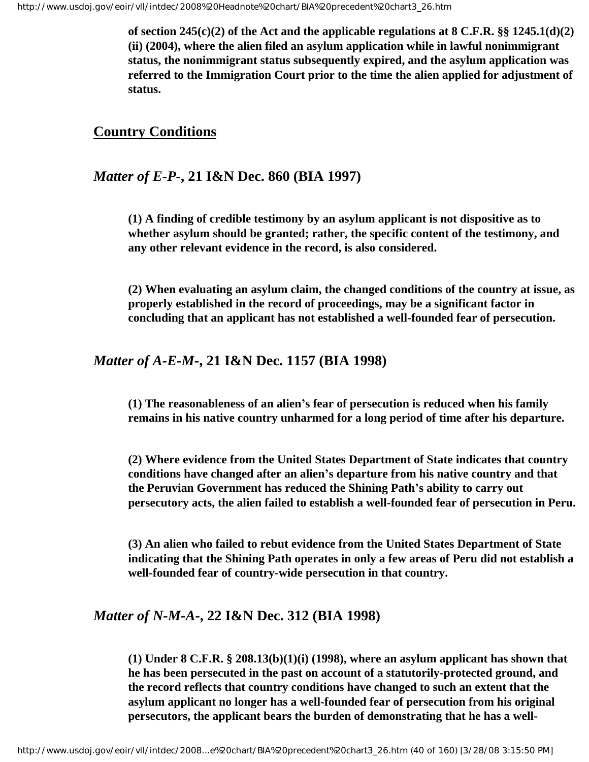**of section 245(c)(2) of the Act and the applicable regulations at 8 C.F.R. §§ 1245.1(d)(2)(ii) (2004), where the alien filed an asylum application while in lawful nonimmigrant status, the nonimmigrant status subsequently expired, and the asylum application was referred to the Immigration Court prior to the time the alien applied for adjustment of status.**

## Country Conditions

### *Matter of E-P-*, 21 I&N Dec. 860 (BIA 1997)

**(1) A finding of credible testimony by an asylum applicant is not dispositive as to whether asylum should be granted; rather, the specific content of the testimony, and any other relevant evidence in the record, is also considered.**

**(2) When evaluating an asylum claim, the changed conditions of the country at issue, as properly established in the record of proceedings, may be a significant factor in concluding that an applicant has not established a well-founded fear of persecution.**

### *Matter of A-E-M-*, 21 I&N Dec. 1157 (BIA 1998)

**(1) The reasonableness of an alien's fear of persecution is reduced when his family remains in his native country unharmed for a long period of time after his departure.**

**(2) Where evidence from the United States Department of State indicates that country conditions have changed after an alien's departure from his native country and that the Peruvian Government has reduced the Shining Path's ability to carry out persecutory acts, the alien failed to establish a well-founded fear of persecution in Peru.**

**(3) An alien who failed to rebut evidence from the United States Department of State indicating that the Shining Path operates in only a few areas of Peru did not establish a well-founded fear of country-wide persecution in that country.**

### *Matter of N-M-A-*, 22 I&N Dec. 312 (BIA 1998)

**(1) Under 8 C.F.R. § 208.13(b)(1)(i) (1998), where an asylum applicant has shown that he has been persecuted in the past on account of a statutorily-protected ground, and the record reflects that country conditions have changed to such an extent that the asylum applicant no longer has a well-founded fear of persecution from his original persecutors, the applicant bears the burden of demonstrating that he has a well-**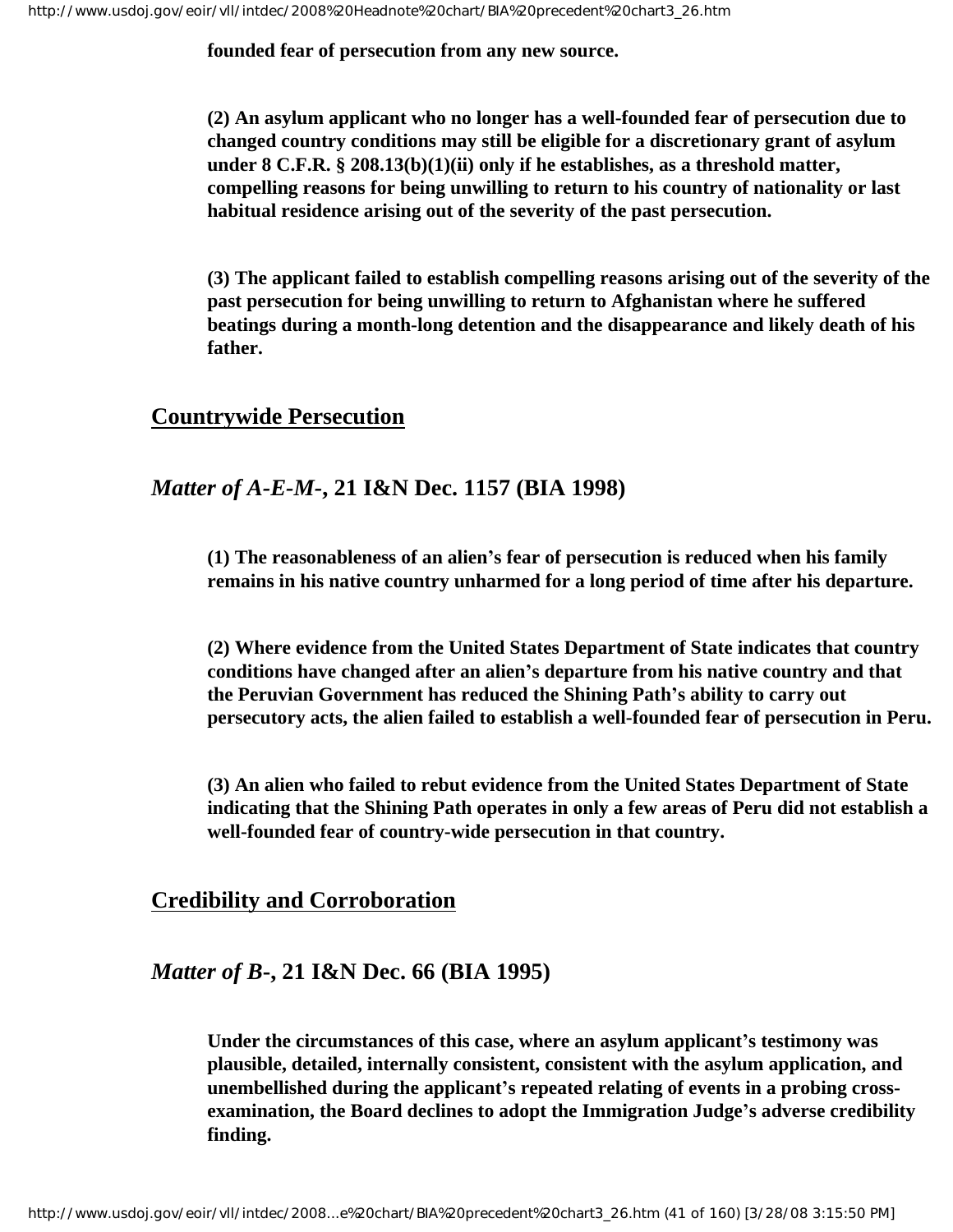**founded fear of persecution from any new source.**

**(2) An asylum applicant who no longer has a well-founded fear of persecution due to changed country conditions may still be eligible for a discretionary grant of asylum under 8 C.F.R. § 208.13(b)(1)(ii) only if he establishes, as a threshold matter, compelling reasons for being unwilling to return to his country of nationality or last habitual residence arising out of the severity of the past persecution.**

**(3) The applicant failed to establish compelling reasons arising out of the severity of the past persecution for being unwilling to return to Afghanistan where he suffered beatings during a month-long detention and the disappearance and likely death of his father.**

## Countrywide Persecution

### *Matter of A-E-M-*, 21 I&N Dec. 1157 (BIA 1998)

**(1) The reasonableness of an alien's fear of persecution is reduced when his family remains in his native country unharmed for a long period of time after his departure.**

**(2) Where evidence from the United States Department of State indicates that country conditions have changed after an alien's departure from his native country and that the Peruvian Government has reduced the Shining Path's ability to carry out persecutory acts, the alien failed to establish a well-founded fear of persecution in Peru.**

**(3) An alien who failed to rebut evidence from the United States Department of State indicating that the Shining Path operates in only a few areas of Peru did not establish a well-founded fear of country-wide persecution in that country.**

## Credibility and Corroboration

### *Matter of B-*, 21 I&N Dec. 66 (BIA 1995)

**Under the circumstances of this case, where an asylum applicant's testimony was plausible, detailed, internally consistent, consistent with the asylum application, and unembellished during the applicant's repeated relating of events in a probing cross-examination, the Board declines to adopt the Immigration Judge's adverse credibility finding.**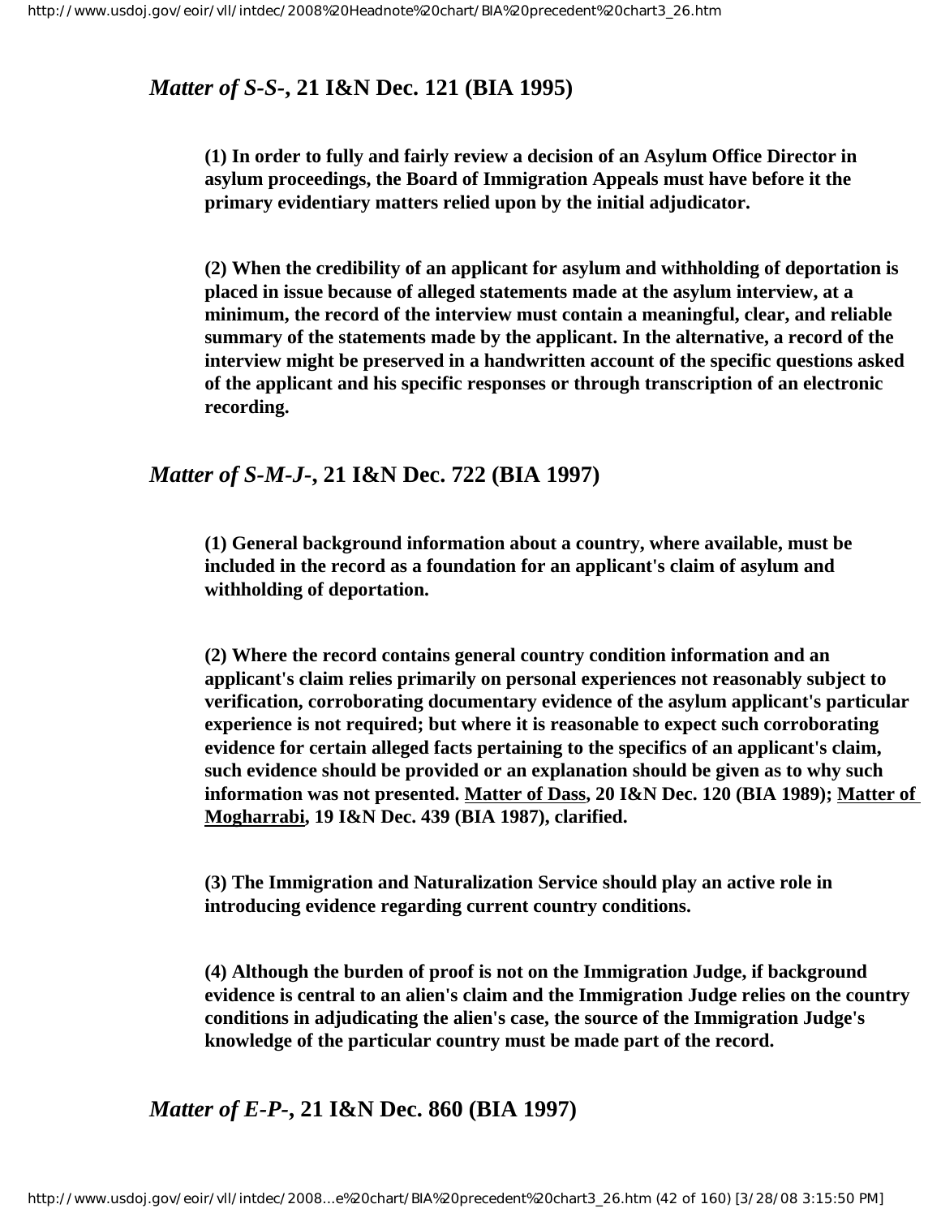### *Matter of S-S-*, 21 I&N Dec. 121 (BIA 1995)

**(1) In order to fully and fairly review a decision of an Asylum Office Director in asylum proceedings, the Board of Immigration Appeals must have before it the primary evidentiary matters relied upon by the initial adjudicator.**

**(2) When the credibility of an applicant for asylum and withholding of deportation is placed in issue because of alleged statements made at the asylum interview, at a minimum, the record of the interview must contain a meaningful, clear, and reliable summary of the statements made by the applicant. In the alternative, a record of the interview might be preserved in a handwritten account of the specific questions asked of the applicant and his specific responses or through transcription of an electronic recording.**

### *Matter of S-M-J-*, 21 I&N Dec. 722 (BIA 1997)

**(1) General background information about a country, where available, must be included in the record as a foundation for an applicant's claim of asylum and withholding of deportation.**

**(2) Where the record contains general country condition information and an applicant's claim relies primarily on personal experiences not reasonably subject to verification, corroborating documentary evidence of the asylum applicant's particular experience is not required; but where it is reasonable to expect such corroborating evidence for certain alleged facts pertaining to the specifics of an applicant's claim, such evidence should be provided or an explanation should be given as to why such information was not presented. Matter of Dass, 20 I&N Dec. 120 (BIA 1989); Matter of Mogharrabi, 19 I&N Dec. 439 (BIA 1987), clarified.**

**(3) The Immigration and Naturalization Service should play an active role in introducing evidence regarding current country conditions.**

**(4) Although the burden of proof is not on the Immigration Judge, if background evidence is central to an alien's claim and the Immigration Judge relies on the country conditions in adjudicating the alien's case, the source of the Immigration Judge's knowledge of the particular country must be made part of the record.**

### *Matter of E-P-*, 21 I&N Dec. 860 (BIA 1997)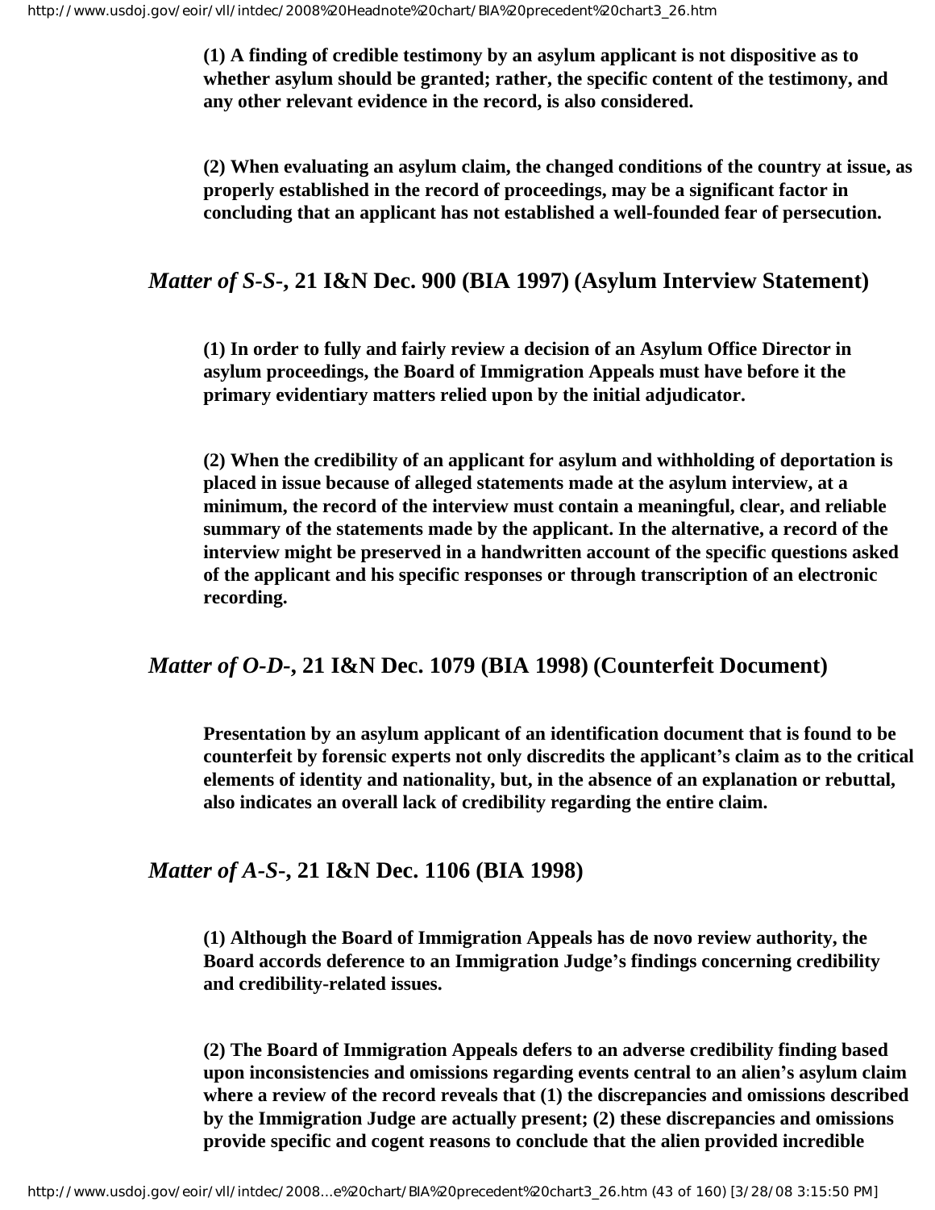**(1) A finding of credible testimony by an asylum applicant is not dispositive as to whether asylum should be granted; rather, the specific content of the testimony, and any other relevant evidence in the record, is also considered.**

**(2) When evaluating an asylum claim, the changed conditions of the country at issue, as properly established in the record of proceedings, may be a significant factor in concluding that an applicant has not established a well-founded fear of persecution.**

### *Matter of S-S-*, 21 I&N Dec. 900 (BIA 1997) (Asylum Interview Statement)

**(1) In order to fully and fairly review a decision of an Asylum Office Director in asylum proceedings, the Board of Immigration Appeals must have before it the primary evidentiary matters relied upon by the initial adjudicator.**

**(2) When the credibility of an applicant for asylum and withholding of deportation is placed in issue because of alleged statements made at the asylum interview, at a minimum, the record of the interview must contain a meaningful, clear, and reliable summary of the statements made by the applicant. In the alternative, a record of the interview might be preserved in a handwritten account of the specific questions asked of the applicant and his specific responses or through transcription of an electronic recording.**

### *Matter of O-D-*, 21 I&N Dec. 1079 (BIA 1998) (Counterfeit Document)

**Presentation by an asylum applicant of an identification document that is found to be counterfeit by forensic experts not only discredits the applicant's claim as to the critical elements of identity and nationality, but, in the absence of an explanation or rebuttal, also indicates an overall lack of credibility regarding the entire claim.**

### *Matter of A-S-*, 21 I&N Dec. 1106 (BIA 1998)

**(1) Although the Board of Immigration Appeals has de novo review authority, the Board accords deference to an Immigration Judge's findings concerning credibility and credibility-related issues.**

**(2) The Board of Immigration Appeals defers to an adverse credibility finding based upon inconsistencies and omissions regarding events central to an alien's asylum claim where a review of the record reveals that (1) the discrepancies and omissions described by the Immigration Judge are actually present; (2) these discrepancies and omissions provide specific and cogent reasons to conclude that the alien provided incredible**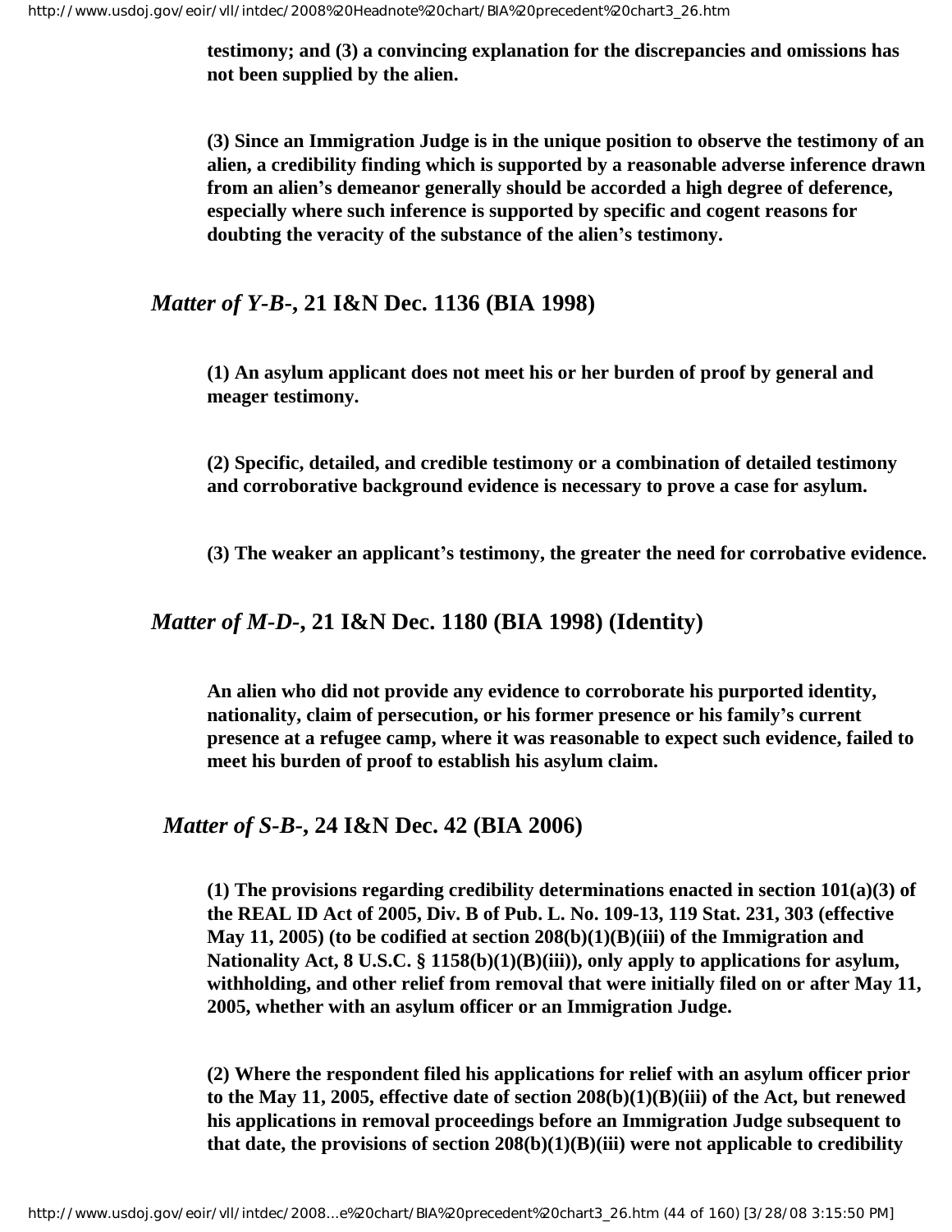**testimony; and (3) a convincing explanation for the discrepancies and omissions has not been supplied by the alien.**

**(3) Since an Immigration Judge is in the unique position to observe the testimony of an alien, a credibility finding which is supported by a reasonable adverse inference drawn from an alien's demeanor generally should be accorded a high degree of deference, especially where such inference is supported by specific and cogent reasons for doubting the veracity of the substance of the alien's testimony.**

### *Matter of Y-B-*, 21 I&N Dec. 1136 (BIA 1998)

**(1) An asylum applicant does not meet his or her burden of proof by general and meager testimony.**

**(2) Specific, detailed, and credible testimony or a combination of detailed testimony and corroborative background evidence is necessary to prove a case for asylum.**

**(3) The weaker an applicant's testimony, the greater the need for corrobative evidence.**

### *Matter of M-D-*, 21 I&N Dec. 1180 (BIA 1998) (Identity)

**An alien who did not provide any evidence to corroborate his purported identity, nationality, claim of persecution, or his former presence or his family's current presence at a refugee camp, where it was reasonable to expect such evidence, failed to meet his burden of proof to establish his asylum claim.**

### *Matter of S-B-*, 24 I&N Dec. 42 (BIA 2006)

**(1) The provisions regarding credibility determinations enacted in section 101(a)(3) of the REAL ID Act of 2005, Div. B of Pub. L. No. 109-13, 119 Stat. 231, 303 (effective May 11, 2005) (to be codified at section 208(b)(1)(B)(iii) of the Immigration and Nationality Act, 8 U.S.C. § 1158(b)(1)(B)(iii)), only apply to applications for asylum, withholding, and other relief from removal that were initially filed on or after May 11, 2005, whether with an asylum officer or an Immigration Judge.**

**(2) Where the respondent filed his applications for relief with an asylum officer prior to the May 11, 2005, effective date of section 208(b)(1)(B)(iii) of the Act, but renewed his applications in removal proceedings before an Immigration Judge subsequent to that date, the provisions of section 208(b)(1)(B)(iii) were not applicable to credibility**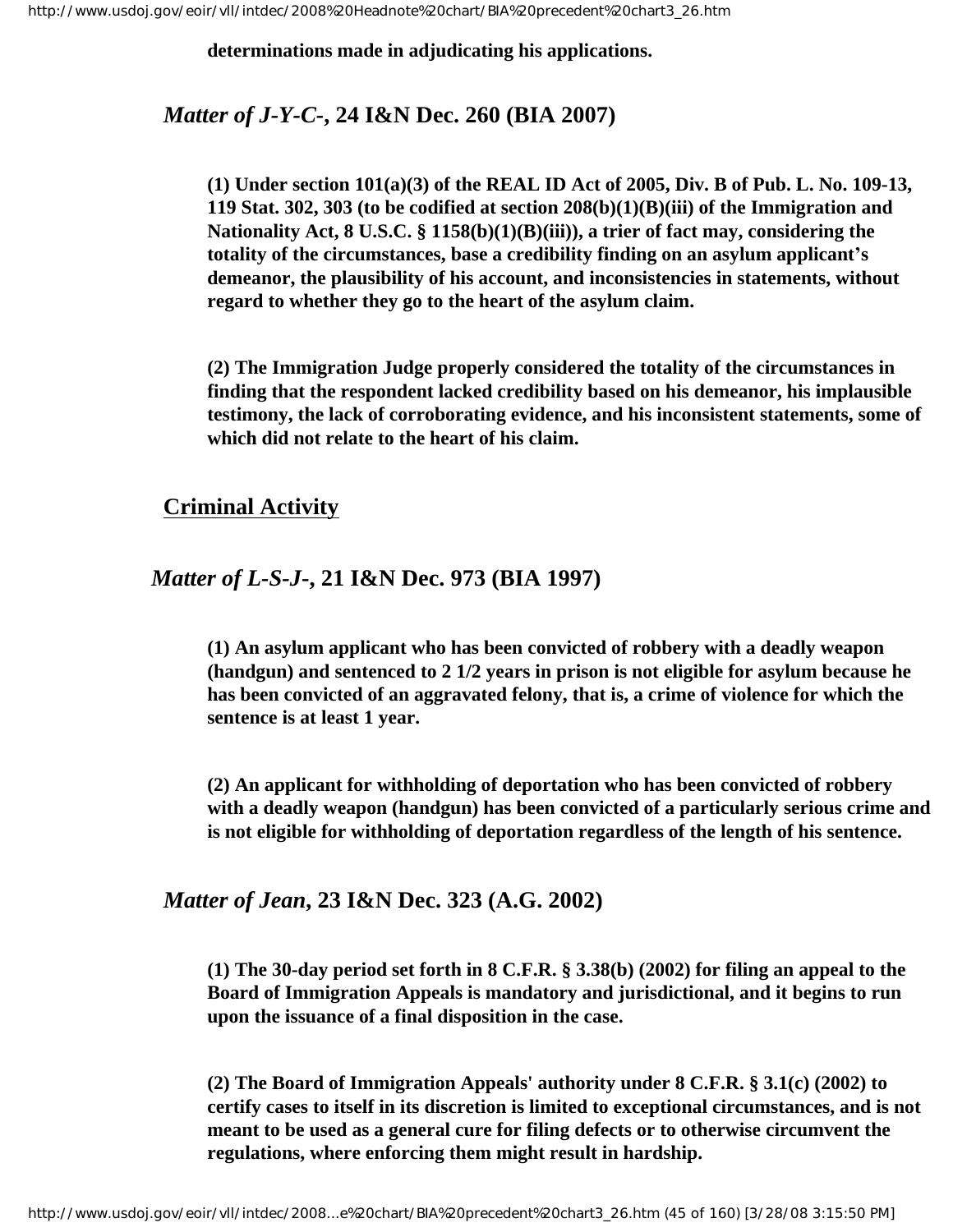**determinations made in adjudicating his applications.**

## *Matter of J-Y-C-*, 24 I&N Dec. 260 (BIA 2007)

**(1) Under section 101(a)(3) of the REAL ID Act of 2005, Div. B of Pub. L. No. 109-13, 119 Stat. 302, 303 (to be codified at section 208(b)(1)(B)(iii) of the Immigration and Nationality Act, 8 U.S.C. § 1158(b)(1)(B)(iii)), a trier of fact may, considering the totality of the circumstances, base a credibility finding on an asylum applicant's demeanor, the plausibility of his account, and inconsistencies in statements, without regard to whether they go to the heart of the asylum claim.**

**(2) The Immigration Judge properly considered the totality of the circumstances in finding that the respondent lacked credibility based on his demeanor, his implausible testimony, the lack of corroborating evidence, and his inconsistent statements, some of which did not relate to the heart of his claim.**

# Criminal Activity

## *Matter of L-S-J-*, 21 I&N Dec. 973 (BIA 1997)

**(1) An asylum applicant who has been convicted of robbery with a deadly weapon (handgun) and sentenced to 2 1/2 years in prison is not eligible for asylum because he has been convicted of an aggravated felony, that is, a crime of violence for which the sentence is at least 1 year.**

**(2) An applicant for withholding of deportation who has been convicted of robbery with a deadly weapon (handgun) has been convicted of a particularly serious crime and is not eligible for withholding of deportation regardless of the length of his sentence.**

## *Matter of Jean*, 23 I&N Dec. 323 (A.G. 2002)

**(1) The 30-day period set forth in 8 C.F.R. § 3.38(b) (2002) for filing an appeal to the Board of Immigration Appeals is mandatory and jurisdictional, and it begins to run upon the issuance of a final disposition in the case.**

**(2) The Board of Immigration Appeals' authority under 8 C.F.R. § 3.1(c) (2002) to certify cases to itself in its discretion is limited to exceptional circumstances, and is not meant to be used as a general cure for filing defects or to otherwise circumvent the regulations, where enforcing them might result in hardship.**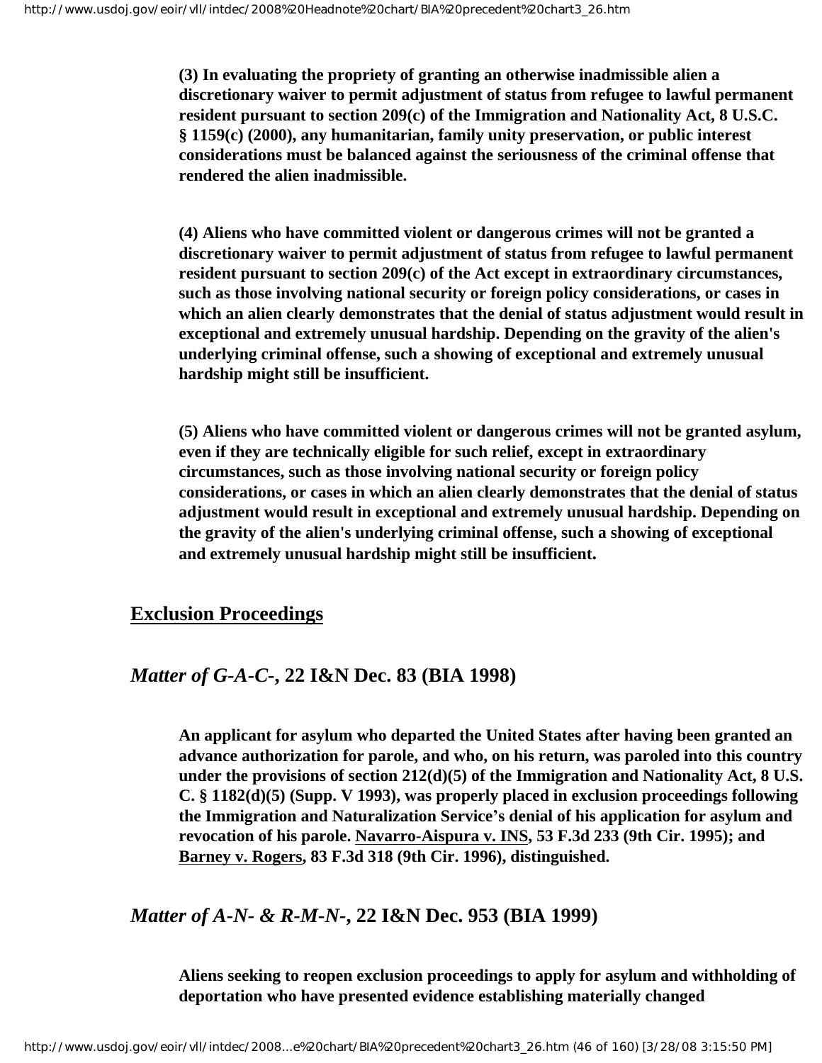**(3) In evaluating the propriety of granting an otherwise inadmissible alien a discretionary waiver to permit adjustment of status from refugee to lawful permanent resident pursuant to section 209(c) of the Immigration and Nationality Act, 8 U.S.C. § 1159(c) (2000), any humanitarian, family unity preservation, or public interest considerations must be balanced against the seriousness of the criminal offense that rendered the alien inadmissible.**

**(4) Aliens who have committed violent or dangerous crimes will not be granted a discretionary waiver to permit adjustment of status from refugee to lawful permanent resident pursuant to section 209(c) of the Act except in extraordinary circumstances, such as those involving national security or foreign policy considerations, or cases in which an alien clearly demonstrates that the denial of status adjustment would result in exceptional and extremely unusual hardship. Depending on the gravity of the alien's underlying criminal offense, such a showing of exceptional and extremely unusual hardship might still be insufficient.**

**(5) Aliens who have committed violent or dangerous crimes will not be granted asylum, even if they are technically eligible for such relief, except in extraordinary circumstances, such as those involving national security or foreign policy considerations, or cases in which an alien clearly demonstrates that the denial of status adjustment would result in exceptional and extremely unusual hardship. Depending on the gravity of the alien's underlying criminal offense, such a showing of exceptional and extremely unusual hardship might still be insufficient.**

## Exclusion Proceedings

### *Matter of G-A-C-*, 22 I&N Dec. 83 (BIA 1998)

**An applicant for asylum who departed the United States after having been granted an advance authorization for parole, and who, on his return, was paroled into this country under the provisions of section 212(d)(5) of the Immigration and Nationality Act, 8 U.S. C. § 1182(d)(5) (Supp. V 1993), was properly placed in exclusion proceedings following the Immigration and Naturalization Service's denial of his application for asylum and revocation of his parole. Navarro-Aispura v. INS, 53 F.3d 233 (9th Cir. 1995); and Barney v. Rogers, 83 F.3d 318 (9th Cir. 1996), distinguished.**

### *Matter of A-N- & R-M-N-*, 22 I&N Dec. 953 (BIA 1999)

**Aliens seeking to reopen exclusion proceedings to apply for asylum and withholding of deportation who have presented evidence establishing materially changed**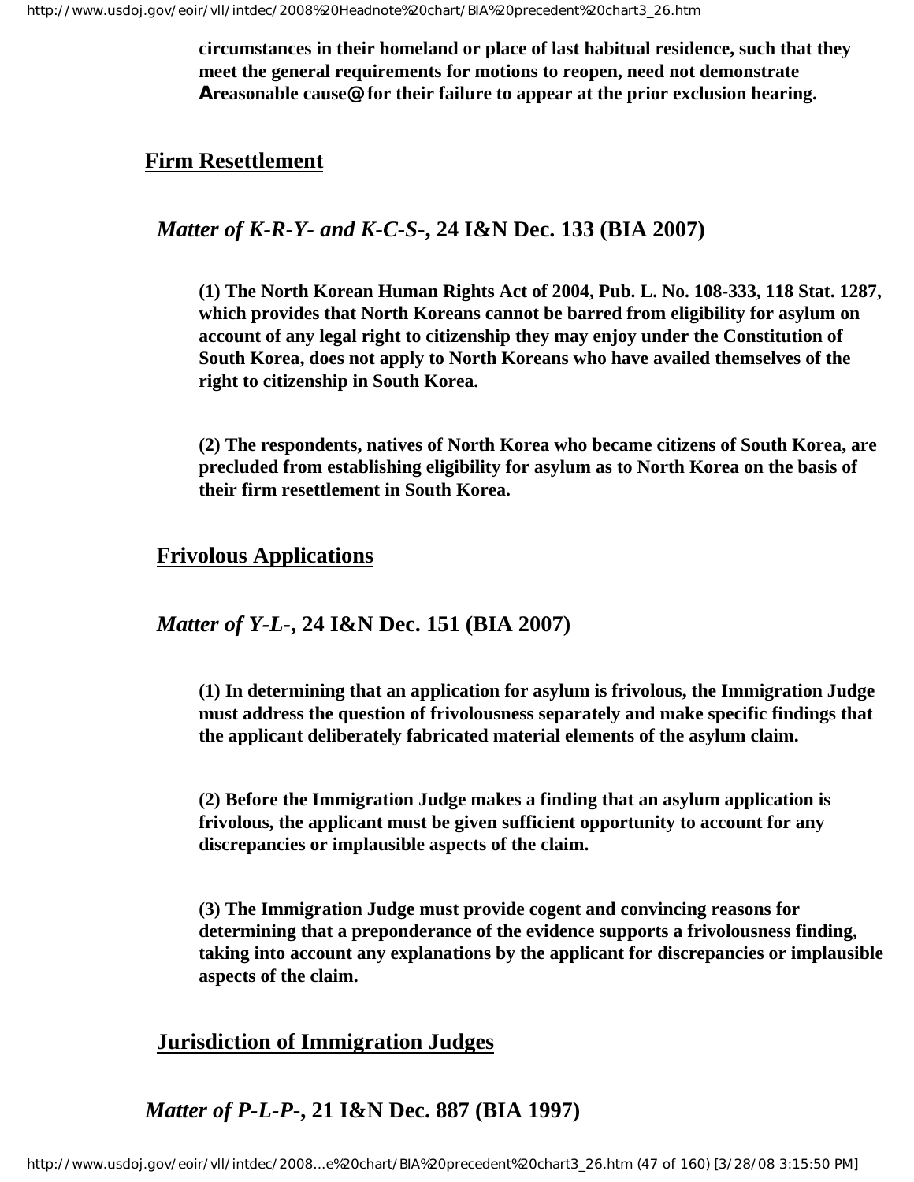**circumstances in their homeland or place of last habitual residence, such that they meet the general requirements for motions to reopen, need not demonstrate Areasonable cause@ for their failure to appear at the prior exclusion hearing.**

## Firm Resettlement

### *Matter of K-R-Y- and K-C-S-*, 24 I&N Dec. 133 (BIA 2007)

**(1) The North Korean Human Rights Act of 2004, Pub. L. No. 108-333, 118 Stat. 1287, which provides that North Koreans cannot be barred from eligibility for asylum on account of any legal right to citizenship they may enjoy under the Constitution of South Korea, does not apply to North Koreans who have availed themselves of the right to citizenship in South Korea.**

**(2) The respondents, natives of North Korea who became citizens of South Korea, are precluded from establishing eligibility for asylum as to North Korea on the basis of their firm resettlement in South Korea.**

## Frivolous Applications

### *Matter of Y-L-*, 24 I&N Dec. 151 (BIA 2007)

**(1) In determining that an application for asylum is frivolous, the Immigration Judge must address the question of frivolousness separately and make specific findings that the applicant deliberately fabricated material elements of the asylum claim.**

**(2) Before the Immigration Judge makes a finding that an asylum application is frivolous, the applicant must be given sufficient opportunity to account for any discrepancies or implausible aspects of the claim.**

**(3) The Immigration Judge must provide cogent and convincing reasons for determining that a preponderance of the evidence supports a frivolousness finding, taking into account any explanations by the applicant for discrepancies or implausible aspects of the claim.**

## Jurisdiction of Immigration Judges

### *Matter of P-L-P-*, 21 I&N Dec. 887 (BIA 1997)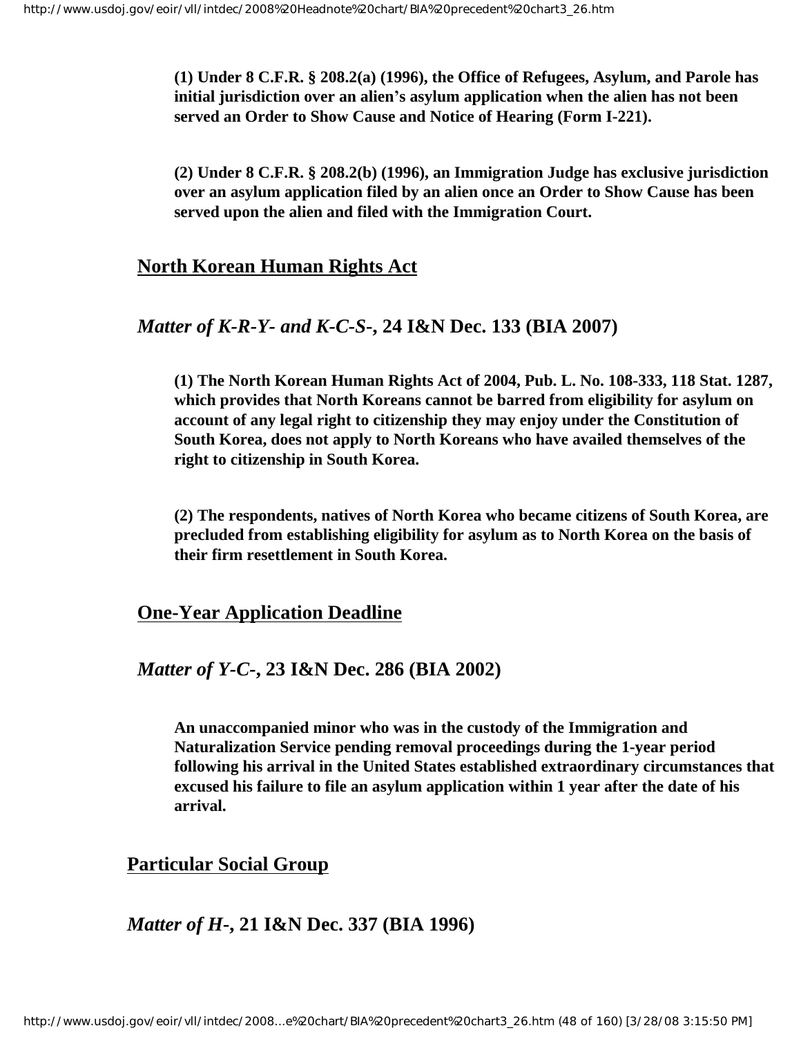**(1) Under 8 C.F.R. § 208.2(a) (1996), the Office of Refugees, Asylum, and Parole has initial jurisdiction over an alien's asylum application when the alien has not been served an Order to Show Cause and Notice of Hearing (Form I-221).**

**(2) Under 8 C.F.R. § 208.2(b) (1996), an Immigration Judge has exclusive jurisdiction over an asylum application filed by an alien once an Order to Show Cause has been served upon the alien and filed with the Immigration Court.**

## North Korean Human Rights Act

### *Matter of K-R-Y- and K-C-S-*, 24 I&N Dec. 133 (BIA 2007)

**(1) The North Korean Human Rights Act of 2004, Pub. L. No. 108-333, 118 Stat. 1287, which provides that North Koreans cannot be barred from eligibility for asylum on account of any legal right to citizenship they may enjoy under the Constitution of South Korea, does not apply to North Koreans who have availed themselves of the right to citizenship in South Korea.**

**(2) The respondents, natives of North Korea who became citizens of South Korea, are precluded from establishing eligibility for asylum as to North Korea on the basis of their firm resettlement in South Korea.**

## One-Year Application Deadline

### *Matter of Y-C-*, 23 I&N Dec. 286 (BIA 2002)

**An unaccompanied minor who was in the custody of the Immigration and Naturalization Service pending removal proceedings during the 1-year period following his arrival in the United States established extraordinary circumstances that excused his failure to file an asylum application within 1 year after the date of his arrival.**

## Particular Social Group

### *Matter of H-*, 21 I&N Dec. 337 (BIA 1996)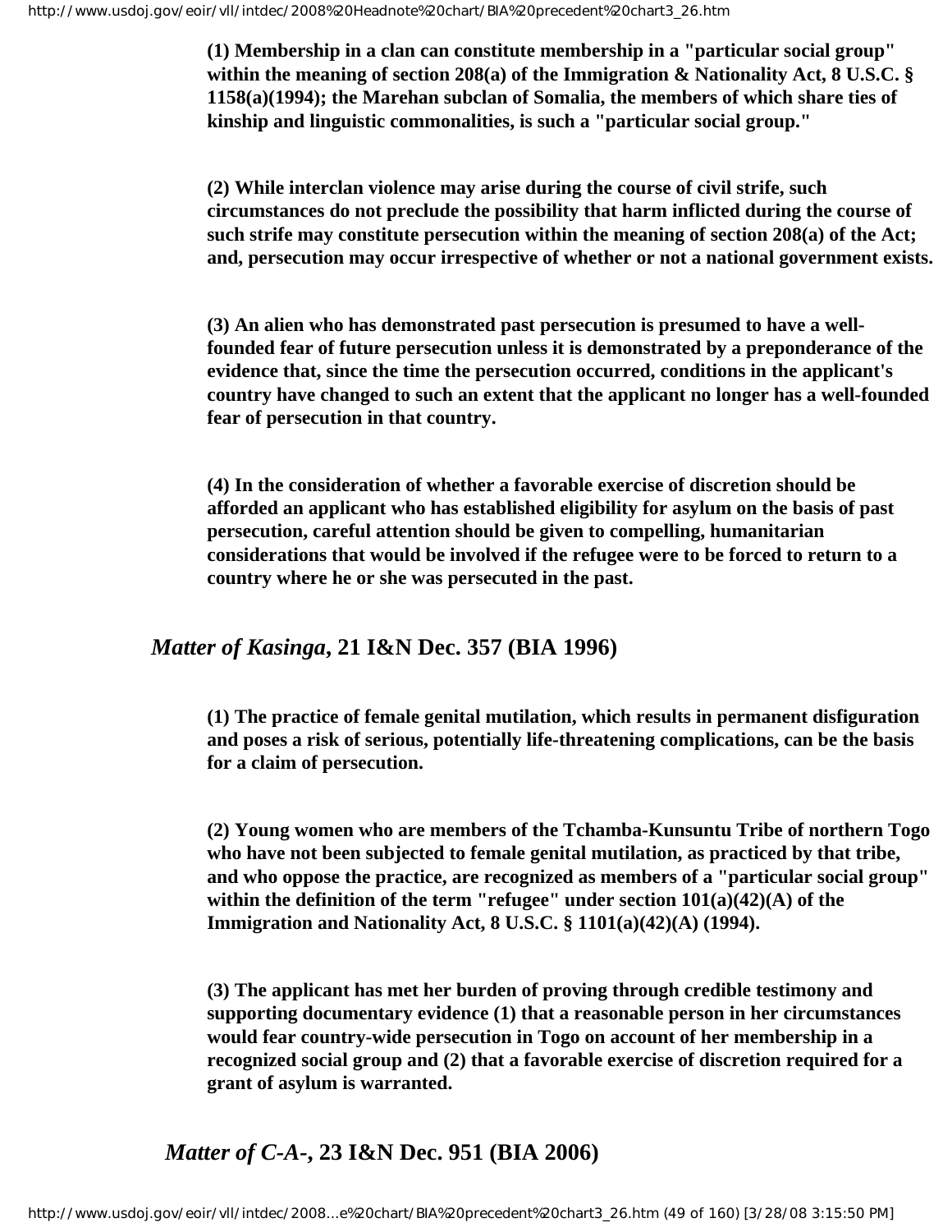**(1) Membership in a clan can constitute membership in a "particular social group" within the meaning of section 208(a) of the Immigration & Nationality Act, 8 U.S.C. § 1158(a)(1994); the Marehan subclan of Somalia, the members of which share ties of kinship and linguistic commonalities, is such a "particular social group."**

**(2) While interclan violence may arise during the course of civil strife, such circumstances do not preclude the possibility that harm inflicted during the course of such strife may constitute persecution within the meaning of section 208(a) of the Act; and, persecution may occur irrespective of whether or not a national government exists.**

**(3) An alien who has demonstrated past persecution is presumed to have a well-founded fear of future persecution unless it is demonstrated by a preponderance of the evidence that, since the time the persecution occurred, conditions in the applicant's country have changed to such an extent that the applicant no longer has a well-founded fear of persecution in that country.**

**(4) In the consideration of whether a favorable exercise of discretion should be afforded an applicant who has established eligibility for asylum on the basis of past persecution, careful attention should be given to compelling, humanitarian considerations that would be involved if the refugee were to be forced to return to a country where he or she was persecuted in the past.**

## *Matter of Kasinga*, 21 I&N Dec. 357 (BIA 1996)

**(1) The practice of female genital mutilation, which results in permanent disfiguration and poses a risk of serious, potentially life-threatening complications, can be the basis for a claim of persecution.**

**(2) Young women who are members of the Tchamba-Kunsuntu Tribe of northern Togo who have not been subjected to female genital mutilation, as practiced by that tribe, and who oppose the practice, are recognized as members of a "particular social group" within the definition of the term "refugee" under section 101(a)(42)(A) of the Immigration and Nationality Act, 8 U.S.C. § 1101(a)(42)(A) (1994).**

**(3) The applicant has met her burden of proving through credible testimony and supporting documentary evidence (1) that a reasonable person in her circumstances would fear country-wide persecution in Togo on account of her membership in a recognized social group and (2) that a favorable exercise of discretion required for a grant of asylum is warranted.**

## *Matter of C-A-*, 23 I&N Dec. 951 (BIA 2006)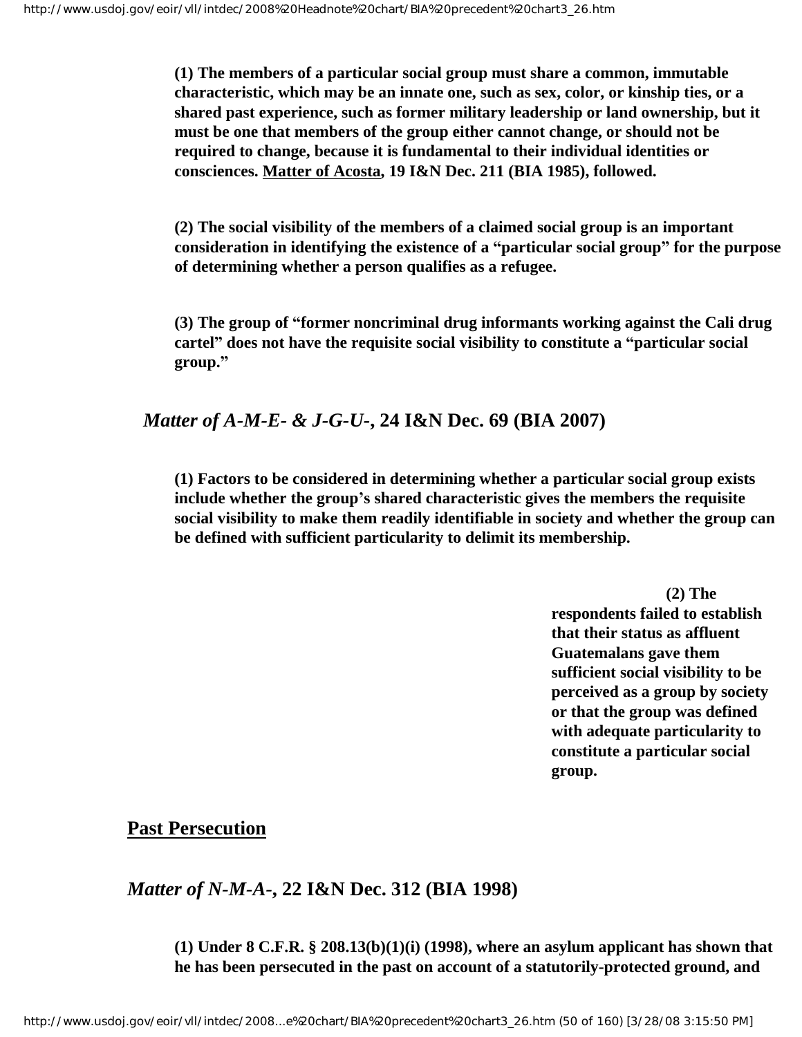**(1) The members of a particular social group must share a common, immutable characteristic, which may be an innate one, such as sex, color, or kinship ties, or a shared past experience, such as former military leadership or land ownership, but it must be one that members of the group either cannot change, or should not be required to change, because it is fundamental to their individual identities or consciences. Matter of Acosta, 19 I&N Dec. 211 (BIA 1985), followed.**

**(2) The social visibility of the members of a claimed social group is an important consideration in identifying the existence of a "particular social group" for the purpose of determining whether a person qualifies as a refugee.**

**(3) The group of "former noncriminal drug informants working against the Cali drug cartel" does not have the requisite social visibility to constitute a "particular social group."**

### *Matter of A-M-E- & J-G-U-*, 24 I&N Dec. 69 (BIA 2007)

**(1) Factors to be considered in determining whether a particular social group exists include whether the group's shared characteristic gives the members the requisite social visibility to make them readily identifiable in society and whether the group can be defined with sufficient particularity to delimit its membership.**

**(2) The respondents failed to establish that their status as affluent Guatemalans gave them sufficient social visibility to be perceived as a group by society or that the group was defined with adequate particularity to constitute a particular social group.**

## Past Persecution

### *Matter of N-M-A-*, 22 I&N Dec. 312 (BIA 1998)

**(1) Under 8 C.F.R. § 208.13(b)(1)(i) (1998), where an asylum applicant has shown that he has been persecuted in the past on account of a statutorily-protected ground, and**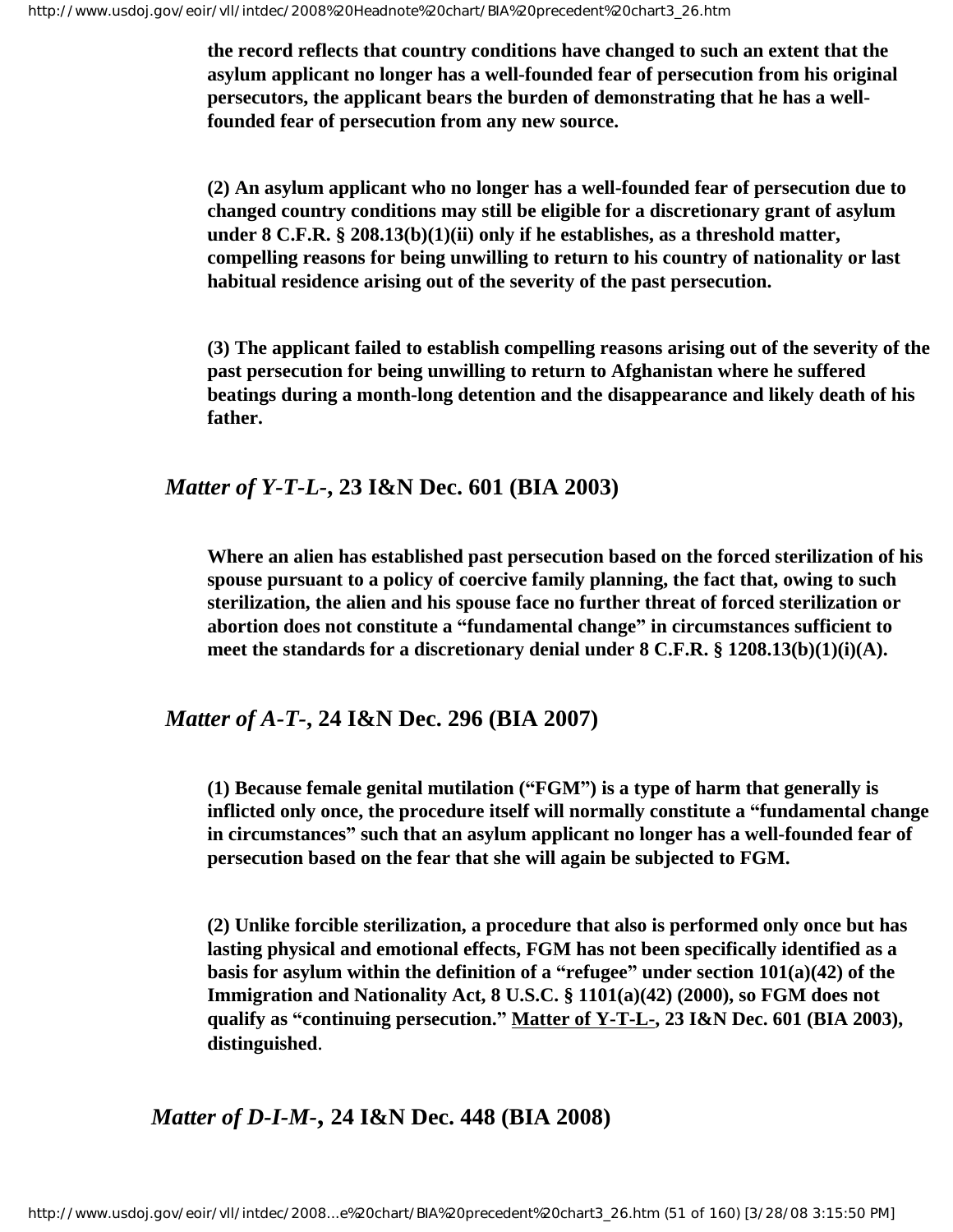**the record reflects that country conditions have changed to such an extent that the asylum applicant no longer has a well-founded fear of persecution from his original persecutors, the applicant bears the burden of demonstrating that he has a well-founded fear of persecution from any new source.**

**(2) An asylum applicant who no longer has a well-founded fear of persecution due to changed country conditions may still be eligible for a discretionary grant of asylum under 8 C.F.R. § 208.13(b)(1)(ii) only if he establishes, as a threshold matter, compelling reasons for being unwilling to return to his country of nationality or last habitual residence arising out of the severity of the past persecution.**

**(3) The applicant failed to establish compelling reasons arising out of the severity of the past persecution for being unwilling to return to Afghanistan where he suffered beatings during a month-long detention and the disappearance and likely death of his father.**

### *Matter of Y-T-L-*, 23 I&N Dec. 601 (BIA 2003)

**Where an alien has established past persecution based on the forced sterilization of his spouse pursuant to a policy of coercive family planning, the fact that, owing to such sterilization, the alien and his spouse face no further threat of forced sterilization or abortion does not constitute a "fundamental change" in circumstances sufficient to meet the standards for a discretionary denial under 8 C.F.R. § 1208.13(b)(1)(i)(A).**

### *Matter of A-T-*, 24 I&N Dec. 296 (BIA 2007)

**(1) Because female genital mutilation ("FGM") is a type of harm that generally is inflicted only once, the procedure itself will normally constitute a "fundamental change in circumstances" such that an asylum applicant no longer has a well-founded fear of persecution based on the fear that she will again be subjected to FGM.**

**(2) Unlike forcible sterilization, a procedure that also is performed only once but has lasting physical and emotional effects, FGM has not been specifically identified as a basis for asylum within the definition of a "refugee" under section 101(a)(42) of the Immigration and Nationality Act, 8 U.S.C. § 1101(a)(42) (2000), so FGM does not qualify as "continuing persecution." Matter of Y-T-L-, 23 I&N Dec. 601 (BIA 2003), distinguished**.

### *Matter of D-I-M-*, 24 I&N Dec. 448 (BIA 2008)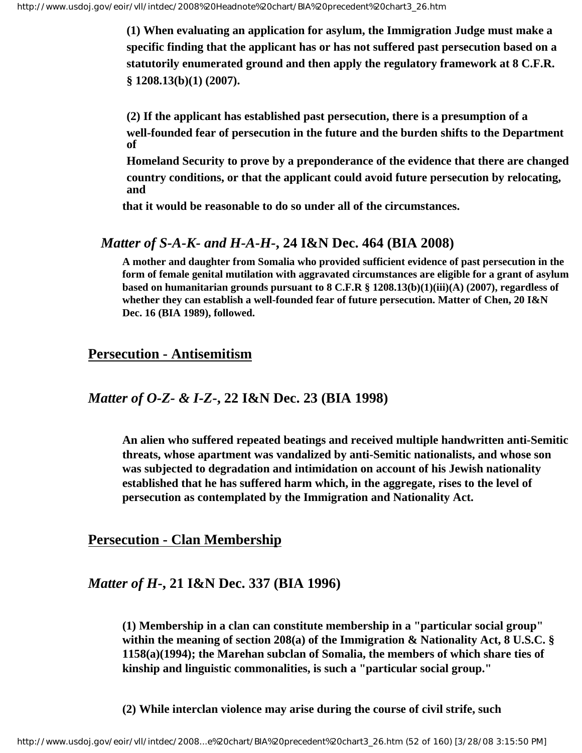**(1) When evaluating an application for asylum, the Immigration Judge must make a specific finding that the applicant has or has not suffered past persecution based on a statutorily enumerated ground and then apply the regulatory framework at 8 C.F.R. § 1208.13(b)(1) (2007).**

**(2) If the applicant has established past persecution, there is a presumption of a well-founded fear of persecution in the future and the burden shifts to the Department of Homeland Security to prove by a preponderance of the evidence that there are changed country conditions, or that the applicant could avoid future persecution by relocating, and that it would be reasonable to do so under all of the circumstances.**

### *Matter of S-A-K- and H-A-H-*, 24 I&N Dec. 464 (BIA 2008)

**A mother and daughter from Somalia who provided sufficient evidence of past persecution in the form of female genital mutilation with aggravated circumstances are eligible for a grant of asylum based on humanitarian grounds pursuant to 8 C.F.R § 1208.13(b)(1)(iii)(A) (2007), regardless of whether they can establish a well-founded fear of future persecution. Matter of Chen, 20 I&N Dec. 16 (BIA 1989), followed.**

## Persecution - Antisemitism

### *Matter of O-Z- & I-Z-*, 22 I&N Dec. 23 (BIA 1998)

**An alien who suffered repeated beatings and received multiple handwritten anti-Semitic threats, whose apartment was vandalized by anti-Semitic nationalists, and whose son was subjected to degradation and intimidation on account of his Jewish nationality established that he has suffered harm which, in the aggregate, rises to the level of persecution as contemplated by the Immigration and Nationality Act.**

## Persecution - Clan Membership

### *Matter of H-*, 21 I&N Dec. 337 (BIA 1996)

**(1) Membership in a clan can constitute membership in a "particular social group" within the meaning of section 208(a) of the Immigration & Nationality Act, 8 U.S.C. § 1158(a)(1994); the Marehan subclan of Somalia, the members of which share ties of kinship and linguistic commonalities, is such a "particular social group."**

**(2) While interclan violence may arise during the course of civil strife, such**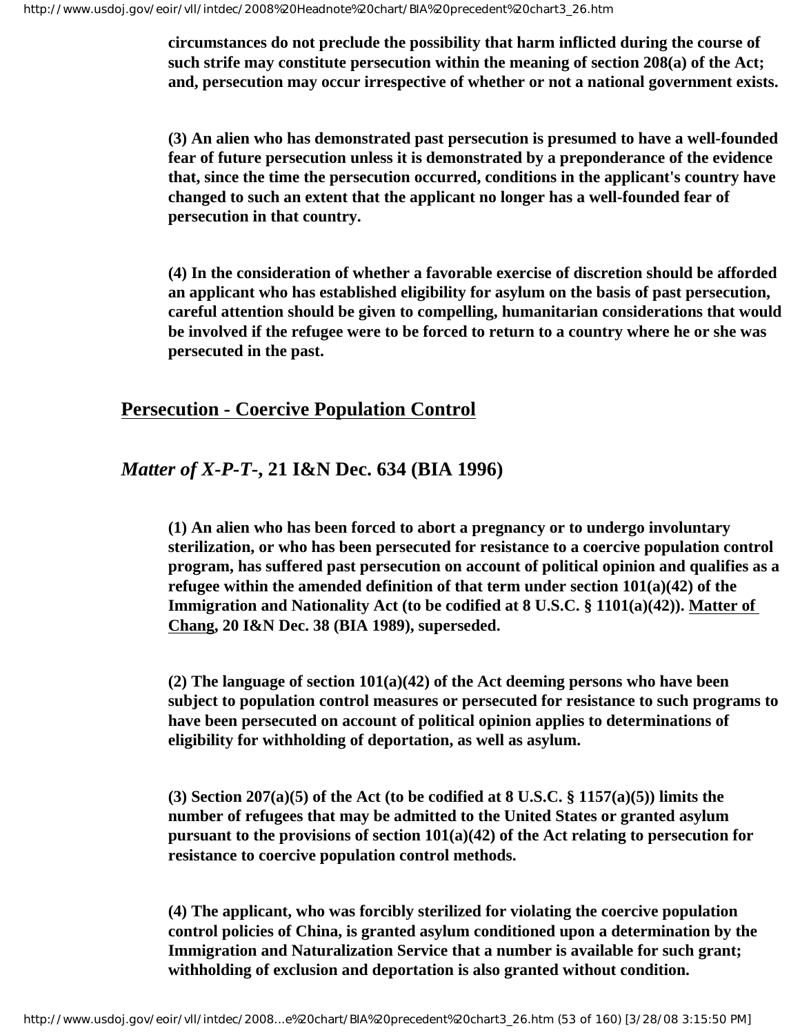**circumstances do not preclude the possibility that harm inflicted during the course of such strife may constitute persecution within the meaning of section 208(a) of the Act; and, persecution may occur irrespective of whether or not a national government exists.**

**(3) An alien who has demonstrated past persecution is presumed to have a well-founded fear of future persecution unless it is demonstrated by a preponderance of the evidence that, since the time the persecution occurred, conditions in the applicant's country have changed to such an extent that the applicant no longer has a well-founded fear of persecution in that country.**

**(4) In the consideration of whether a favorable exercise of discretion should be afforded an applicant who has established eligibility for asylum on the basis of past persecution, careful attention should be given to compelling, humanitarian considerations that would be involved if the refugee were to be forced to return to a country where he or she was persecuted in the past.**

## Persecution - Coercive Population Control

### *Matter of X-P-T-*, 21 I&N Dec. 634 (BIA 1996)

**(1) An alien who has been forced to abort a pregnancy or to undergo involuntary sterilization, or who has been persecuted for resistance to a coercive population control program, has suffered past persecution on account of political opinion and qualifies as a refugee within the amended definition of that term under section 101(a)(42) of the Immigration and Nationality Act (to be codified at 8 U.S.C. § 1101(a)(42)). Matter of Chang, 20 I&N Dec. 38 (BIA 1989), superseded.**

**(2) The language of section 101(a)(42) of the Act deeming persons who have been subject to population control measures or persecuted for resistance to such programs to have been persecuted on account of political opinion applies to determinations of eligibility for withholding of deportation, as well as asylum.**

**(3) Section 207(a)(5) of the Act (to be codified at 8 U.S.C. § 1157(a)(5)) limits the number of refugees that may be admitted to the United States or granted asylum pursuant to the provisions of section 101(a)(42) of the Act relating to persecution for resistance to coercive population control methods.**

**(4) The applicant, who was forcibly sterilized for violating the coercive population control policies of China, is granted asylum conditioned upon a determination by the Immigration and Naturalization Service that a number is available for such grant; withholding of exclusion and deportation is also granted without condition.**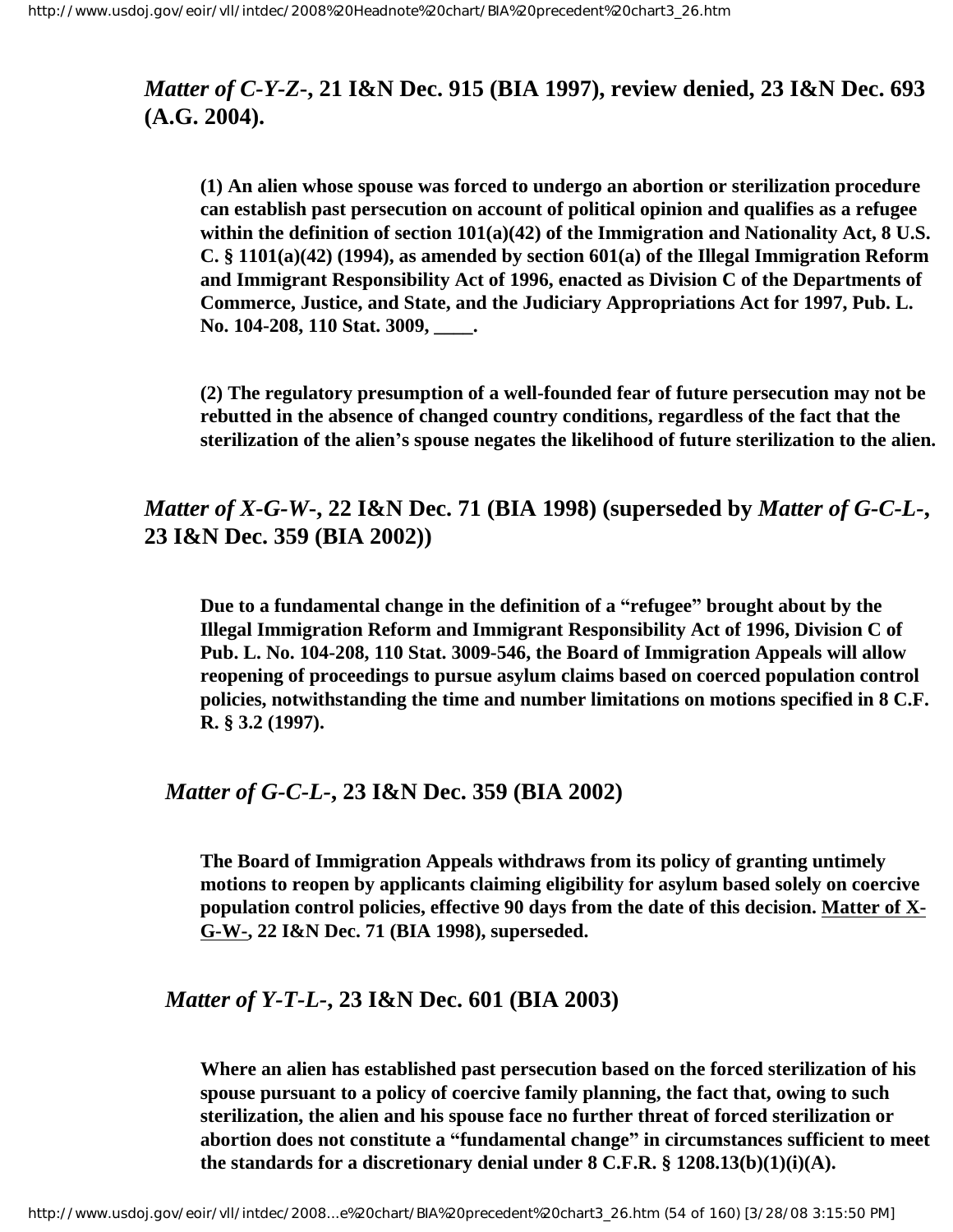### *Matter of C-Y-Z-*, 21 I&N Dec. 915 (BIA 1997), review denied, 23 I&N Dec. 693 (A.G. 2004).

**(1) An alien whose spouse was forced to undergo an abortion or sterilization procedure can establish past persecution on account of political opinion and qualifies as a refugee within the definition of section 101(a)(42) of the Immigration and Nationality Act, 8 U.S.C. § 1101(a)(42) (1994), as amended by section 601(a) of the Illegal Immigration Reform and Immigrant Responsibility Act of 1996, enacted as Division C of the Departments of Commerce, Justice, and State, and the Judiciary Appropriations Act for 1997, Pub. L. No. 104-208, 110 Stat. 3009, ____.**

**(2) The regulatory presumption of a well-founded fear of future persecution may not be rebutted in the absence of changed country conditions, regardless of the fact that the sterilization of the alien's spouse negates the likelihood of future sterilization to the alien.**

### *Matter of X-G-W-*, 22 I&N Dec. 71 (BIA 1998) (superseded by *Matter of G-C-L-*, 23 I&N Dec. 359 (BIA 2002))

**Due to a fundamental change in the definition of a "refugee" brought about by the Illegal Immigration Reform and Immigrant Responsibility Act of 1996, Division C of Pub. L. No. 104-208, 110 Stat. 3009-546, the Board of Immigration Appeals will allow reopening of proceedings to pursue asylum claims based on coerced population control policies, notwithstanding the time and number limitations on motions specified in 8 C.F.R. § 3.2 (1997).**

### *Matter of G-C-L-*, 23 I&N Dec. 359 (BIA 2002)

**The Board of Immigration Appeals withdraws from its policy of granting untimely motions to reopen by applicants claiming eligibility for asylum based solely on coercive population control policies, effective 90 days from the date of this decision. Matter of X-G-W-, 22 I&N Dec. 71 (BIA 1998), superseded.**

### *Matter of Y-T-L-*, 23 I&N Dec. 601 (BIA 2003)

**Where an alien has established past persecution based on the forced sterilization of his spouse pursuant to a policy of coercive family planning, the fact that, owing to such sterilization, the alien and his spouse face no further threat of forced sterilization or abortion does not constitute a "fundamental change" in circumstances sufficient to meet the standards for a discretionary denial under 8 C.F.R. § 1208.13(b)(1)(i)(A).**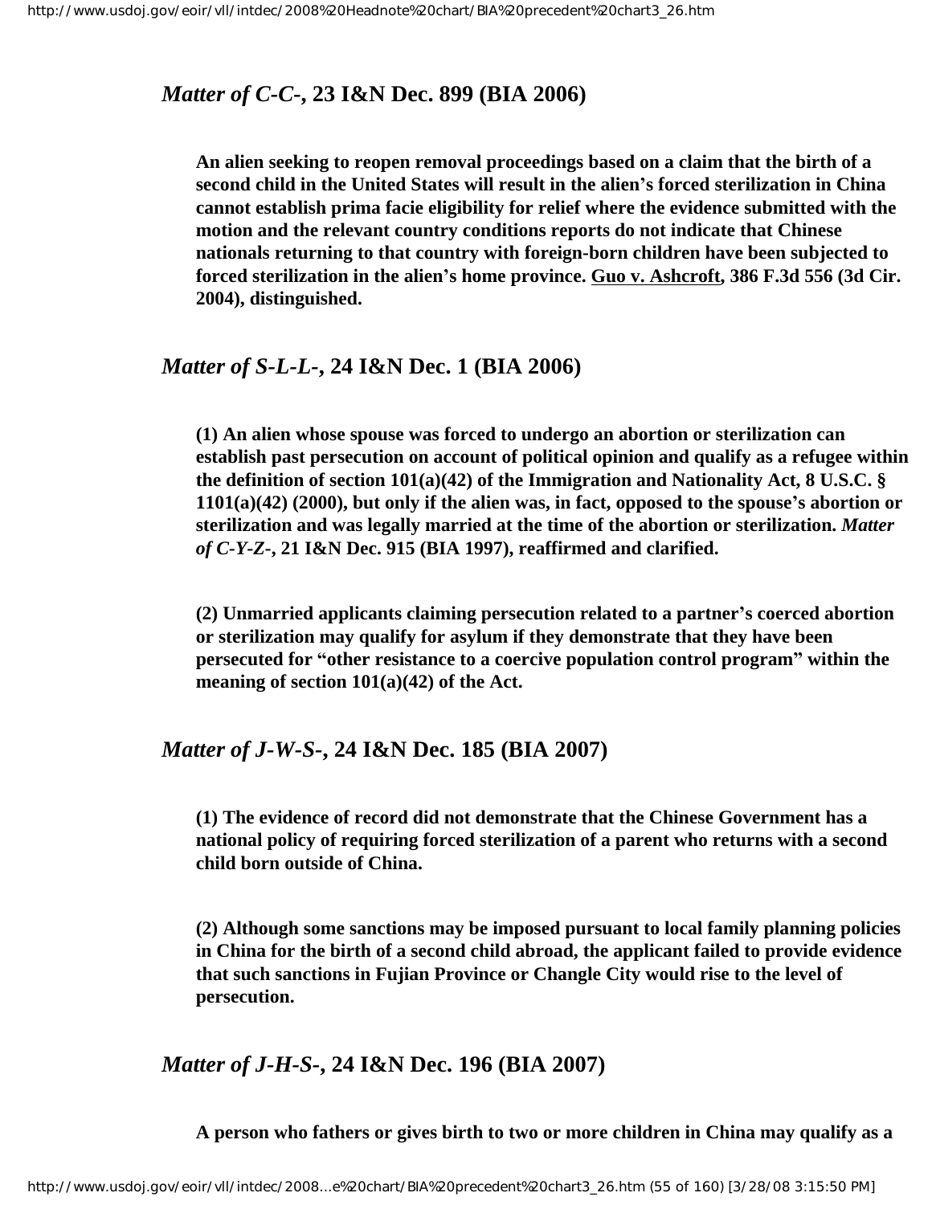## *Matter of C-C-*, 23 I&N Dec. 899 (BIA 2006)

**An alien seeking to reopen removal proceedings based on a claim that the birth of a second child in the United States will result in the alien's forced sterilization in China cannot establish prima facie eligibility for relief where the evidence submitted with the motion and the relevant country conditions reports do not indicate that Chinese nationals returning to that country with foreign-born children have been subjected to forced sterilization in the alien's home province. Guo v. Ashcroft, 386 F.3d 556 (3d Cir. 2004), distinguished.**

## *Matter of S-L-L-*, 24 I&N Dec. 1 (BIA 2006)

**(1) An alien whose spouse was forced to undergo an abortion or sterilization can establish past persecution on account of political opinion and qualify as a refugee within the definition of section 101(a)(42) of the Immigration and Nationality Act, 8 U.S.C. § 1101(a)(42) (2000), but only if the alien was, in fact, opposed to the spouse's abortion or sterilization and was legally married at the time of the abortion or sterilization. *Matter of C-Y-Z-*, 21 I&N Dec. 915 (BIA 1997), reaffirmed and clarified.**

**(2) Unmarried applicants claiming persecution related to a partner's coerced abortion or sterilization may qualify for asylum if they demonstrate that they have been persecuted for "other resistance to a coercive population control program" within the meaning of section 101(a)(42) of the Act.**

## *Matter of J-W-S-*, 24 I&N Dec. 185 (BIA 2007)

**(1) The evidence of record did not demonstrate that the Chinese Government has a national policy of requiring forced sterilization of a parent who returns with a second child born outside of China.**

**(2) Although some sanctions may be imposed pursuant to local family planning policies in China for the birth of a second child abroad, the applicant failed to provide evidence that such sanctions in Fujian Province or Changle City would rise to the level of persecution.**

## *Matter of J-H-S-*, 24 I&N Dec. 196 (BIA 2007)

**A person who fathers or gives birth to two or more children in China may qualify as a**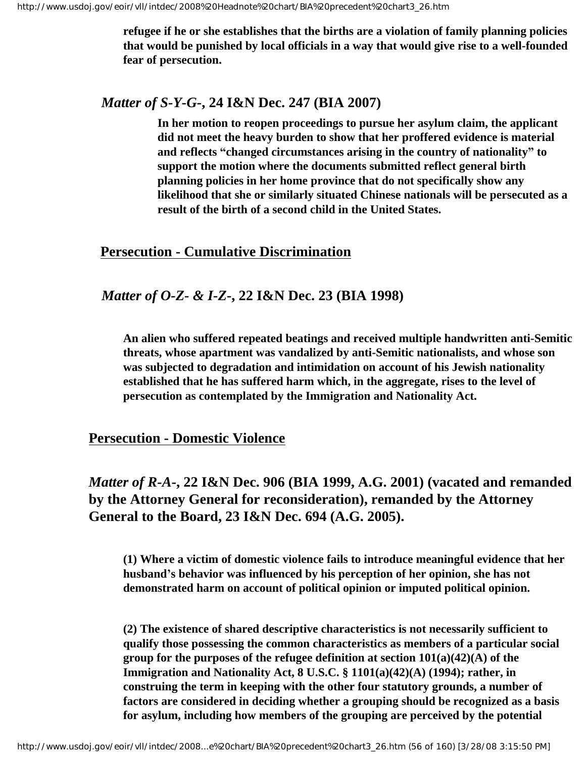**refugee if he or she establishes that the births are a violation of family planning policies that would be punished by local officials in a way that would give rise to a well-founded fear of persecution.**

### *Matter of S-Y-G-*, 24 I&N Dec. 247 (BIA 2007)

**In her motion to reopen proceedings to pursue her asylum claim, the applicant did not meet the heavy burden to show that her proffered evidence is material and reflects "changed circumstances arising in the country of nationality" to support the motion where the documents submitted reflect general birth planning policies in her home province that do not specifically show any likelihood that she or similarly situated Chinese nationals will be persecuted as a result of the birth of a second child in the United States.**

## Persecution - Cumulative Discrimination

### *Matter of O-Z- & I-Z-*, 22 I&N Dec. 23 (BIA 1998)

**An alien who suffered repeated beatings and received multiple handwritten anti-Semitic threats, whose apartment was vandalized by anti-Semitic nationalists, and whose son was subjected to degradation and intimidation on account of his Jewish nationality established that he has suffered harm which, in the aggregate, rises to the level of persecution as contemplated by the Immigration and Nationality Act.**

## Persecution - Domestic Violence

### *Matter of R-A-*, 22 I&N Dec. 906 (BIA 1999, A.G. 2001) (vacated and remanded by the Attorney General for reconsideration), remanded by the Attorney General to the Board, 23 I&N Dec. 694 (A.G. 2005).

**(1) Where a victim of domestic violence fails to introduce meaningful evidence that her husband's behavior was influenced by his perception of her opinion, she has not demonstrated harm on account of political opinion or imputed political opinion.**

**(2) The existence of shared descriptive characteristics is not necessarily sufficient to qualify those possessing the common characteristics as members of a particular social group for the purposes of the refugee definition at section 101(a)(42)(A) of the Immigration and Nationality Act, 8 U.S.C. § 1101(a)(42)(A) (1994); rather, in construing the term in keeping with the other four statutory grounds, a number of factors are considered in deciding whether a grouping should be recognized as a basis for asylum, including how members of the grouping are perceived by the potential**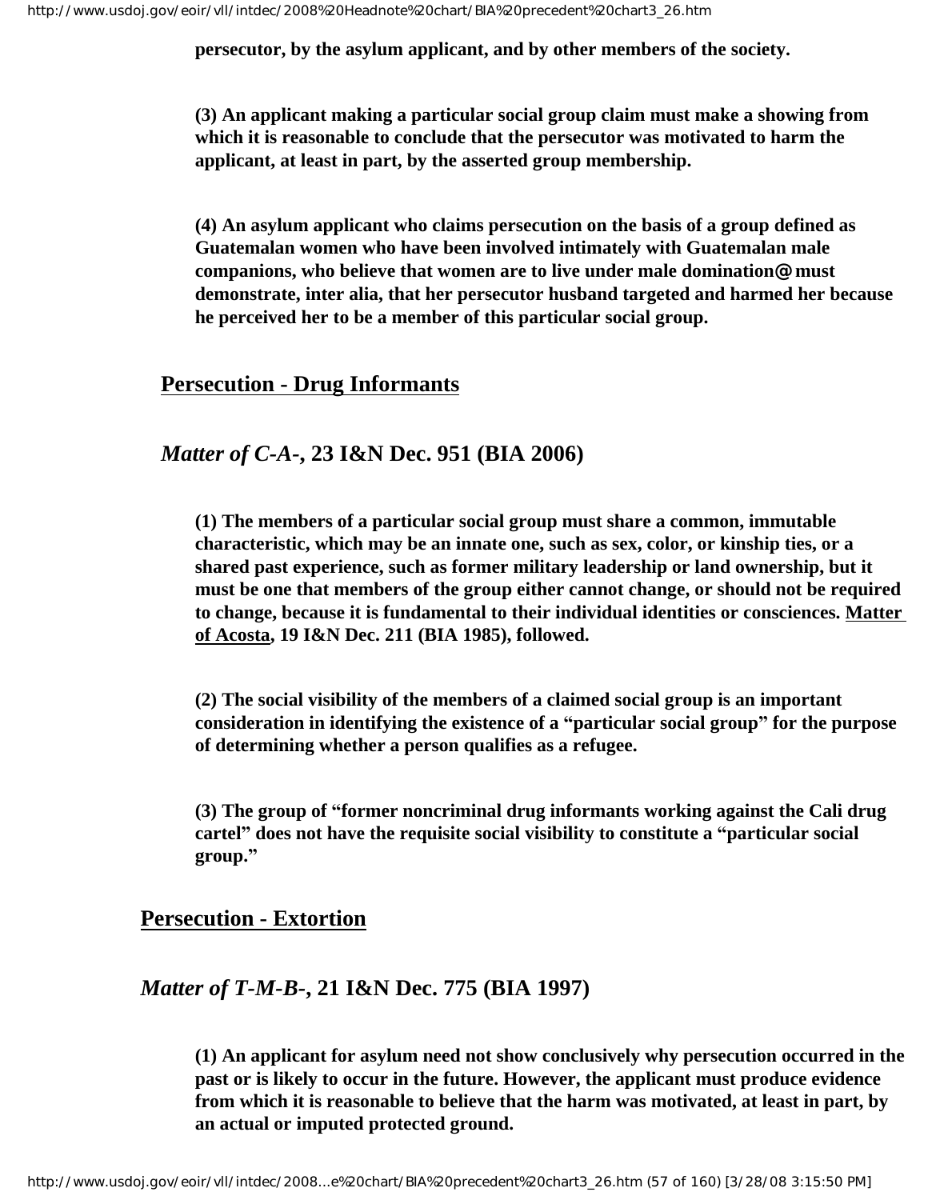**persecutor, by the asylum applicant, and by other members of the society.**

**(3) An applicant making a particular social group claim must make a showing from which it is reasonable to conclude that the persecutor was motivated to harm the applicant, at least in part, by the asserted group membership.**

**(4) An asylum applicant who claims persecution on the basis of a group defined as Guatemalan women who have been involved intimately with Guatemalan male companions, who believe that women are to live under male domination@ must demonstrate, inter alia, that her persecutor husband targeted and harmed her because he perceived her to be a member of this particular social group.**

## Persecution - Drug Informants

### *Matter of C-A-*, 23 I&N Dec. 951 (BIA 2006)

**(1) The members of a particular social group must share a common, immutable characteristic, which may be an innate one, such as sex, color, or kinship ties, or a shared past experience, such as former military leadership or land ownership, but it must be one that members of the group either cannot change, or should not be required to change, because it is fundamental to their individual identities or consciences. Matter of Acosta, 19 I&N Dec. 211 (BIA 1985), followed.**

**(2) The social visibility of the members of a claimed social group is an important consideration in identifying the existence of a "particular social group" for the purpose of determining whether a person qualifies as a refugee.**

**(3) The group of "former noncriminal drug informants working against the Cali drug cartel" does not have the requisite social visibility to constitute a "particular social group."**

## Persecution - Extortion

### *Matter of T-M-B-*, 21 I&N Dec. 775 (BIA 1997)

**(1) An applicant for asylum need not show conclusively why persecution occurred in the past or is likely to occur in the future. However, the applicant must produce evidence from which it is reasonable to believe that the harm was motivated, at least in part, by an actual or imputed protected ground.**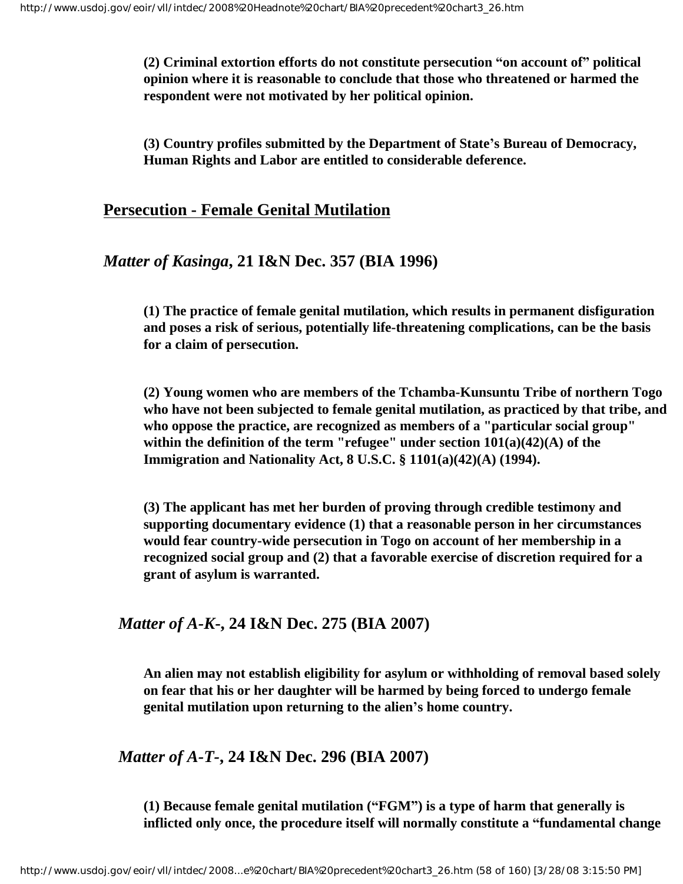**(2) Criminal extortion efforts do not constitute persecution "on account of" political opinion where it is reasonable to conclude that those who threatened or harmed the respondent were not motivated by her political opinion.**

**(3) Country profiles submitted by the Department of State's Bureau of Democracy, Human Rights and Labor are entitled to considerable deference.**

## Persecution - Female Genital Mutilation

### *Matter of Kasinga*, 21 I&N Dec. 357 (BIA 1996)

**(1) The practice of female genital mutilation, which results in permanent disfiguration and poses a risk of serious, potentially life-threatening complications, can be the basis for a claim of persecution.**

**(2) Young women who are members of the Tchamba-Kunsuntu Tribe of northern Togo who have not been subjected to female genital mutilation, as practiced by that tribe, and who oppose the practice, are recognized as members of a "particular social group" within the definition of the term "refugee" under section 101(a)(42)(A) of the Immigration and Nationality Act, 8 U.S.C. § 1101(a)(42)(A) (1994).**

**(3) The applicant has met her burden of proving through credible testimony and supporting documentary evidence (1) that a reasonable person in her circumstances would fear country-wide persecution in Togo on account of her membership in a recognized social group and (2) that a favorable exercise of discretion required for a grant of asylum is warranted.**

### *Matter of A-K-*, 24 I&N Dec. 275 (BIA 2007)

**An alien may not establish eligibility for asylum or withholding of removal based solely on fear that his or her daughter will be harmed by being forced to undergo female genital mutilation upon returning to the alien's home country.**

### *Matter of A-T-*, 24 I&N Dec. 296 (BIA 2007)

**(1) Because female genital mutilation ("FGM") is a type of harm that generally is inflicted only once, the procedure itself will normally constitute a "fundamental change**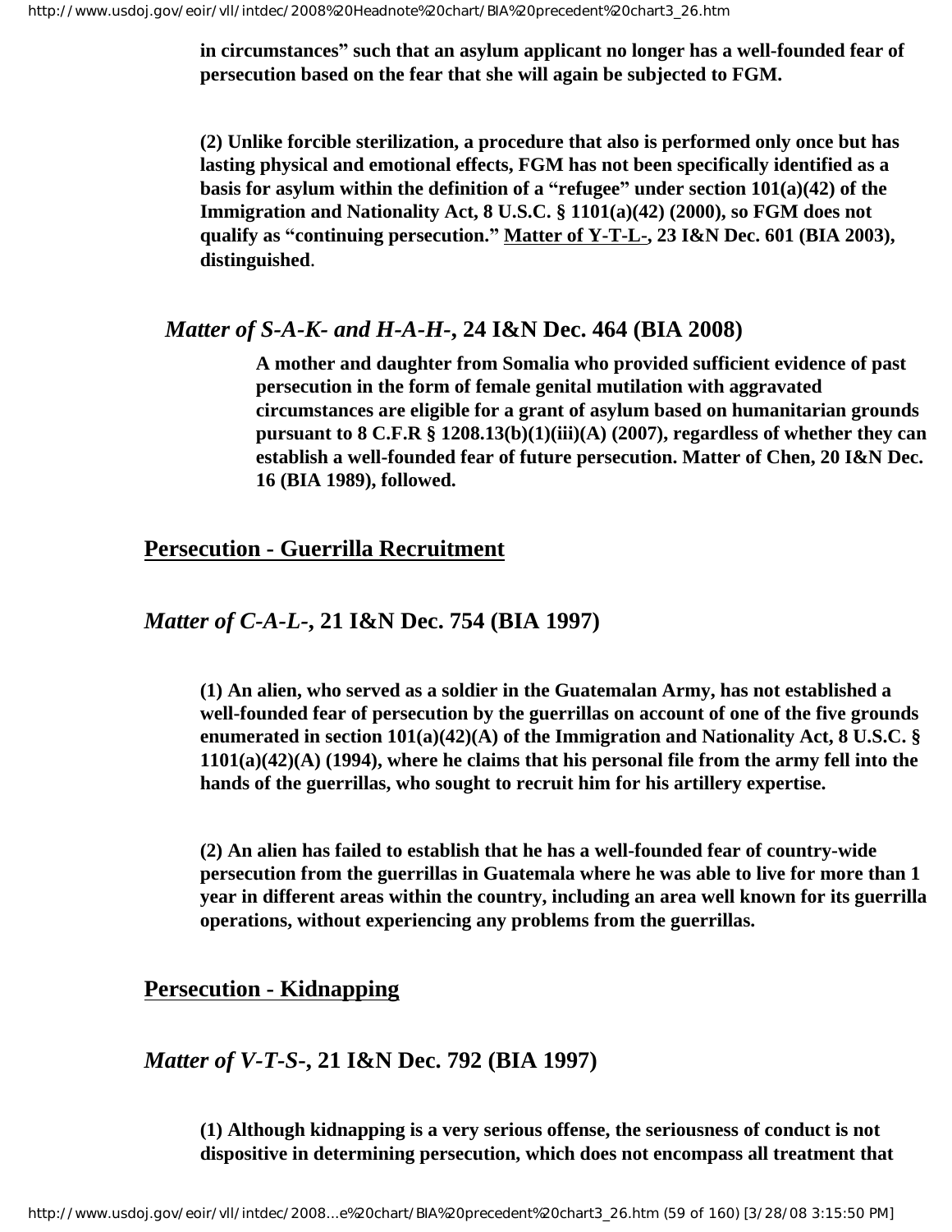**in circumstances" such that an asylum applicant no longer has a well-founded fear of persecution based on the fear that she will again be subjected to FGM.**

**(2) Unlike forcible sterilization, a procedure that also is performed only once but has lasting physical and emotional effects, FGM has not been specifically identified as a basis for asylum within the definition of a "refugee" under section 101(a)(42) of the Immigration and Nationality Act, 8 U.S.C. § 1101(a)(42) (2000), so FGM does not qualify as "continuing persecution." Matter of Y-T-L-, 23 I&N Dec. 601 (BIA 2003), distinguished.**

### *Matter of S-A-K- and H-A-H-,* 24 I&N Dec. 464 (BIA 2008)

**A mother and daughter from Somalia who provided sufficient evidence of past persecution in the form of female genital mutilation with aggravated circumstances are eligible for a grant of asylum based on humanitarian grounds pursuant to 8 C.F.R § 1208.13(b)(1)(iii)(A) (2007), regardless of whether they can establish a well-founded fear of future persecution. Matter of Chen, 20 I&N Dec. 16 (BIA 1989), followed.**

## Persecution - Guerrilla Recruitment

### *Matter of C-A-L-,* 21 I&N Dec. 754 (BIA 1997)

**(1) An alien, who served as a soldier in the Guatemalan Army, has not established a well-founded fear of persecution by the guerrillas on account of one of the five grounds enumerated in section 101(a)(42)(A) of the Immigration and Nationality Act, 8 U.S.C. § 1101(a)(42)(A) (1994), where he claims that his personal file from the army fell into the hands of the guerrillas, who sought to recruit him for his artillery expertise.**

**(2) An alien has failed to establish that he has a well-founded fear of country-wide persecution from the guerrillas in Guatemala where he was able to live for more than 1 year in different areas within the country, including an area well known for its guerrilla operations, without experiencing any problems from the guerrillas.**

## Persecution - Kidnapping

### *Matter of V-T-S-,* 21 I&N Dec. 792 (BIA 1997)

**(1) Although kidnapping is a very serious offense, the seriousness of conduct is not dispositive in determining persecution, which does not encompass all treatment that**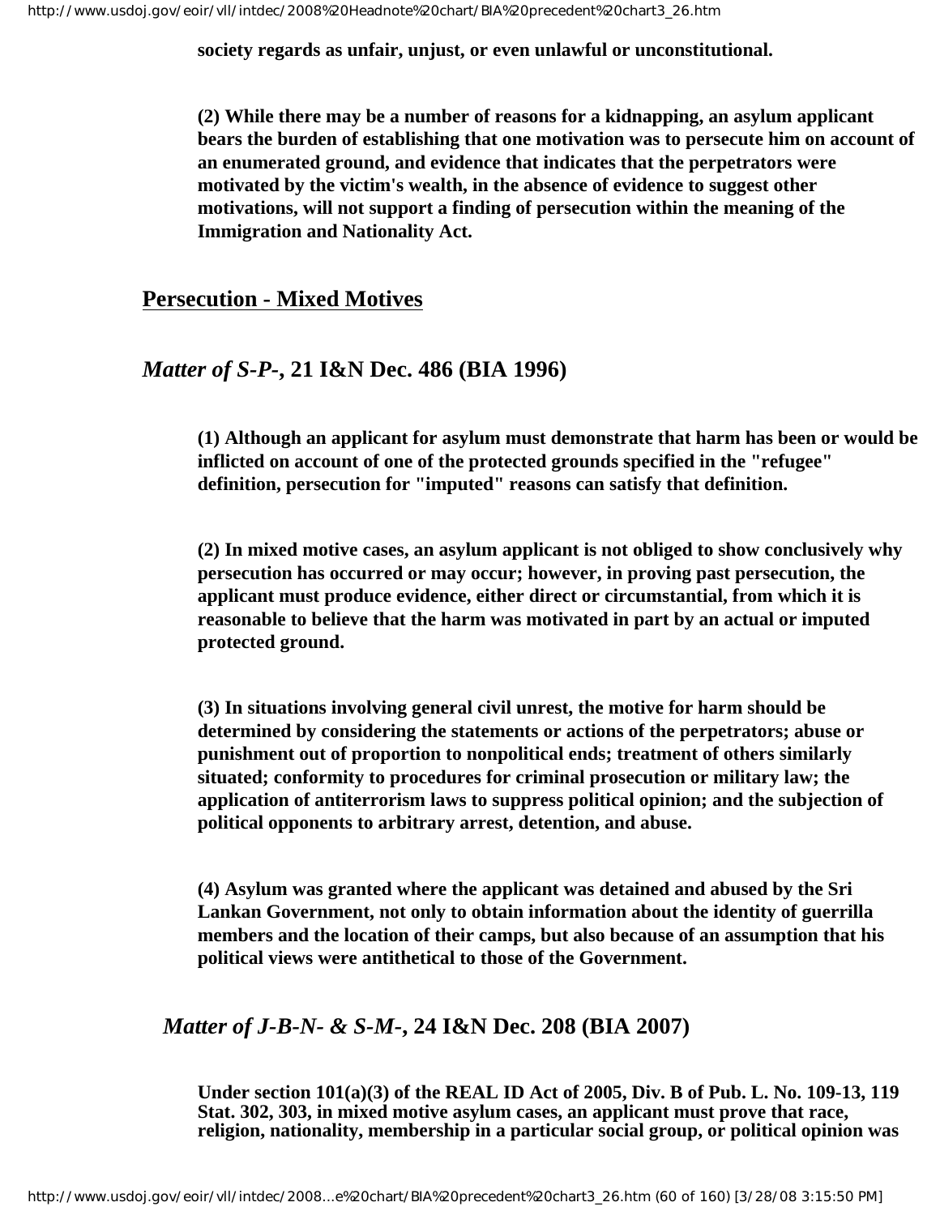**society regards as unfair, unjust, or even unlawful or unconstitutional.**

**(2) While there may be a number of reasons for a kidnapping, an asylum applicant bears the burden of establishing that one motivation was to persecute him on account of an enumerated ground, and evidence that indicates that the perpetrators were motivated by the victim's wealth, in the absence of evidence to suggest other motivations, will not support a finding of persecution within the meaning of the Immigration and Nationality Act.**

## Persecution - Mixed Motives

### *Matter of S-P-*, 21 I&N Dec. 486 (BIA 1996)

**(1) Although an applicant for asylum must demonstrate that harm has been or would be inflicted on account of one of the protected grounds specified in the "refugee" definition, persecution for "imputed" reasons can satisfy that definition.**

**(2) In mixed motive cases, an asylum applicant is not obliged to show conclusively why persecution has occurred or may occur; however, in proving past persecution, the applicant must produce evidence, either direct or circumstantial, from which it is reasonable to believe that the harm was motivated in part by an actual or imputed protected ground.**

**(3) In situations involving general civil unrest, the motive for harm should be determined by considering the statements or actions of the perpetrators; abuse or punishment out of proportion to nonpolitical ends; treatment of others similarly situated; conformity to procedures for criminal prosecution or military law; the application of antiterrorism laws to suppress political opinion; and the subjection of political opponents to arbitrary arrest, detention, and abuse.**

**(4) Asylum was granted where the applicant was detained and abused by the Sri Lankan Government, not only to obtain information about the identity of guerrilla members and the location of their camps, but also because of an assumption that his political views were antithetical to those of the Government.**

### *Matter of J-B-N- & S-M-*, 24 I&N Dec. 208 (BIA 2007)

**Under section 101(a)(3) of the REAL ID Act of 2005, Div. B of Pub. L. No. 109-13, 119 Stat. 302, 303, in mixed motive asylum cases, an applicant must prove that race, religion, nationality, membership in a particular social group, or political opinion was**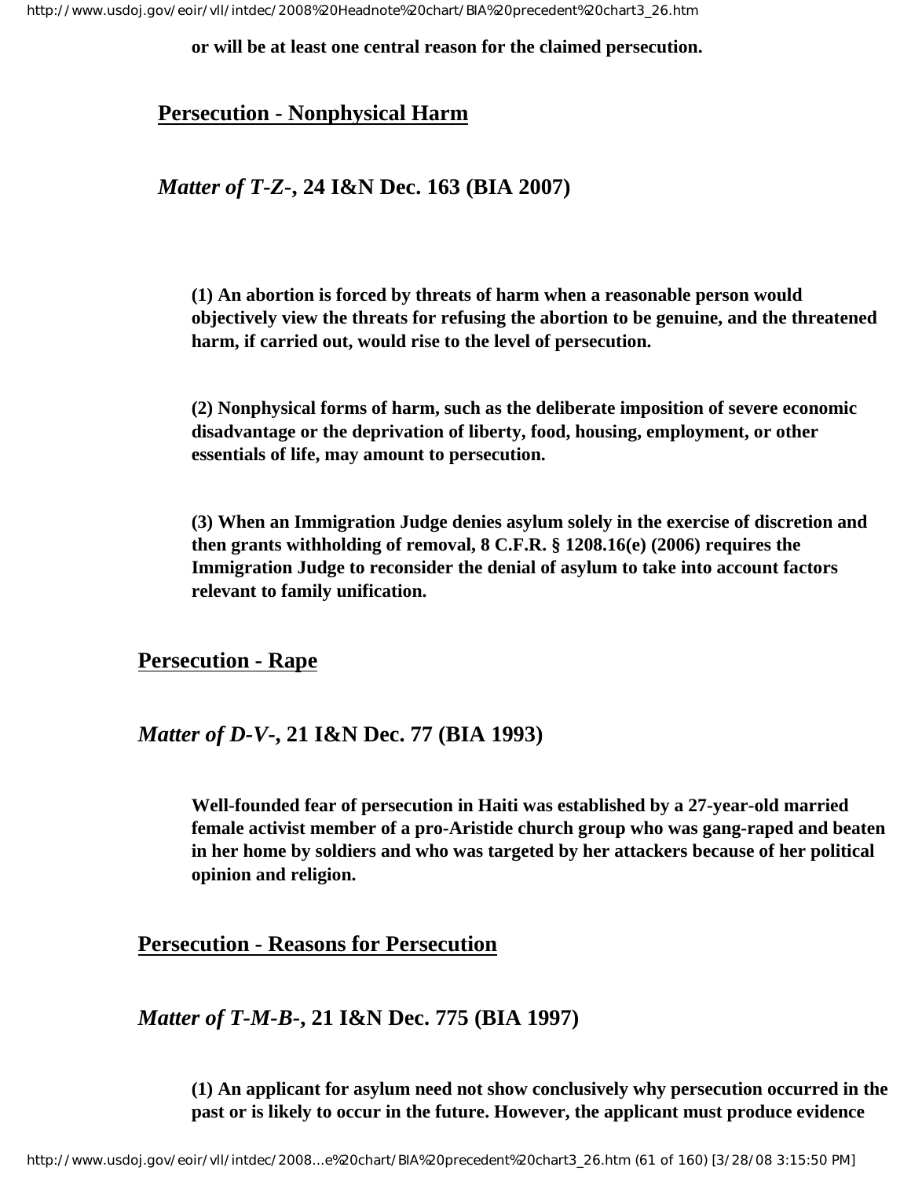**or will be at least one central reason for the claimed persecution.**

## Persecution - Nonphysical Harm

### *Matter of T-Z-*, 24 I&N Dec. 163 (BIA 2007)

**(1) An abortion is forced by threats of harm when a reasonable person would objectively view the threats for refusing the abortion to be genuine, and the threatened harm, if carried out, would rise to the level of persecution.**

**(2) Nonphysical forms of harm, such as the deliberate imposition of severe economic disadvantage or the deprivation of liberty, food, housing, employment, or other essentials of life, may amount to persecution.**

**(3) When an Immigration Judge denies asylum solely in the exercise of discretion and then grants withholding of removal, 8 C.F.R. § 1208.16(e) (2006) requires the Immigration Judge to reconsider the denial of asylum to take into account factors relevant to family unification.**

## Persecution - Rape

### *Matter of D-V-*, 21 I&N Dec. 77 (BIA 1993)

**Well-founded fear of persecution in Haiti was established by a 27-year-old married female activist member of a pro-Aristide church group who was gang-raped and beaten in her home by soldiers and who was targeted by her attackers because of her political opinion and religion.**

## Persecution - Reasons for Persecution

### *Matter of T-M-B-*, 21 I&N Dec. 775 (BIA 1997)

**(1) An applicant for asylum need not show conclusively why persecution occurred in the past or is likely to occur in the future. However, the applicant must produce evidence**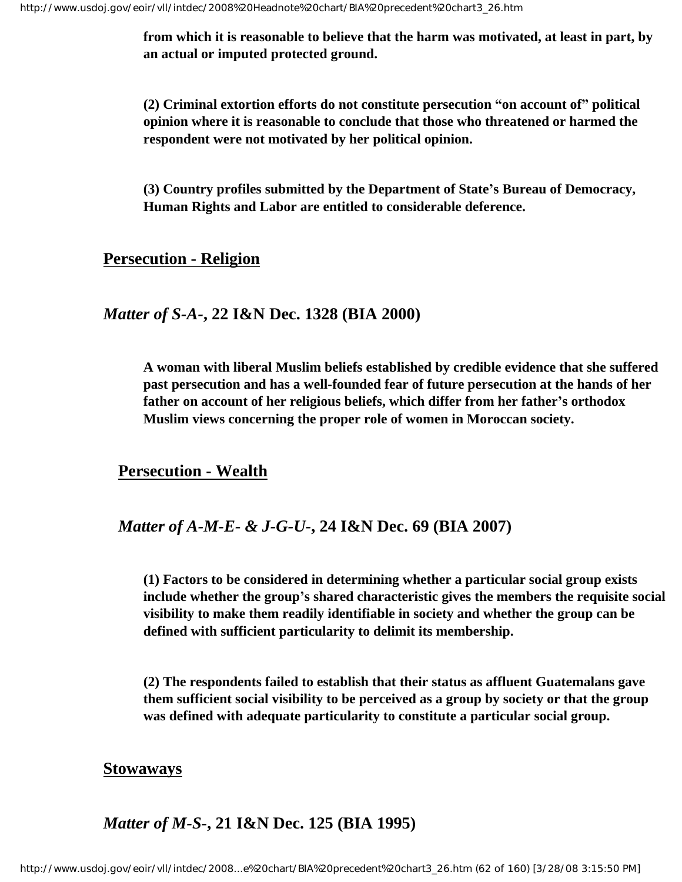**from which it is reasonable to believe that the harm was motivated, at least in part, by an actual or imputed protected ground.**

**(2) Criminal extortion efforts do not constitute persecution "on account of" political opinion where it is reasonable to conclude that those who threatened or harmed the respondent were not motivated by her political opinion.**

**(3) Country profiles submitted by the Department of State's Bureau of Democracy, Human Rights and Labor are entitled to considerable deference.**

## Persecution - Religion

### *Matter of S-A-*, 22 I&N Dec. 1328 (BIA 2000)

**A woman with liberal Muslim beliefs established by credible evidence that she suffered past persecution and has a well-founded fear of future persecution at the hands of her father on account of her religious beliefs, which differ from her father's orthodox Muslim views concerning the proper role of women in Moroccan society.**

## Persecution - Wealth

### *Matter of A-M-E- & J-G-U-*, 24 I&N Dec. 69 (BIA 2007)

**(1) Factors to be considered in determining whether a particular social group exists include whether the group's shared characteristic gives the members the requisite social visibility to make them readily identifiable in society and whether the group can be defined with sufficient particularity to delimit its membership.**

**(2) The respondents failed to establish that their status as affluent Guatemalans gave them sufficient social visibility to be perceived as a group by society or that the group was defined with adequate particularity to constitute a particular social group.**

## Stowaways

### *Matter of M-S-*, 21 I&N Dec. 125 (BIA 1995)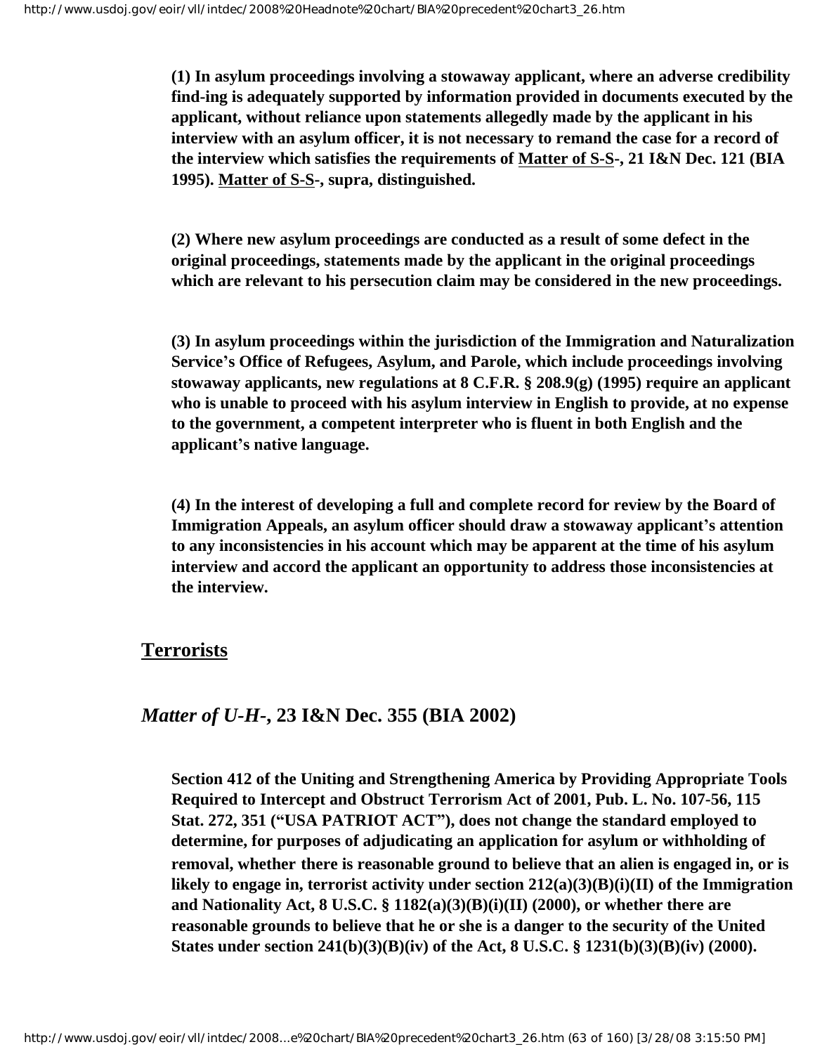**(1) In asylum proceedings involving a stowaway applicant, where an adverse credibility find-ing is adequately supported by information provided in documents executed by the applicant, without reliance upon statements allegedly made by the applicant in his interview with an asylum officer, it is not necessary to remand the case for a record of the interview which satisfies the requirements of Matter of S-S-, 21 I&N Dec. 121 (BIA 1995). Matter of S-S-, supra, distinguished.**

**(2) Where new asylum proceedings are conducted as a result of some defect in the original proceedings, statements made by the applicant in the original proceedings which are relevant to his persecution claim may be considered in the new proceedings.**

**(3) In asylum proceedings within the jurisdiction of the Immigration and Naturalization Service's Office of Refugees, Asylum, and Parole, which include proceedings involving stowaway applicants, new regulations at 8 C.F.R. § 208.9(g) (1995) require an applicant who is unable to proceed with his asylum interview in English to provide, at no expense to the government, a competent interpreter who is fluent in both English and the applicant's native language.**

**(4) In the interest of developing a full and complete record for review by the Board of Immigration Appeals, an asylum officer should draw a stowaway applicant's attention to any inconsistencies in his account which may be apparent at the time of his asylum interview and accord the applicant an opportunity to address those inconsistencies at the interview.**

## Terrorists

### *Matter of U-H-*, 23 I&N Dec. 355 (BIA 2002)

**Section 412 of the Uniting and Strengthening America by Providing Appropriate Tools Required to Intercept and Obstruct Terrorism Act of 2001, Pub. L. No. 107-56, 115 Stat. 272, 351 ("USA PATRIOT ACT"), does not change the standard employed to determine, for purposes of adjudicating an application for asylum or withholding of removal, whether there is reasonable ground to believe that an alien is engaged in, or is likely to engage in, terrorist activity under section 212(a)(3)(B)(i)(II) of the Immigration and Nationality Act, 8 U.S.C. § 1182(a)(3)(B)(i)(II) (2000), or whether there are reasonable grounds to believe that he or she is a danger to the security of the United States under section 241(b)(3)(B)(iv) of the Act, 8 U.S.C. § 1231(b)(3)(B)(iv) (2000).**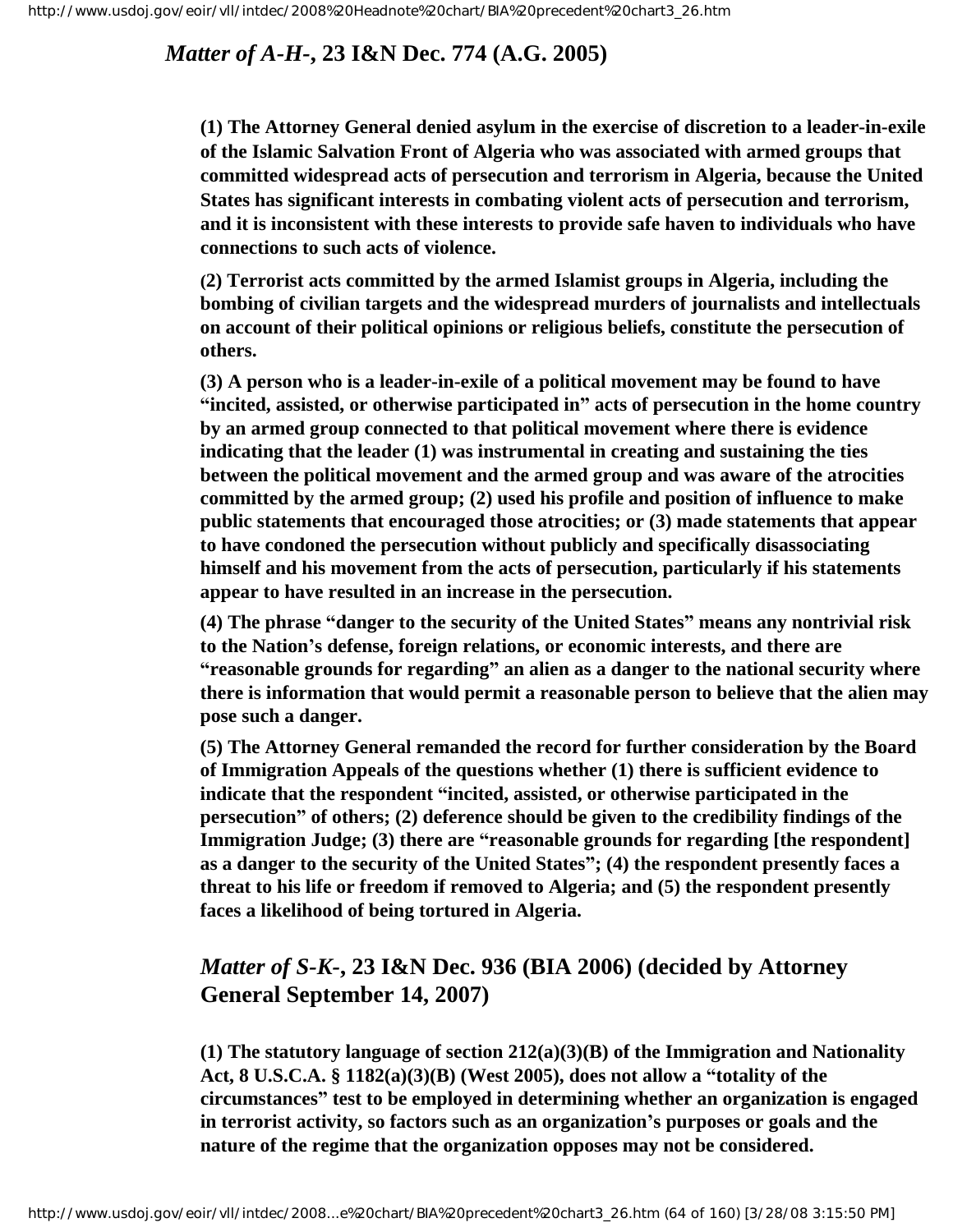## *Matter of A-H-*, 23 I&N Dec. 774 (A.G. 2005)

**(1) The Attorney General denied asylum in the exercise of discretion to a leader-in-exile of the Islamic Salvation Front of Algeria who was associated with armed groups that committed widespread acts of persecution and terrorism in Algeria, because the United States has significant interests in combating violent acts of persecution and terrorism, and it is inconsistent with these interests to provide safe haven to individuals who have connections to such acts of violence.**

**(2) Terrorist acts committed by the armed Islamist groups in Algeria, including the bombing of civilian targets and the widespread murders of journalists and intellectuals on account of their political opinions or religious beliefs, constitute the persecution of others.**

**(3) A person who is a leader-in-exile of a political movement may be found to have "incited, assisted, or otherwise participated in" acts of persecution in the home country by an armed group connected to that political movement where there is evidence indicating that the leader (1) was instrumental in creating and sustaining the ties between the political movement and the armed group and was aware of the atrocities committed by the armed group; (2) used his profile and position of influence to make public statements that encouraged those atrocities; or (3) made statements that appear to have condoned the persecution without publicly and specifically disassociating himself and his movement from the acts of persecution, particularly if his statements appear to have resulted in an increase in the persecution.**

**(4) The phrase "danger to the security of the United States" means any nontrivial risk to the Nation's defense, foreign relations, or economic interests, and there are "reasonable grounds for regarding" an alien as a danger to the national security where there is information that would permit a reasonable person to believe that the alien may pose such a danger.**

**(5) The Attorney General remanded the record for further consideration by the Board of Immigration Appeals of the questions whether (1) there is sufficient evidence to indicate that the respondent "incited, assisted, or otherwise participated in the persecution" of others; (2) deference should be given to the credibility findings of the Immigration Judge; (3) there are "reasonable grounds for regarding [the respondent] as a danger to the security of the United States"; (4) the respondent presently faces a threat to his life or freedom if removed to Algeria; and (5) the respondent presently faces a likelihood of being tortured in Algeria.**

## *Matter of S-K-*, 23 I&N Dec. 936 (BIA 2006) (decided by Attorney General September 14, 2007)

**(1) The statutory language of section 212(a)(3)(B) of the Immigration and Nationality Act, 8 U.S.C.A. § 1182(a)(3)(B) (West 2005), does not allow a "totality of the circumstances" test to be employed in determining whether an organization is engaged in terrorist activity, so factors such as an organization's purposes or goals and the nature of the regime that the organization opposes may not be considered.**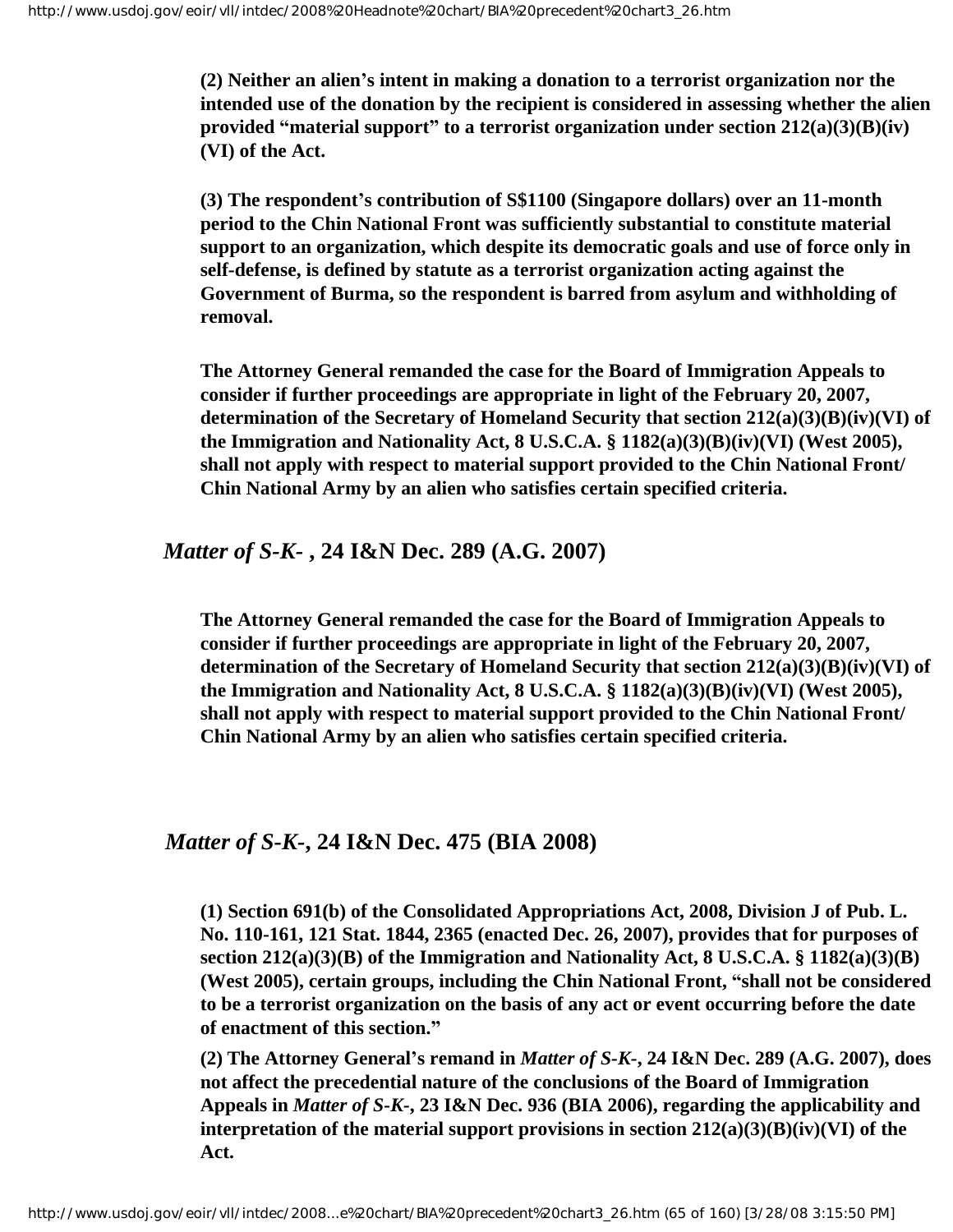**(2) Neither an alien's intent in making a donation to a terrorist organization nor the intended use of the donation by the recipient is considered in assessing whether the alien provided "material support" to a terrorist organization under section 212(a)(3)(B)(iv)(VI) of the Act.**

**(3) The respondent's contribution of S$1100 (Singapore dollars) over an 11-month period to the Chin National Front was sufficiently substantial to constitute material support to an organization, which despite its democratic goals and use of force only in self-defense, is defined by statute as a terrorist organization acting against the Government of Burma, so the respondent is barred from asylum and withholding of removal.**

**The Attorney General remanded the case for the Board of Immigration Appeals to consider if further proceedings are appropriate in light of the February 20, 2007, determination of the Secretary of Homeland Security that section 212(a)(3)(B)(iv)(VI) of the Immigration and Nationality Act, 8 U.S.C.A. § 1182(a)(3)(B)(iv)(VI) (West 2005), shall not apply with respect to material support provided to the Chin National Front/ Chin National Army by an alien who satisfies certain specified criteria.**

## *Matter of S-K-* , 24 I&N Dec. 289 (A.G. 2007)

**The Attorney General remanded the case for the Board of Immigration Appeals to consider if further proceedings are appropriate in light of the February 20, 2007, determination of the Secretary of Homeland Security that section 212(a)(3)(B)(iv)(VI) of the Immigration and Nationality Act, 8 U.S.C.A. § 1182(a)(3)(B)(iv)(VI) (West 2005), shall not apply with respect to material support provided to the Chin National Front/ Chin National Army by an alien who satisfies certain specified criteria.**

## *Matter of S-K-*, 24 I&N Dec. 475 (BIA 2008)

**(1) Section 691(b) of the Consolidated Appropriations Act, 2008, Division J of Pub. L. No. 110-161, 121 Stat. 1844, 2365 (enacted Dec. 26, 2007), provides that for purposes of section 212(a)(3)(B) of the Immigration and Nationality Act, 8 U.S.C.A. § 1182(a)(3)(B) (West 2005), certain groups, including the Chin National Front, "shall not be considered to be a terrorist organization on the basis of any act or event occurring before the date of enactment of this section."**

**(2) The Attorney General's remand in *Matter of S-K-*, 24 I&N Dec. 289 (A.G. 2007), does not affect the precedential nature of the conclusions of the Board of Immigration Appeals in *Matter of S-K-*, 23 I&N Dec. 936 (BIA 2006), regarding the applicability and interpretation of the material support provisions in section 212(a)(3)(B)(iv)(VI) of the Act.**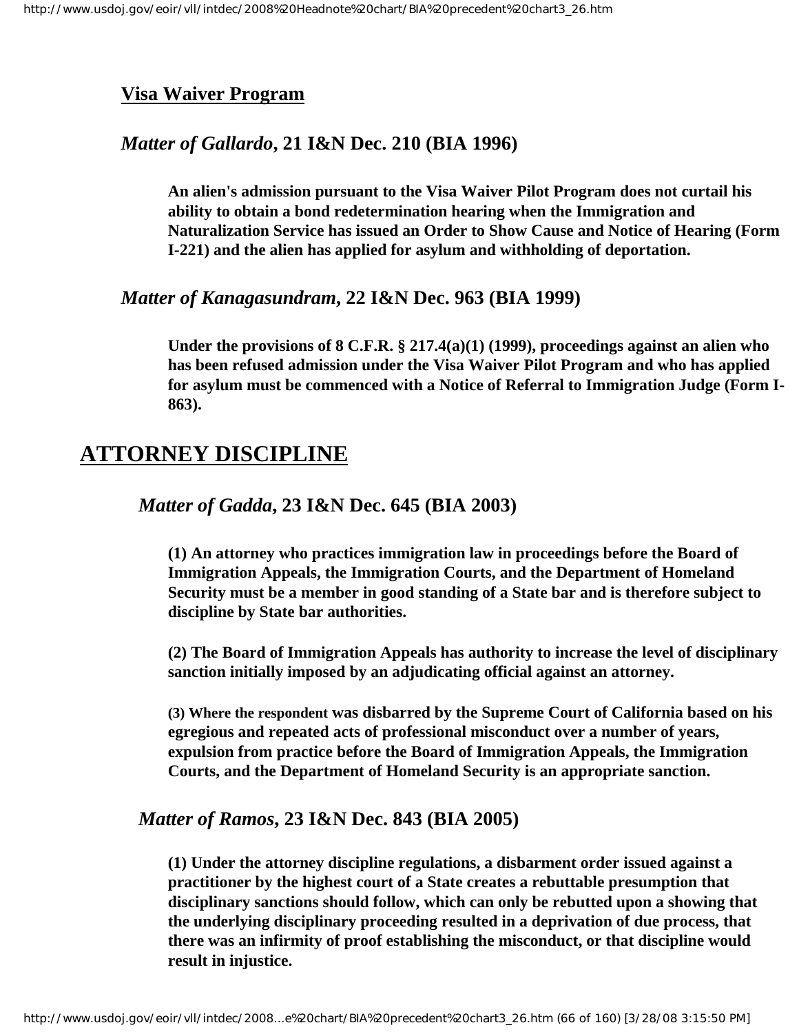### Visa Waiver Program

#### *Matter of Gallardo*, 21 I&N Dec. 210 (BIA 1996)

**An alien's admission pursuant to the Visa Waiver Pilot Program does not curtail his ability to obtain a bond redetermination hearing when the Immigration and Naturalization Service has issued an Order to Show Cause and Notice of Hearing (Form I-221) and the alien has applied for asylum and withholding of deportation.**

#### *Matter of Kanagasundram*, 22 I&N Dec. 963 (BIA 1999)

**Under the provisions of 8 C.F.R. § 217.4(a)(1) (1999), proceedings against an alien who has been refused admission under the Visa Waiver Pilot Program and who has applied for asylum must be commenced with a Notice of Referral to Immigration Judge (Form I-863).**

## ATTORNEY DISCIPLINE

#### *Matter of Gadda*, 23 I&N Dec. 645 (BIA 2003)

**(1) An attorney who practices immigration law in proceedings before the Board of Immigration Appeals, the Immigration Courts, and the Department of Homeland Security must be a member in good standing of a State bar and is therefore subject to discipline by State bar authorities.**

**(2) The Board of Immigration Appeals has authority to increase the level of disciplinary sanction initially imposed by an adjudicating official against an attorney.**

**(3) Where the respondent was disbarred by the Supreme Court of California based on his egregious and repeated acts of professional misconduct over a number of years, expulsion from practice before the Board of Immigration Appeals, the Immigration Courts, and the Department of Homeland Security is an appropriate sanction.**

#### *Matter of Ramos*, 23 I&N Dec. 843 (BIA 2005)

**(1) Under the attorney discipline regulations, a disbarment order issued against a practitioner by the highest court of a State creates a rebuttable presumption that disciplinary sanctions should follow, which can only be rebutted upon a showing that the underlying disciplinary proceeding resulted in a deprivation of due process, that there was an infirmity of proof establishing the misconduct, or that discipline would result in injustice.**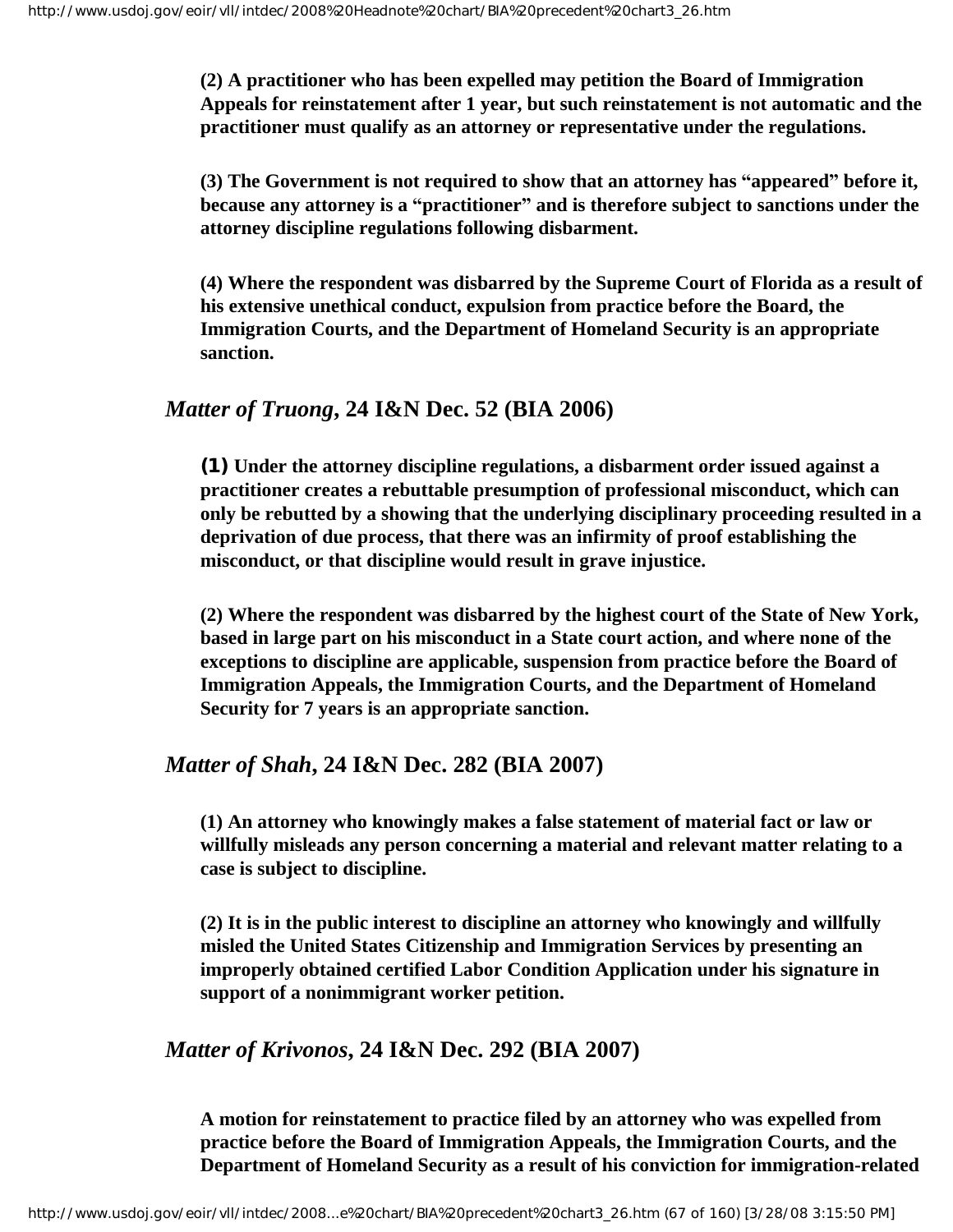**(2) A practitioner who has been expelled may petition the Board of Immigration Appeals for reinstatement after 1 year, but such reinstatement is not automatic and the practitioner must qualify as an attorney or representative under the regulations.**

**(3) The Government is not required to show that an attorney has "appeared" before it, because any attorney is a "practitioner" and is therefore subject to sanctions under the attorney discipline regulations following disbarment.**

**(4) Where the respondent was disbarred by the Supreme Court of Florida as a result of his extensive unethical conduct, expulsion from practice before the Board, the Immigration Courts, and the Department of Homeland Security is an appropriate sanction.**

### *Matter of Truong*, 24 I&N Dec. 52 (BIA 2006)

**(1) Under the attorney discipline regulations, a disbarment order issued against a practitioner creates a rebuttable presumption of professional misconduct, which can only be rebutted by a showing that the underlying disciplinary proceeding resulted in a deprivation of due process, that there was an infirmity of proof establishing the misconduct, or that discipline would result in grave injustice.**

**(2) Where the respondent was disbarred by the highest court of the State of New York, based in large part on his misconduct in a State court action, and where none of the exceptions to discipline are applicable, suspension from practice before the Board of Immigration Appeals, the Immigration Courts, and the Department of Homeland Security for 7 years is an appropriate sanction.**

### *Matter of Shah*, 24 I&N Dec. 282 (BIA 2007)

**(1) An attorney who knowingly makes a false statement of material fact or law or willfully misleads any person concerning a material and relevant matter relating to a case is subject to discipline.**

**(2) It is in the public interest to discipline an attorney who knowingly and willfully misled the United States Citizenship and Immigration Services by presenting an improperly obtained certified Labor Condition Application under his signature in support of a nonimmigrant worker petition.**

### *Matter of Krivonos*, 24 I&N Dec. 292 (BIA 2007)

**A motion for reinstatement to practice filed by an attorney who was expelled from practice before the Board of Immigration Appeals, the Immigration Courts, and the Department of Homeland Security as a result of his conviction for immigration-related**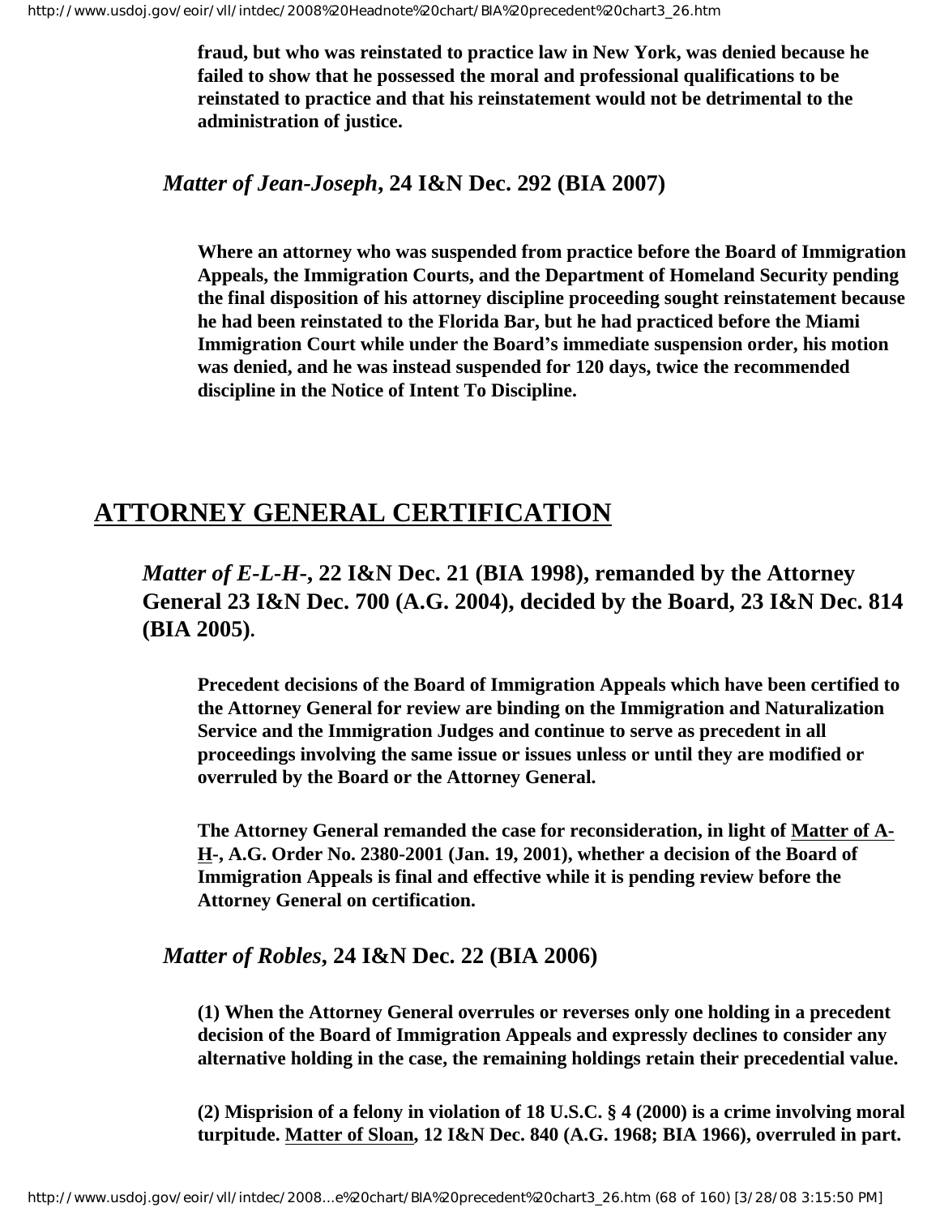**fraud, but who was reinstated to practice law in New York, was denied because he failed to show that he possessed the moral and professional qualifications to be reinstated to practice and that his reinstatement would not be detrimental to the administration of justice.**

***Matter of Jean-Joseph*, 24 I&N Dec. 292 (BIA 2007)**

**Where an attorney who was suspended from practice before the Board of Immigration Appeals, the Immigration Courts, and the Department of Homeland Security pending the final disposition of his attorney discipline proceeding sought reinstatement because he had been reinstated to the Florida Bar, but he had practiced before the Miami Immigration Court while under the Board's immediate suspension order, his motion was denied, and he was instead suspended for 120 days, twice the recommended discipline in the Notice of Intent To Discipline.**

## ATTORNEY GENERAL CERTIFICATION

### *Matter of E-L-H-*, 22 I&N Dec. 21 (BIA 1998), remanded by the Attorney General 23 I&N Dec. 700 (A.G. 2004), decided by the Board, 23 I&N Dec. 814 (BIA 2005).

**Precedent decisions of the Board of Immigration Appeals which have been certified to the Attorney General for review are binding on the Immigration and Naturalization Service and the Immigration Judges and continue to serve as precedent in all proceedings involving the same issue or issues unless or until they are modified or overruled by the Board or the Attorney General.**

**The Attorney General remanded the case for reconsideration, in light of Matter of A-H-, A.G. Order No. 2380-2001 (Jan. 19, 2001), whether a decision of the Board of Immigration Appeals is final and effective while it is pending review before the Attorney General on certification.**

***Matter of Robles*, 24 I&N Dec. 22 (BIA 2006)**

**(1) When the Attorney General overrules or reverses only one holding in a precedent decision of the Board of Immigration Appeals and expressly declines to consider any alternative holding in the case, the remaining holdings retain their precedential value.**

**(2) Misprision of a felony in violation of 18 U.S.C. § 4 (2000) is a crime involving moral turpitude. Matter of Sloan, 12 I&N Dec. 840 (A.G. 1968; BIA 1966), overruled in part.**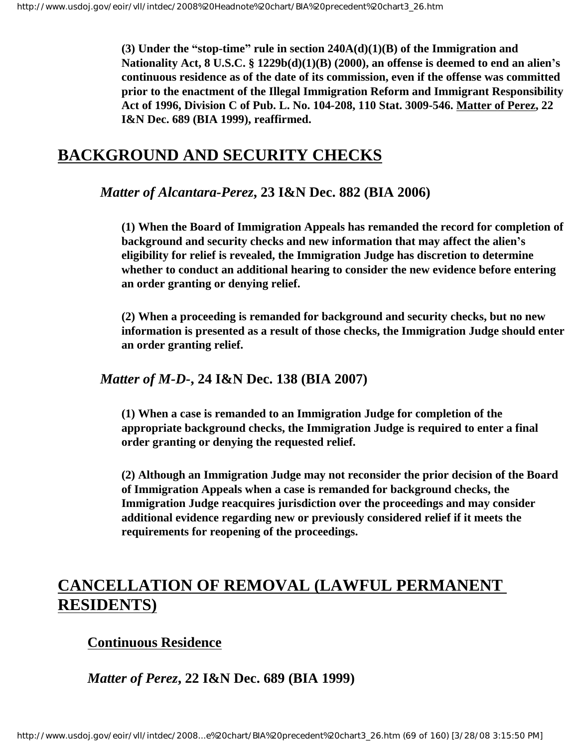**(3) Under the "stop-time" rule in section 240A(d)(1)(B) of the Immigration and Nationality Act, 8 U.S.C. § 1229b(d)(1)(B) (2000), an offense is deemed to end an alien's continuous residence as of the date of its commission, even if the offense was committed prior to the enactment of the Illegal Immigration Reform and Immigrant Responsibility Act of 1996, Division C of Pub. L. No. 104-208, 110 Stat. 3009-546. Matter of Perez, 22 I&N Dec. 689 (BIA 1999), reaffirmed.**

## BACKGROUND AND SECURITY CHECKS

### *Matter of Alcantara-Perez*, 23 I&N Dec. 882 (BIA 2006)

**(1) When the Board of Immigration Appeals has remanded the record for completion of background and security checks and new information that may affect the alien's eligibility for relief is revealed, the Immigration Judge has discretion to determine whether to conduct an additional hearing to consider the new evidence before entering an order granting or denying relief.**

**(2) When a proceeding is remanded for background and security checks, but no new information is presented as a result of those checks, the Immigration Judge should enter an order granting relief.**

### *Matter of M-D-*, 24 I&N Dec. 138 (BIA 2007)

**(1) When a case is remanded to an Immigration Judge for completion of the appropriate background checks, the Immigration Judge is required to enter a final order granting or denying the requested relief.**

**(2) Although an Immigration Judge may not reconsider the prior decision of the Board of Immigration Appeals when a case is remanded for background checks, the Immigration Judge reacquires jurisdiction over the proceedings and may consider additional evidence regarding new or previously considered relief if it meets the requirements for reopening of the proceedings.**

## CANCELLATION OF REMOVAL (LAWFUL PERMANENT RESIDENTS)

### Continuous Residence

### *Matter of Perez*, 22 I&N Dec. 689 (BIA 1999)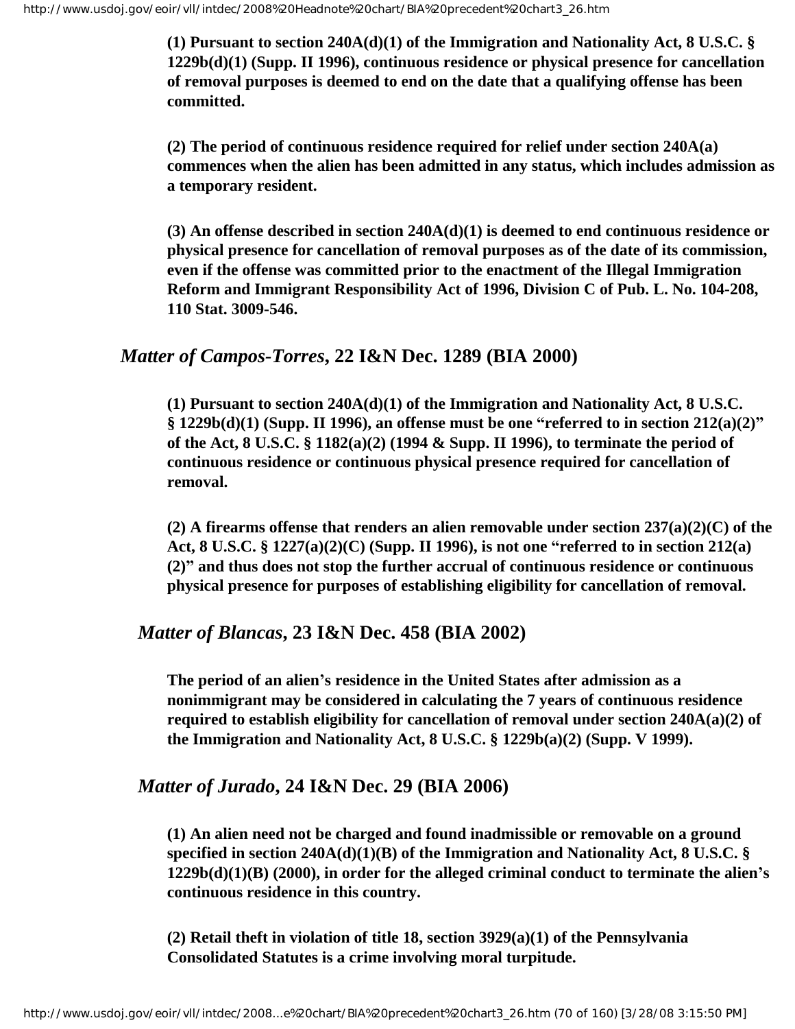**(1) Pursuant to section 240A(d)(1) of the Immigration and Nationality Act, 8 U.S.C. § 1229b(d)(1) (Supp. II 1996), continuous residence or physical presence for cancellation of removal purposes is deemed to end on the date that a qualifying offense has been committed.**

**(2) The period of continuous residence required for relief under section 240A(a) commences when the alien has been admitted in any status, which includes admission as a temporary resident.**

**(3) An offense described in section 240A(d)(1) is deemed to end continuous residence or physical presence for cancellation of removal purposes as of the date of its commission, even if the offense was committed prior to the enactment of the Illegal Immigration Reform and Immigrant Responsibility Act of 1996, Division C of Pub. L. No. 104-208, 110 Stat. 3009-546.**

### *Matter of Campos-Torres*, 22 I&N Dec. 1289 (BIA 2000)

**(1) Pursuant to section 240A(d)(1) of the Immigration and Nationality Act, 8 U.S.C. § 1229b(d)(1) (Supp. II 1996), an offense must be one "referred to in section 212(a)(2)" of the Act, 8 U.S.C. § 1182(a)(2) (1994 & Supp. II 1996), to terminate the period of continuous residence or continuous physical presence required for cancellation of removal.**

**(2) A firearms offense that renders an alien removable under section 237(a)(2)(C) of the Act, 8 U.S.C. § 1227(a)(2)(C) (Supp. II 1996), is not one "referred to in section 212(a)(2)" and thus does not stop the further accrual of continuous residence or continuous physical presence for purposes of establishing eligibility for cancellation of removal.**

### *Matter of Blancas*, 23 I&N Dec. 458 (BIA 2002)

**The period of an alien's residence in the United States after admission as a nonimmigrant may be considered in calculating the 7 years of continuous residence required to establish eligibility for cancellation of removal under section 240A(a)(2) of the Immigration and Nationality Act, 8 U.S.C. § 1229b(a)(2) (Supp. V 1999).**

### *Matter of Jurado*, 24 I&N Dec. 29 (BIA 2006)

**(1) An alien need not be charged and found inadmissible or removable on a ground specified in section 240A(d)(1)(B) of the Immigration and Nationality Act, 8 U.S.C. § 1229b(d)(1)(B) (2000), in order for the alleged criminal conduct to terminate the alien's continuous residence in this country.**

**(2) Retail theft in violation of title 18, section 3929(a)(1) of the Pennsylvania Consolidated Statutes is a crime involving moral turpitude.**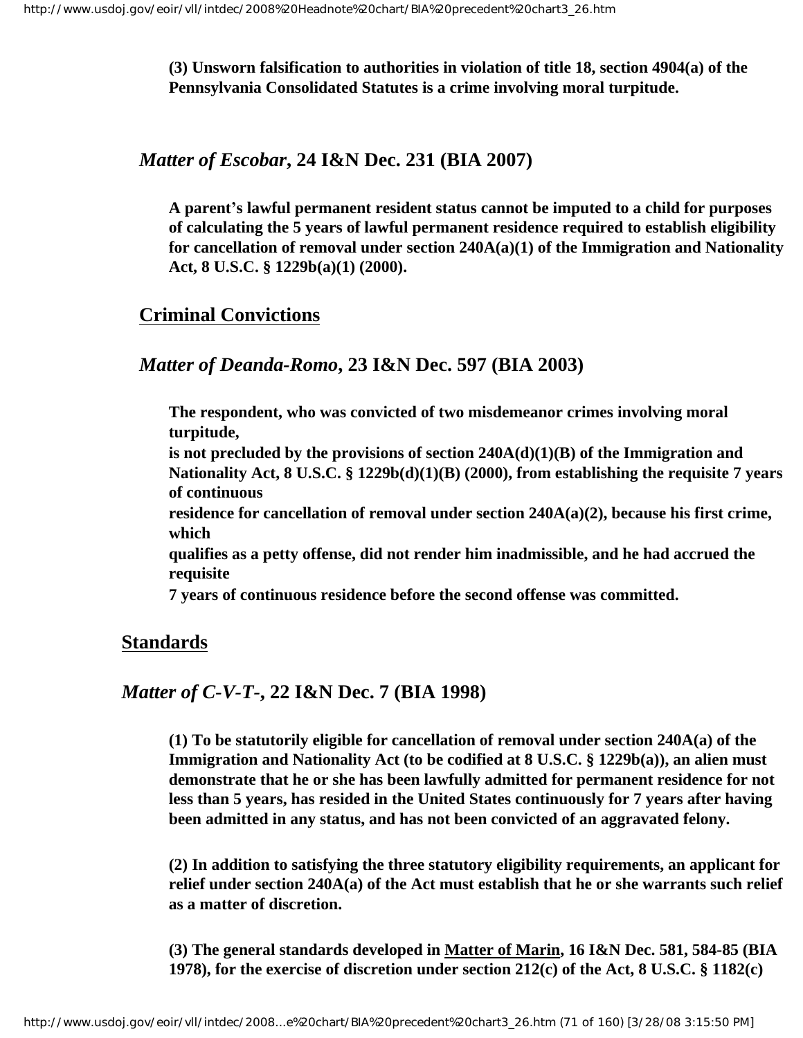**(3) Unsworn falsification to authorities in violation of title 18, section 4904(a) of the Pennsylvania Consolidated Statutes is a crime involving moral turpitude.**

### *Matter of Escobar*, 24 I&N Dec. 231 (BIA 2007)

**A parent's lawful permanent resident status cannot be imputed to a child for purposes of calculating the 5 years of lawful permanent residence required to establish eligibility for cancellation of removal under section 240A(a)(1) of the Immigration and Nationality Act, 8 U.S.C. § 1229b(a)(1) (2000).**

## Criminal Convictions

### *Matter of Deanda-Romo*, 23 I&N Dec. 597 (BIA 2003)

**The respondent, who was convicted of two misdemeanor crimes involving moral turpitude, is not precluded by the provisions of section 240A(d)(1)(B) of the Immigration and Nationality Act, 8 U.S.C. § 1229b(d)(1)(B) (2000), from establishing the requisite 7 years of continuous residence for cancellation of removal under section 240A(a)(2), because his first crime, which qualifies as a petty offense, did not render him inadmissible, and he had accrued the requisite 7 years of continuous residence before the second offense was committed.**

## Standards

### *Matter of C-V-T-*, 22 I&N Dec. 7 (BIA 1998)

**(1) To be statutorily eligible for cancellation of removal under section 240A(a) of the Immigration and Nationality Act (to be codified at 8 U.S.C. § 1229b(a)), an alien must demonstrate that he or she has been lawfully admitted for permanent residence for not less than 5 years, has resided in the United States continuously for 7 years after having been admitted in any status, and has not been convicted of an aggravated felony.**

**(2) In addition to satisfying the three statutory eligibility requirements, an applicant for relief under section 240A(a) of the Act must establish that he or she warrants such relief as a matter of discretion.**

**(3) The general standards developed in Matter of Marin, 16 I&N Dec. 581, 584-85 (BIA 1978), for the exercise of discretion under section 212(c) of the Act, 8 U.S.C. § 1182(c)**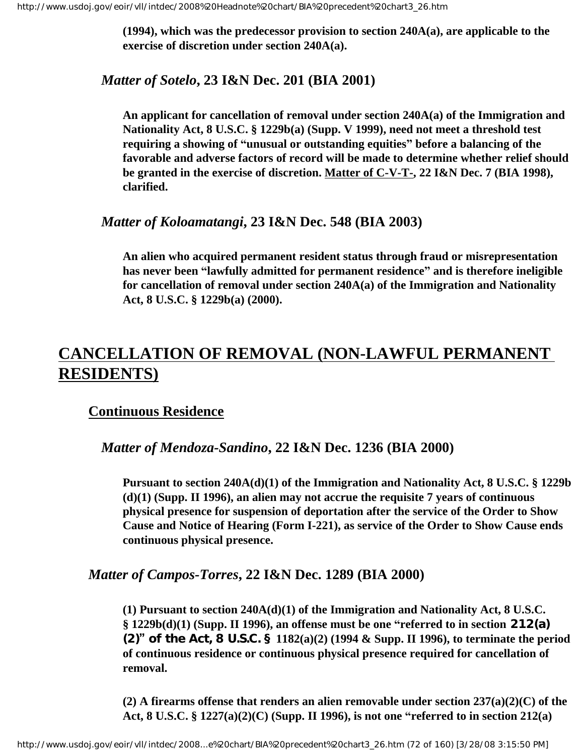**(1994), which was the predecessor provision to section 240A(a), are applicable to the exercise of discretion under section 240A(a).**

### *Matter of Sotelo*, 23 I&N Dec. 201 (BIA 2001)

**An applicant for cancellation of removal under section 240A(a) of the Immigration and Nationality Act, 8 U.S.C. § 1229b(a) (Supp. V 1999), need not meet a threshold test requiring a showing of "unusual or outstanding equities" before a balancing of the favorable and adverse factors of record will be made to determine whether relief should be granted in the exercise of discretion. Matter of C-V-T-, 22 I&N Dec. 7 (BIA 1998), clarified.**

### *Matter of Koloamatangi*, 23 I&N Dec. 548 (BIA 2003)

**An alien who acquired permanent resident status through fraud or misrepresentation has never been "lawfully admitted for permanent residence" and is therefore ineligible for cancellation of removal under section 240A(a) of the Immigration and Nationality Act, 8 U.S.C. § 1229b(a) (2000).**

# CANCELLATION OF REMOVAL (NON-LAWFUL PERMANENT RESIDENTS)

## Continuous Residence

### *Matter of Mendoza-Sandino*, 22 I&N Dec. 1236 (BIA 2000)

**Pursuant to section 240A(d)(1) of the Immigration and Nationality Act, 8 U.S.C. § 1229b (d)(1) (Supp. II 1996), an alien may not accrue the requisite 7 years of continuous physical presence for suspension of deportation after the service of the Order to Show Cause and Notice of Hearing (Form I-221), as service of the Order to Show Cause ends continuous physical presence.**

### *Matter of Campos-Torres*, 22 I&N Dec. 1289 (BIA 2000)

**(1) Pursuant to section 240A(d)(1) of the Immigration and Nationality Act, 8 U.S.C. § 1229b(d)(1) (Supp. II 1996), an offense must be one "referred to in section 212(a)(2)" of the Act, 8 U.S.C. § 1182(a)(2) (1994 & Supp. II 1996), to terminate the period of continuous residence or continuous physical presence required for cancellation of removal.**

**(2) A firearms offense that renders an alien removable under section 237(a)(2)(C) of the Act, 8 U.S.C. § 1227(a)(2)(C) (Supp. II 1996), is not one "referred to in section 212(a)**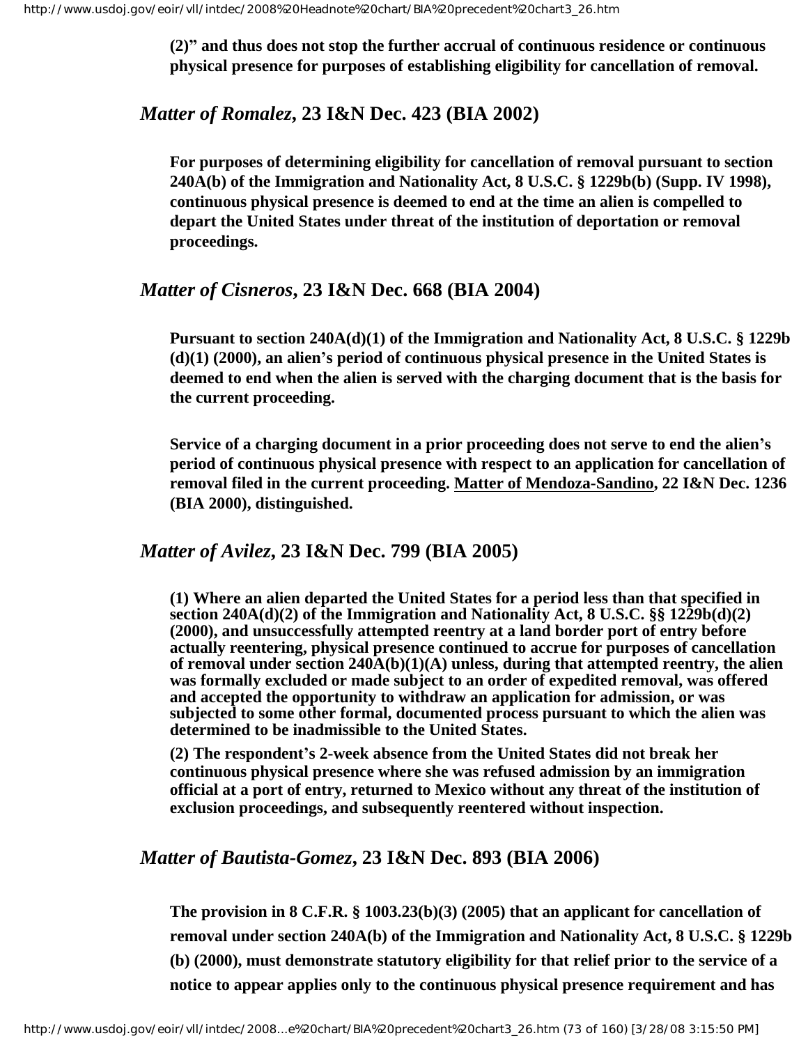**(2)" and thus does not stop the further accrual of continuous residence or continuous physical presence for purposes of establishing eligibility for cancellation of removal.**

### *Matter of Romalez***, 23 I&N Dec. 423 (BIA 2002)**

**For purposes of determining eligibility for cancellation of removal pursuant to section 240A(b) of the Immigration and Nationality Act, 8 U.S.C. § 1229b(b) (Supp. IV 1998), continuous physical presence is deemed to end at the time an alien is compelled to depart the United States under threat of the institution of deportation or removal proceedings.**

### *Matter of Cisneros***, 23 I&N Dec. 668 (BIA 2004)**

**Pursuant to section 240A(d)(1) of the Immigration and Nationality Act, 8 U.S.C. § 1229b (d)(1) (2000), an alien's period of continuous physical presence in the United States is deemed to end when the alien is served with the charging document that is the basis for the current proceeding.**

**Service of a charging document in a prior proceeding does not serve to end the alien's period of continuous physical presence with respect to an application for cancellation of removal filed in the current proceeding. Matter of Mendoza-Sandino, 22 I&N Dec. 1236 (BIA 2000), distinguished.**

### *Matter of Avilez***, 23 I&N Dec. 799 (BIA 2005)**

**(1) Where an alien departed the United States for a period less than that specified in section 240A(d)(2) of the Immigration and Nationality Act, 8 U.S.C. §§ 1229b(d)(2) (2000), and unsuccessfully attempted reentry at a land border port of entry before actually reentering, physical presence continued to accrue for purposes of cancellation of removal under section 240A(b)(1)(A) unless, during that attempted reentry, the alien was formally excluded or made subject to an order of expedited removal, was offered and accepted the opportunity to withdraw an application for admission, or was subjected to some other formal, documented process pursuant to which the alien was determined to be inadmissible to the United States.**

**(2) The respondent's 2-week absence from the United States did not break her continuous physical presence where she was refused admission by an immigration official at a port of entry, returned to Mexico without any threat of the institution of exclusion proceedings, and subsequently reentered without inspection.**

### *Matter of Bautista-Gomez***, 23 I&N Dec. 893 (BIA 2006)**

**The provision in 8 C.F.R. § 1003.23(b)(3) (2005) that an applicant for cancellation of removal under section 240A(b) of the Immigration and Nationality Act, 8 U.S.C. § 1229b (b) (2000), must demonstrate statutory eligibility for that relief prior to the service of a notice to appear applies only to the continuous physical presence requirement and has**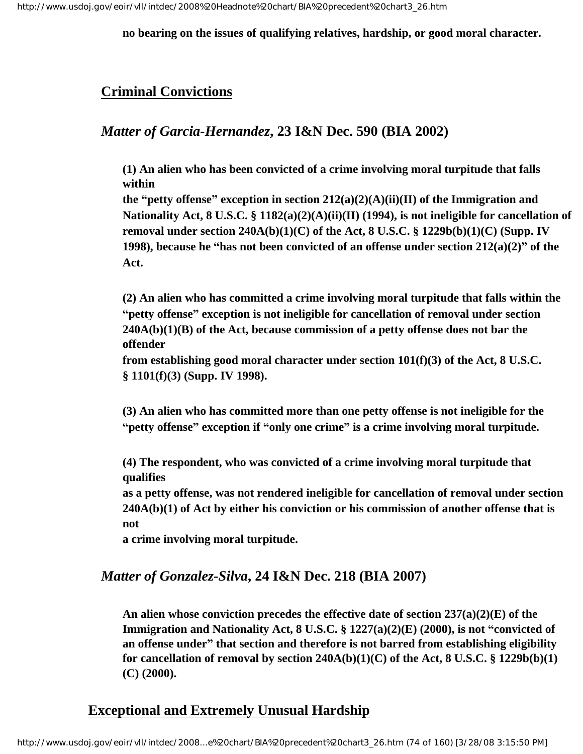**no bearing on the issues of qualifying relatives, hardship, or good moral character.**

## Criminal Convictions

### *Matter of Garcia-Hernandez,* 23 I&N Dec. 590 (BIA 2002)

**(1) An alien who has been convicted of a crime involving moral turpitude that falls within the "petty offense" exception in section 212(a)(2)(A)(ii)(II) of the Immigration and Nationality Act, 8 U.S.C. § 1182(a)(2)(A)(ii)(II) (1994), is not ineligible for cancellation of removal under section 240A(b)(1)(C) of the Act, 8 U.S.C. § 1229b(b)(1)(C) (Supp. IV 1998), because he "has not been convicted of an offense under section 212(a)(2)" of the Act.**

**(2) An alien who has committed a crime involving moral turpitude that falls within the "petty offense" exception is not ineligible for cancellation of removal under section 240A(b)(1)(B) of the Act, because commission of a petty offense does not bar the offender from establishing good moral character under section 101(f)(3) of the Act, 8 U.S.C. § 1101(f)(3) (Supp. IV 1998).**

**(3) An alien who has committed more than one petty offense is not ineligible for the "petty offense" exception if "only one crime" is a crime involving moral turpitude.**

**(4) The respondent, who was convicted of a crime involving moral turpitude that qualifies as a petty offense, was not rendered ineligible for cancellation of removal under section 240A(b)(1) of Act by either his conviction or his commission of another offense that is not a crime involving moral turpitude.**

### *Matter of Gonzalez-Silva,* 24 I&N Dec. 218 (BIA 2007)

**An alien whose conviction precedes the effective date of section 237(a)(2)(E) of the Immigration and Nationality Act, 8 U.S.C. § 1227(a)(2)(E) (2000), is not "convicted of an offense under" that section and therefore is not barred from establishing eligibility for cancellation of removal by section 240A(b)(1)(C) of the Act, 8 U.S.C. § 1229b(b)(1)(C) (2000).**

## Exceptional and Extremely Unusual Hardship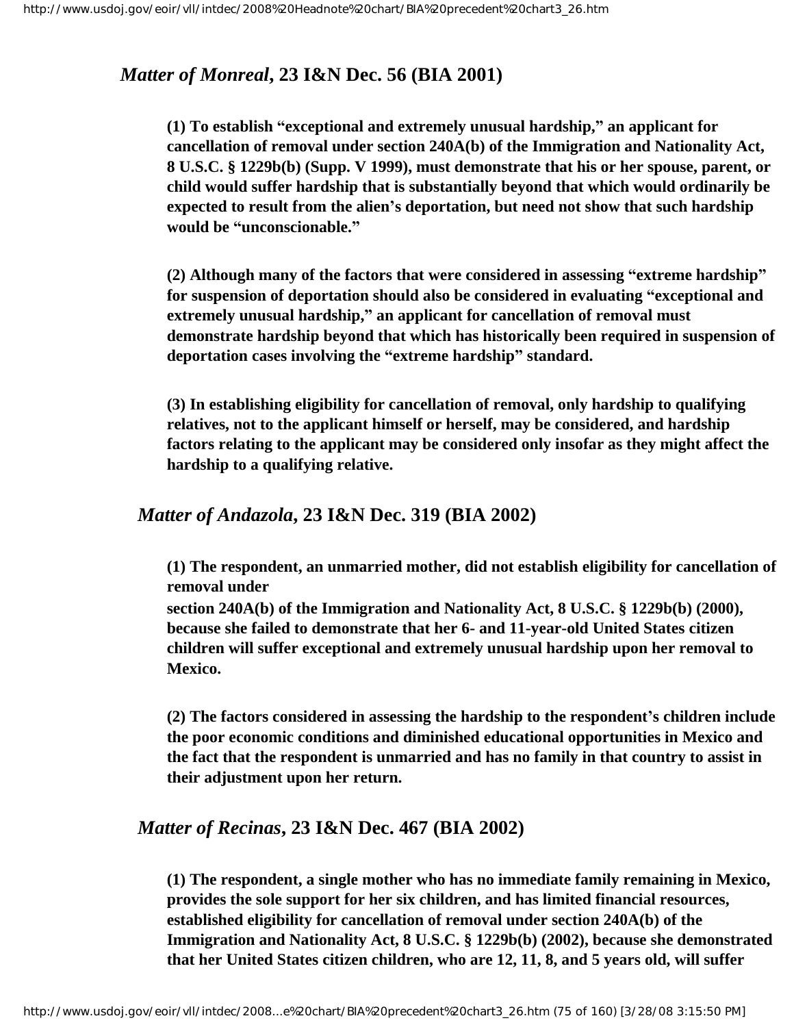### *Matter of Monreal*, 23 I&N Dec. 56 (BIA 2001)

**(1) To establish "exceptional and extremely unusual hardship," an applicant for cancellation of removal under section 240A(b) of the Immigration and Nationality Act, 8 U.S.C. § 1229b(b) (Supp. V 1999), must demonstrate that his or her spouse, parent, or child would suffer hardship that is substantially beyond that which would ordinarily be expected to result from the alien's deportation, but need not show that such hardship would be "unconscionable."**

**(2) Although many of the factors that were considered in assessing "extreme hardship" for suspension of deportation should also be considered in evaluating "exceptional and extremely unusual hardship," an applicant for cancellation of removal must demonstrate hardship beyond that which has historically been required in suspension of deportation cases involving the "extreme hardship" standard.**

**(3) In establishing eligibility for cancellation of removal, only hardship to qualifying relatives, not to the applicant himself or herself, may be considered, and hardship factors relating to the applicant may be considered only insofar as they might affect the hardship to a qualifying relative.**

### *Matter of Andazola*, 23 I&N Dec. 319 (BIA 2002)

**(1) The respondent, an unmarried mother, did not establish eligibility for cancellation of removal under section 240A(b) of the Immigration and Nationality Act, 8 U.S.C. § 1229b(b) (2000), because she failed to demonstrate that her 6- and 11-year-old United States citizen children will suffer exceptional and extremely unusual hardship upon her removal to Mexico.**

**(2) The factors considered in assessing the hardship to the respondent's children include the poor economic conditions and diminished educational opportunities in Mexico and the fact that the respondent is unmarried and has no family in that country to assist in their adjustment upon her return.**

### *Matter of Recinas*, 23 I&N Dec. 467 (BIA 2002)

**(1) The respondent, a single mother who has no immediate family remaining in Mexico, provides the sole support for her six children, and has limited financial resources, established eligibility for cancellation of removal under section 240A(b) of the Immigration and Nationality Act, 8 U.S.C. § 1229b(b) (2002), because she demonstrated that her United States citizen children, who are 12, 11, 8, and 5 years old, will suffer**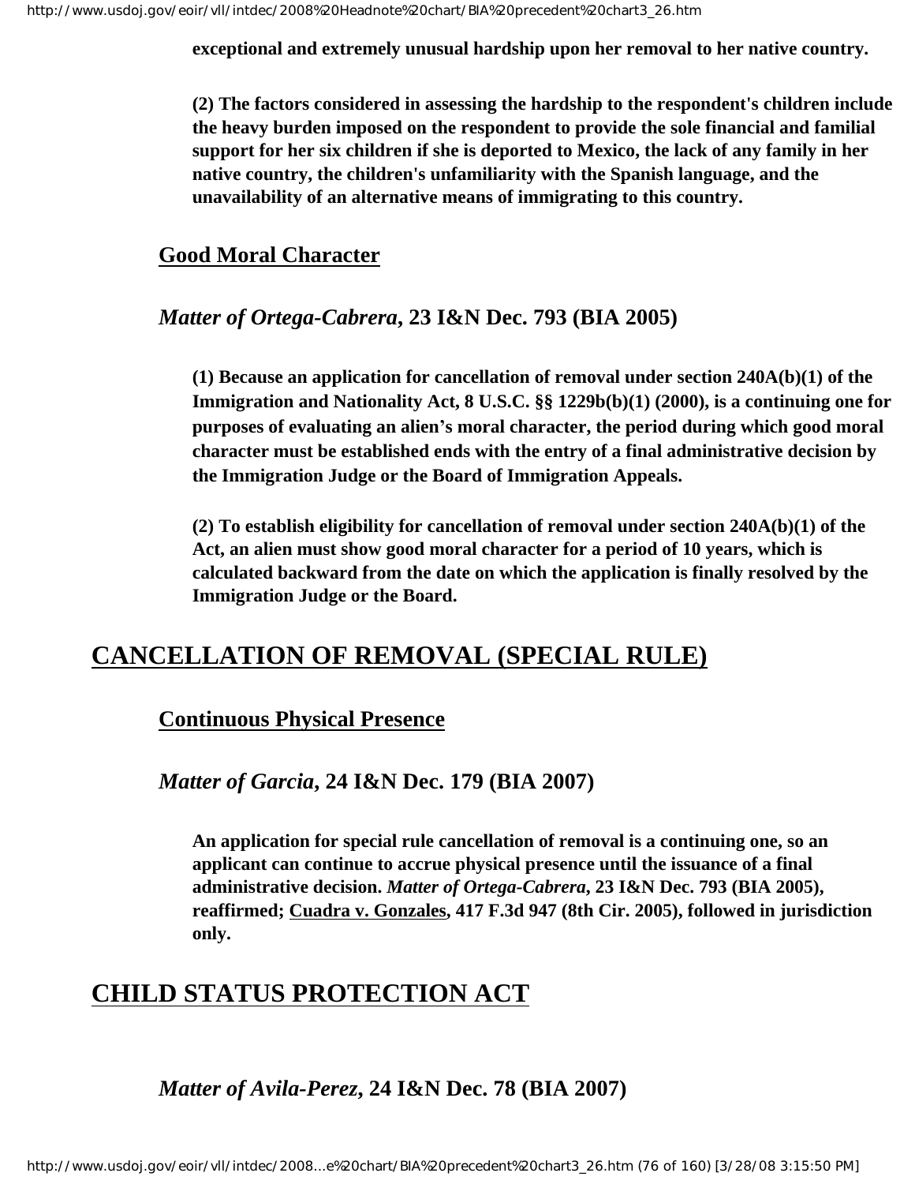**exceptional and extremely unusual hardship upon her removal to her native country.**

**(2) The factors considered in assessing the hardship to the respondent's children include the heavy burden imposed on the respondent to provide the sole financial and familial support for her six children if she is deported to Mexico, the lack of any family in her native country, the children's unfamiliarity with the Spanish language, and the unavailability of an alternative means of immigrating to this country.**

### Good Moral Character

***Matter of Ortega-Cabrera*, 23 I&N Dec. 793 (BIA 2005)**

**(1) Because an application for cancellation of removal under section 240A(b)(1) of the Immigration and Nationality Act, 8 U.S.C. §§ 1229b(b)(1) (2000), is a continuing one for purposes of evaluating an alien's moral character, the period during which good moral character must be established ends with the entry of a final administrative decision by the Immigration Judge or the Board of Immigration Appeals.**

**(2) To establish eligibility for cancellation of removal under section 240A(b)(1) of the Act, an alien must show good moral character for a period of 10 years, which is calculated backward from the date on which the application is finally resolved by the Immigration Judge or the Board.**

## CANCELLATION OF REMOVAL (SPECIAL RULE)

### Continuous Physical Presence

***Matter of Garcia*, 24 I&N Dec. 179 (BIA 2007)**

**An application for special rule cancellation of removal is a continuing one, so an applicant can continue to accrue physical presence until the issuance of a final administrative decision. *Matter of Ortega-Cabrera*, 23 I&N Dec. 793 (BIA 2005), reaffirmed; Cuadra v. Gonzales, 417 F.3d 947 (8th Cir. 2005), followed in jurisdiction only.**

## CHILD STATUS PROTECTION ACT

***Matter of Avila-Perez*, 24 I&N Dec. 78 (BIA 2007)**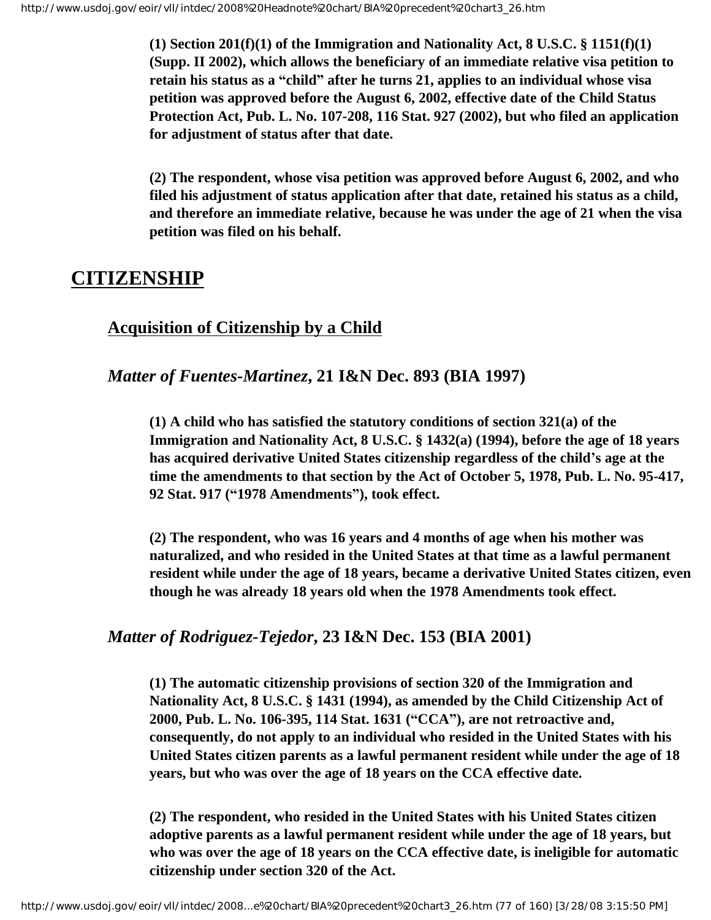**(1) Section 201(f)(1) of the Immigration and Nationality Act, 8 U.S.C. § 1151(f)(1) (Supp. II 2002), which allows the beneficiary of an immediate relative visa petition to retain his status as a "child" after he turns 21, applies to an individual whose visa petition was approved before the August 6, 2002, effective date of the Child Status Protection Act, Pub. L. No. 107-208, 116 Stat. 927 (2002), but who filed an application for adjustment of status after that date.**

**(2) The respondent, whose visa petition was approved before August 6, 2002, and who filed his adjustment of status application after that date, retained his status as a child, and therefore an immediate relative, because he was under the age of 21 when the visa petition was filed on his behalf.**

## CITIZENSHIP

### Acquisition of Citizenship by a Child

#### *Matter of Fuentes-Martinez*, 21 I&N Dec. 893 (BIA 1997)

**(1) A child who has satisfied the statutory conditions of section 321(a) of the Immigration and Nationality Act, 8 U.S.C. § 1432(a) (1994), before the age of 18 years has acquired derivative United States citizenship regardless of the child's age at the time the amendments to that section by the Act of October 5, 1978, Pub. L. No. 95-417, 92 Stat. 917 ("1978 Amendments"), took effect.**

**(2) The respondent, who was 16 years and 4 months of age when his mother was naturalized, and who resided in the United States at that time as a lawful permanent resident while under the age of 18 years, became a derivative United States citizen, even though he was already 18 years old when the 1978 Amendments took effect.**

#### *Matter of Rodriguez-Tejedor*, 23 I&N Dec. 153 (BIA 2001)

**(1) The automatic citizenship provisions of section 320 of the Immigration and Nationality Act, 8 U.S.C. § 1431 (1994), as amended by the Child Citizenship Act of 2000, Pub. L. No. 106-395, 114 Stat. 1631 ("CCA"), are not retroactive and, consequently, do not apply to an individual who resided in the United States with his United States citizen parents as a lawful permanent resident while under the age of 18 years, but who was over the age of 18 years on the CCA effective date.**

**(2) The respondent, who resided in the United States with his United States citizen adoptive parents as a lawful permanent resident while under the age of 18 years, but who was over the age of 18 years on the CCA effective date, is ineligible for automatic citizenship under section 320 of the Act.**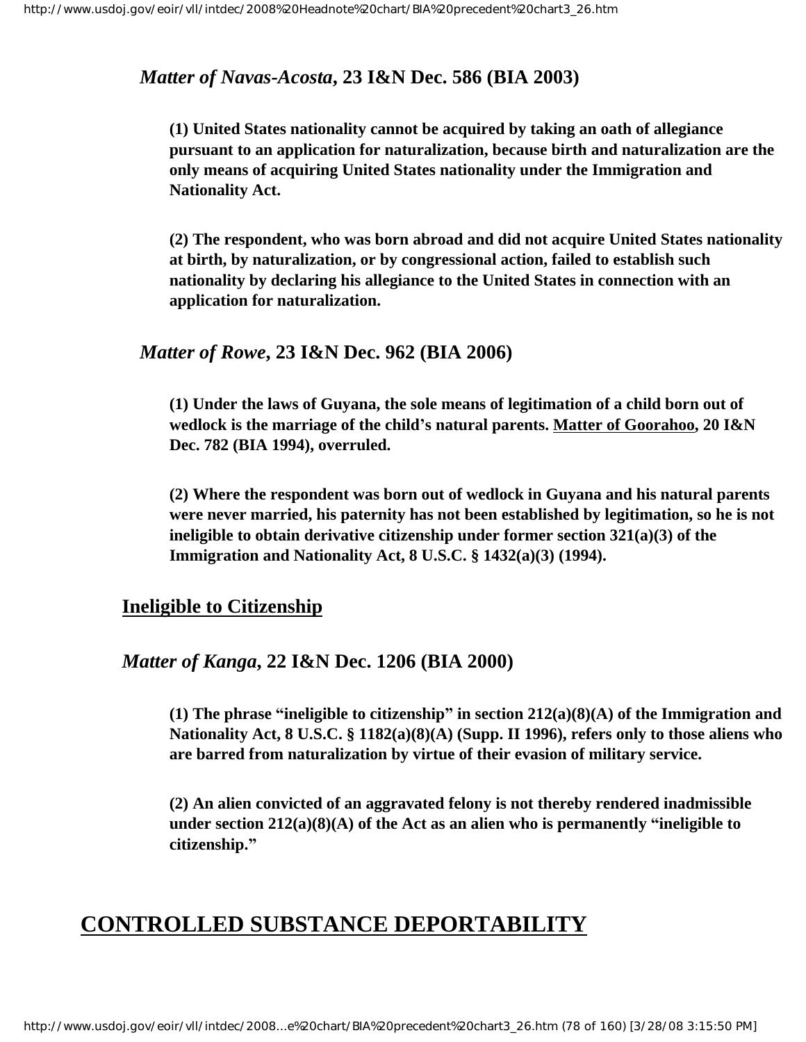*Matter of Navas-Acosta*, **23 I&N Dec. 586 (BIA 2003)**

**(1) United States nationality cannot be acquired by taking an oath of allegiance pursuant to an application for naturalization, because birth and naturalization are the only means of acquiring United States nationality under the Immigration and Nationality Act.**

**(2) The respondent, who was born abroad and did not acquire United States nationality at birth, by naturalization, or by congressional action, failed to establish such nationality by declaring his allegiance to the United States in connection with an application for naturalization.**

*Matter of Rowe*, **23 I&N Dec. 962 (BIA 2006)**

**(1) Under the laws of Guyana, the sole means of legitimation of a child born out of wedlock is the marriage of the child's natural parents. Matter of Goorahoo, 20 I&N Dec. 782 (BIA 1994), overruled.**

**(2) Where the respondent was born out of wedlock in Guyana and his natural parents were never married, his paternity has not been established by legitimation, so he is not ineligible to obtain derivative citizenship under former section 321(a)(3) of the Immigration and Nationality Act, 8 U.S.C. § 1432(a)(3) (1994).**

## Ineligible to Citizenship

*Matter of Kanga*, **22 I&N Dec. 1206 (BIA 2000)**

**(1) The phrase "ineligible to citizenship" in section 212(a)(8)(A) of the Immigration and Nationality Act, 8 U.S.C. § 1182(a)(8)(A) (Supp. II 1996), refers only to those aliens who are barred from naturalization by virtue of their evasion of military service.**

**(2) An alien convicted of an aggravated felony is not thereby rendered inadmissible under section 212(a)(8)(A) of the Act as an alien who is permanently "ineligible to citizenship."**

# CONTROLLED SUBSTANCE DEPORTABILITY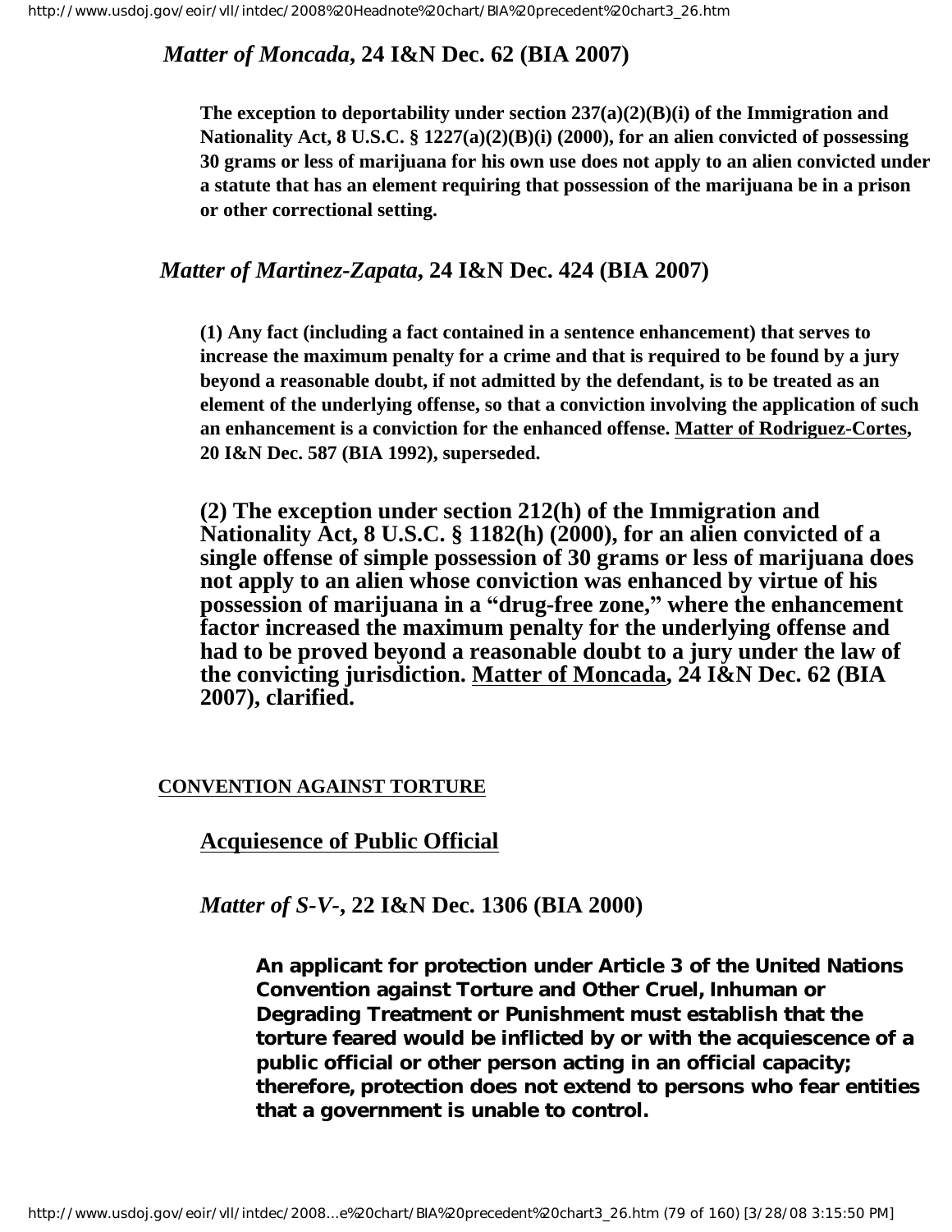### *Matter of Moncada*, 24 I&N Dec. 62 (BIA 2007)

**The exception to deportability under section 237(a)(2)(B)(i) of the Immigration and Nationality Act, 8 U.S.C. § 1227(a)(2)(B)(i) (2000), for an alien convicted of possessing 30 grams or less of marijuana for his own use does not apply to an alien convicted under a statute that has an element requiring that possession of the marijuana be in a prison or other correctional setting.**

### *Matter of Martinez-Zapata*, 24 I&N Dec. 424 (BIA 2007)

**(1) Any fact (including a fact contained in a sentence enhancement) that serves to increase the maximum penalty for a crime and that is required to be found by a jury beyond a reasonable doubt, if not admitted by the defendant, is to be treated as an element of the underlying offense, so that a conviction involving the application of such an enhancement is a conviction for the enhanced offense. Matter of Rodriguez-Cortes, 20 I&N Dec. 587 (BIA 1992), superseded.**

**(2) The exception under section 212(h) of the Immigration and Nationality Act, 8 U.S.C. § 1182(h) (2000), for an alien convicted of a single offense of simple possession of 30 grams or less of marijuana does not apply to an alien whose conviction was enhanced by virtue of his possession of marijuana in a "drug-free zone," where the enhancement factor increased the maximum penalty for the underlying offense and had to be proved beyond a reasonable doubt to a jury under the law of the convicting jurisdiction. Matter of Moncada, 24 I&N Dec. 62 (BIA 2007), clarified.**

## CONVENTION AGAINST TORTURE

### Acquiesence of Public Official

### *Matter of S-V-*, 22 I&N Dec. 1306 (BIA 2000)

**An applicant for protection under Article 3 of the United Nations Convention against Torture and Other Cruel, Inhuman or Degrading Treatment or Punishment must establish that the torture feared would be inflicted by or with the acquiescence of a public official or other person acting in an official capacity; therefore, protection does not extend to persons who fear entities that a government is unable to control.**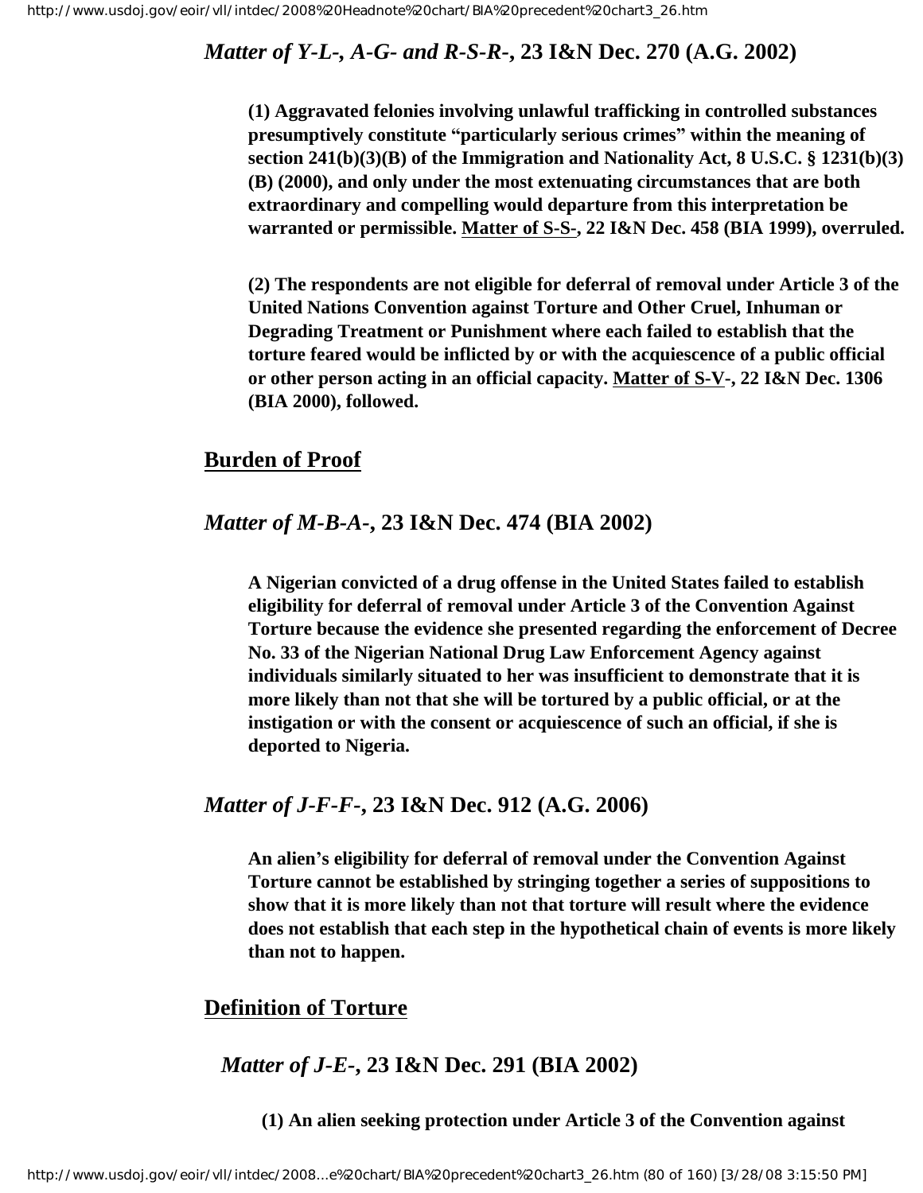### *Matter of Y-L-, A-G- and R-S-R-*, 23 I&N Dec. 270 (A.G. 2002)

**(1) Aggravated felonies involving unlawful trafficking in controlled substances presumptively constitute "particularly serious crimes" within the meaning of section 241(b)(3)(B) of the Immigration and Nationality Act, 8 U.S.C. § 1231(b)(3)(B) (2000), and only under the most extenuating circumstances that are both extraordinary and compelling would departure from this interpretation be warranted or permissible. Matter of S-S-, 22 I&N Dec. 458 (BIA 1999), overruled.**

**(2) The respondents are not eligible for deferral of removal under Article 3 of the United Nations Convention against Torture and Other Cruel, Inhuman or Degrading Treatment or Punishment where each failed to establish that the torture feared would be inflicted by or with the acquiescence of a public official or other person acting in an official capacity. Matter of S-V-, 22 I&N Dec. 1306 (BIA 2000), followed.**

## Burden of Proof

### *Matter of M-B-A-*, 23 I&N Dec. 474 (BIA 2002)

**A Nigerian convicted of a drug offense in the United States failed to establish eligibility for deferral of removal under Article 3 of the Convention Against Torture because the evidence she presented regarding the enforcement of Decree No. 33 of the Nigerian National Drug Law Enforcement Agency against individuals similarly situated to her was insufficient to demonstrate that it is more likely than not that she will be tortured by a public official, or at the instigation or with the consent or acquiescence of such an official, if she is deported to Nigeria.**

### *Matter of J-F-F-*, 23 I&N Dec. 912 (A.G. 2006)

**An alien's eligibility for deferral of removal under the Convention Against Torture cannot be established by stringing together a series of suppositions to show that it is more likely than not that torture will result where the evidence does not establish that each step in the hypothetical chain of events is more likely than not to happen.**

## Definition of Torture

### *Matter of J-E-*, 23 I&N Dec. 291 (BIA 2002)

**(1) An alien seeking protection under Article 3 of the Convention against**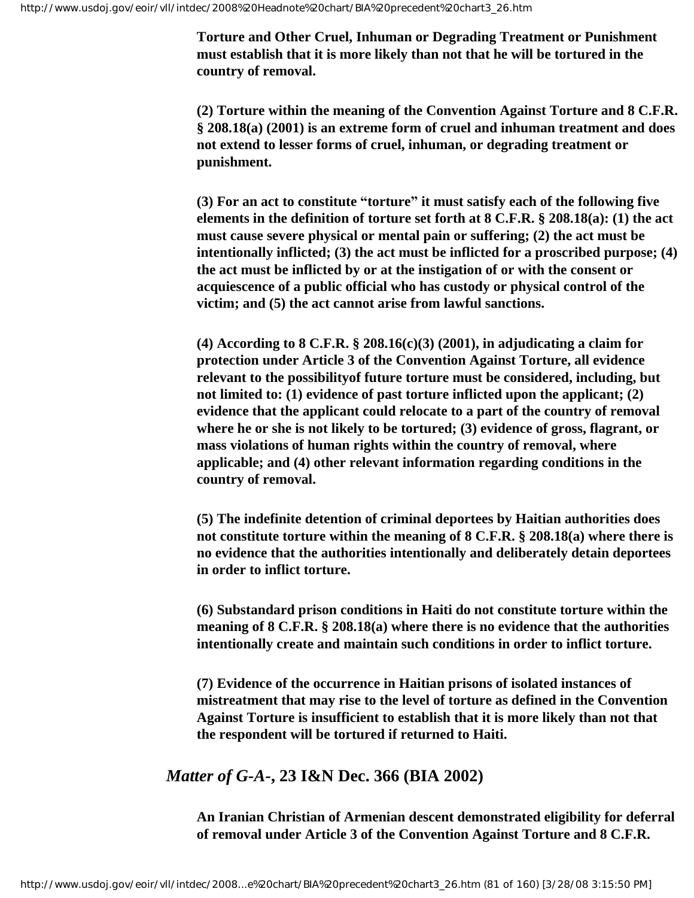**Torture and Other Cruel, Inhuman or Degrading Treatment or Punishment must establish that it is more likely than not that he will be tortured in the country of removal.**

**(2) Torture within the meaning of the Convention Against Torture and 8 C.F.R. § 208.18(a) (2001) is an extreme form of cruel and inhuman treatment and does not extend to lesser forms of cruel, inhuman, or degrading treatment or punishment.**

**(3) For an act to constitute "torture" it must satisfy each of the following five elements in the definition of torture set forth at 8 C.F.R. § 208.18(a): (1) the act must cause severe physical or mental pain or suffering; (2) the act must be intentionally inflicted; (3) the act must be inflicted for a proscribed purpose; (4) the act must be inflicted by or at the instigation of or with the consent or acquiescence of a public official who has custody or physical control of the victim; and (5) the act cannot arise from lawful sanctions.**

**(4) According to 8 C.F.R. § 208.16(c)(3) (2001), in adjudicating a claim for protection under Article 3 of the Convention Against Torture, all evidence relevant to the possibilityof future torture must be considered, including, but not limited to: (1) evidence of past torture inflicted upon the applicant; (2) evidence that the applicant could relocate to a part of the country of removal where he or she is not likely to be tortured; (3) evidence of gross, flagrant, or mass violations of human rights within the country of removal, where applicable; and (4) other relevant information regarding conditions in the country of removal.**

**(5) The indefinite detention of criminal deportees by Haitian authorities does not constitute torture within the meaning of 8 C.F.R. § 208.18(a) where there is no evidence that the authorities intentionally and deliberately detain deportees in order to inflict torture.**

**(6) Substandard prison conditions in Haiti do not constitute torture within the meaning of 8 C.F.R. § 208.18(a) where there is no evidence that the authorities intentionally create and maintain such conditions in order to inflict torture.**

**(7) Evidence of the occurrence in Haitian prisons of isolated instances of mistreatment that may rise to the level of torture as defined in the Convention Against Torture is insufficient to establish that it is more likely than not that the respondent will be tortured if returned to Haiti.**

## *Matter of G-A-*, 23 I&N Dec. 366 (BIA 2002)

**An Iranian Christian of Armenian descent demonstrated eligibility for deferral of removal under Article 3 of the Convention Against Torture and 8 C.F.R.**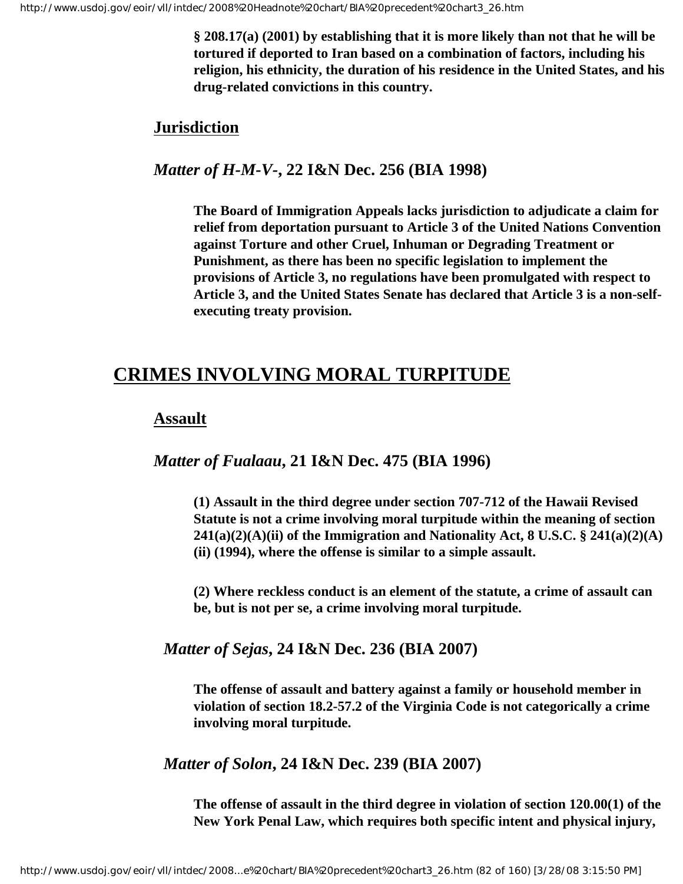**§ 208.17(a) (2001) by establishing that it is more likely than not that he will be tortured if deported to Iran based on a combination of factors, including his religion, his ethnicity, the duration of his residence in the United States, and his drug-related convictions in this country.**

### Jurisdiction

*Matter of H-M-V-*, **22 I&N Dec. 256 (BIA 1998)**

**The Board of Immigration Appeals lacks jurisdiction to adjudicate a claim for relief from deportation pursuant to Article 3 of the United Nations Convention against Torture and other Cruel, Inhuman or Degrading Treatment or Punishment, as there has been no specific legislation to implement the provisions of Article 3, no regulations have been promulgated with respect to Article 3, and the United States Senate has declared that Article 3 is a non-self-executing treaty provision.**

## CRIMES INVOLVING MORAL TURPITUDE

### Assault

*Matter of Fualaau*, **21 I&N Dec. 475 (BIA 1996)**

**(1) Assault in the third degree under section 707-712 of the Hawaii Revised Statute is not a crime involving moral turpitude within the meaning of section 241(a)(2)(A)(ii) of the Immigration and Nationality Act, 8 U.S.C. § 241(a)(2)(A)(ii) (1994), where the offense is similar to a simple assault.**

**(2) Where reckless conduct is an element of the statute, a crime of assault can be, but is not per se, a crime involving moral turpitude.**

*Matter of Sejas*, **24 I&N Dec. 236 (BIA 2007)**

**The offense of assault and battery against a family or household member in violation of section 18.2-57.2 of the Virginia Code is not categorically a crime involving moral turpitude.**

*Matter of Solon*, **24 I&N Dec. 239 (BIA 2007)**

**The offense of assault in the third degree in violation of section 120.00(1) of the New York Penal Law, which requires both specific intent and physical injury,**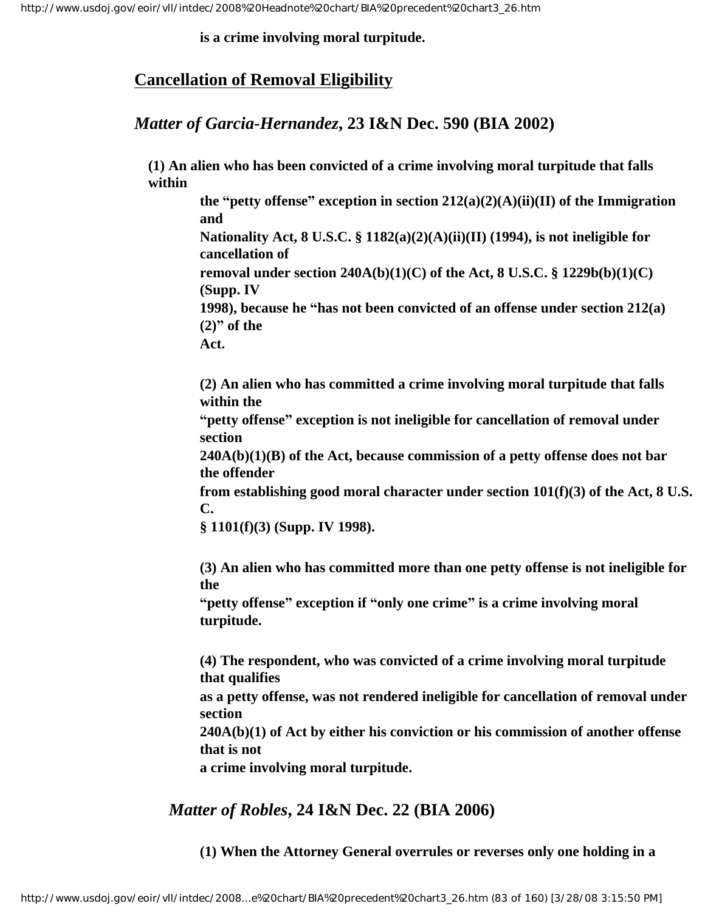**is a crime involving moral turpitude.**

## Cancellation of Removal Eligibility

### *Matter of Garcia-Hernandez*, 23 I&N Dec. 590 (BIA 2002)

**(1) An alien who has been convicted of a crime involving moral turpitude that falls within the "petty offense" exception in section 212(a)(2)(A)(ii)(II) of the Immigration and Nationality Act, 8 U.S.C. § 1182(a)(2)(A)(ii)(II) (1994), is not ineligible for cancellation of removal under section 240A(b)(1)(C) of the Act, 8 U.S.C. § 1229b(b)(1)(C) (Supp. IV 1998), because he "has not been convicted of an offense under section 212(a)(2)" of the Act.**

**(2) An alien who has committed a crime involving moral turpitude that falls within the "petty offense" exception is not ineligible for cancellation of removal under section 240A(b)(1)(B) of the Act, because commission of a petty offense does not bar the offender from establishing good moral character under section 101(f)(3) of the Act, 8 U.S.C. § 1101(f)(3) (Supp. IV 1998).**

**(3) An alien who has committed more than one petty offense is not ineligible for the "petty offense" exception if "only one crime" is a crime involving moral turpitude.**

**(4) The respondent, who was convicted of a crime involving moral turpitude that qualifies as a petty offense, was not rendered ineligible for cancellation of removal under section 240A(b)(1) of Act by either his conviction or his commission of another offense that is not a crime involving moral turpitude.**

### *Matter of Robles*, 24 I&N Dec. 22 (BIA 2006)

**(1) When the Attorney General overrules or reverses only one holding in a**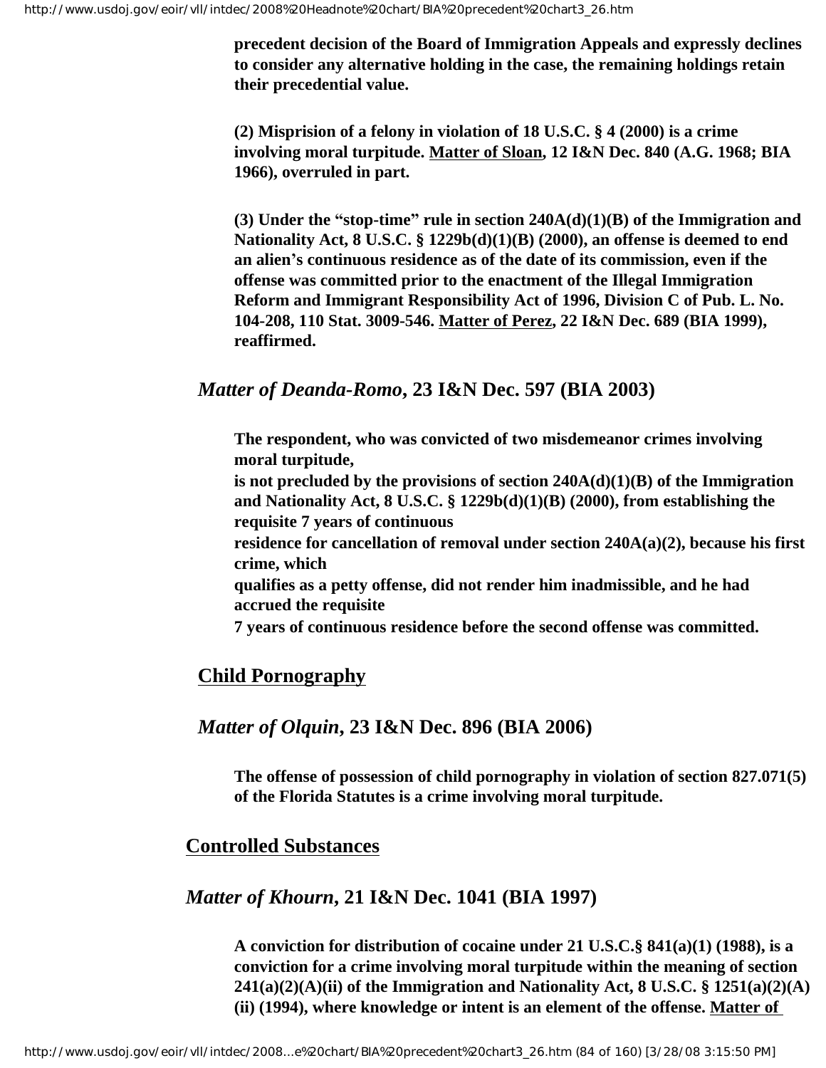**precedent decision of the Board of Immigration Appeals and expressly declines to consider any alternative holding in the case, the remaining holdings retain their precedential value.**

**(2) Misprision of a felony in violation of 18 U.S.C. § 4 (2000) is a crime involving moral turpitude. Matter of Sloan, 12 I&N Dec. 840 (A.G. 1968; BIA 1966), overruled in part.**

**(3) Under the "stop-time" rule in section 240A(d)(1)(B) of the Immigration and Nationality Act, 8 U.S.C. § 1229b(d)(1)(B) (2000), an offense is deemed to end an alien's continuous residence as of the date of its commission, even if the offense was committed prior to the enactment of the Illegal Immigration Reform and Immigrant Responsibility Act of 1996, Division C of Pub. L. No. 104-208, 110 Stat. 3009-546. Matter of Perez, 22 I&N Dec. 689 (BIA 1999), reaffirmed.**

### *Matter of Deanda-Romo*, 23 I&N Dec. 597 (BIA 2003)

**The respondent, who was convicted of two misdemeanor crimes involving moral turpitude,
is not precluded by the provisions of section 240A(d)(1)(B) of the Immigration and Nationality Act, 8 U.S.C. § 1229b(d)(1)(B) (2000), from establishing the requisite 7 years of continuous
residence for cancellation of removal under section 240A(a)(2), because his first crime, which
qualifies as a petty offense, did not render him inadmissible, and he had accrued the requisite
7 years of continuous residence before the second offense was committed.**

## Child Pornography

### *Matter of Olquin*, 23 I&N Dec. 896 (BIA 2006)

**The offense of possession of child pornography in violation of section 827.071(5) of the Florida Statutes is a crime involving moral turpitude.**

## Controlled Substances

### *Matter of Khourn*, 21 I&N Dec. 1041 (BIA 1997)

**A conviction for distribution of cocaine under 21 U.S.C.§ 841(a)(1) (1988), is a conviction for a crime involving moral turpitude within the meaning of section 241(a)(2)(A)(ii) of the Immigration and Nationality Act, 8 U.S.C. § 1251(a)(2)(A)(ii) (1994), where knowledge or intent is an element of the offense. Matter of**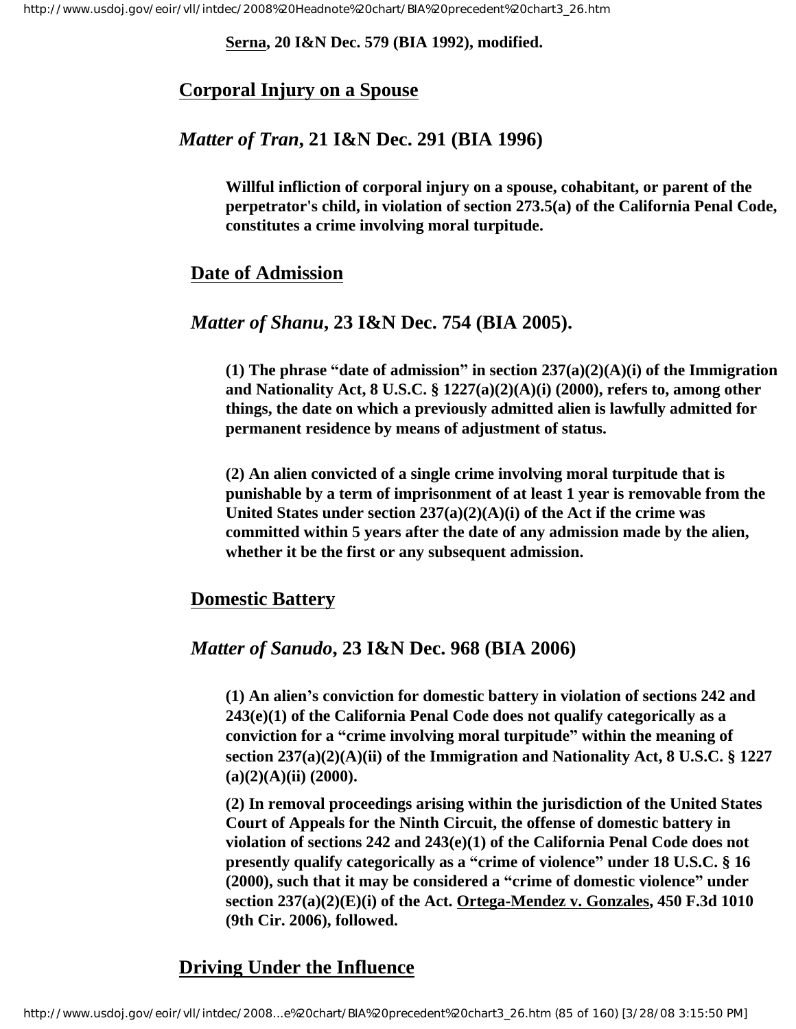**Serna, 20 I&N Dec. 579 (BIA 1992), modified.**

## Corporal Injury on a Spouse

### *Matter of Tran*, 21 I&N Dec. 291 (BIA 1996)

**Willful infliction of corporal injury on a spouse, cohabitant, or parent of the perpetrator's child, in violation of section 273.5(a) of the California Penal Code, constitutes a crime involving moral turpitude.**

## Date of Admission

### *Matter of Shanu*, 23 I&N Dec. 754 (BIA 2005).

**(1) The phrase "date of admission" in section 237(a)(2)(A)(i) of the Immigration and Nationality Act, 8 U.S.C. § 1227(a)(2)(A)(i) (2000), refers to, among other things, the date on which a previously admitted alien is lawfully admitted for permanent residence by means of adjustment of status.**

**(2) An alien convicted of a single crime involving moral turpitude that is punishable by a term of imprisonment of at least 1 year is removable from the United States under section 237(a)(2)(A)(i) of the Act if the crime was committed within 5 years after the date of any admission made by the alien, whether it be the first or any subsequent admission.**

## Domestic Battery

### *Matter of Sanudo*, 23 I&N Dec. 968 (BIA 2006)

**(1) An alien's conviction for domestic battery in violation of sections 242 and 243(e)(1) of the California Penal Code does not qualify categorically as a conviction for a "crime involving moral turpitude" within the meaning of section 237(a)(2)(A)(ii) of the Immigration and Nationality Act, 8 U.S.C. § 1227 (a)(2)(A)(ii) (2000).**

**(2) In removal proceedings arising within the jurisdiction of the United States Court of Appeals for the Ninth Circuit, the offense of domestic battery in violation of sections 242 and 243(e)(1) of the California Penal Code does not presently qualify categorically as a "crime of violence" under 18 U.S.C. § 16 (2000), such that it may be considered a "crime of domestic violence" under section 237(a)(2)(E)(i) of the Act. Ortega-Mendez v. Gonzales, 450 F.3d 1010 (9th Cir. 2006), followed.**

## Driving Under the Influence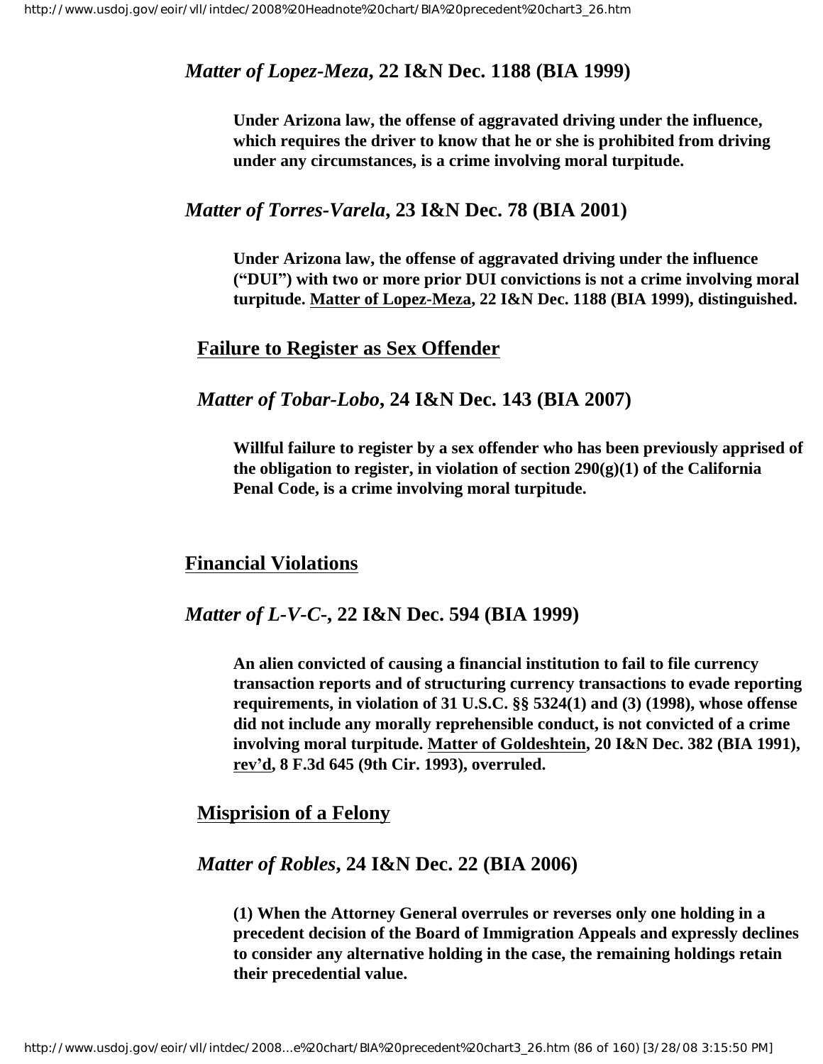### *Matter of Lopez-Meza*, 22 I&N Dec. 1188 (BIA 1999)

**Under Arizona law, the offense of aggravated driving under the influence, which requires the driver to know that he or she is prohibited from driving under any circumstances, is a crime involving moral turpitude.**

### *Matter of Torres-Varela*, 23 I&N Dec. 78 (BIA 2001)

**Under Arizona law, the offense of aggravated driving under the influence ("DUI") with two or more prior DUI convictions is not a crime involving moral turpitude. <u>Matter of Lopez-Meza</u>, 22 I&N Dec. 1188 (BIA 1999), distinguished.**

## <u>Failure to Register as Sex Offender</u>

### *Matter of Tobar-Lobo*, 24 I&N Dec. 143 (BIA 2007)

**Willful failure to register by a sex offender who has been previously apprised of the obligation to register, in violation of section 290(g)(1) of the California Penal Code, is a crime involving moral turpitude.**

## <u>Financial Violations</u>

### *Matter of L-V-C-*, 22 I&N Dec. 594 (BIA 1999)

**An alien convicted of causing a financial institution to fail to file currency transaction reports and of structuring currency transactions to evade reporting requirements, in violation of 31 U.S.C. §§ 5324(1) and (3) (1998), whose offense did not include any morally reprehensible conduct, is not convicted of a crime involving moral turpitude. <u>Matter of Goldeshtein</u>, 20 I&N Dec. 382 (BIA 1991), <u>rev'd</u>, 8 F.3d 645 (9th Cir. 1993), overruled.**

## <u>Misprision of a Felony</u>

### *Matter of Robles*, 24 I&N Dec. 22 (BIA 2006)

**(1) When the Attorney General overrules or reverses only one holding in a precedent decision of the Board of Immigration Appeals and expressly declines to consider any alternative holding in the case, the remaining holdings retain their precedential value.**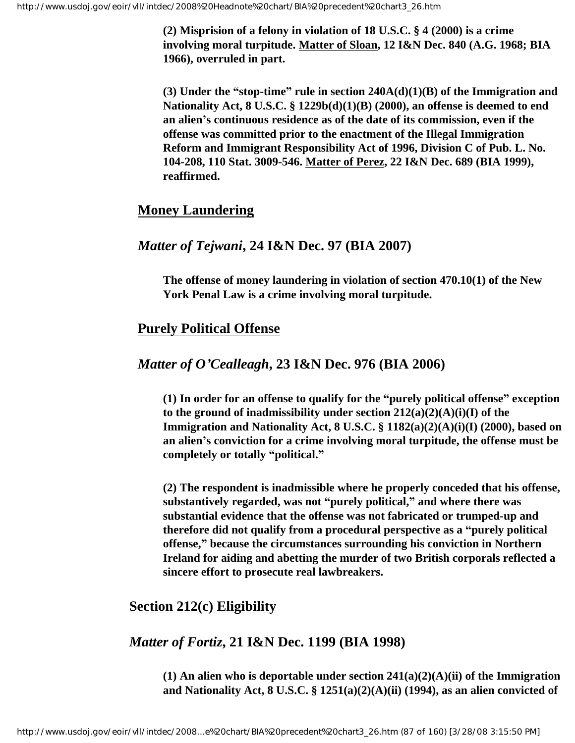**(2) Misprision of a felony in violation of 18 U.S.C. § 4 (2000) is a crime involving moral turpitude. Matter of Sloan, 12 I&N Dec. 840 (A.G. 1968; BIA 1966), overruled in part.**

**(3) Under the "stop-time" rule in section 240A(d)(1)(B) of the Immigration and Nationality Act, 8 U.S.C. § 1229b(d)(1)(B) (2000), an offense is deemed to end an alien's continuous residence as of the date of its commission, even if the offense was committed prior to the enactment of the Illegal Immigration Reform and Immigrant Responsibility Act of 1996, Division C of Pub. L. No. 104-208, 110 Stat. 3009-546. Matter of Perez, 22 I&N Dec. 689 (BIA 1999), reaffirmed.**

## Money Laundering

### *Matter of Tejwani*, 24 I&N Dec. 97 (BIA 2007)

**The offense of money laundering in violation of section 470.10(1) of the New York Penal Law is a crime involving moral turpitude.**

## Purely Political Offense

### *Matter of O'Cealleagh*, 23 I&N Dec. 976 (BIA 2006)

**(1) In order for an offense to qualify for the "purely political offense" exception to the ground of inadmissibility under section 212(a)(2)(A)(i)(I) of the Immigration and Nationality Act, 8 U.S.C. § 1182(a)(2)(A)(i)(I) (2000), based on an alien's conviction for a crime involving moral turpitude, the offense must be completely or totally "political."**

**(2) The respondent is inadmissible where he properly conceded that his offense, substantively regarded, was not "purely political," and where there was substantial evidence that the offense was not fabricated or trumped-up and therefore did not qualify from a procedural perspective as a "purely political offense," because the circumstances surrounding his conviction in Northern Ireland for aiding and abetting the murder of two British corporals reflected a sincere effort to prosecute real lawbreakers.**

## Section 212(c) Eligibility

### *Matter of Fortiz*, 21 I&N Dec. 1199 (BIA 1998)

**(1) An alien who is deportable under section 241(a)(2)(A)(ii) of the Immigration and Nationality Act, 8 U.S.C. § 1251(a)(2)(A)(ii) (1994), as an alien convicted of**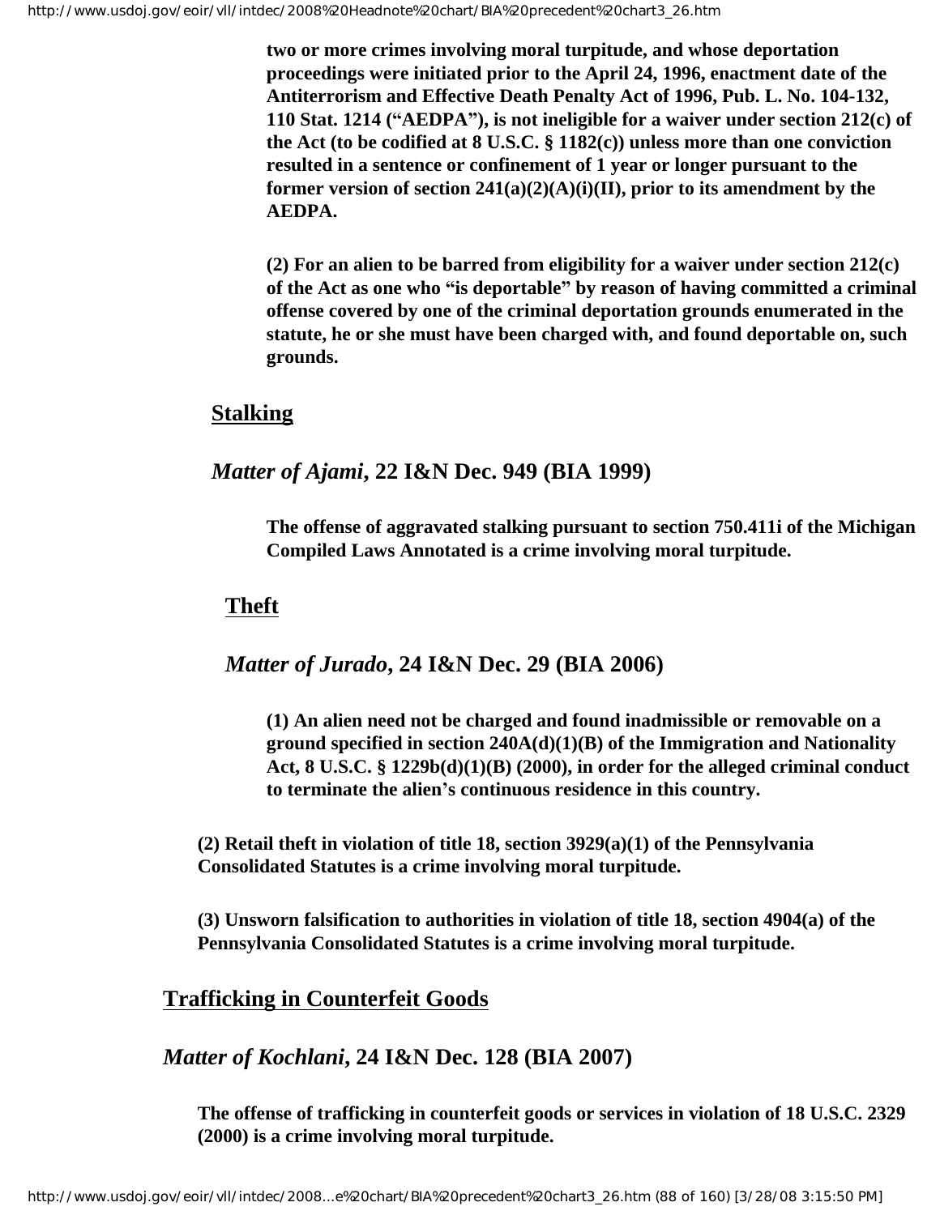**two or more crimes involving moral turpitude, and whose deportation proceedings were initiated prior to the April 24, 1996, enactment date of the Antiterrorism and Effective Death Penalty Act of 1996, Pub. L. No. 104-132, 110 Stat. 1214 ("AEDPA"), is not ineligible for a waiver under section 212(c) of the Act (to be codified at 8 U.S.C. § 1182(c)) unless more than one conviction resulted in a sentence or confinement of 1 year or longer pursuant to the former version of section 241(a)(2)(A)(i)(II), prior to its amendment by the AEDPA.**

**(2) For an alien to be barred from eligibility for a waiver under section 212(c) of the Act as one who "is deportable" by reason of having committed a criminal offense covered by one of the criminal deportation grounds enumerated in the statute, he or she must have been charged with, and found deportable on, such grounds.**

## Stalking

### *Matter of Ajami*, 22 I&N Dec. 949 (BIA 1999)

**The offense of aggravated stalking pursuant to section 750.411i of the Michigan Compiled Laws Annotated is a crime involving moral turpitude.**

## Theft

### *Matter of Jurado*, 24 I&N Dec. 29 (BIA 2006)

**(1) An alien need not be charged and found inadmissible or removable on a ground specified in section 240A(d)(1)(B) of the Immigration and Nationality Act, 8 U.S.C. § 1229b(d)(1)(B) (2000), in order for the alleged criminal conduct to terminate the alien's continuous residence in this country.**

**(2) Retail theft in violation of title 18, section 3929(a)(1) of the Pennsylvania Consolidated Statutes is a crime involving moral turpitude.**

**(3) Unsworn falsification to authorities in violation of title 18, section 4904(a) of the Pennsylvania Consolidated Statutes is a crime involving moral turpitude.**

## Trafficking in Counterfeit Goods

### *Matter of Kochlani*, 24 I&N Dec. 128 (BIA 2007)

**The offense of trafficking in counterfeit goods or services in violation of 18 U.S.C. 2329 (2000) is a crime involving moral turpitude.**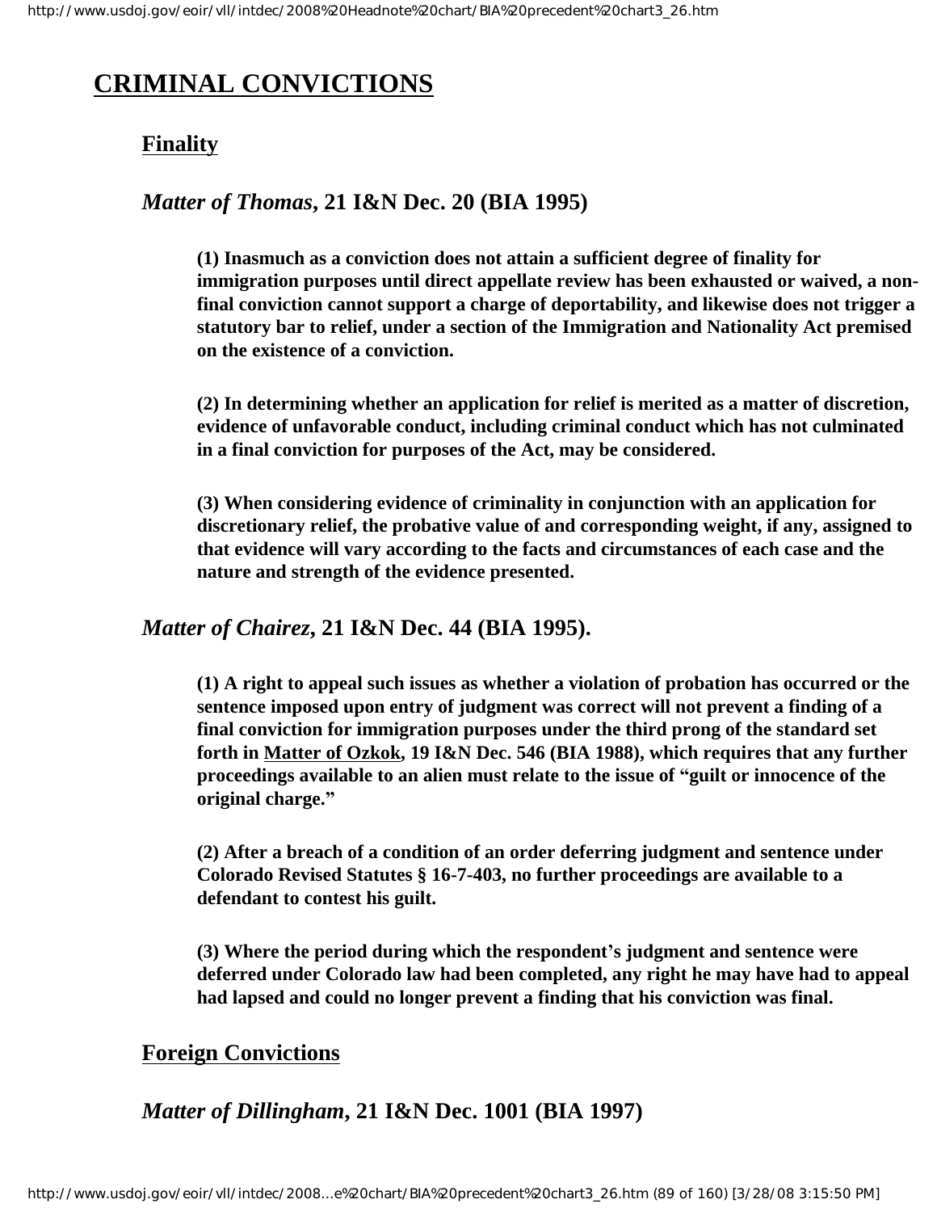# CRIMINAL CONVICTIONS

## Finality

### *Matter of Thomas*, 21 I&N Dec. 20 (BIA 1995)

**(1) Inasmuch as a conviction does not attain a sufficient degree of finality for immigration purposes until direct appellate review has been exhausted or waived, a non-final conviction cannot support a charge of deportability, and likewise does not trigger a statutory bar to relief, under a section of the Immigration and Nationality Act premised on the existence of a conviction.**

**(2) In determining whether an application for relief is merited as a matter of discretion, evidence of unfavorable conduct, including criminal conduct which has not culminated in a final conviction for purposes of the Act, may be considered.**

**(3) When considering evidence of criminality in conjunction with an application for discretionary relief, the probative value of and corresponding weight, if any, assigned to that evidence will vary according to the facts and circumstances of each case and the nature and strength of the evidence presented.**

### *Matter of Chairez*, 21 I&N Dec. 44 (BIA 1995).

**(1) A right to appeal such issues as whether a violation of probation has occurred or the sentence imposed upon entry of judgment was correct will not prevent a finding of a final conviction for immigration purposes under the third prong of the standard set forth in Matter of Ozkok, 19 I&N Dec. 546 (BIA 1988), which requires that any further proceedings available to an alien must relate to the issue of "guilt or innocence of the original charge."**

**(2) After a breach of a condition of an order deferring judgment and sentence under Colorado Revised Statutes § 16-7-403, no further proceedings are available to a defendant to contest his guilt.**

**(3) Where the period during which the respondent's judgment and sentence were deferred under Colorado law had been completed, any right he may have had to appeal had lapsed and could no longer prevent a finding that his conviction was final.**

## Foreign Convictions

### *Matter of Dillingham*, 21 I&N Dec. 1001 (BIA 1997)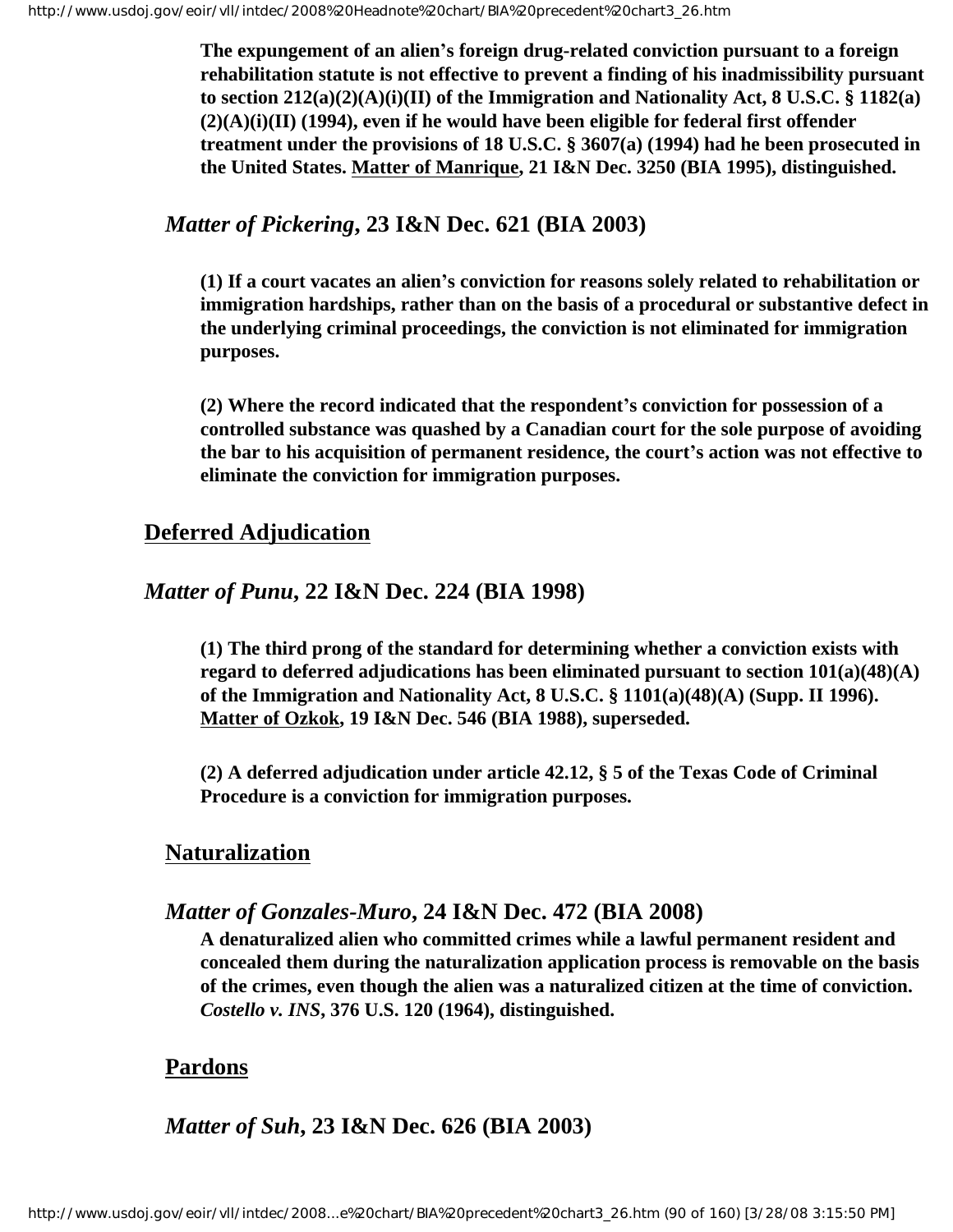**The expungement of an alien's foreign drug-related conviction pursuant to a foreign rehabilitation statute is not effective to prevent a finding of his inadmissibility pursuant to section 212(a)(2)(A)(i)(II) of the Immigration and Nationality Act, 8 U.S.C. § 1182(a)(2)(A)(i)(II) (1994), even if he would have been eligible for federal first offender treatment under the provisions of 18 U.S.C. § 3607(a) (1994) had he been prosecuted in the United States. Matter of Manrique, 21 I&N Dec. 3250 (BIA 1995), distinguished.**

### *Matter of Pickering*, 23 I&N Dec. 621 (BIA 2003)

**(1) If a court vacates an alien's conviction for reasons solely related to rehabilitation or immigration hardships, rather than on the basis of a procedural or substantive defect in the underlying criminal proceedings, the conviction is not eliminated for immigration purposes.**

**(2) Where the record indicated that the respondent's conviction for possession of a controlled substance was quashed by a Canadian court for the sole purpose of avoiding the bar to his acquisition of permanent residence, the court's action was not effective to eliminate the conviction for immigration purposes.**

## Deferred Adjudication

### *Matter of Punu*, 22 I&N Dec. 224 (BIA 1998)

**(1) The third prong of the standard for determining whether a conviction exists with regard to deferred adjudications has been eliminated pursuant to section 101(a)(48)(A) of the Immigration and Nationality Act, 8 U.S.C. § 1101(a)(48)(A) (Supp. II 1996). Matter of Ozkok, 19 I&N Dec. 546 (BIA 1988), superseded.**

**(2) A deferred adjudication under article 42.12, § 5 of the Texas Code of Criminal Procedure is a conviction for immigration purposes.**

## Naturalization

### *Matter of Gonzales-Muro*, 24 I&N Dec. 472 (BIA 2008)

**A denaturalized alien who committed crimes while a lawful permanent resident and concealed them during the naturalization application process is removable on the basis of the crimes, even though the alien was a naturalized citizen at the time of conviction. *Costello v. INS*, 376 U.S. 120 (1964), distinguished.**

## Pardons

### *Matter of Suh*, 23 I&N Dec. 626 (BIA 2003)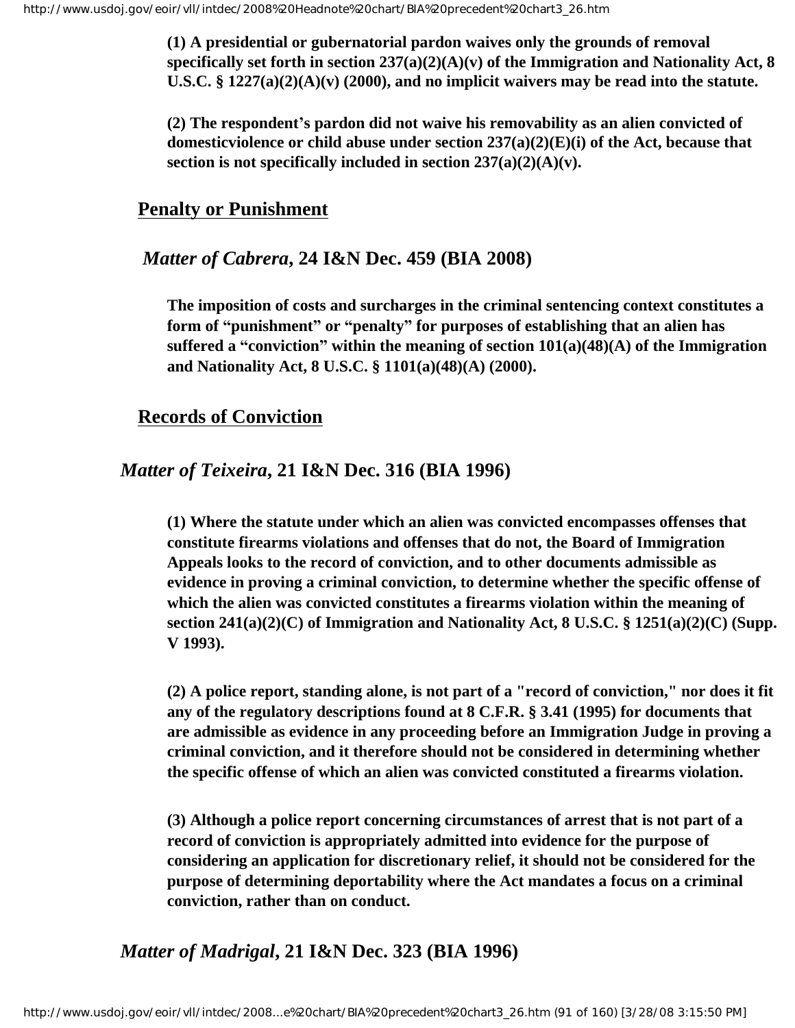**(1) A presidential or gubernatorial pardon waives only the grounds of removal specifically set forth in section 237(a)(2)(A)(v) of the Immigration and Nationality Act, 8 U.S.C. § 1227(a)(2)(A)(v) (2000), and no implicit waivers may be read into the statute.**

**(2) The respondent's pardon did not waive his removability as an alien convicted of domesticviolence or child abuse under section 237(a)(2)(E)(i) of the Act, because that section is not specifically included in section 237(a)(2)(A)(v).**

## Penalty or Punishment

### *Matter of Cabrera*, 24 I&N Dec. 459 (BIA 2008)

**The imposition of costs and surcharges in the criminal sentencing context constitutes a form of "punishment" or "penalty" for purposes of establishing that an alien has suffered a "conviction" within the meaning of section 101(a)(48)(A) of the Immigration and Nationality Act, 8 U.S.C. § 1101(a)(48)(A) (2000).**

## Records of Conviction

### *Matter of Teixeira*, 21 I&N Dec. 316 (BIA 1996)

**(1) Where the statute under which an alien was convicted encompasses offenses that constitute firearms violations and offenses that do not, the Board of Immigration Appeals looks to the record of conviction, and to other documents admissible as evidence in proving a criminal conviction, to determine whether the specific offense of which the alien was convicted constitutes a firearms violation within the meaning of section 241(a)(2)(C) of Immigration and Nationality Act, 8 U.S.C. § 1251(a)(2)(C) (Supp. V 1993).**

**(2) A police report, standing alone, is not part of a "record of conviction," nor does it fit any of the regulatory descriptions found at 8 C.F.R. § 3.41 (1995) for documents that are admissible as evidence in any proceeding before an Immigration Judge in proving a criminal conviction, and it therefore should not be considered in determining whether the specific offense of which an alien was convicted constituted a firearms violation.**

**(3) Although a police report concerning circumstances of arrest that is not part of a record of conviction is appropriately admitted into evidence for the purpose of considering an application for discretionary relief, it should not be considered for the purpose of determining deportability where the Act mandates a focus on a criminal conviction, rather than on conduct.**

### *Matter of Madrigal*, 21 I&N Dec. 323 (BIA 1996)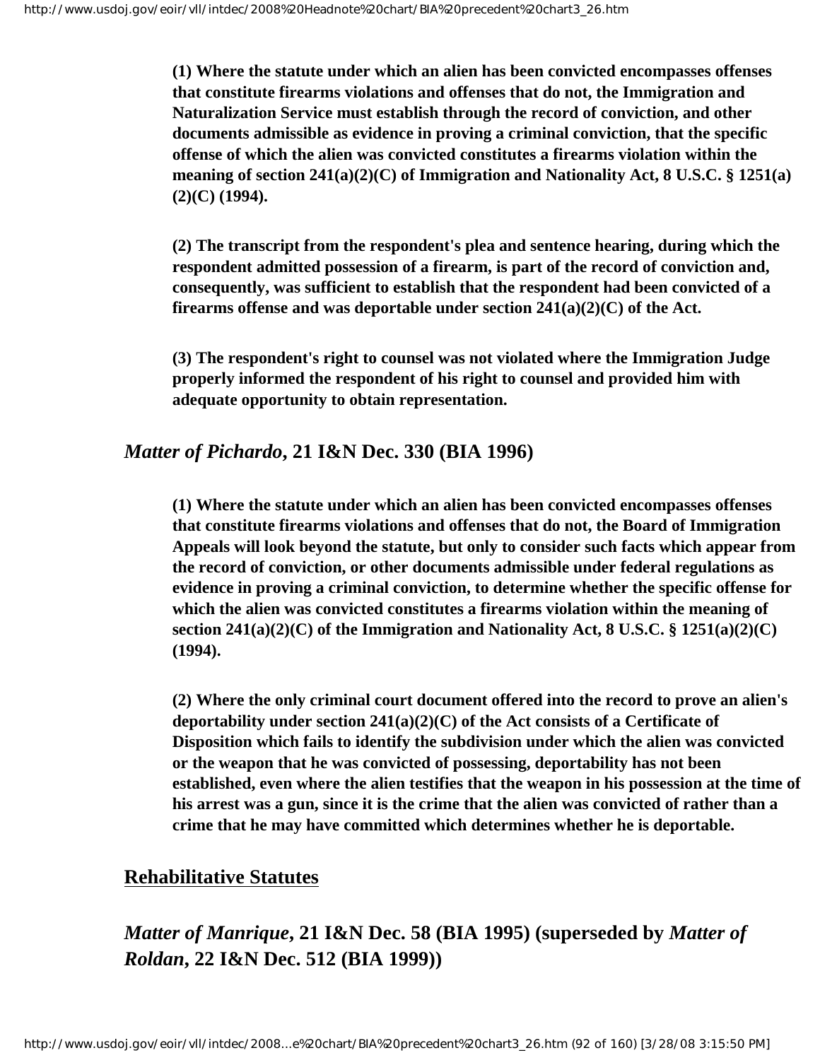**(1) Where the statute under which an alien has been convicted encompasses offenses that constitute firearms violations and offenses that do not, the Immigration and Naturalization Service must establish through the record of conviction, and other documents admissible as evidence in proving a criminal conviction, that the specific offense of which the alien was convicted constitutes a firearms violation within the meaning of section 241(a)(2)(C) of Immigration and Nationality Act, 8 U.S.C. § 1251(a)(2)(C) (1994).**

**(2) The transcript from the respondent's plea and sentence hearing, during which the respondent admitted possession of a firearm, is part of the record of conviction and, consequently, was sufficient to establish that the respondent had been convicted of a firearms offense and was deportable under section 241(a)(2)(C) of the Act.**

**(3) The respondent's right to counsel was not violated where the Immigration Judge properly informed the respondent of his right to counsel and provided him with adequate opportunity to obtain representation.**

### *Matter of Pichardo*, 21 I&N Dec. 330 (BIA 1996)

**(1) Where the statute under which an alien has been convicted encompasses offenses that constitute firearms violations and offenses that do not, the Board of Immigration Appeals will look beyond the statute, but only to consider such facts which appear from the record of conviction, or other documents admissible under federal regulations as evidence in proving a criminal conviction, to determine whether the specific offense for which the alien was convicted constitutes a firearms violation within the meaning of section 241(a)(2)(C) of the Immigration and Nationality Act, 8 U.S.C. § 1251(a)(2)(C) (1994).**

**(2) Where the only criminal court document offered into the record to prove an alien's deportability under section 241(a)(2)(C) of the Act consists of a Certificate of Disposition which fails to identify the subdivision under which the alien was convicted or the weapon that he was convicted of possessing, deportability has not been established, even where the alien testifies that the weapon in his possession at the time of his arrest was a gun, since it is the crime that the alien was convicted of rather than a crime that he may have committed which determines whether he is deportable.**

## Rehabilitative Statutes

### *Matter of Manrique*, 21 I&N Dec. 58 (BIA 1995) (superseded by *Matter of Roldan*, 22 I&N Dec. 512 (BIA 1999))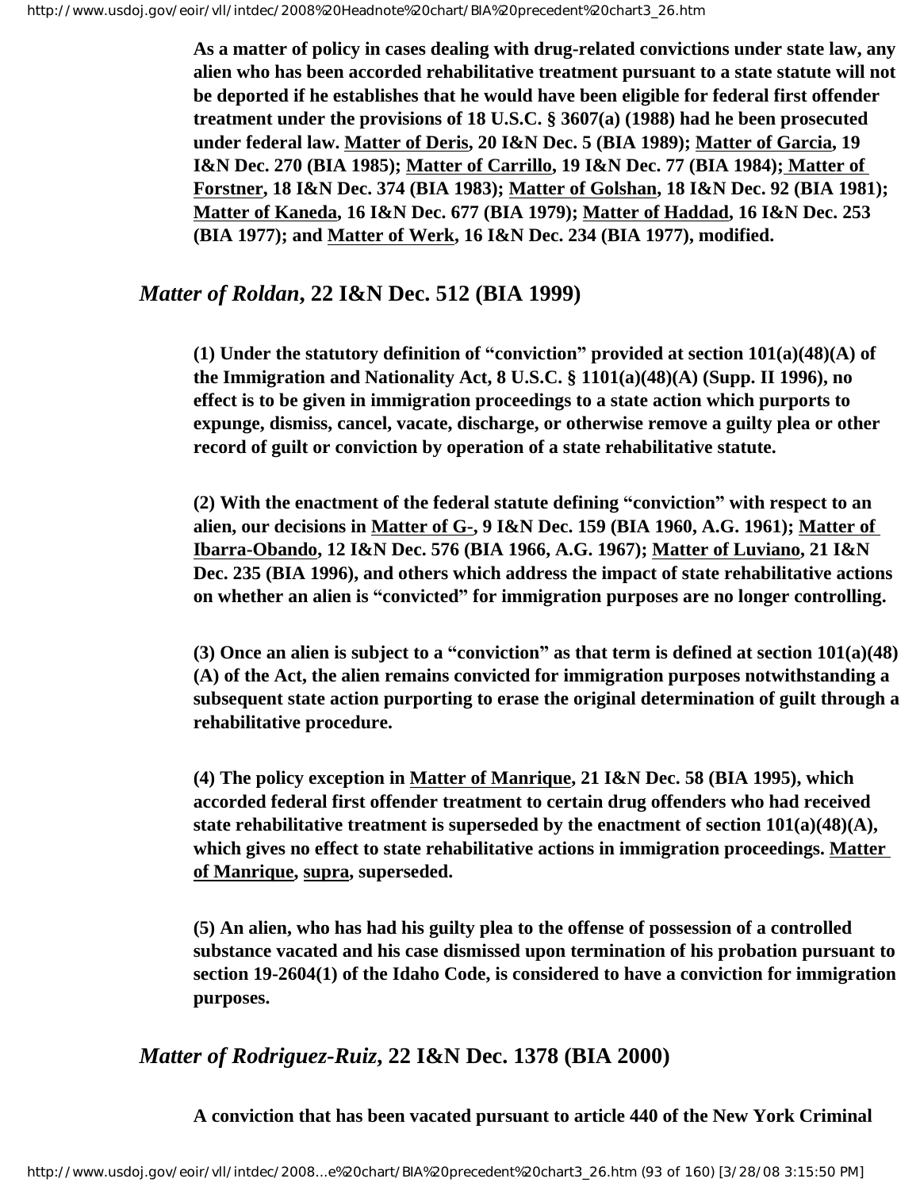**As a matter of policy in cases dealing with drug-related convictions under state law, any alien who has been accorded rehabilitative treatment pursuant to a state statute will not be deported if he establishes that he would have been eligible for federal first offender treatment under the provisions of 18 U.S.C. § 3607(a) (1988) had he been prosecuted under federal law. Matter of Deris, 20 I&N Dec. 5 (BIA 1989); Matter of Garcia, 19 I&N Dec. 270 (BIA 1985); Matter of Carrillo, 19 I&N Dec. 77 (BIA 1984); Matter of Forstner, 18 I&N Dec. 374 (BIA 1983); Matter of Golshan, 18 I&N Dec. 92 (BIA 1981); Matter of Kaneda, 16 I&N Dec. 677 (BIA 1979); Matter of Haddad, 16 I&N Dec. 253 (BIA 1977); and Matter of Werk, 16 I&N Dec. 234 (BIA 1977), modified.**

## *Matter of Roldan*, 22 I&N Dec. 512 (BIA 1999)

**(1) Under the statutory definition of "conviction" provided at section 101(a)(48)(A) of the Immigration and Nationality Act, 8 U.S.C. § 1101(a)(48)(A) (Supp. II 1996), no effect is to be given in immigration proceedings to a state action which purports to expunge, dismiss, cancel, vacate, discharge, or otherwise remove a guilty plea or other record of guilt or conviction by operation of a state rehabilitative statute.**

**(2) With the enactment of the federal statute defining "conviction" with respect to an alien, our decisions in Matter of G-, 9 I&N Dec. 159 (BIA 1960, A.G. 1961); Matter of Ibarra-Obando, 12 I&N Dec. 576 (BIA 1966, A.G. 1967); Matter of Luviano, 21 I&N Dec. 235 (BIA 1996), and others which address the impact of state rehabilitative actions on whether an alien is "convicted" for immigration purposes are no longer controlling.**

**(3) Once an alien is subject to a "conviction" as that term is defined at section 101(a)(48)(A) of the Act, the alien remains convicted for immigration purposes notwithstanding a subsequent state action purporting to erase the original determination of guilt through a rehabilitative procedure.**

**(4) The policy exception in Matter of Manrique, 21 I&N Dec. 58 (BIA 1995), which accorded federal first offender treatment to certain drug offenders who had received state rehabilitative treatment is superseded by the enactment of section 101(a)(48)(A), which gives no effect to state rehabilitative actions in immigration proceedings. Matter of Manrique, supra, superseded.**

**(5) An alien, who has had his guilty plea to the offense of possession of a controlled substance vacated and his case dismissed upon termination of his probation pursuant to section 19-2604(1) of the Idaho Code, is considered to have a conviction for immigration purposes.**

## *Matter of Rodriguez-Ruiz*, 22 I&N Dec. 1378 (BIA 2000)

**A conviction that has been vacated pursuant to article 440 of the New York Criminal**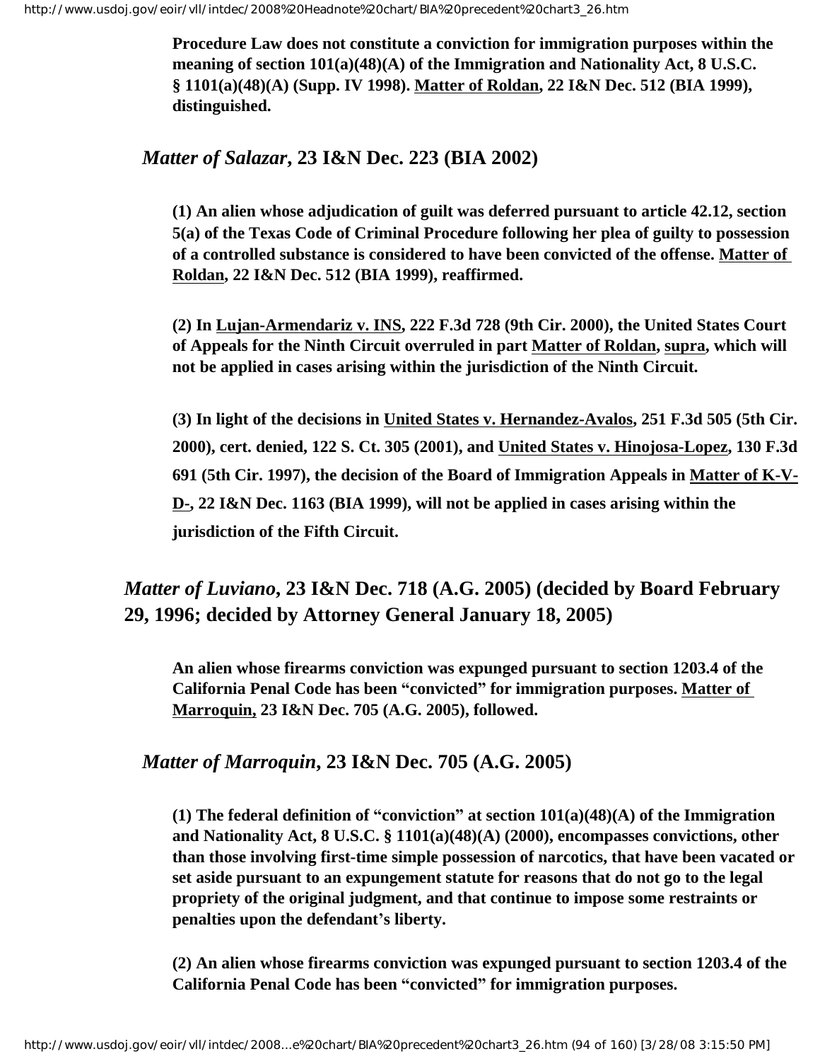**Procedure Law does not constitute a conviction for immigration purposes within the meaning of section 101(a)(48)(A) of the Immigration and Nationality Act, 8 U.S.C. § 1101(a)(48)(A) (Supp. IV 1998). Matter of Roldan, 22 I&N Dec. 512 (BIA 1999), distinguished.**

### *Matter of Salazar*, 23 I&N Dec. 223 (BIA 2002)

**(1) An alien whose adjudication of guilt was deferred pursuant to article 42.12, section 5(a) of the Texas Code of Criminal Procedure following her plea of guilty to possession of a controlled substance is considered to have been convicted of the offense. Matter of Roldan, 22 I&N Dec. 512 (BIA 1999), reaffirmed.**

**(2) In Lujan-Armendariz v. INS, 222 F.3d 728 (9th Cir. 2000), the United States Court of Appeals for the Ninth Circuit overruled in part Matter of Roldan, supra, which will not be applied in cases arising within the jurisdiction of the Ninth Circuit.**

**(3) In light of the decisions in United States v. Hernandez-Avalos, 251 F.3d 505 (5th Cir. 2000), cert. denied, 122 S. Ct. 305 (2001), and United States v. Hinojosa-Lopez, 130 F.3d 691 (5th Cir. 1997), the decision of the Board of Immigration Appeals in Matter of K-V-D-, 22 I&N Dec. 1163 (BIA 1999), will not be applied in cases arising within the jurisdiction of the Fifth Circuit.**

### *Matter of Luviano*, 23 I&N Dec. 718 (A.G. 2005) (decided by Board February 29, 1996; decided by Attorney General January 18, 2005)

**An alien whose firearms conviction was expunged pursuant to section 1203.4 of the California Penal Code has been "convicted" for immigration purposes. Matter of Marroquin, 23 I&N Dec. 705 (A.G. 2005), followed.**

### *Matter of Marroquin*, 23 I&N Dec. 705 (A.G. 2005)

**(1) The federal definition of "conviction" at section 101(a)(48)(A) of the Immigration and Nationality Act, 8 U.S.C. § 1101(a)(48)(A) (2000), encompasses convictions, other than those involving first-time simple possession of narcotics, that have been vacated or set aside pursuant to an expungement statute for reasons that do not go to the legal propriety of the original judgment, and that continue to impose some restraints or penalties upon the defendant's liberty.**

**(2) An alien whose firearms conviction was expunged pursuant to section 1203.4 of the California Penal Code has been "convicted" for immigration purposes.**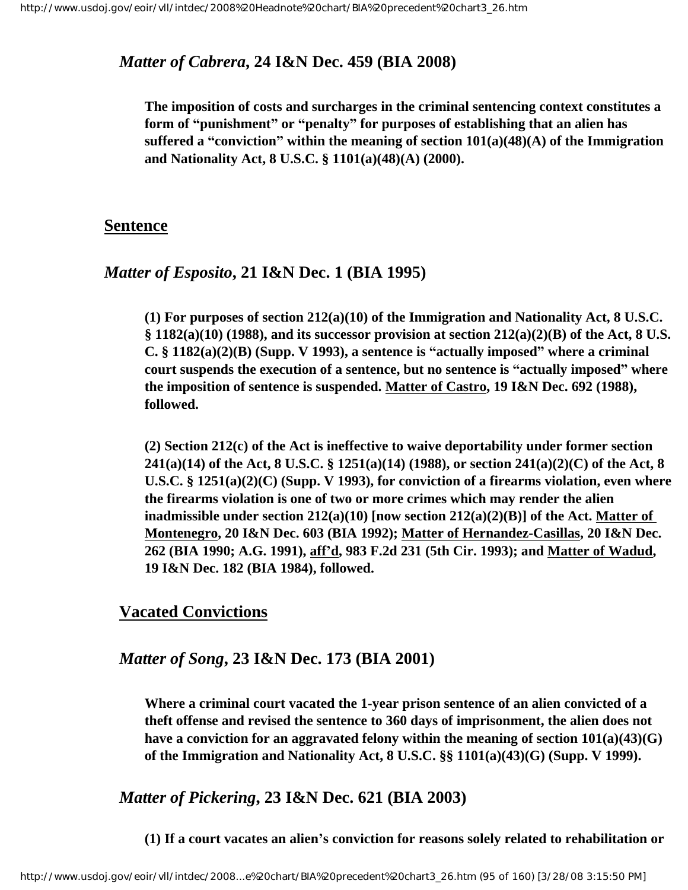### *Matter of Cabrera*, 24 I&N Dec. 459 (BIA 2008)

**The imposition of costs and surcharges in the criminal sentencing context constitutes a form of "punishment" or "penalty" for purposes of establishing that an alien has suffered a "conviction" within the meaning of section 101(a)(48)(A) of the Immigration and Nationality Act, 8 U.S.C. § 1101(a)(48)(A) (2000).**

## Sentence

### *Matter of Esposito*, 21 I&N Dec. 1 (BIA 1995)

**(1) For purposes of section 212(a)(10) of the Immigration and Nationality Act, 8 U.S.C. § 1182(a)(10) (1988), and its successor provision at section 212(a)(2)(B) of the Act, 8 U.S. C. § 1182(a)(2)(B) (Supp. V 1993), a sentence is "actually imposed" where a criminal court suspends the execution of a sentence, but no sentence is "actually imposed" where the imposition of sentence is suspended. Matter of Castro, 19 I&N Dec. 692 (1988), followed.**

**(2) Section 212(c) of the Act is ineffective to waive deportability under former section 241(a)(14) of the Act, 8 U.S.C. § 1251(a)(14) (1988), or section 241(a)(2)(C) of the Act, 8 U.S.C. § 1251(a)(2)(C) (Supp. V 1993), for conviction of a firearms violation, even where the firearms violation is one of two or more crimes which may render the alien inadmissible under section 212(a)(10) [now section 212(a)(2)(B)] of the Act. Matter of Montenegro, 20 I&N Dec. 603 (BIA 1992); Matter of Hernandez-Casillas, 20 I&N Dec. 262 (BIA 1990; A.G. 1991), aff'd, 983 F.2d 231 (5th Cir. 1993); and Matter of Wadud, 19 I&N Dec. 182 (BIA 1984), followed.**

## Vacated Convictions

### *Matter of Song*, 23 I&N Dec. 173 (BIA 2001)

**Where a criminal court vacated the 1-year prison sentence of an alien convicted of a theft offense and revised the sentence to 360 days of imprisonment, the alien does not have a conviction for an aggravated felony within the meaning of section 101(a)(43)(G) of the Immigration and Nationality Act, 8 U.S.C. §§ 1101(a)(43)(G) (Supp. V 1999).**

### *Matter of Pickering*, 23 I&N Dec. 621 (BIA 2003)

**(1) If a court vacates an alien's conviction for reasons solely related to rehabilitation or**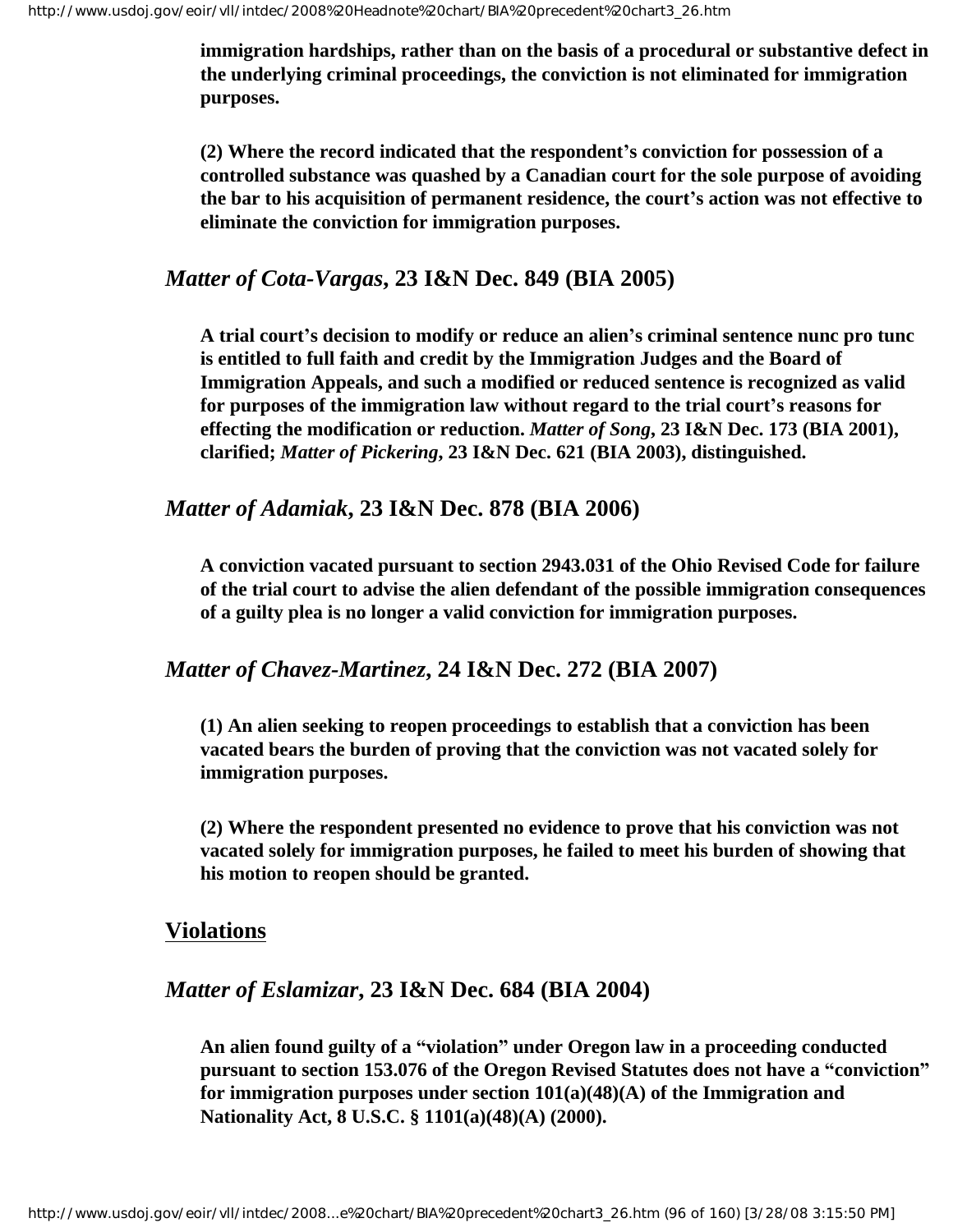**immigration hardships, rather than on the basis of a procedural or substantive defect in the underlying criminal proceedings, the conviction is not eliminated for immigration purposes.**

**(2) Where the record indicated that the respondent's conviction for possession of a controlled substance was quashed by a Canadian court for the sole purpose of avoiding the bar to his acquisition of permanent residence, the court's action was not effective to eliminate the conviction for immigration purposes.**

### *Matter of Cota-Vargas*, 23 I&N Dec. 849 (BIA 2005)

**A trial court's decision to modify or reduce an alien's criminal sentence nunc pro tunc is entitled to full faith and credit by the Immigration Judges and the Board of Immigration Appeals, and such a modified or reduced sentence is recognized as valid for purposes of the immigration law without regard to the trial court's reasons for effecting the modification or reduction. *Matter of Song*, 23 I&N Dec. 173 (BIA 2001), clarified; *Matter of Pickering*, 23 I&N Dec. 621 (BIA 2003), distinguished.**

### *Matter of Adamiak*, 23 I&N Dec. 878 (BIA 2006)

**A conviction vacated pursuant to section 2943.031 of the Ohio Revised Code for failure of the trial court to advise the alien defendant of the possible immigration consequences of a guilty plea is no longer a valid conviction for immigration purposes.**

### *Matter of Chavez-Martinez*, 24 I&N Dec. 272 (BIA 2007)

**(1) An alien seeking to reopen proceedings to establish that a conviction has been vacated bears the burden of proving that the conviction was not vacated solely for immigration purposes.**

**(2) Where the respondent presented no evidence to prove that his conviction was not vacated solely for immigration purposes, he failed to meet his burden of showing that his motion to reopen should be granted.**

## Violations

### *Matter of Eslamizar*, 23 I&N Dec. 684 (BIA 2004)

**An alien found guilty of a "violation" under Oregon law in a proceeding conducted pursuant to section 153.076 of the Oregon Revised Statutes does not have a "conviction" for immigration purposes under section 101(a)(48)(A) of the Immigration and Nationality Act, 8 U.S.C. § 1101(a)(48)(A) (2000).**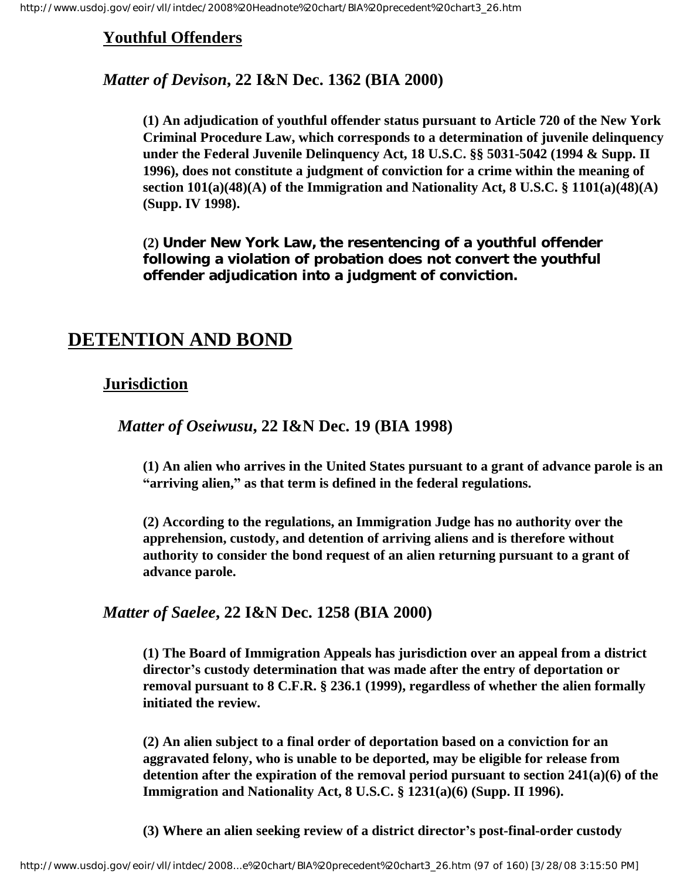### Youthful Offenders

*Matter of Devison*, **22 I&N Dec. 1362 (BIA 2000)**

**(1) An adjudication of youthful offender status pursuant to Article 720 of the New York Criminal Procedure Law, which corresponds to a determination of juvenile delinquency under the Federal Juvenile Delinquency Act, 18 U.S.C. §§ 5031-5042 (1994 & Supp. II 1996), does not constitute a judgment of conviction for a crime within the meaning of section 101(a)(48)(A) of the Immigration and Nationality Act, 8 U.S.C. § 1101(a)(48)(A) (Supp. IV 1998).**

**(2) Under New York Law, the resentencing of a youthful offender following a violation of probation does not convert the youthful offender adjudication into a judgment of conviction.**

## DETENTION AND BOND

### Jurisdiction

*Matter of Oseiwusu*, **22 I&N Dec. 19 (BIA 1998)**

**(1) An alien who arrives in the United States pursuant to a grant of advance parole is an "arriving alien," as that term is defined in the federal regulations.**

**(2) According to the regulations, an Immigration Judge has no authority over the apprehension, custody, and detention of arriving aliens and is therefore without authority to consider the bond request of an alien returning pursuant to a grant of advance parole.**

*Matter of Saelee*, **22 I&N Dec. 1258 (BIA 2000)**

**(1) The Board of Immigration Appeals has jurisdiction over an appeal from a district director's custody determination that was made after the entry of deportation or removal pursuant to 8 C.F.R. § 236.1 (1999), regardless of whether the alien formally initiated the review.**

**(2) An alien subject to a final order of deportation based on a conviction for an aggravated felony, who is unable to be deported, may be eligible for release from detention after the expiration of the removal period pursuant to section 241(a)(6) of the Immigration and Nationality Act, 8 U.S.C. § 1231(a)(6) (Supp. II 1996).**

**(3) Where an alien seeking review of a district director's post-final-order custody**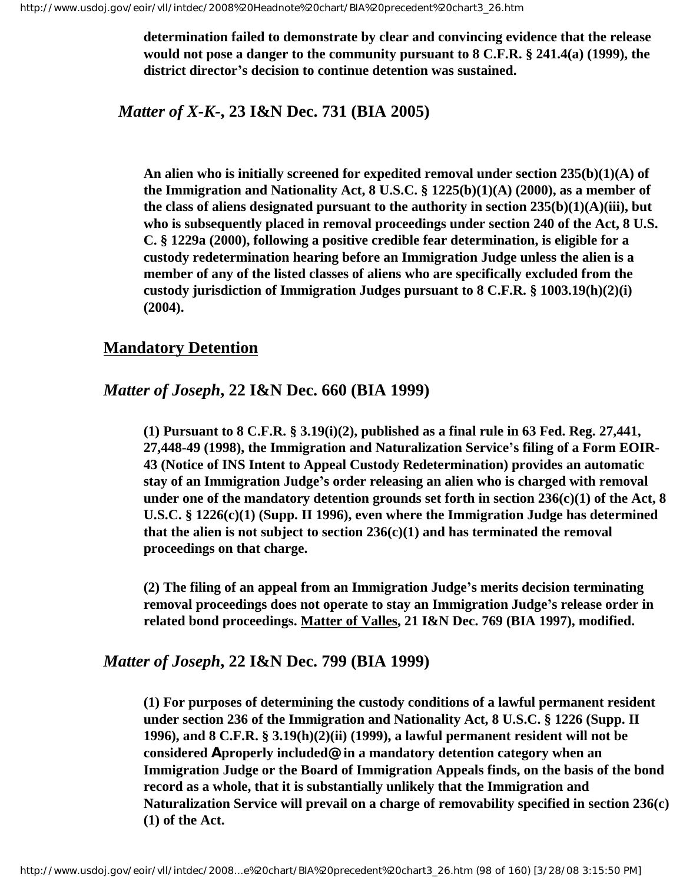**determination failed to demonstrate by clear and convincing evidence that the release would not pose a danger to the community pursuant to 8 C.F.R. § 241.4(a) (1999), the district director's decision to continue detention was sustained.**

***Matter of X-K-*, 23 I&N Dec. 731 (BIA 2005)**

**An alien who is initially screened for expedited removal under section 235(b)(1)(A) of the Immigration and Nationality Act, 8 U.S.C. § 1225(b)(1)(A) (2000), as a member of the class of aliens designated pursuant to the authority in section 235(b)(1)(A)(iii), but who is subsequently placed in removal proceedings under section 240 of the Act, 8 U.S. C. § 1229a (2000), following a positive credible fear determination, is eligible for a custody redetermination hearing before an Immigration Judge unless the alien is a member of any of the listed classes of aliens who are specifically excluded from the custody jurisdiction of Immigration Judges pursuant to 8 C.F.R. § 1003.19(h)(2)(i) (2004).**

## Mandatory Detention

***Matter of Joseph*, 22 I&N Dec. 660 (BIA 1999)**

**(1) Pursuant to 8 C.F.R. § 3.19(i)(2), published as a final rule in 63 Fed. Reg. 27,441, 27,448-49 (1998), the Immigration and Naturalization Service's filing of a Form EOIR-43 (Notice of INS Intent to Appeal Custody Redetermination) provides an automatic stay of an Immigration Judge's order releasing an alien who is charged with removal under one of the mandatory detention grounds set forth in section 236(c)(1) of the Act, 8 U.S.C. § 1226(c)(1) (Supp. II 1996), even where the Immigration Judge has determined that the alien is not subject to section 236(c)(1) and has terminated the removal proceedings on that charge.**

**(2) The filing of an appeal from an Immigration Judge's merits decision terminating removal proceedings does not operate to stay an Immigration Judge's release order in related bond proceedings. Matter of Valles, 21 I&N Dec. 769 (BIA 1997), modified.**

***Matter of Joseph*, 22 I&N Dec. 799 (BIA 1999)**

**(1) For purposes of determining the custody conditions of a lawful permanent resident under section 236 of the Immigration and Nationality Act, 8 U.S.C. § 1226 (Supp. II 1996), and 8 C.F.R. § 3.19(h)(2)(ii) (1999), a lawful permanent resident will not be considered Aproperly included@ in a mandatory detention category when an Immigration Judge or the Board of Immigration Appeals finds, on the basis of the bond record as a whole, that it is substantially unlikely that the Immigration and Naturalization Service will prevail on a charge of removability specified in section 236(c)(1) of the Act.**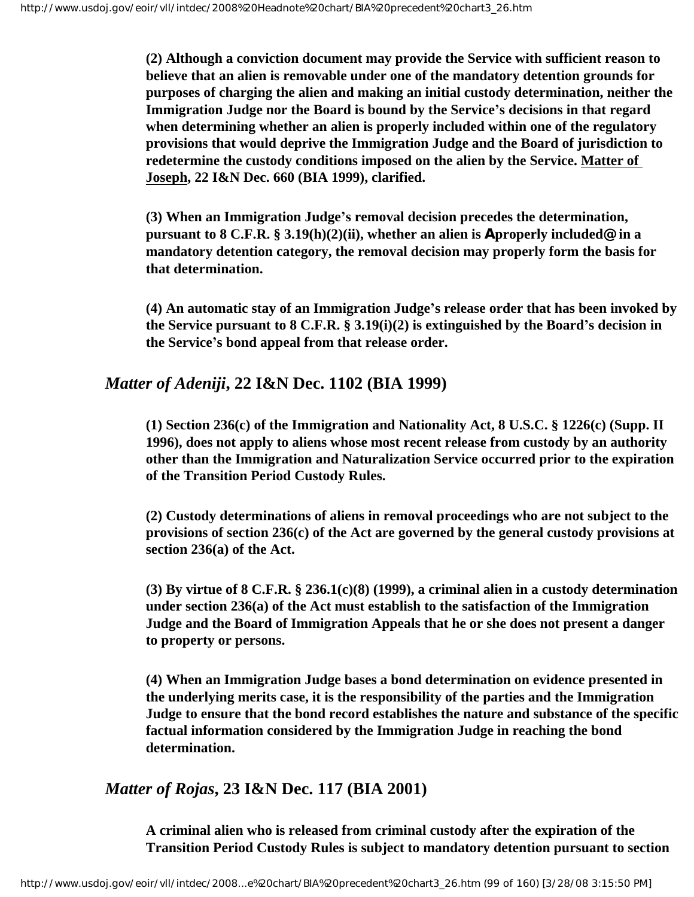**(2) Although a conviction document may provide the Service with sufficient reason to believe that an alien is removable under one of the mandatory detention grounds for purposes of charging the alien and making an initial custody determination, neither the Immigration Judge nor the Board is bound by the Service's decisions in that regard when determining whether an alien is properly included within one of the regulatory provisions that would deprive the Immigration Judge and the Board of jurisdiction to redetermine the custody conditions imposed on the alien by the Service. Matter of Joseph, 22 I&N Dec. 660 (BIA 1999), clarified.**

**(3) When an Immigration Judge's removal decision precedes the determination, pursuant to 8 C.F.R. § 3.19(h)(2)(ii), whether an alien is Aproperly included@ in a mandatory detention category, the removal decision may properly form the basis for that determination.**

**(4) An automatic stay of an Immigration Judge's release order that has been invoked by the Service pursuant to 8 C.F.R. § 3.19(i)(2) is extinguished by the Board's decision in the Service's bond appeal from that release order.**

## *Matter of Adeniji*, 22 I&N Dec. 1102 (BIA 1999)

**(1) Section 236(c) of the Immigration and Nationality Act, 8 U.S.C. § 1226(c) (Supp. II 1996), does not apply to aliens whose most recent release from custody by an authority other than the Immigration and Naturalization Service occurred prior to the expiration of the Transition Period Custody Rules.**

**(2) Custody determinations of aliens in removal proceedings who are not subject to the provisions of section 236(c) of the Act are governed by the general custody provisions at section 236(a) of the Act.**

**(3) By virtue of 8 C.F.R. § 236.1(c)(8) (1999), a criminal alien in a custody determination under section 236(a) of the Act must establish to the satisfaction of the Immigration Judge and the Board of Immigration Appeals that he or she does not present a danger to property or persons.**

**(4) When an Immigration Judge bases a bond determination on evidence presented in the underlying merits case, it is the responsibility of the parties and the Immigration Judge to ensure that the bond record establishes the nature and substance of the specific factual information considered by the Immigration Judge in reaching the bond determination.**

## *Matter of Rojas*, 23 I&N Dec. 117 (BIA 2001)

**A criminal alien who is released from criminal custody after the expiration of the Transition Period Custody Rules is subject to mandatory detention pursuant to section**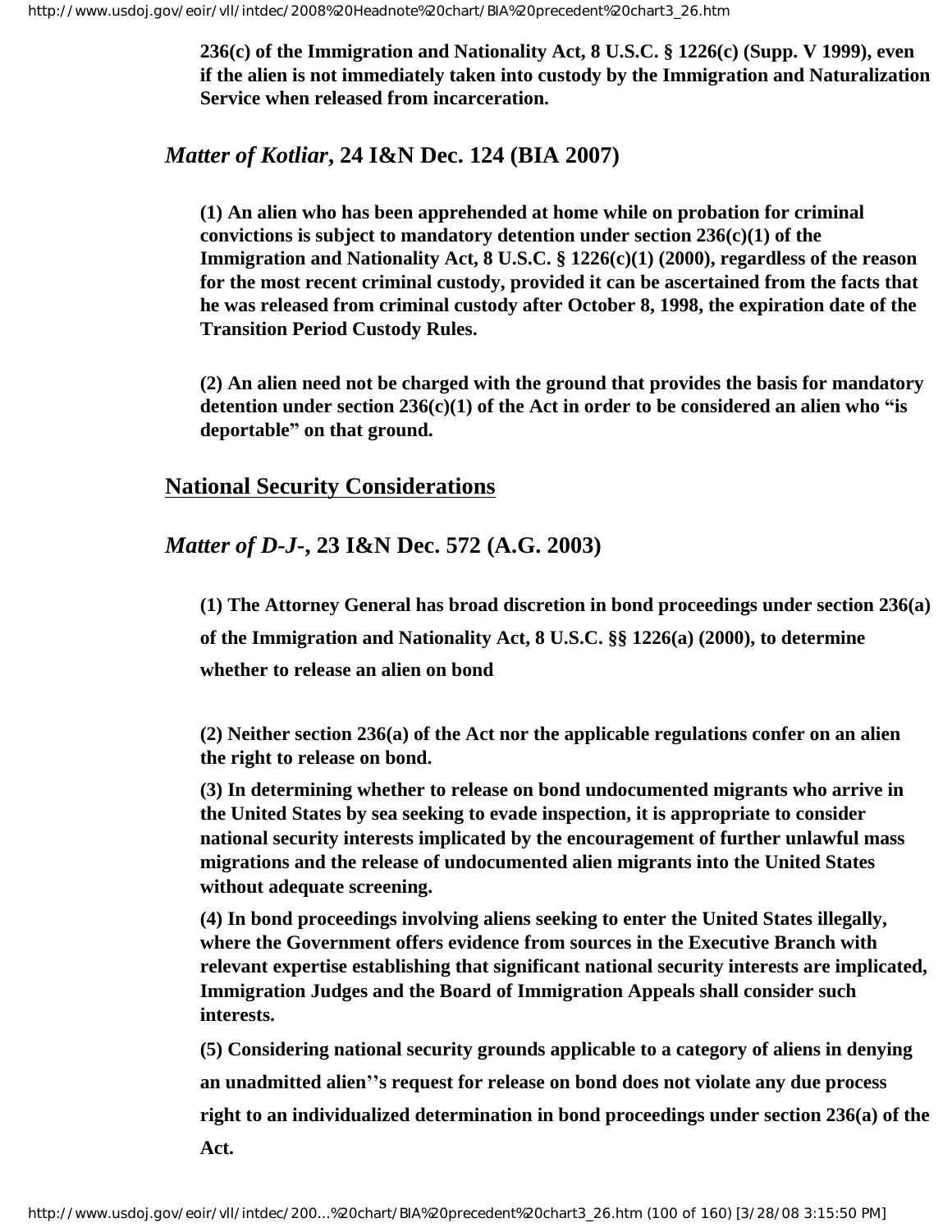**236(c) of the Immigration and Nationality Act, 8 U.S.C. § 1226(c) (Supp. V 1999), even if the alien is not immediately taken into custody by the Immigration and Naturalization Service when released from incarceration.**

## *Matter of Kotliar*, 24 I&N Dec. 124 (BIA 2007)

**(1) An alien who has been apprehended at home while on probation for criminal convictions is subject to mandatory detention under section 236(c)(1) of the Immigration and Nationality Act, 8 U.S.C. § 1226(c)(1) (2000), regardless of the reason for the most recent criminal custody, provided it can be ascertained from the facts that he was released from criminal custody after October 8, 1998, the expiration date of the Transition Period Custody Rules.**

**(2) An alien need not be charged with the ground that provides the basis for mandatory detention under section 236(c)(1) of the Act in order to be considered an alien who "is deportable" on that ground.**

## National Security Considerations

## *Matter of D-J-*, 23 I&N Dec. 572 (A.G. 2003)

**(1) The Attorney General has broad discretion in bond proceedings under section 236(a) of the Immigration and Nationality Act, 8 U.S.C. §§ 1226(a) (2000), to determine whether to release an alien on bond**

**(2) Neither section 236(a) of the Act nor the applicable regulations confer on an alien the right to release on bond.**

**(3) In determining whether to release on bond undocumented migrants who arrive in the United States by sea seeking to evade inspection, it is appropriate to consider national security interests implicated by the encouragement of further unlawful mass migrations and the release of undocumented alien migrants into the United States without adequate screening.**

**(4) In bond proceedings involving aliens seeking to enter the United States illegally, where the Government offers evidence from sources in the Executive Branch with relevant expertise establishing that significant national security interests are implicated, Immigration Judges and the Board of Immigration Appeals shall consider such interests.**

**(5) Considering national security grounds applicable to a category of aliens in denying an unadmitted alien''s request for release on bond does not violate any due process right to an individualized determination in bond proceedings under section 236(a) of the Act.**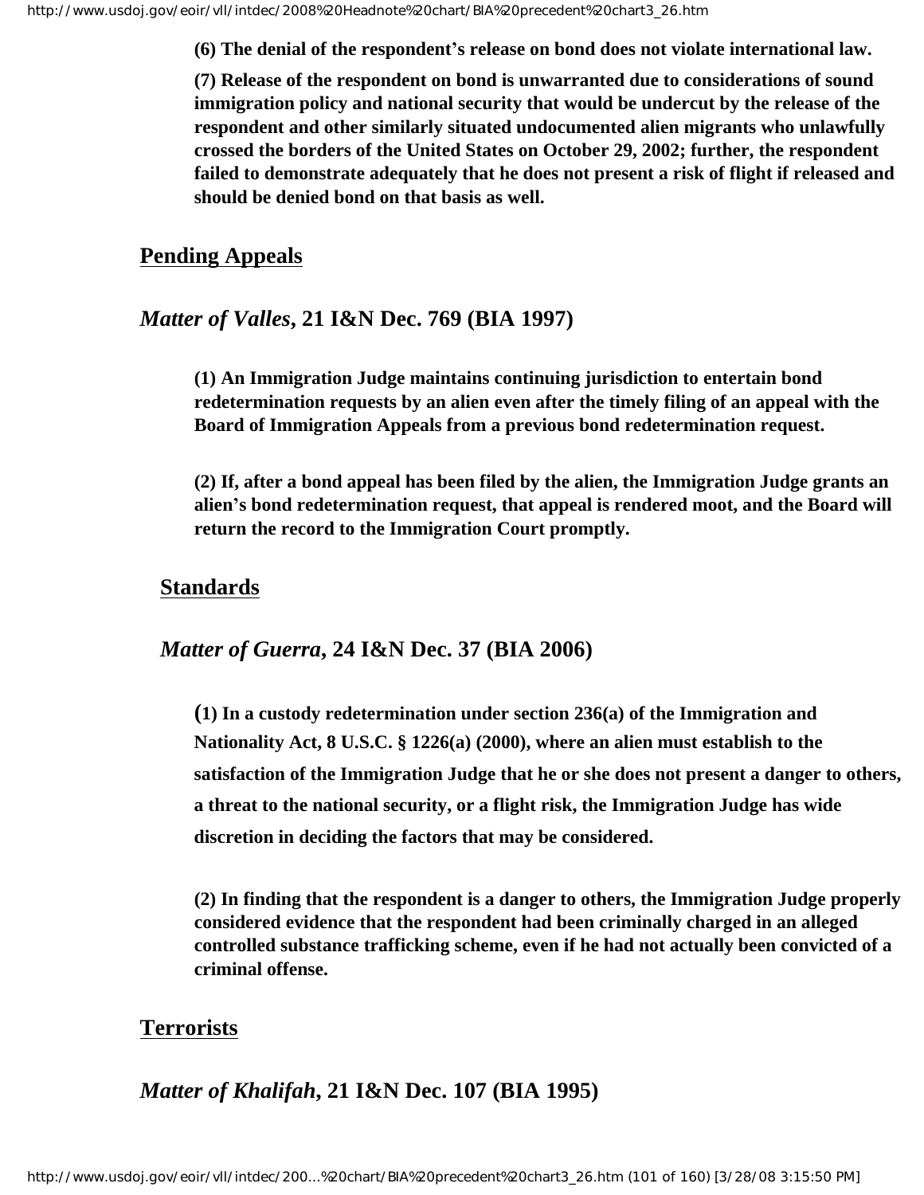**(6) The denial of the respondent's release on bond does not violate international law.**

**(7) Release of the respondent on bond is unwarranted due to considerations of sound immigration policy and national security that would be undercut by the release of the respondent and other similarly situated undocumented alien migrants who unlawfully crossed the borders of the United States on October 29, 2002; further, the respondent failed to demonstrate adequately that he does not present a risk of flight if released and should be denied bond on that basis as well.**

## Pending Appeals

### *Matter of Valles*, 21 I&N Dec. 769 (BIA 1997)

**(1) An Immigration Judge maintains continuing jurisdiction to entertain bond redetermination requests by an alien even after the timely filing of an appeal with the Board of Immigration Appeals from a previous bond redetermination request.**

**(2) If, after a bond appeal has been filed by the alien, the Immigration Judge grants an alien's bond redetermination request, that appeal is rendered moot, and the Board will return the record to the Immigration Court promptly.**

## Standards

### *Matter of Guerra*, 24 I&N Dec. 37 (BIA 2006)

**(1) In a custody redetermination under section 236(a) of the Immigration and Nationality Act, 8 U.S.C. § 1226(a) (2000), where an alien must establish to the satisfaction of the Immigration Judge that he or she does not present a danger to others, a threat to the national security, or a flight risk, the Immigration Judge has wide discretion in deciding the factors that may be considered.**

**(2) In finding that the respondent is a danger to others, the Immigration Judge properly considered evidence that the respondent had been criminally charged in an alleged controlled substance trafficking scheme, even if he had not actually been convicted of a criminal offense.**

## Terrorists

### *Matter of Khalifah*, 21 I&N Dec. 107 (BIA 1995)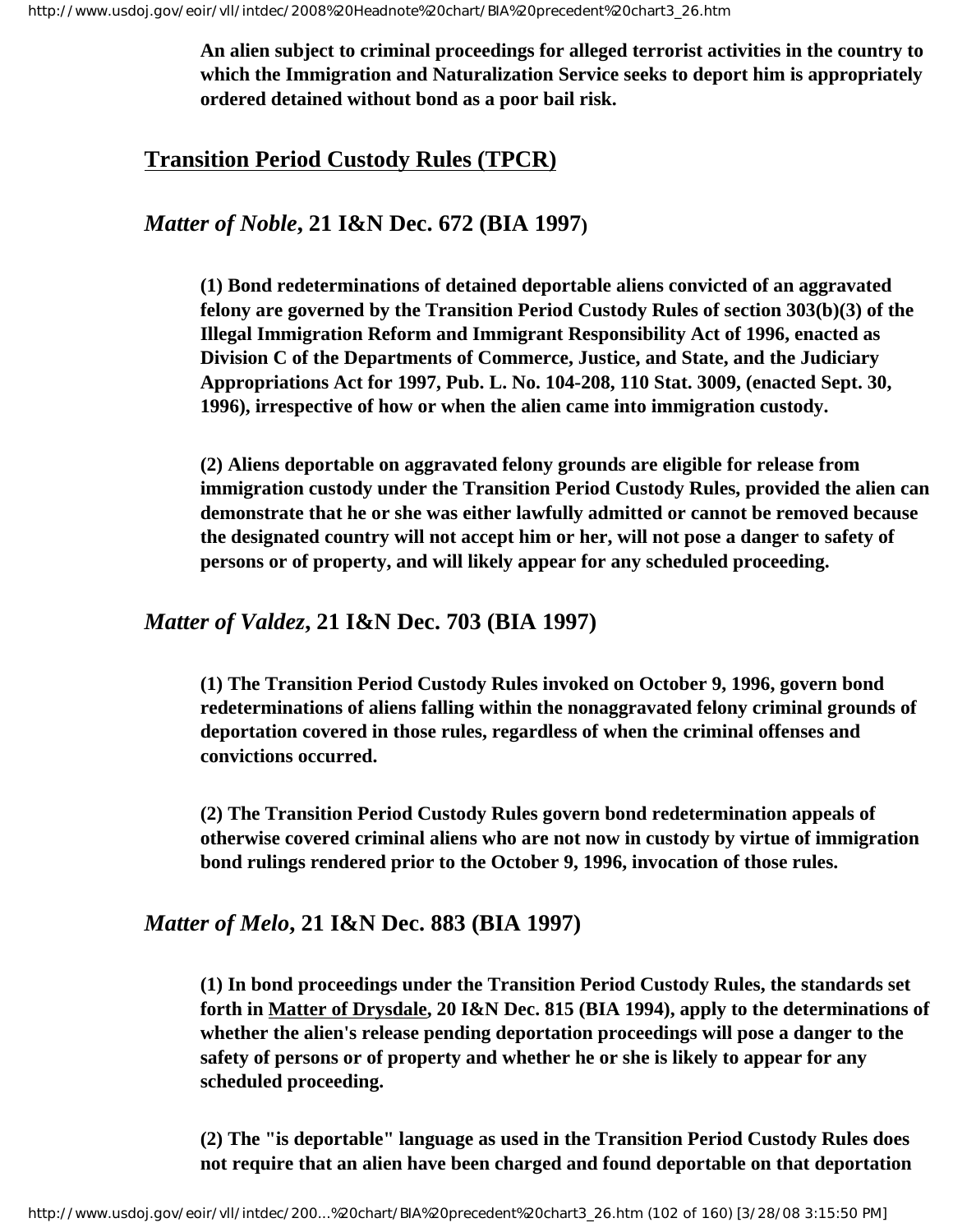**An alien subject to criminal proceedings for alleged terrorist activities in the country to which the Immigration and Naturalization Service seeks to deport him is appropriately ordered detained without bond as a poor bail risk.**

## Transition Period Custody Rules (TPCR)

### *Matter of Noble*, 21 I&N Dec. 672 (BIA 1997)

**(1) Bond redeterminations of detained deportable aliens convicted of an aggravated felony are governed by the Transition Period Custody Rules of section 303(b)(3) of the Illegal Immigration Reform and Immigrant Responsibility Act of 1996, enacted as Division C of the Departments of Commerce, Justice, and State, and the Judiciary Appropriations Act for 1997, Pub. L. No. 104-208, 110 Stat. 3009, (enacted Sept. 30, 1996), irrespective of how or when the alien came into immigration custody.**

**(2) Aliens deportable on aggravated felony grounds are eligible for release from immigration custody under the Transition Period Custody Rules, provided the alien can demonstrate that he or she was either lawfully admitted or cannot be removed because the designated country will not accept him or her, will not pose a danger to safety of persons or of property, and will likely appear for any scheduled proceeding.**

### *Matter of Valdez*, 21 I&N Dec. 703 (BIA 1997)

**(1) The Transition Period Custody Rules invoked on October 9, 1996, govern bond redeterminations of aliens falling within the nonaggravated felony criminal grounds of deportation covered in those rules, regardless of when the criminal offenses and convictions occurred.**

**(2) The Transition Period Custody Rules govern bond redetermination appeals of otherwise covered criminal aliens who are not now in custody by virtue of immigration bond rulings rendered prior to the October 9, 1996, invocation of those rules.**

### *Matter of Melo*, 21 I&N Dec. 883 (BIA 1997)

**(1) In bond proceedings under the Transition Period Custody Rules, the standards set forth in Matter of Drysdale, 20 I&N Dec. 815 (BIA 1994), apply to the determinations of whether the alien's release pending deportation proceedings will pose a danger to the safety of persons or of property and whether he or she is likely to appear for any scheduled proceeding.**

**(2) The "is deportable" language as used in the Transition Period Custody Rules does not require that an alien have been charged and found deportable on that deportation**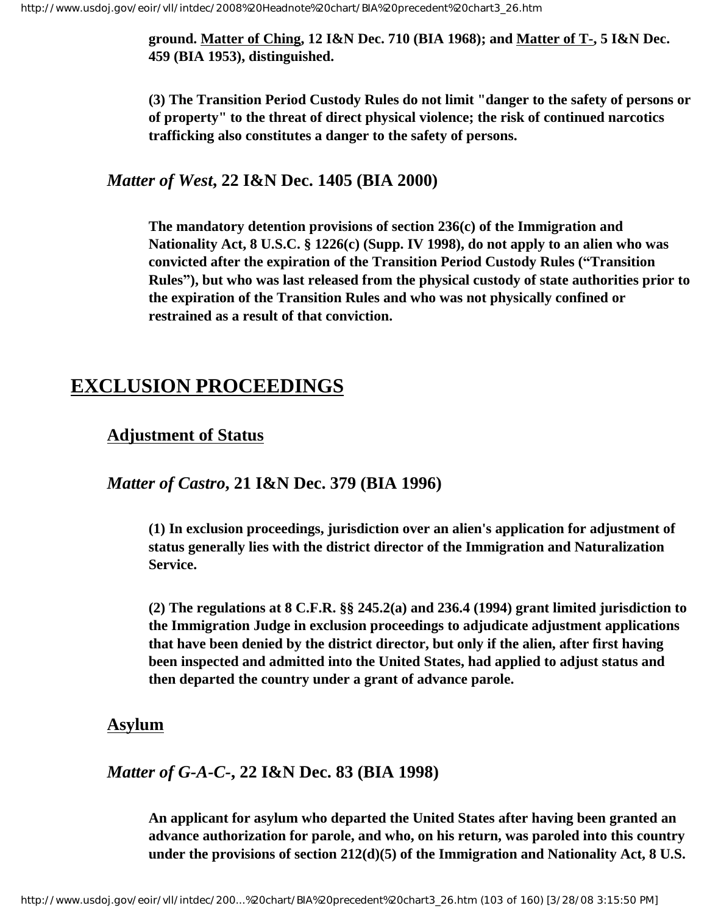**ground. Matter of Ching, 12 I&N Dec. 710 (BIA 1968); and Matter of T-, 5 I&N Dec. 459 (BIA 1953), distinguished.**

**(3) The Transition Period Custody Rules do not limit "danger to the safety of persons or of property" to the threat of direct physical violence; the risk of continued narcotics trafficking also constitutes a danger to the safety of persons.**

### *Matter of West*, 22 I&N Dec. 1405 (BIA 2000)

**The mandatory detention provisions of section 236(c) of the Immigration and Nationality Act, 8 U.S.C. § 1226(c) (Supp. IV 1998), do not apply to an alien who was convicted after the expiration of the Transition Period Custody Rules ("Transition Rules"), but who was last released from the physical custody of state authorities prior to the expiration of the Transition Rules and who was not physically confined or restrained as a result of that conviction.**

# EXCLUSION PROCEEDINGS

## Adjustment of Status

### *Matter of Castro*, 21 I&N Dec. 379 (BIA 1996)

**(1) In exclusion proceedings, jurisdiction over an alien's application for adjustment of status generally lies with the district director of the Immigration and Naturalization Service.**

**(2) The regulations at 8 C.F.R. §§ 245.2(a) and 236.4 (1994) grant limited jurisdiction to the Immigration Judge in exclusion proceedings to adjudicate adjustment applications that have been denied by the district director, but only if the alien, after first having been inspected and admitted into the United States, had applied to adjust status and then departed the country under a grant of advance parole.**

## Asylum

### *Matter of G-A-C-*, 22 I&N Dec. 83 (BIA 1998)

**An applicant for asylum who departed the United States after having been granted an advance authorization for parole, and who, on his return, was paroled into this country under the provisions of section 212(d)(5) of the Immigration and Nationality Act, 8 U.S.**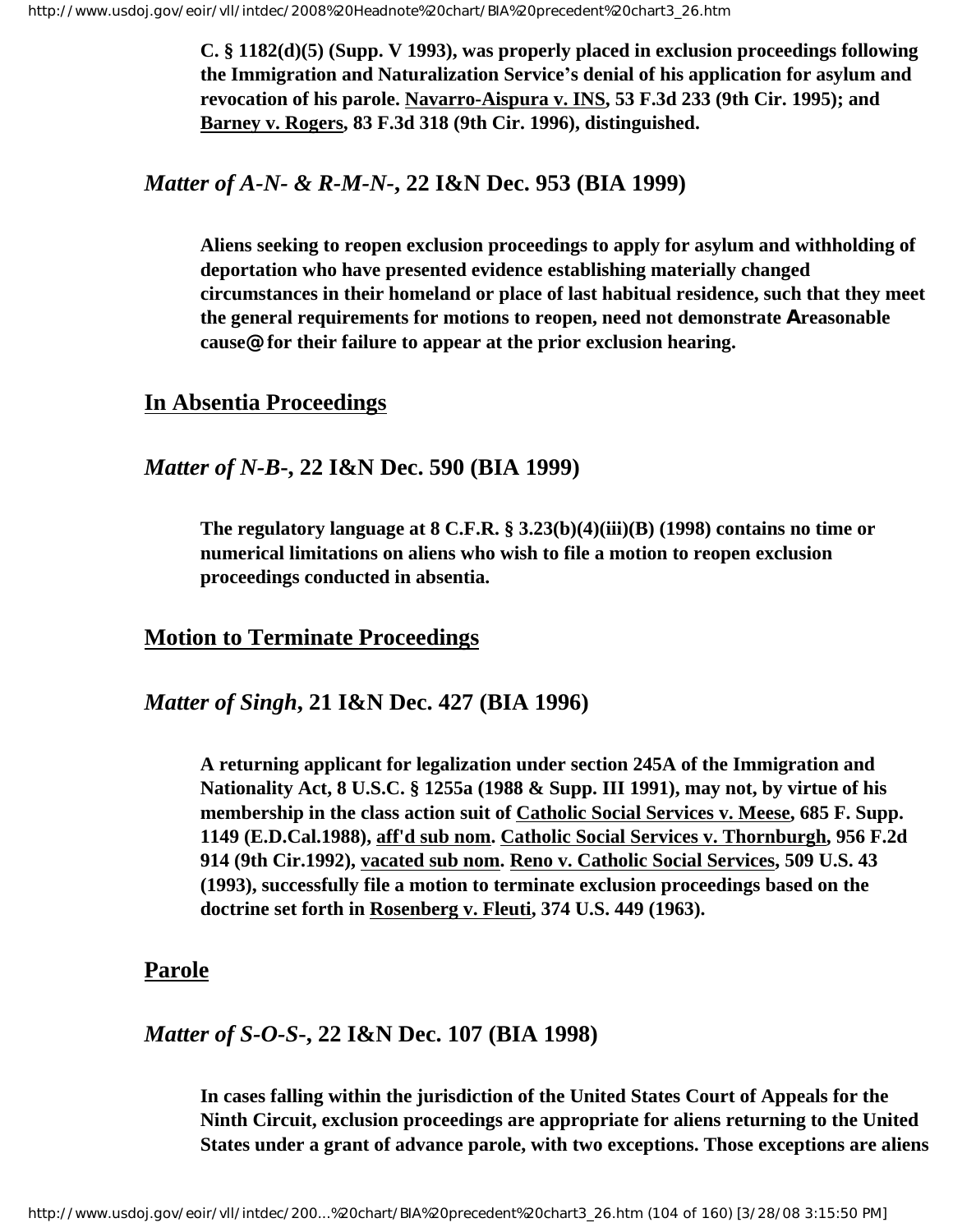**C. § 1182(d)(5) (Supp. V 1993), was properly placed in exclusion proceedings following the Immigration and Naturalization Service's denial of his application for asylum and revocation of his parole. Navarro-Aispura v. INS, 53 F.3d 233 (9th Cir. 1995); and Barney v. Rogers, 83 F.3d 318 (9th Cir. 1996), distinguished.**

### *Matter of A-N- & R-M-N-*, 22 I&N Dec. 953 (BIA 1999)

**Aliens seeking to reopen exclusion proceedings to apply for asylum and withholding of deportation who have presented evidence establishing materially changed circumstances in their homeland or place of last habitual residence, such that they meet the general requirements for motions to reopen, need not demonstrate Areasonable cause@ for their failure to appear at the prior exclusion hearing.**

## In Absentia Proceedings

### *Matter of N-B-*, 22 I&N Dec. 590 (BIA 1999)

**The regulatory language at 8 C.F.R. § 3.23(b)(4)(iii)(B) (1998) contains no time or numerical limitations on aliens who wish to file a motion to reopen exclusion proceedings conducted in absentia.**

## Motion to Terminate Proceedings

### *Matter of Singh*, 21 I&N Dec. 427 (BIA 1996)

**A returning applicant for legalization under section 245A of the Immigration and Nationality Act, 8 U.S.C. § 1255a (1988 & Supp. III 1991), may not, by virtue of his membership in the class action suit of Catholic Social Services v. Meese, 685 F. Supp. 1149 (E.D.Cal.1988), aff'd sub nom. Catholic Social Services v. Thornburgh, 956 F.2d 914 (9th Cir.1992), vacated sub nom. Reno v. Catholic Social Services, 509 U.S. 43 (1993), successfully file a motion to terminate exclusion proceedings based on the doctrine set forth in Rosenberg v. Fleuti, 374 U.S. 449 (1963).**

## Parole

### *Matter of S-O-S-*, 22 I&N Dec. 107 (BIA 1998)

**In cases falling within the jurisdiction of the United States Court of Appeals for the Ninth Circuit, exclusion proceedings are appropriate for aliens returning to the United States under a grant of advance parole, with two exceptions. Those exceptions are aliens**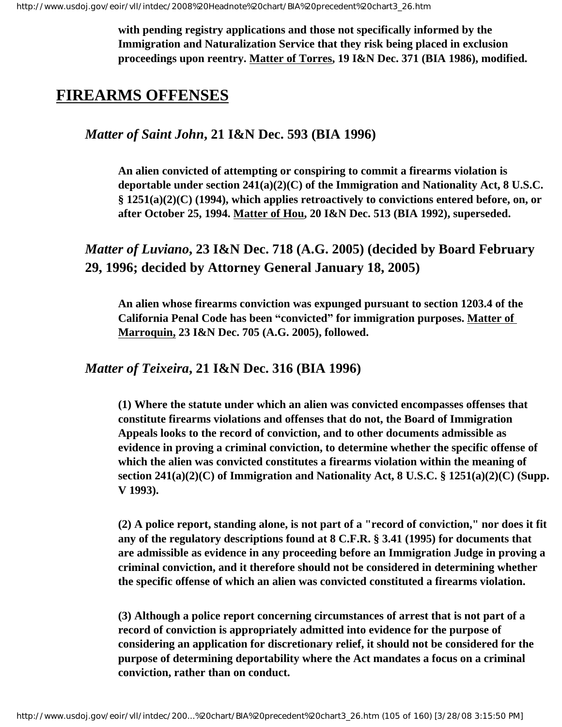**with pending registry applications and those not specifically informed by the Immigration and Naturalization Service that they risk being placed in exclusion proceedings upon reentry. Matter of Torres, 19 I&N Dec. 371 (BIA 1986), modified.**

## FIREARMS OFFENSES

### *Matter of Saint John*, 21 I&N Dec. 593 (BIA 1996)

**An alien convicted of attempting or conspiring to commit a firearms violation is deportable under section 241(a)(2)(C) of the Immigration and Nationality Act, 8 U.S.C. § 1251(a)(2)(C) (1994), which applies retroactively to convictions entered before, on, or after October 25, 1994. Matter of Hou, 20 I&N Dec. 513 (BIA 1992), superseded.**

### *Matter of Luviano*, 23 I&N Dec. 718 (A.G. 2005) (decided by Board February 29, 1996; decided by Attorney General January 18, 2005)

**An alien whose firearms conviction was expunged pursuant to section 1203.4 of the California Penal Code has been "convicted" for immigration purposes. Matter of Marroquin, 23 I&N Dec. 705 (A.G. 2005), followed.**

### *Matter of Teixeira*, 21 I&N Dec. 316 (BIA 1996)

**(1) Where the statute under which an alien was convicted encompasses offenses that constitute firearms violations and offenses that do not, the Board of Immigration Appeals looks to the record of conviction, and to other documents admissible as evidence in proving a criminal conviction, to determine whether the specific offense of which the alien was convicted constitutes a firearms violation within the meaning of section 241(a)(2)(C) of Immigration and Nationality Act, 8 U.S.C. § 1251(a)(2)(C) (Supp. V 1993).**

**(2) A police report, standing alone, is not part of a "record of conviction," nor does it fit any of the regulatory descriptions found at 8 C.F.R. § 3.41 (1995) for documents that are admissible as evidence in any proceeding before an Immigration Judge in proving a criminal conviction, and it therefore should not be considered in determining whether the specific offense of which an alien was convicted constituted a firearms violation.**

**(3) Although a police report concerning circumstances of arrest that is not part of a record of conviction is appropriately admitted into evidence for the purpose of considering an application for discretionary relief, it should not be considered for the purpose of determining deportability where the Act mandates a focus on a criminal conviction, rather than on conduct.**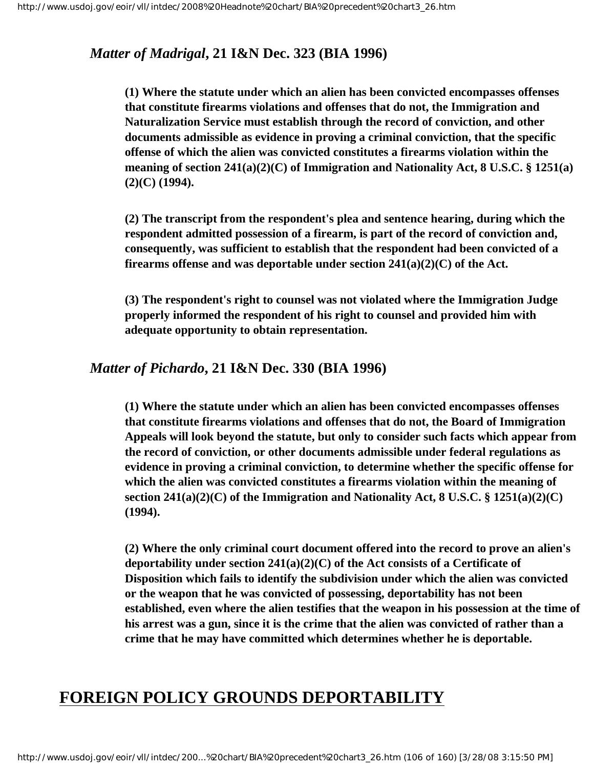### *Matter of Madrigal*, 21 I&N Dec. 323 (BIA 1996)

**(1) Where the statute under which an alien has been convicted encompasses offenses that constitute firearms violations and offenses that do not, the Immigration and Naturalization Service must establish through the record of conviction, and other documents admissible as evidence in proving a criminal conviction, that the specific offense of which the alien was convicted constitutes a firearms violation within the meaning of section 241(a)(2)(C) of Immigration and Nationality Act, 8 U.S.C. § 1251(a)(2)(C) (1994).**

**(2) The transcript from the respondent's plea and sentence hearing, during which the respondent admitted possession of a firearm, is part of the record of conviction and, consequently, was sufficient to establish that the respondent had been convicted of a firearms offense and was deportable under section 241(a)(2)(C) of the Act.**

**(3) The respondent's right to counsel was not violated where the Immigration Judge properly informed the respondent of his right to counsel and provided him with adequate opportunity to obtain representation.**

### *Matter of Pichardo*, 21 I&N Dec. 330 (BIA 1996)

**(1) Where the statute under which an alien has been convicted encompasses offenses that constitute firearms violations and offenses that do not, the Board of Immigration Appeals will look beyond the statute, but only to consider such facts which appear from the record of conviction, or other documents admissible under federal regulations as evidence in proving a criminal conviction, to determine whether the specific offense for which the alien was convicted constitutes a firearms violation within the meaning of section 241(a)(2)(C) of the Immigration and Nationality Act, 8 U.S.C. § 1251(a)(2)(C) (1994).**

**(2) Where the only criminal court document offered into the record to prove an alien's deportability under section 241(a)(2)(C) of the Act consists of a Certificate of Disposition which fails to identify the subdivision under which the alien was convicted or the weapon that he was convicted of possessing, deportability has not been established, even where the alien testifies that the weapon in his possession at the time of his arrest was a gun, since it is the crime that the alien was convicted of rather than a crime that he may have committed which determines whether he is deportable.**

## FOREIGN POLICY GROUNDS DEPORTABILITY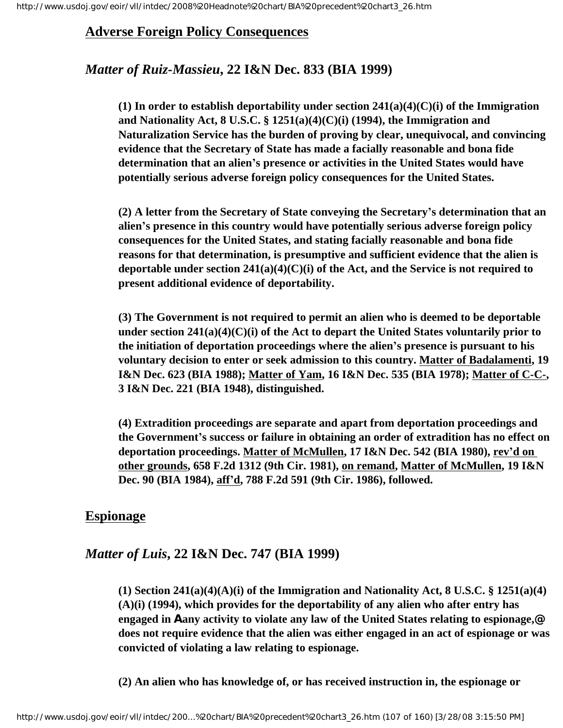## Adverse Foreign Policy Consequences

### *Matter of Ruiz-Massieu*, 22 I&N Dec. 833 (BIA 1999)

**(1) In order to establish deportability under section 241(a)(4)(C)(i) of the Immigration and Nationality Act, 8 U.S.C. § 1251(a)(4)(C)(i) (1994), the Immigration and Naturalization Service has the burden of proving by clear, unequivocal, and convincing evidence that the Secretary of State has made a facially reasonable and bona fide determination that an alien's presence or activities in the United States would have potentially serious adverse foreign policy consequences for the United States.**

**(2) A letter from the Secretary of State conveying the Secretary's determination that an alien's presence in this country would have potentially serious adverse foreign policy consequences for the United States, and stating facially reasonable and bona fide reasons for that determination, is presumptive and sufficient evidence that the alien is deportable under section 241(a)(4)(C)(i) of the Act, and the Service is not required to present additional evidence of deportability.**

**(3) The Government is not required to permit an alien who is deemed to be deportable under section 241(a)(4)(C)(i) of the Act to depart the United States voluntarily prior to the initiation of deportation proceedings where the alien's presence is pursuant to his voluntary decision to enter or seek admission to this country. Matter of Badalamenti, 19 I&N Dec. 623 (BIA 1988); Matter of Yam, 16 I&N Dec. 535 (BIA 1978); Matter of C-C-, 3 I&N Dec. 221 (BIA 1948), distinguished.**

**(4) Extradition proceedings are separate and apart from deportation proceedings and the Government's success or failure in obtaining an order of extradition has no effect on deportation proceedings. Matter of McMullen, 17 I&N Dec. 542 (BIA 1980), rev'd on other grounds, 658 F.2d 1312 (9th Cir. 1981), on remand, Matter of McMullen, 19 I&N Dec. 90 (BIA 1984), aff'd, 788 F.2d 591 (9th Cir. 1986), followed.**

## Espionage

### *Matter of Luis*, 22 I&N Dec. 747 (BIA 1999)

**(1) Section 241(a)(4)(A)(i) of the Immigration and Nationality Act, 8 U.S.C. § 1251(a)(4)(A)(i) (1994), which provides for the deportability of any alien who after entry has engaged in Aany activity to violate any law of the United States relating to espionage,@ does not require evidence that the alien was either engaged in an act of espionage or was convicted of violating a law relating to espionage.**

**(2) An alien who has knowledge of, or has received instruction in, the espionage or**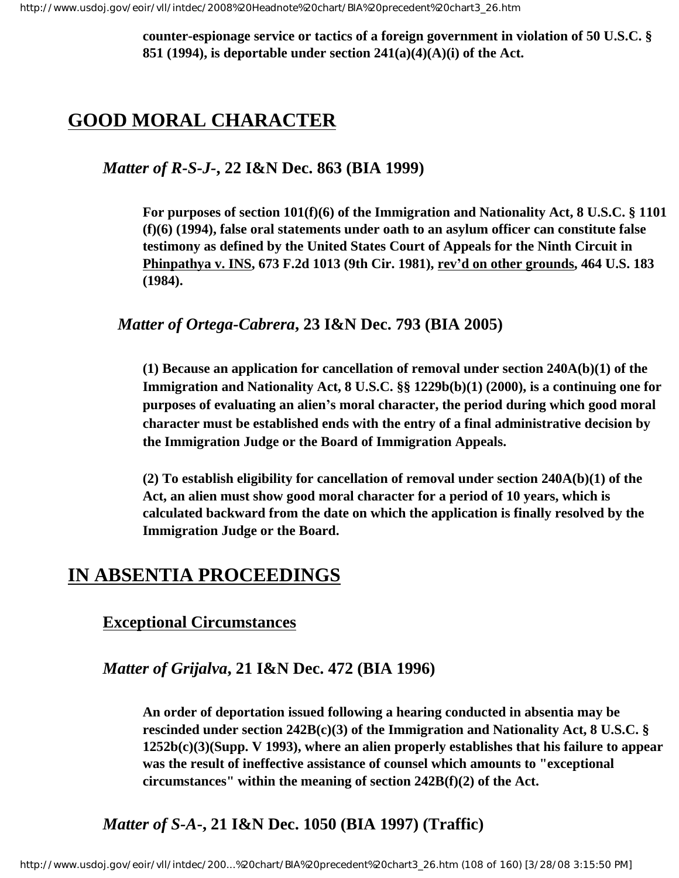**counter-espionage service or tactics of a foreign government in violation of 50 U.S.C. § 851 (1994), is deportable under section 241(a)(4)(A)(i) of the Act.**

## GOOD MORAL CHARACTER

### *Matter of R-S-J-*, 22 I&N Dec. 863 (BIA 1999)

**For purposes of section 101(f)(6) of the Immigration and Nationality Act, 8 U.S.C. § 1101 (f)(6) (1994), false oral statements under oath to an asylum officer can constitute false testimony as defined by the United States Court of Appeals for the Ninth Circuit in <u>Phinpathya v. INS</u>, 673 F.2d 1013 (9th Cir. 1981), <u>rev'd on other grounds</u>, 464 U.S. 183 (1984).**

### *Matter of Ortega-Cabrera*, 23 I&N Dec. 793 (BIA 2005)

**(1) Because an application for cancellation of removal under section 240A(b)(1) of the Immigration and Nationality Act, 8 U.S.C. §§ 1229b(b)(1) (2000), is a continuing one for purposes of evaluating an alien's moral character, the period during which good moral character must be established ends with the entry of a final administrative decision by the Immigration Judge or the Board of Immigration Appeals.**

**(2) To establish eligibility for cancellation of removal under section 240A(b)(1) of the Act, an alien must show good moral character for a period of 10 years, which is calculated backward from the date on which the application is finally resolved by the Immigration Judge or the Board.**

## IN ABSENTIA PROCEEDINGS

### Exceptional Circumstances

### *Matter of Grijalva*, 21 I&N Dec. 472 (BIA 1996)

**An order of deportation issued following a hearing conducted in absentia may be rescinded under section 242B(c)(3) of the Immigration and Nationality Act, 8 U.S.C. § 1252b(c)(3)(Supp. V 1993), where an alien properly establishes that his failure to appear was the result of ineffective assistance of counsel which amounts to "exceptional circumstances" within the meaning of section 242B(f)(2) of the Act.**

### *Matter of S-A-*, 21 I&N Dec. 1050 (BIA 1997) (Traffic)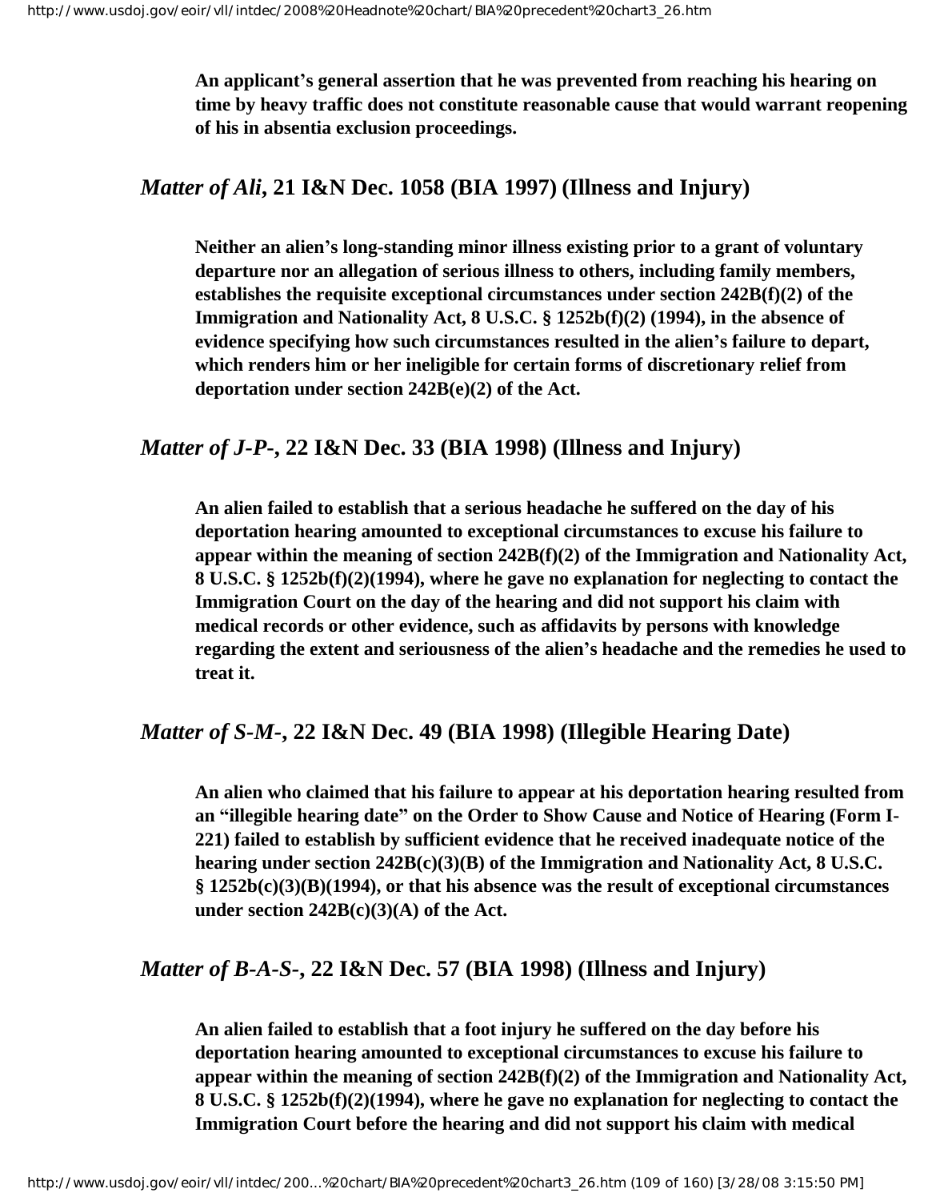**An applicant's general assertion that he was prevented from reaching his hearing on time by heavy traffic does not constitute reasonable cause that would warrant reopening of his in absentia exclusion proceedings.**

## *Matter of Ali,* 21 I&N Dec. 1058 (BIA 1997) (Illness and Injury)

**Neither an alien's long-standing minor illness existing prior to a grant of voluntary departure nor an allegation of serious illness to others, including family members, establishes the requisite exceptional circumstances under section 242B(f)(2) of the Immigration and Nationality Act, 8 U.S.C. § 1252b(f)(2) (1994), in the absence of evidence specifying how such circumstances resulted in the alien's failure to depart, which renders him or her ineligible for certain forms of discretionary relief from deportation under section 242B(e)(2) of the Act.**

## *Matter of J-P-,* 22 I&N Dec. 33 (BIA 1998) (Illness and Injury)

**An alien failed to establish that a serious headache he suffered on the day of his deportation hearing amounted to exceptional circumstances to excuse his failure to appear within the meaning of section 242B(f)(2) of the Immigration and Nationality Act, 8 U.S.C. § 1252b(f)(2)(1994), where he gave no explanation for neglecting to contact the Immigration Court on the day of the hearing and did not support his claim with medical records or other evidence, such as affidavits by persons with knowledge regarding the extent and seriousness of the alien's headache and the remedies he used to treat it.**

## *Matter of S-M-,* 22 I&N Dec. 49 (BIA 1998) (Illegible Hearing Date)

**An alien who claimed that his failure to appear at his deportation hearing resulted from an "illegible hearing date" on the Order to Show Cause and Notice of Hearing (Form I-221) failed to establish by sufficient evidence that he received inadequate notice of the hearing under section 242B(c)(3)(B) of the Immigration and Nationality Act, 8 U.S.C. § 1252b(c)(3)(B)(1994), or that his absence was the result of exceptional circumstances under section 242B(c)(3)(A) of the Act.**

## *Matter of B-A-S-,* 22 I&N Dec. 57 (BIA 1998) (Illness and Injury)

**An alien failed to establish that a foot injury he suffered on the day before his deportation hearing amounted to exceptional circumstances to excuse his failure to appear within the meaning of section 242B(f)(2) of the Immigration and Nationality Act, 8 U.S.C. § 1252b(f)(2)(1994), where he gave no explanation for neglecting to contact the Immigration Court before the hearing and did not support his claim with medical**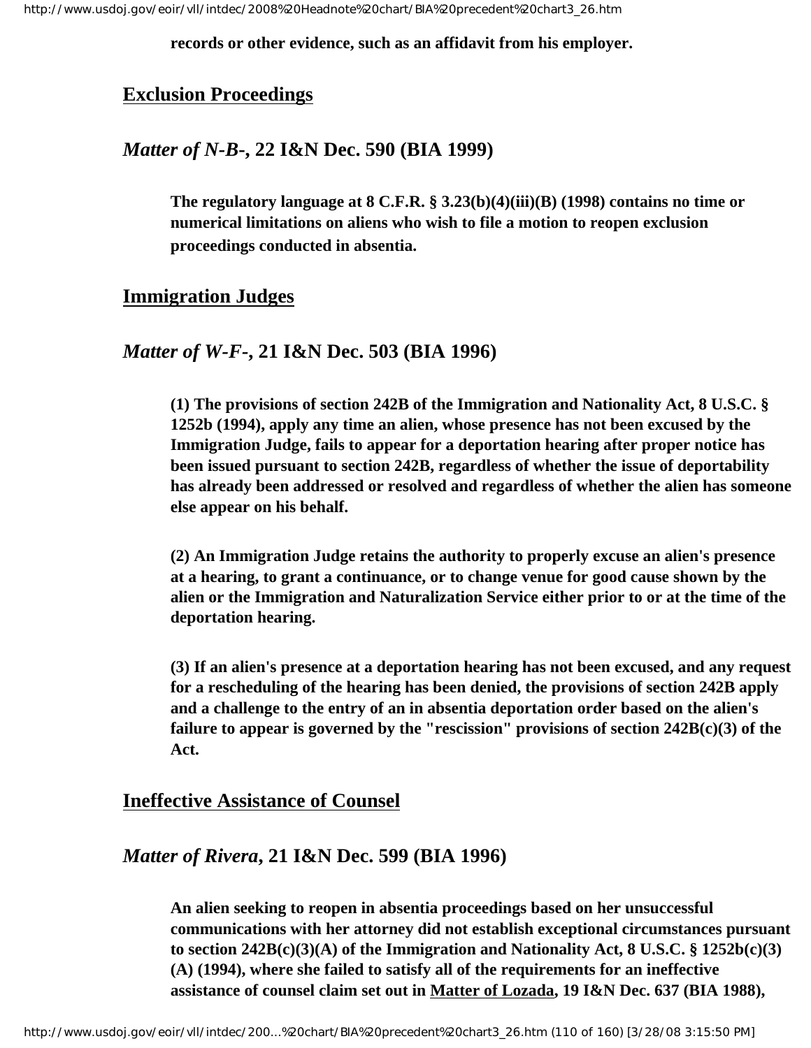**records or other evidence, such as an affidavit from his employer.**

## Exclusion Proceedings

### *Matter of N-B-*, 22 I&N Dec. 590 (BIA 1999)

**The regulatory language at 8 C.F.R. § 3.23(b)(4)(iii)(B) (1998) contains no time or numerical limitations on aliens who wish to file a motion to reopen exclusion proceedings conducted in absentia.**

## Immigration Judges

### *Matter of W-F-*, 21 I&N Dec. 503 (BIA 1996)

**(1) The provisions of section 242B of the Immigration and Nationality Act, 8 U.S.C. § 1252b (1994), apply any time an alien, whose presence has not been excused by the Immigration Judge, fails to appear for a deportation hearing after proper notice has been issued pursuant to section 242B, regardless of whether the issue of deportability has already been addressed or resolved and regardless of whether the alien has someone else appear on his behalf.**

**(2) An Immigration Judge retains the authority to properly excuse an alien's presence at a hearing, to grant a continuance, or to change venue for good cause shown by the alien or the Immigration and Naturalization Service either prior to or at the time of the deportation hearing.**

**(3) If an alien's presence at a deportation hearing has not been excused, and any request for a rescheduling of the hearing has been denied, the provisions of section 242B apply and a challenge to the entry of an in absentia deportation order based on the alien's failure to appear is governed by the "rescission" provisions of section 242B(c)(3) of the Act.**

## Ineffective Assistance of Counsel

### *Matter of Rivera*, 21 I&N Dec. 599 (BIA 1996)

**An alien seeking to reopen in absentia proceedings based on her unsuccessful communications with her attorney did not establish exceptional circumstances pursuant to section 242B(c)(3)(A) of the Immigration and Nationality Act, 8 U.S.C. § 1252b(c)(3)(A) (1994), where she failed to satisfy all of the requirements for an ineffective assistance of counsel claim set out in Matter of Lozada, 19 I&N Dec. 637 (BIA 1988),**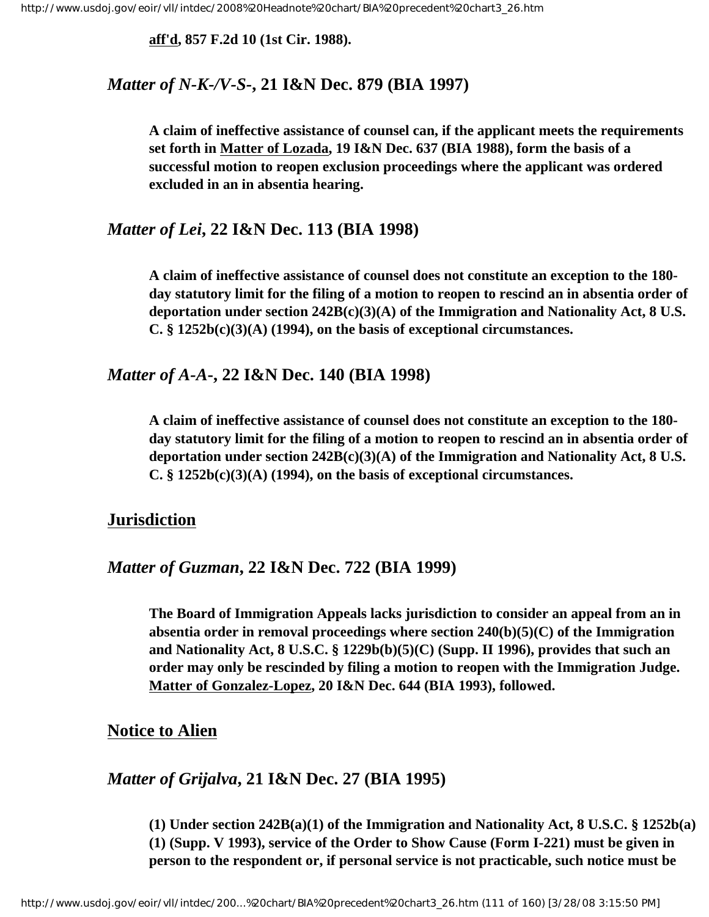**aff'd, 857 F.2d 10 (1st Cir. 1988).**

### *Matter of N-K-/V-S-*, 21 I&N Dec. 879 (BIA 1997)

**A claim of ineffective assistance of counsel can, if the applicant meets the requirements set forth in Matter of Lozada, 19 I&N Dec. 637 (BIA 1988), form the basis of a successful motion to reopen exclusion proceedings where the applicant was ordered excluded in an in absentia hearing.**

### *Matter of Lei*, 22 I&N Dec. 113 (BIA 1998)

**A claim of ineffective assistance of counsel does not constitute an exception to the 180-day statutory limit for the filing of a motion to reopen to rescind an in absentia order of deportation under section 242B(c)(3)(A) of the Immigration and Nationality Act, 8 U.S.C. § 1252b(c)(3)(A) (1994), on the basis of exceptional circumstances.**

### *Matter of A-A-*, 22 I&N Dec. 140 (BIA 1998)

**A claim of ineffective assistance of counsel does not constitute an exception to the 180-day statutory limit for the filing of a motion to reopen to rescind an in absentia order of deportation under section 242B(c)(3)(A) of the Immigration and Nationality Act, 8 U.S.C. § 1252b(c)(3)(A) (1994), on the basis of exceptional circumstances.**

## Jurisdiction

### *Matter of Guzman*, 22 I&N Dec. 722 (BIA 1999)

**The Board of Immigration Appeals lacks jurisdiction to consider an appeal from an in absentia order in removal proceedings where section 240(b)(5)(C) of the Immigration and Nationality Act, 8 U.S.C. § 1229b(b)(5)(C) (Supp. II 1996), provides that such an order may only be rescinded by filing a motion to reopen with the Immigration Judge. Matter of Gonzalez-Lopez, 20 I&N Dec. 644 (BIA 1993), followed.**

## Notice to Alien

### *Matter of Grijalva*, 21 I&N Dec. 27 (BIA 1995)

**(1) Under section 242B(a)(1) of the Immigration and Nationality Act, 8 U.S.C. § 1252b(a)(1) (Supp. V 1993), service of the Order to Show Cause (Form I-221) must be given in person to the respondent or, if personal service is not practicable, such notice must be**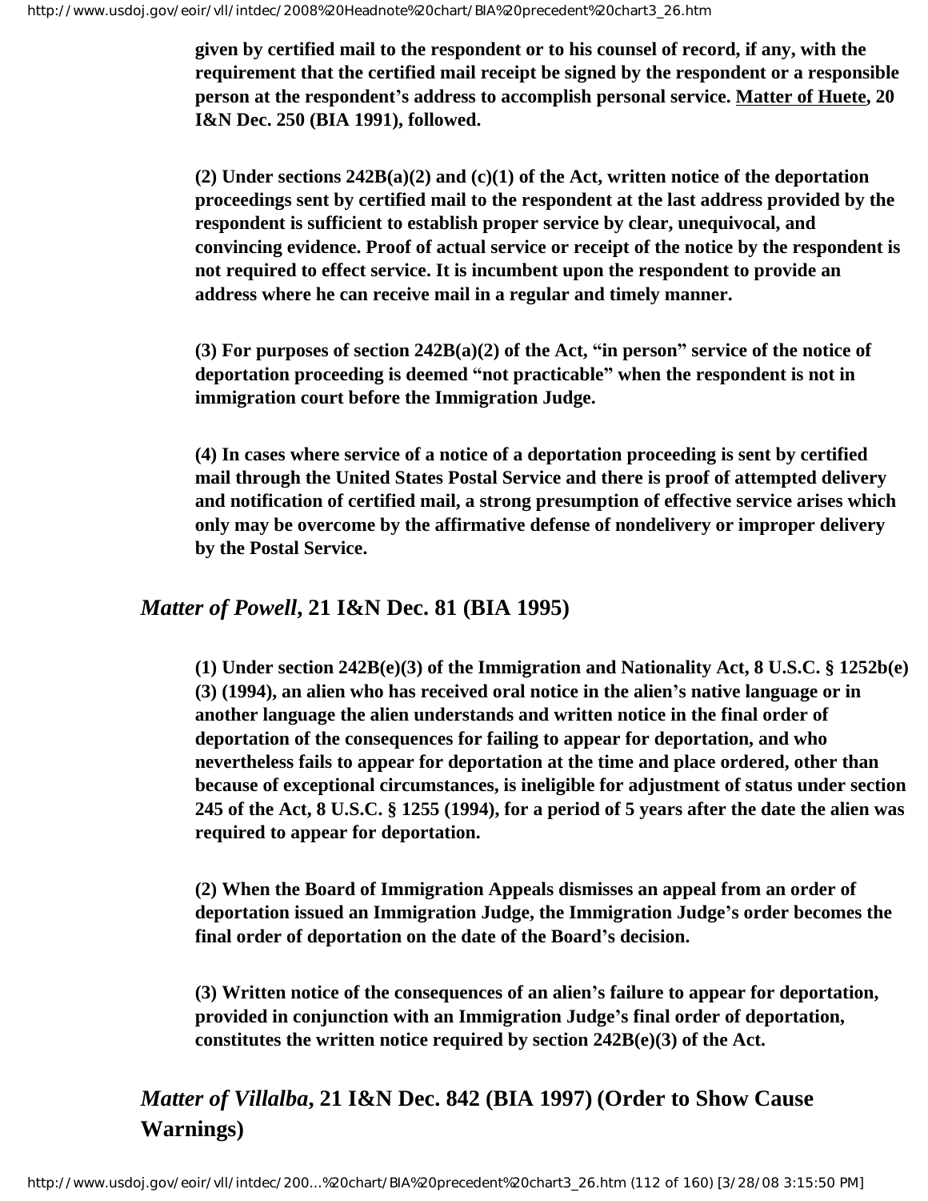**given by certified mail to the respondent or to his counsel of record, if any, with the requirement that the certified mail receipt be signed by the respondent or a responsible person at the respondent's address to accomplish personal service. Matter of Huete, 20 I&N Dec. 250 (BIA 1991), followed.**

**(2) Under sections 242B(a)(2) and (c)(1) of the Act, written notice of the deportation proceedings sent by certified mail to the respondent at the last address provided by the respondent is sufficient to establish proper service by clear, unequivocal, and convincing evidence. Proof of actual service or receipt of the notice by the respondent is not required to effect service. It is incumbent upon the respondent to provide an address where he can receive mail in a regular and timely manner.**

**(3) For purposes of section 242B(a)(2) of the Act, "in person" service of the notice of deportation proceeding is deemed "not practicable" when the respondent is not in immigration court before the Immigration Judge.**

**(4) In cases where service of a notice of a deportation proceeding is sent by certified mail through the United States Postal Service and there is proof of attempted delivery and notification of certified mail, a strong presumption of effective service arises which only may be overcome by the affirmative defense of nondelivery or improper delivery by the Postal Service.**

## *Matter of Powell*, 21 I&N Dec. 81 (BIA 1995)

**(1) Under section 242B(e)(3) of the Immigration and Nationality Act, 8 U.S.C. § 1252b(e)(3) (1994), an alien who has received oral notice in the alien's native language or in another language the alien understands and written notice in the final order of deportation of the consequences for failing to appear for deportation, and who nevertheless fails to appear for deportation at the time and place ordered, other than because of exceptional circumstances, is ineligible for adjustment of status under section 245 of the Act, 8 U.S.C. § 1255 (1994), for a period of 5 years after the date the alien was required to appear for deportation.**

**(2) When the Board of Immigration Appeals dismisses an appeal from an order of deportation issued an Immigration Judge, the Immigration Judge's order becomes the final order of deportation on the date of the Board's decision.**

**(3) Written notice of the consequences of an alien's failure to appear for deportation, provided in conjunction with an Immigration Judge's final order of deportation, constitutes the written notice required by section 242B(e)(3) of the Act.**

## *Matter of Villalba*, 21 I&N Dec. 842 (BIA 1997) (Order to Show Cause Warnings)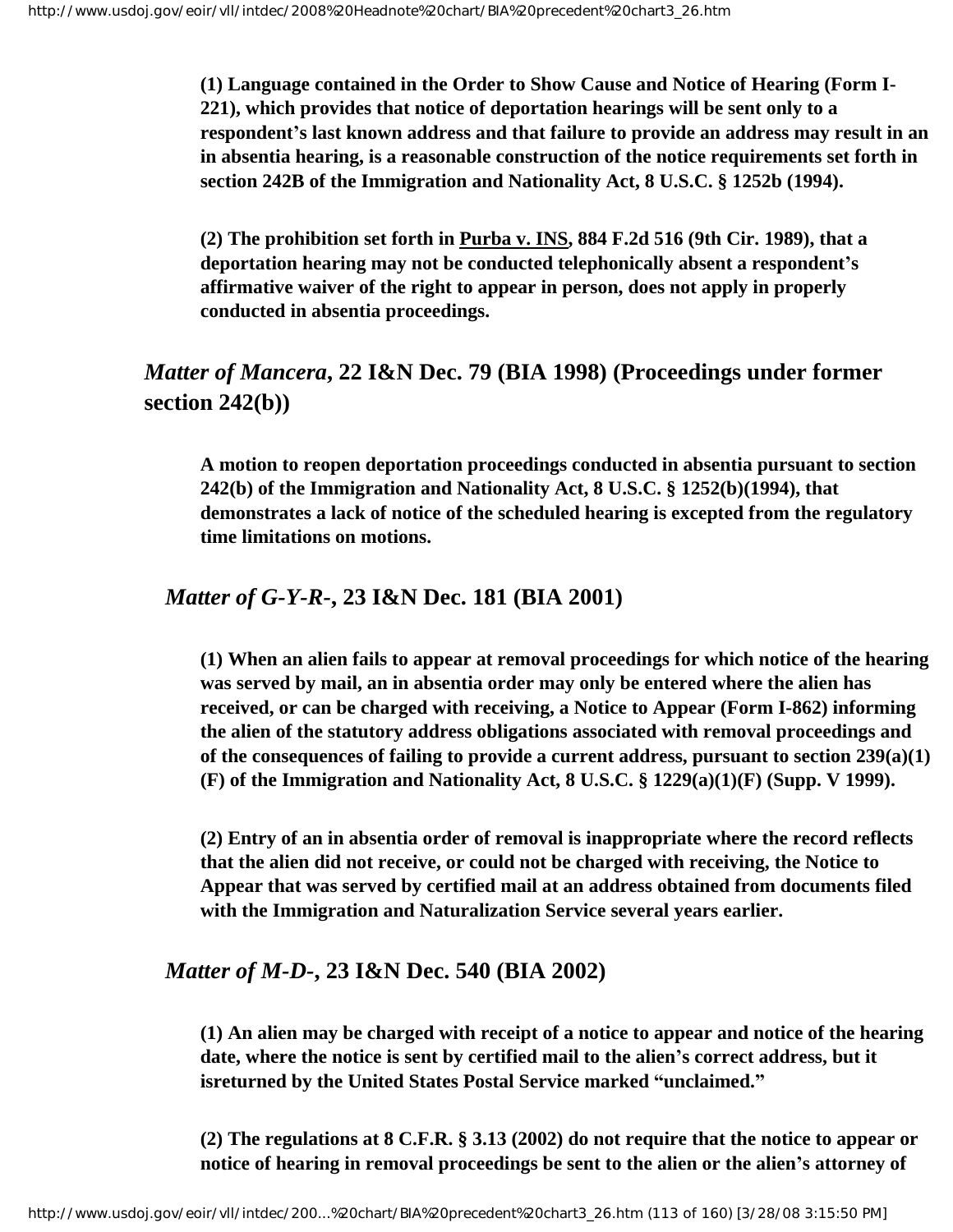**(1) Language contained in the Order to Show Cause and Notice of Hearing (Form I-221), which provides that notice of deportation hearings will be sent only to a respondent's last known address and that failure to provide an address may result in an in absentia hearing, is a reasonable construction of the notice requirements set forth in section 242B of the Immigration and Nationality Act, 8 U.S.C. § 1252b (1994).**

**(2) The prohibition set forth in Purba v. INS, 884 F.2d 516 (9th Cir. 1989), that a deportation hearing may not be conducted telephonically absent a respondent's affirmative waiver of the right to appear in person, does not apply in properly conducted in absentia proceedings.**

### *Matter of Mancera*, 22 I&N Dec. 79 (BIA 1998) (Proceedings under former section 242(b))

**A motion to reopen deportation proceedings conducted in absentia pursuant to section 242(b) of the Immigration and Nationality Act, 8 U.S.C. § 1252(b)(1994), that demonstrates a lack of notice of the scheduled hearing is excepted from the regulatory time limitations on motions.**

### *Matter of G-Y-R-*, 23 I&N Dec. 181 (BIA 2001)

**(1) When an alien fails to appear at removal proceedings for which notice of the hearing was served by mail, an in absentia order may only be entered where the alien has received, or can be charged with receiving, a Notice to Appear (Form I-862) informing the alien of the statutory address obligations associated with removal proceedings and of the consequences of failing to provide a current address, pursuant to section 239(a)(1)(F) of the Immigration and Nationality Act, 8 U.S.C. § 1229(a)(1)(F) (Supp. V 1999).**

**(2) Entry of an in absentia order of removal is inappropriate where the record reflects that the alien did not receive, or could not be charged with receiving, the Notice to Appear that was served by certified mail at an address obtained from documents filed with the Immigration and Naturalization Service several years earlier.**

### *Matter of M-D-*, 23 I&N Dec. 540 (BIA 2002)

**(1) An alien may be charged with receipt of a notice to appear and notice of the hearing date, where the notice is sent by certified mail to the alien's correct address, but it isreturned by the United States Postal Service marked "unclaimed."**

**(2) The regulations at 8 C.F.R. § 3.13 (2002) do not require that the notice to appear or notice of hearing in removal proceedings be sent to the alien or the alien's attorney of**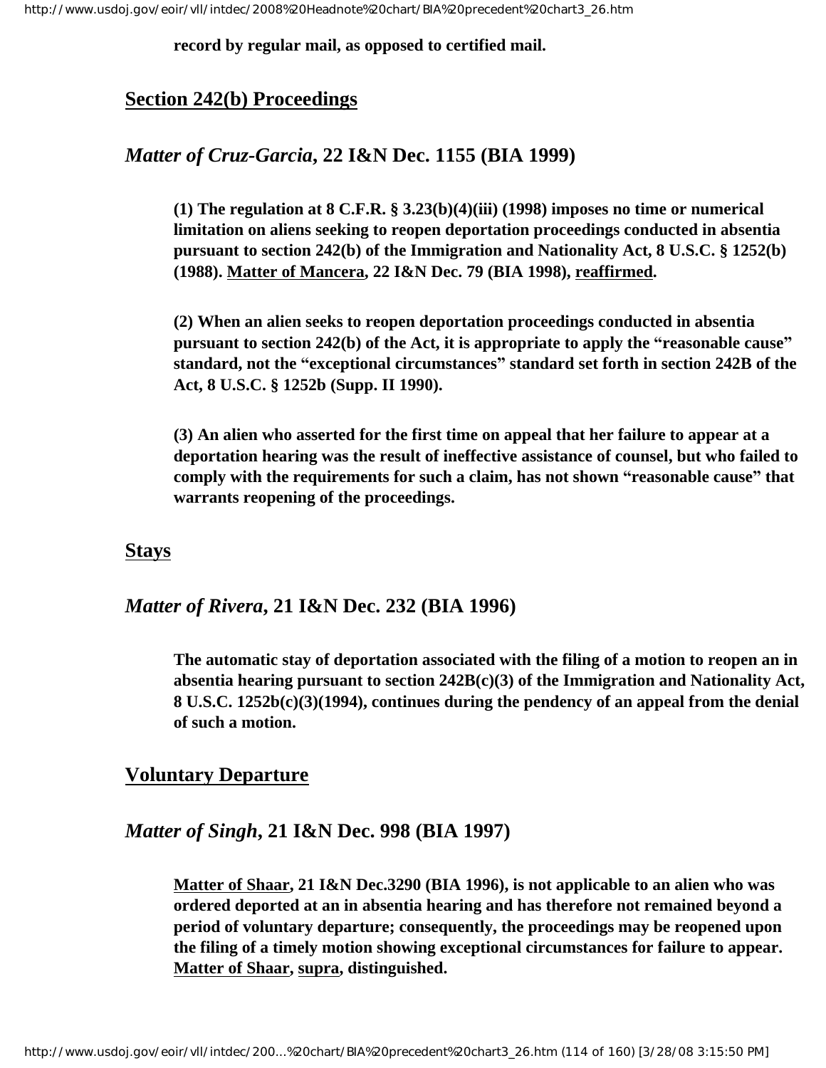**record by regular mail, as opposed to certified mail.**

## Section 242(b) Proceedings

### *Matter of Cruz-Garcia*, 22 I&N Dec. 1155 (BIA 1999)

**(1) The regulation at 8 C.F.R. § 3.23(b)(4)(iii) (1998) imposes no time or numerical limitation on aliens seeking to reopen deportation proceedings conducted in absentia pursuant to section 242(b) of the Immigration and Nationality Act, 8 U.S.C. § 1252(b) (1988). Matter of Mancera, 22 I&N Dec. 79 (BIA 1998), reaffirmed.**

**(2) When an alien seeks to reopen deportation proceedings conducted in absentia pursuant to section 242(b) of the Act, it is appropriate to apply the "reasonable cause" standard, not the "exceptional circumstances" standard set forth in section 242B of the Act, 8 U.S.C. § 1252b (Supp. II 1990).**

**(3) An alien who asserted for the first time on appeal that her failure to appear at a deportation hearing was the result of ineffective assistance of counsel, but who failed to comply with the requirements for such a claim, has not shown "reasonable cause" that warrants reopening of the proceedings.**

## Stays

### *Matter of Rivera*, 21 I&N Dec. 232 (BIA 1996)

**The automatic stay of deportation associated with the filing of a motion to reopen an in absentia hearing pursuant to section 242B(c)(3) of the Immigration and Nationality Act, 8 U.S.C. 1252b(c)(3)(1994), continues during the pendency of an appeal from the denial of such a motion.**

## Voluntary Departure

### *Matter of Singh*, 21 I&N Dec. 998 (BIA 1997)

**Matter of Shaar, 21 I&N Dec.3290 (BIA 1996), is not applicable to an alien who was ordered deported at an in absentia hearing and has therefore not remained beyond a period of voluntary departure; consequently, the proceedings may be reopened upon the filing of a timely motion showing exceptional circumstances for failure to appear. Matter of Shaar, supra, distinguished.**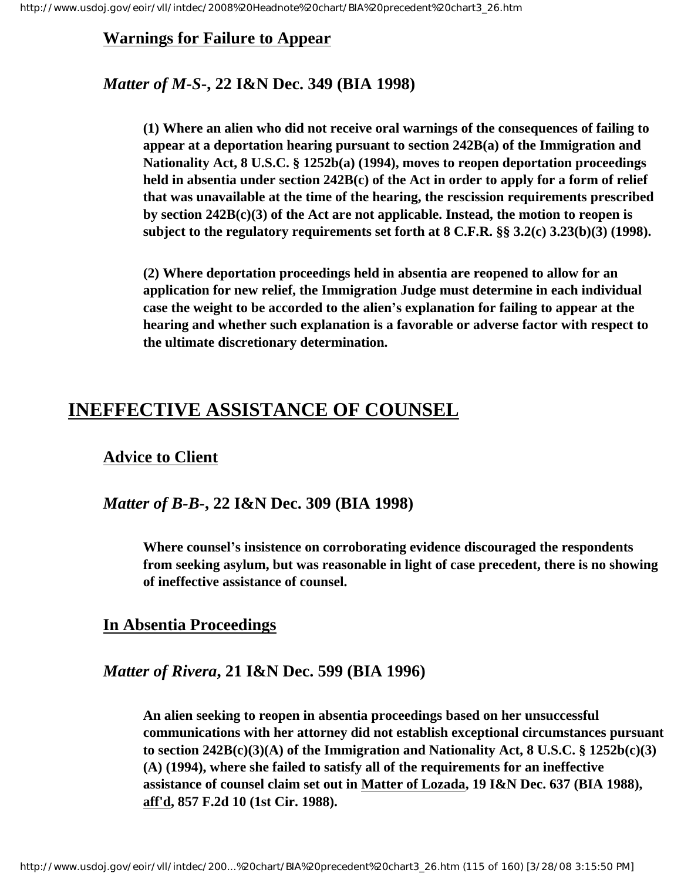### Warnings for Failure to Appear

#### *Matter of M-S-*, 22 I&N Dec. 349 (BIA 1998)

**(1) Where an alien who did not receive oral warnings of the consequences of failing to appear at a deportation hearing pursuant to section 242B(a) of the Immigration and Nationality Act, 8 U.S.C. § 1252b(a) (1994), moves to reopen deportation proceedings held in absentia under section 242B(c) of the Act in order to apply for a form of relief that was unavailable at the time of the hearing, the rescission requirements prescribed by section 242B(c)(3) of the Act are not applicable. Instead, the motion to reopen is subject to the regulatory requirements set forth at 8 C.F.R. §§ 3.2(c) 3.23(b)(3) (1998).**

**(2) Where deportation proceedings held in absentia are reopened to allow for an application for new relief, the Immigration Judge must determine in each individual case the weight to be accorded to the alien's explanation for failing to appear at the hearing and whether such explanation is a favorable or adverse factor with respect to the ultimate discretionary determination.**

## INEFFECTIVE ASSISTANCE OF COUNSEL

### Advice to Client

#### *Matter of B-B-*, 22 I&N Dec. 309 (BIA 1998)

**Where counsel's insistence on corroborating evidence discouraged the respondents from seeking asylum, but was reasonable in light of case precedent, there is no showing of ineffective assistance of counsel.**

### In Absentia Proceedings

#### *Matter of Rivera*, 21 I&N Dec. 599 (BIA 1996)

**An alien seeking to reopen in absentia proceedings based on her unsuccessful communications with her attorney did not establish exceptional circumstances pursuant to section 242B(c)(3)(A) of the Immigration and Nationality Act, 8 U.S.C. § 1252b(c)(3)(A) (1994), where she failed to satisfy all of the requirements for an ineffective assistance of counsel claim set out in Matter of Lozada, 19 I&N Dec. 637 (BIA 1988), aff'd, 857 F.2d 10 (1st Cir. 1988).**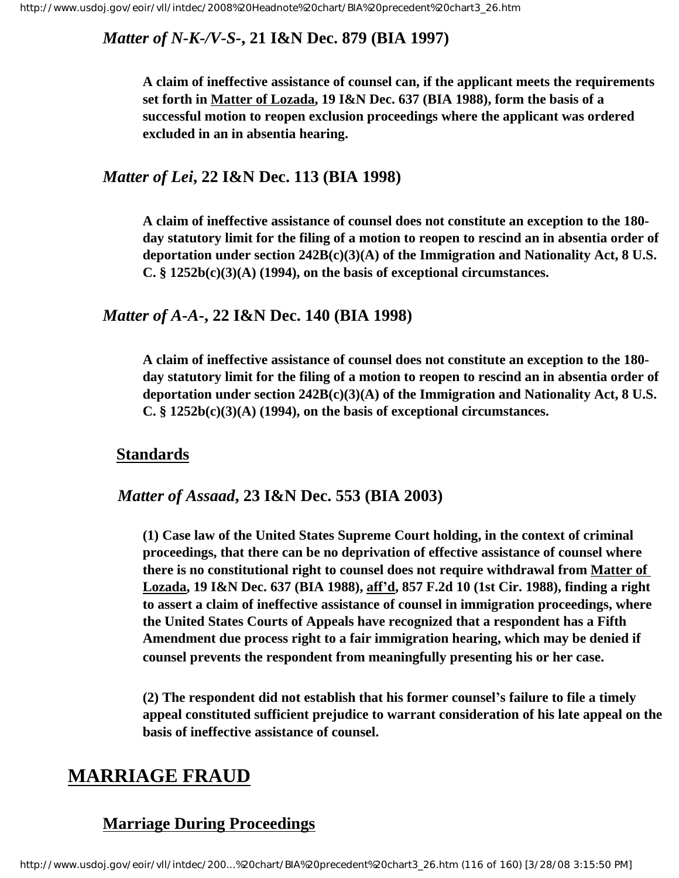### *Matter of N-K-/V-S-*, 21 I&N Dec. 879 (BIA 1997)

**A claim of ineffective assistance of counsel can, if the applicant meets the requirements set forth in Matter of Lozada, 19 I&N Dec. 637 (BIA 1988), form the basis of a successful motion to reopen exclusion proceedings where the applicant was ordered excluded in an in absentia hearing.**

### *Matter of Lei*, 22 I&N Dec. 113 (BIA 1998)

**A claim of ineffective assistance of counsel does not constitute an exception to the 180-day statutory limit for the filing of a motion to reopen to rescind an in absentia order of deportation under section 242B(c)(3)(A) of the Immigration and Nationality Act, 8 U.S.C. § 1252b(c)(3)(A) (1994), on the basis of exceptional circumstances.**

### *Matter of A-A-*, 22 I&N Dec. 140 (BIA 1998)

**A claim of ineffective assistance of counsel does not constitute an exception to the 180-day statutory limit for the filing of a motion to reopen to rescind an in absentia order of deportation under section 242B(c)(3)(A) of the Immigration and Nationality Act, 8 U.S.C. § 1252b(c)(3)(A) (1994), on the basis of exceptional circumstances.**

## Standards

### *Matter of Assaad*, 23 I&N Dec. 553 (BIA 2003)

**(1) Case law of the United States Supreme Court holding, in the context of criminal proceedings, that there can be no deprivation of effective assistance of counsel where there is no constitutional right to counsel does not require withdrawal from Matter of Lozada, 19 I&N Dec. 637 (BIA 1988), aff'd, 857 F.2d 10 (1st Cir. 1988), finding a right to assert a claim of ineffective assistance of counsel in immigration proceedings, where the United States Courts of Appeals have recognized that a respondent has a Fifth Amendment due process right to a fair immigration hearing, which may be denied if counsel prevents the respondent from meaningfully presenting his or her case.**

**(2) The respondent did not establish that his former counsel's failure to file a timely appeal constituted sufficient prejudice to warrant consideration of his late appeal on the basis of ineffective assistance of counsel.**

# MARRIAGE FRAUD

## Marriage During Proceedings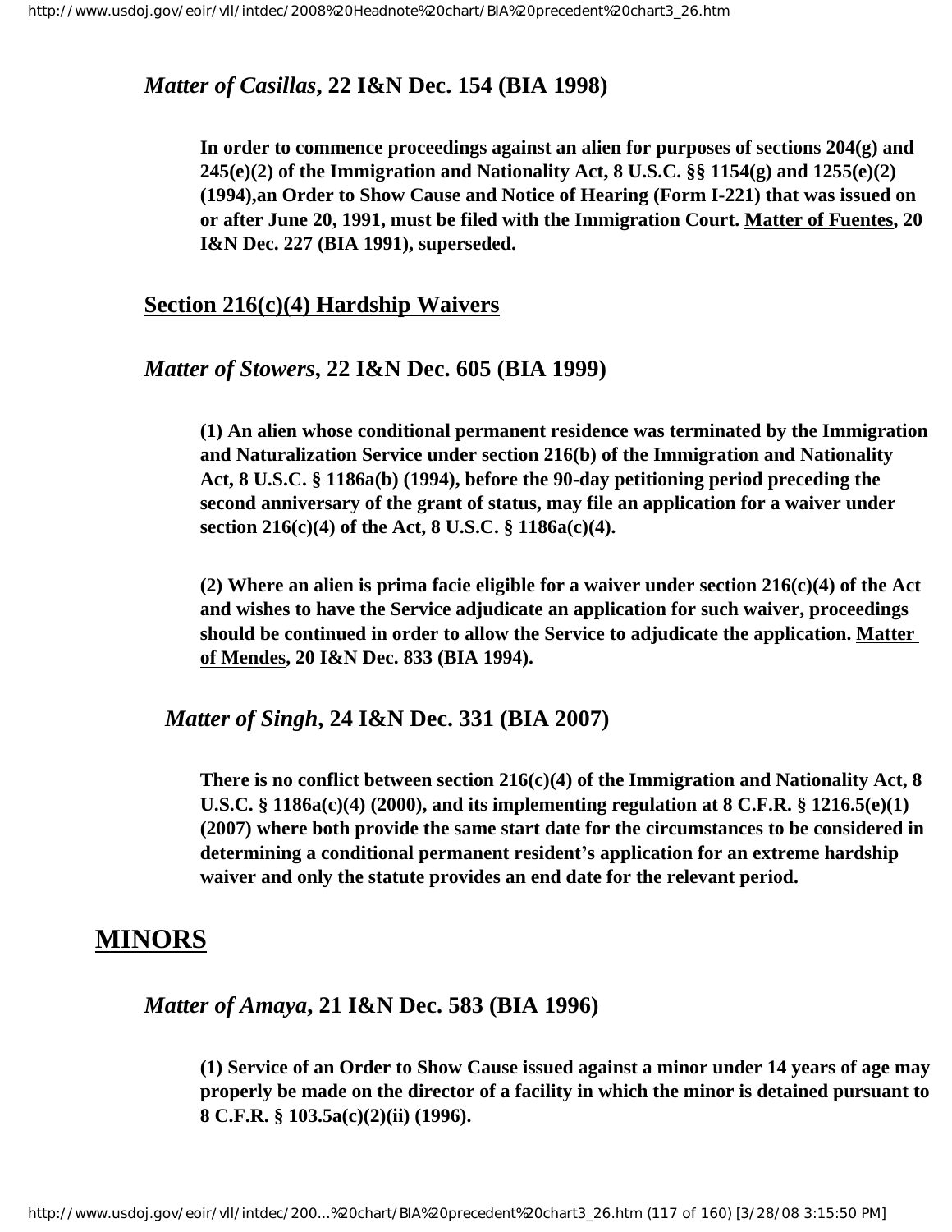***Matter of Casillas*, 22 I&N Dec. 154 (BIA 1998)**

**In order to commence proceedings against an alien for purposes of sections 204(g) and 245(e)(2) of the Immigration and Nationality Act, 8 U.S.C. §§ 1154(g) and 1255(e)(2) (1994),an Order to Show Cause and Notice of Hearing (Form I-221) that was issued on or after June 20, 1991, must be filed with the Immigration Court. Matter of Fuentes, 20 I&N Dec. 227 (BIA 1991), superseded.**

## Section 216(c)(4) Hardship Waivers

***Matter of Stowers*, 22 I&N Dec. 605 (BIA 1999)**

**(1) An alien whose conditional permanent residence was terminated by the Immigration and Naturalization Service under section 216(b) of the Immigration and Nationality Act, 8 U.S.C. § 1186a(b) (1994), before the 90-day petitioning period preceding the second anniversary of the grant of status, may file an application for a waiver under section 216(c)(4) of the Act, 8 U.S.C. § 1186a(c)(4).**

**(2) Where an alien is prima facie eligible for a waiver under section 216(c)(4) of the Act and wishes to have the Service adjudicate an application for such waiver, proceedings should be continued in order to allow the Service to adjudicate the application. Matter of Mendes, 20 I&N Dec. 833 (BIA 1994).**

***Matter of Singh*, 24 I&N Dec. 331 (BIA 2007)**

**There is no conflict between section 216(c)(4) of the Immigration and Nationality Act, 8 U.S.C. § 1186a(c)(4) (2000), and its implementing regulation at 8 C.F.R. § 1216.5(e)(1) (2007) where both provide the same start date for the circumstances to be considered in determining a conditional permanent resident's application for an extreme hardship waiver and only the statute provides an end date for the relevant period.**

# MINORS

***Matter of Amaya*, 21 I&N Dec. 583 (BIA 1996)**

**(1) Service of an Order to Show Cause issued against a minor under 14 years of age may properly be made on the director of a facility in which the minor is detained pursuant to 8 C.F.R. § 103.5a(c)(2)(ii) (1996).**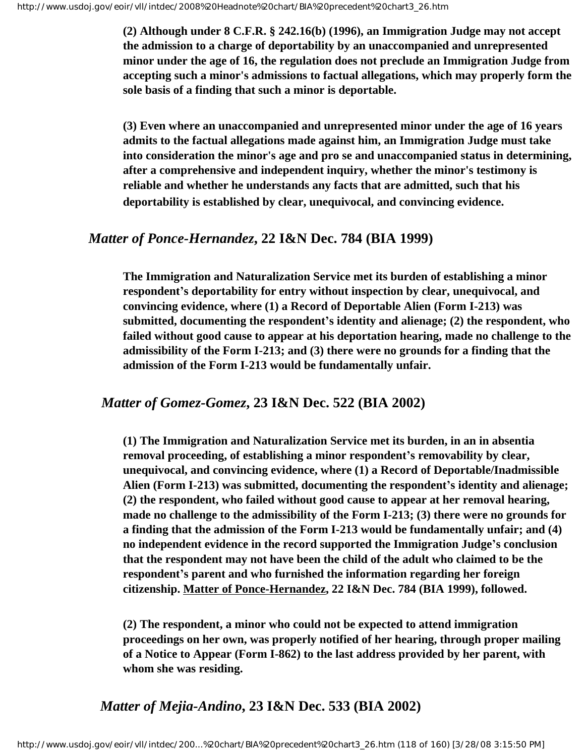**(2) Although under 8 C.F.R. § 242.16(b) (1996), an Immigration Judge may not accept the admission to a charge of deportability by an unaccompanied and unrepresented minor under the age of 16, the regulation does not preclude an Immigration Judge from accepting such a minor's admissions to factual allegations, which may properly form the sole basis of a finding that such a minor is deportable.**

**(3) Even where an unaccompanied and unrepresented minor under the age of 16 years admits to the factual allegations made against him, an Immigration Judge must take into consideration the minor's age and pro se and unaccompanied status in determining, after a comprehensive and independent inquiry, whether the minor's testimony is reliable and whether he understands any facts that are admitted, such that his deportability is established by clear, unequivocal, and convincing evidence.**

## *Matter of Ponce-Hernandez*, 22 I&N Dec. 784 (BIA 1999)

**The Immigration and Naturalization Service met its burden of establishing a minor respondent's deportability for entry without inspection by clear, unequivocal, and convincing evidence, where (1) a Record of Deportable Alien (Form I-213) was submitted, documenting the respondent's identity and alienage; (2) the respondent, who failed without good cause to appear at his deportation hearing, made no challenge to the admissibility of the Form I-213; and (3) there were no grounds for a finding that the admission of the Form I-213 would be fundamentally unfair.**

## *Matter of Gomez-Gomez*, 23 I&N Dec. 522 (BIA 2002)

**(1) The Immigration and Naturalization Service met its burden, in an in absentia removal proceeding, of establishing a minor respondent's removability by clear, unequivocal, and convincing evidence, where (1) a Record of Deportable/Inadmissible Alien (Form I-213) was submitted, documenting the respondent's identity and alienage; (2) the respondent, who failed without good cause to appear at her removal hearing, made no challenge to the admissibility of the Form I-213; (3) there were no grounds for a finding that the admission of the Form I-213 would be fundamentally unfair; and (4) no independent evidence in the record supported the Immigration Judge's conclusion that the respondent may not have been the child of the adult who claimed to be the respondent's parent and who furnished the information regarding her foreign citizenship. Matter of Ponce-Hernandez, 22 I&N Dec. 784 (BIA 1999), followed.**

**(2) The respondent, a minor who could not be expected to attend immigration proceedings on her own, was properly notified of her hearing, through proper mailing of a Notice to Appear (Form I-862) to the last address provided by her parent, with whom she was residing.**

## *Matter of Mejia-Andino*, 23 I&N Dec. 533 (BIA 2002)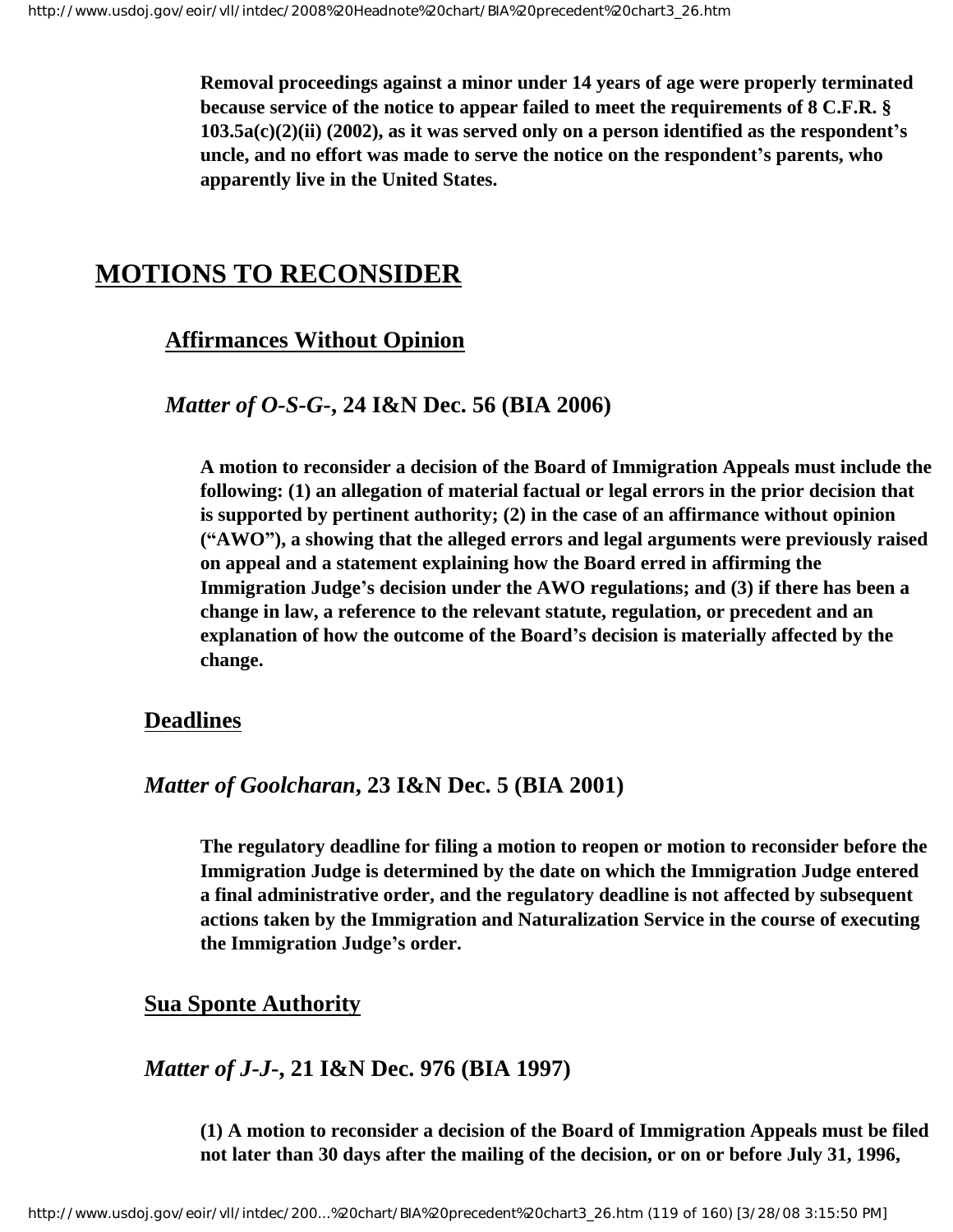**Removal proceedings against a minor under 14 years of age were properly terminated because service of the notice to appear failed to meet the requirements of 8 C.F.R. § 103.5a(c)(2)(ii) (2002), as it was served only on a person identified as the respondent's uncle, and no effort was made to serve the notice on the respondent's parents, who apparently live in the United States.**

## MOTIONS TO RECONSIDER

### Affirmances Without Opinion

#### *Matter of O-S-G-*, 24 I&N Dec. 56 (BIA 2006)

**A motion to reconsider a decision of the Board of Immigration Appeals must include the following: (1) an allegation of material factual or legal errors in the prior decision that is supported by pertinent authority; (2) in the case of an affirmance without opinion ("AWO"), a showing that the alleged errors and legal arguments were previously raised on appeal and a statement explaining how the Board erred in affirming the Immigration Judge's decision under the AWO regulations; and (3) if there has been a change in law, a reference to the relevant statute, regulation, or precedent and an explanation of how the outcome of the Board's decision is materially affected by the change.**

### Deadlines

#### *Matter of Goolcharan*, 23 I&N Dec. 5 (BIA 2001)

**The regulatory deadline for filing a motion to reopen or motion to reconsider before the Immigration Judge is determined by the date on which the Immigration Judge entered a final administrative order, and the regulatory deadline is not affected by subsequent actions taken by the Immigration and Naturalization Service in the course of executing the Immigration Judge's order.**

### Sua Sponte Authority

#### *Matter of J-J-*, 21 I&N Dec. 976 (BIA 1997)

**(1) A motion to reconsider a decision of the Board of Immigration Appeals must be filed not later than 30 days after the mailing of the decision, or on or before July 31, 1996,**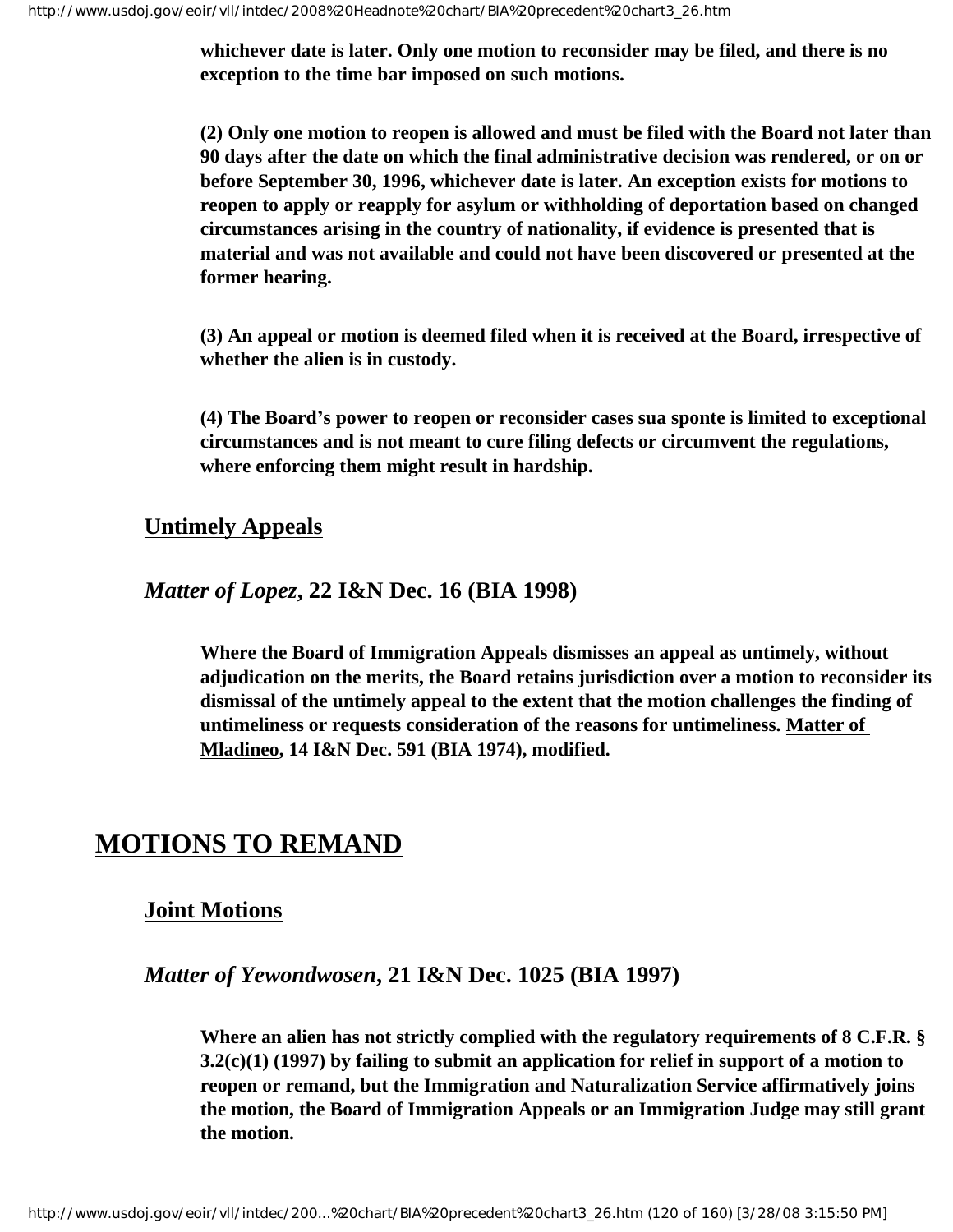**whichever date is later. Only one motion to reconsider may be filed, and there is no exception to the time bar imposed on such motions.**

**(2) Only one motion to reopen is allowed and must be filed with the Board not later than 90 days after the date on which the final administrative decision was rendered, or on or before September 30, 1996, whichever date is later. An exception exists for motions to reopen to apply or reapply for asylum or withholding of deportation based on changed circumstances arising in the country of nationality, if evidence is presented that is material and was not available and could not have been discovered or presented at the former hearing.**

**(3) An appeal or motion is deemed filed when it is received at the Board, irrespective of whether the alien is in custody.**

**(4) The Board's power to reopen or reconsider cases sua sponte is limited to exceptional circumstances and is not meant to cure filing defects or circumvent the regulations, where enforcing them might result in hardship.**

### Untimely Appeals

***Matter of Lopez*, 22 I&N Dec. 16 (BIA 1998)**

**Where the Board of Immigration Appeals dismisses an appeal as untimely, without adjudication on the merits, the Board retains jurisdiction over a motion to reconsider its dismissal of the untimely appeal to the extent that the motion challenges the finding of untimeliness or requests consideration of the reasons for untimeliness. Matter of Mladineo, 14 I&N Dec. 591 (BIA 1974), modified.**

## MOTIONS TO REMAND

### Joint Motions

***Matter of Yewondwosen*, 21 I&N Dec. 1025 (BIA 1997)**

**Where an alien has not strictly complied with the regulatory requirements of 8 C.F.R. § 3.2(c)(1) (1997) by failing to submit an application for relief in support of a motion to reopen or remand, but the Immigration and Naturalization Service affirmatively joins the motion, the Board of Immigration Appeals or an Immigration Judge may still grant the motion.**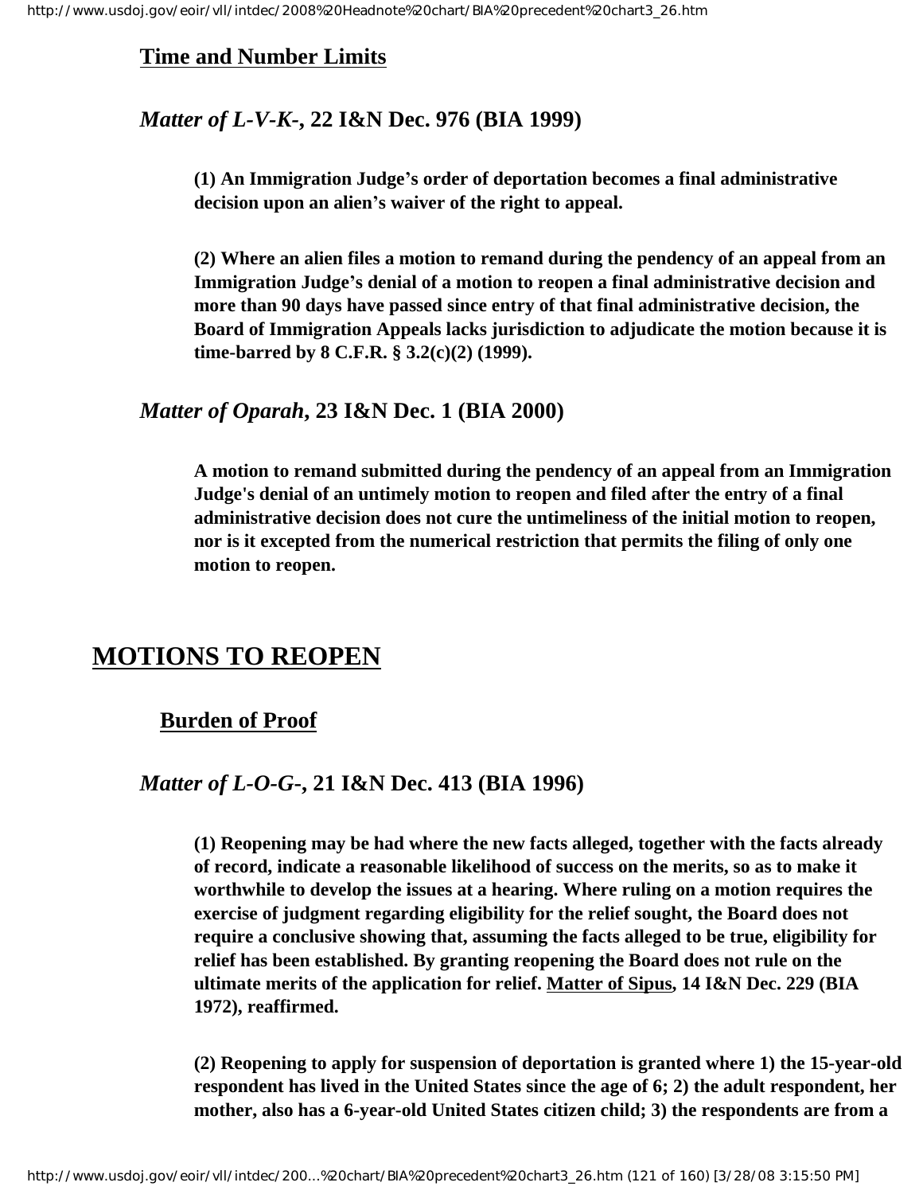### Time and Number Limits

#### *Matter of L-V-K-*, 22 I&N Dec. 976 (BIA 1999)

**(1) An Immigration Judge's order of deportation becomes a final administrative decision upon an alien's waiver of the right to appeal.**

**(2) Where an alien files a motion to remand during the pendency of an appeal from an Immigration Judge's denial of a motion to reopen a final administrative decision and more than 90 days have passed since entry of that final administrative decision, the Board of Immigration Appeals lacks jurisdiction to adjudicate the motion because it is time-barred by 8 C.F.R. § 3.2(c)(2) (1999).**

#### *Matter of Oparah*, 23 I&N Dec. 1 (BIA 2000)

**A motion to remand submitted during the pendency of an appeal from an Immigration Judge's denial of an untimely motion to reopen and filed after the entry of a final administrative decision does not cure the untimeliness of the initial motion to reopen, nor is it excepted from the numerical restriction that permits the filing of only one motion to reopen.**

## MOTIONS TO REOPEN

### Burden of Proof

#### *Matter of L-O-G-*, 21 I&N Dec. 413 (BIA 1996)

**(1) Reopening may be had where the new facts alleged, together with the facts already of record, indicate a reasonable likelihood of success on the merits, so as to make it worthwhile to develop the issues at a hearing. Where ruling on a motion requires the exercise of judgment regarding eligibility for the relief sought, the Board does not require a conclusive showing that, assuming the facts alleged to be true, eligibility for relief has been established. By granting reopening the Board does not rule on the ultimate merits of the application for relief. Matter of Sipus, 14 I&N Dec. 229 (BIA 1972), reaffirmed.**

**(2) Reopening to apply for suspension of deportation is granted where 1) the 15-year-old respondent has lived in the United States since the age of 6; 2) the adult respondent, her mother, also has a 6-year-old United States citizen child; 3) the respondents are from a**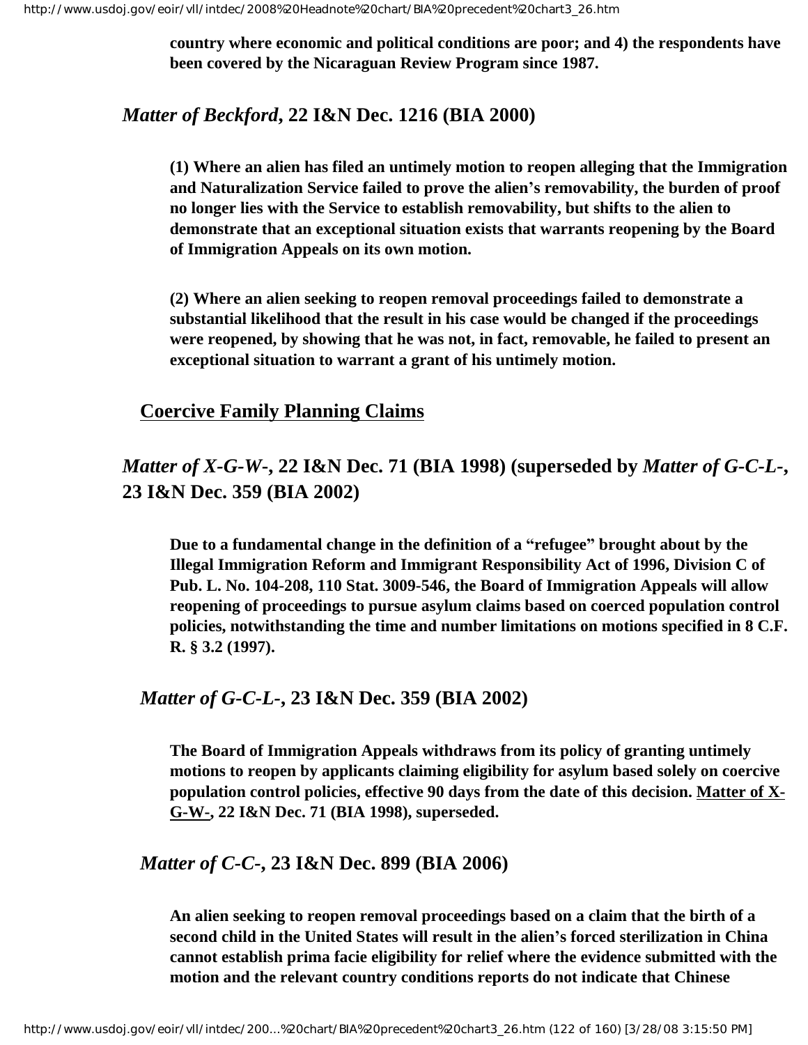**country where economic and political conditions are poor; and 4) the respondents have been covered by the Nicaraguan Review Program since 1987.**

### *Matter of Beckford*, 22 I&N Dec. 1216 (BIA 2000)

**(1) Where an alien has filed an untimely motion to reopen alleging that the Immigration and Naturalization Service failed to prove the alien's removability, the burden of proof no longer lies with the Service to establish removability, but shifts to the alien to demonstrate that an exceptional situation exists that warrants reopening by the Board of Immigration Appeals on its own motion.**

**(2) Where an alien seeking to reopen removal proceedings failed to demonstrate a substantial likelihood that the result in his case would be changed if the proceedings were reopened, by showing that he was not, in fact, removable, he failed to present an exceptional situation to warrant a grant of his untimely motion.**

## Coercive Family Planning Claims

### *Matter of X-G-W-*, 22 I&N Dec. 71 (BIA 1998) (superseded by *Matter of G-C-L-*, 23 I&N Dec. 359 (BIA 2002)

**Due to a fundamental change in the definition of a "refugee" brought about by the Illegal Immigration Reform and Immigrant Responsibility Act of 1996, Division C of Pub. L. No. 104-208, 110 Stat. 3009-546, the Board of Immigration Appeals will allow reopening of proceedings to pursue asylum claims based on coerced population control policies, notwithstanding the time and number limitations on motions specified in 8 C.F. R. § 3.2 (1997).**

### *Matter of G-C-L-*, 23 I&N Dec. 359 (BIA 2002)

**The Board of Immigration Appeals withdraws from its policy of granting untimely motions to reopen by applicants claiming eligibility for asylum based solely on coercive population control policies, effective 90 days from the date of this decision. Matter of X-G-W-, 22 I&N Dec. 71 (BIA 1998), superseded.**

### *Matter of C-C-*, 23 I&N Dec. 899 (BIA 2006)

**An alien seeking to reopen removal proceedings based on a claim that the birth of a second child in the United States will result in the alien's forced sterilization in China cannot establish prima facie eligibility for relief where the evidence submitted with the motion and the relevant country conditions reports do not indicate that Chinese**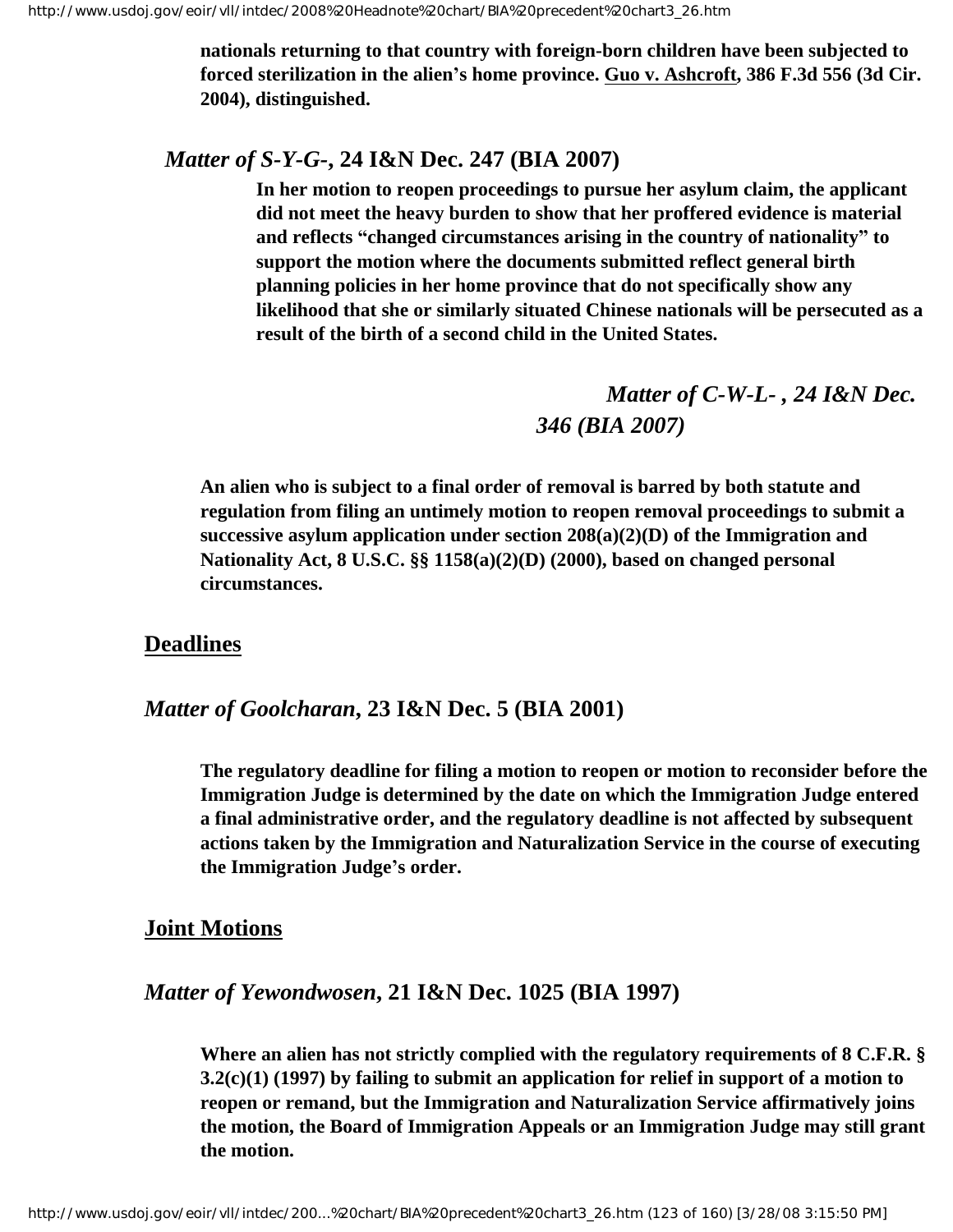**nationals returning to that country with foreign-born children have been subjected to forced sterilization in the alien's home province. Guo v. Ashcroft, 386 F.3d 556 (3d Cir. 2004), distinguished.**

### *Matter of S-Y-G-*, 24 I&N Dec. 247 (BIA 2007)

**In her motion to reopen proceedings to pursue her asylum claim, the applicant did not meet the heavy burden to show that her proffered evidence is material and reflects "changed circumstances arising in the country of nationality" to support the motion where the documents submitted reflect general birth planning policies in her home province that do not specifically show any likelihood that she or similarly situated Chinese nationals will be persecuted as a result of the birth of a second child in the United States.**

### *Matter of C-W-L- , 24 I&N Dec. 346 (BIA 2007)*

**An alien who is subject to a final order of removal is barred by both statute and regulation from filing an untimely motion to reopen removal proceedings to submit a successive asylum application under section 208(a)(2)(D) of the Immigration and Nationality Act, 8 U.S.C. §§ 1158(a)(2)(D) (2000), based on changed personal circumstances.**

## Deadlines

### *Matter of Goolcharan*, 23 I&N Dec. 5 (BIA 2001)

**The regulatory deadline for filing a motion to reopen or motion to reconsider before the Immigration Judge is determined by the date on which the Immigration Judge entered a final administrative order, and the regulatory deadline is not affected by subsequent actions taken by the Immigration and Naturalization Service in the course of executing the Immigration Judge's order.**

## Joint Motions

### *Matter of Yewondwosen*, 21 I&N Dec. 1025 (BIA 1997)

**Where an alien has not strictly complied with the regulatory requirements of 8 C.F.R. § 3.2(c)(1) (1997) by failing to submit an application for relief in support of a motion to reopen or remand, but the Immigration and Naturalization Service affirmatively joins the motion, the Board of Immigration Appeals or an Immigration Judge may still grant the motion.**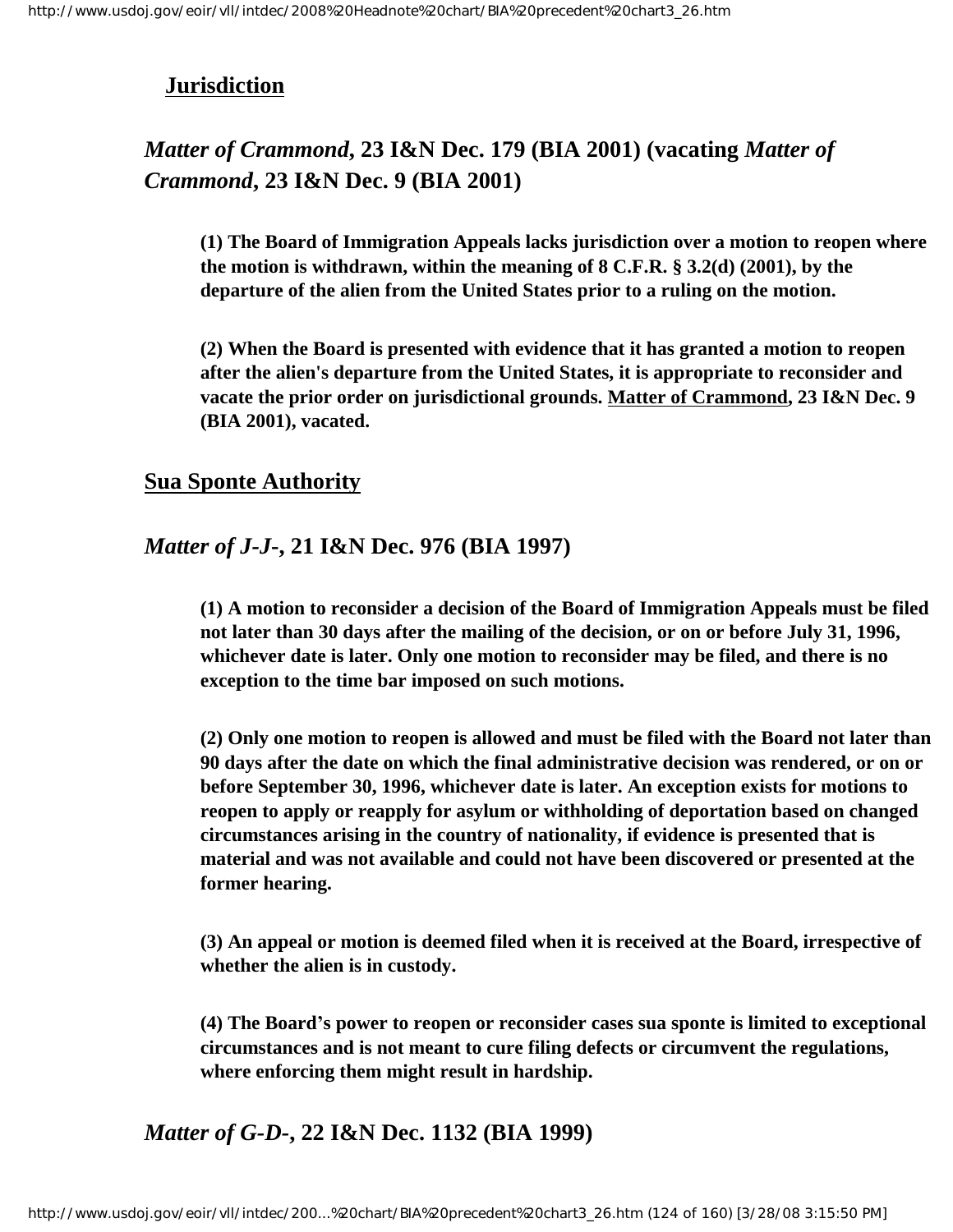## Jurisdiction

### *Matter of Crammond*, 23 I&N Dec. 179 (BIA 2001) (vacating *Matter of Crammond*, 23 I&N Dec. 9 (BIA 2001)

**(1) The Board of Immigration Appeals lacks jurisdiction over a motion to reopen where the motion is withdrawn, within the meaning of 8 C.F.R. § 3.2(d) (2001), by the departure of the alien from the United States prior to a ruling on the motion.**

**(2) When the Board is presented with evidence that it has granted a motion to reopen after the alien's departure from the United States, it is appropriate to reconsider and vacate the prior order on jurisdictional grounds. Matter of Crammond, 23 I&N Dec. 9 (BIA 2001), vacated.**

## Sua Sponte Authority

### *Matter of J-J-*, 21 I&N Dec. 976 (BIA 1997)

**(1) A motion to reconsider a decision of the Board of Immigration Appeals must be filed not later than 30 days after the mailing of the decision, or on or before July 31, 1996, whichever date is later. Only one motion to reconsider may be filed, and there is no exception to the time bar imposed on such motions.**

**(2) Only one motion to reopen is allowed and must be filed with the Board not later than 90 days after the date on which the final administrative decision was rendered, or on or before September 30, 1996, whichever date is later. An exception exists for motions to reopen to apply or reapply for asylum or withholding of deportation based on changed circumstances arising in the country of nationality, if evidence is presented that is material and was not available and could not have been discovered or presented at the former hearing.**

**(3) An appeal or motion is deemed filed when it is received at the Board, irrespective of whether the alien is in custody.**

**(4) The Board's power to reopen or reconsider cases sua sponte is limited to exceptional circumstances and is not meant to cure filing defects or circumvent the regulations, where enforcing them might result in hardship.**

### *Matter of G-D-*, 22 I&N Dec. 1132 (BIA 1999)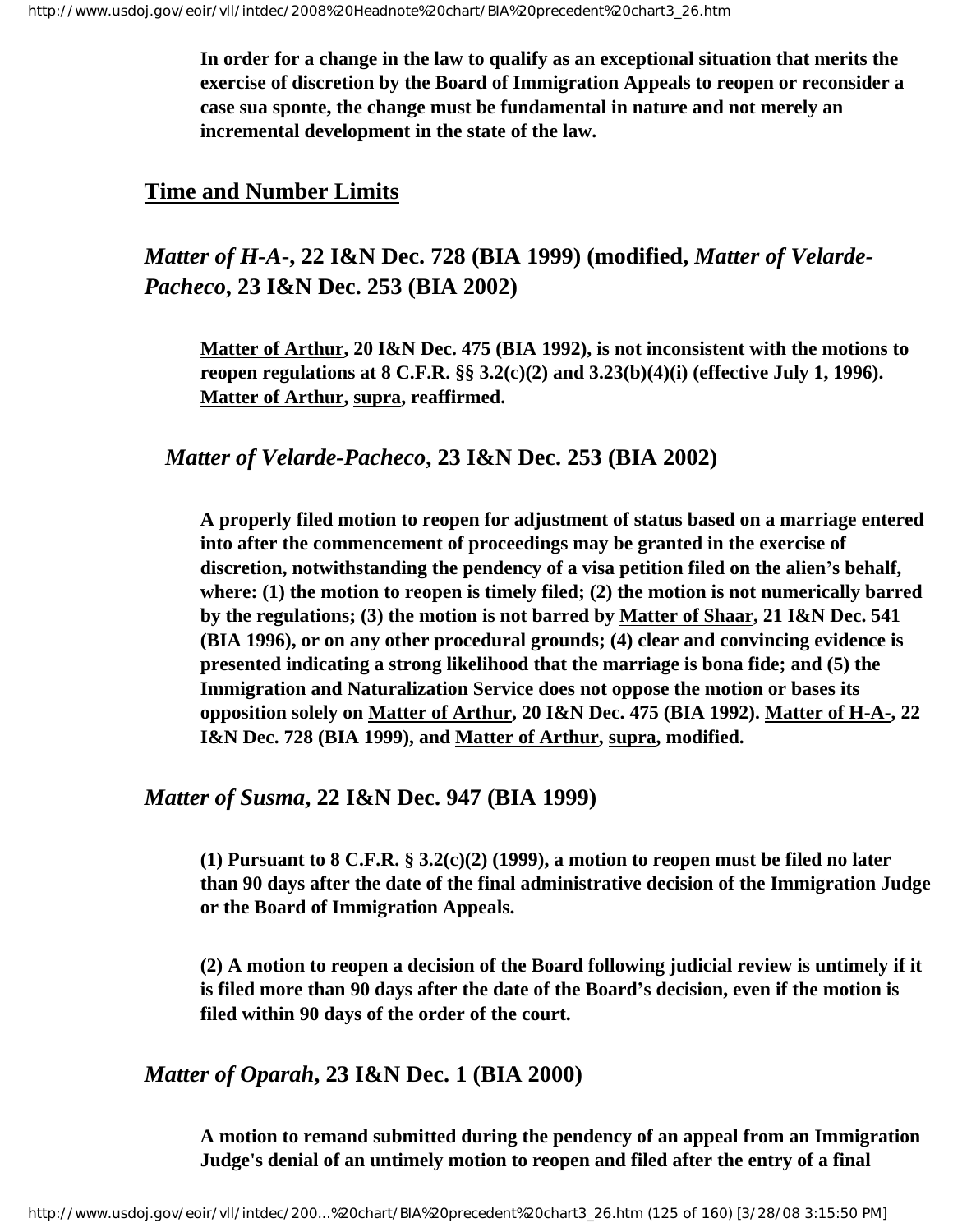**In order for a change in the law to qualify as an exceptional situation that merits the exercise of discretion by the Board of Immigration Appeals to reopen or reconsider a case sua sponte, the change must be fundamental in nature and not merely an incremental development in the state of the law.**

## Time and Number Limits

### *Matter of H-A-*, 22 I&N Dec. 728 (BIA 1999) (modified, *Matter of Velarde-Pacheco*, 23 I&N Dec. 253 (BIA 2002)

**Matter of Arthur, 20 I&N Dec. 475 (BIA 1992), is not inconsistent with the motions to reopen regulations at 8 C.F.R. §§ 3.2(c)(2) and 3.23(b)(4)(i) (effective July 1, 1996). Matter of Arthur, supra, reaffirmed.**

### *Matter of Velarde-Pacheco*, 23 I&N Dec. 253 (BIA 2002)

**A properly filed motion to reopen for adjustment of status based on a marriage entered into after the commencement of proceedings may be granted in the exercise of discretion, notwithstanding the pendency of a visa petition filed on the alien's behalf, where: (1) the motion to reopen is timely filed; (2) the motion is not numerically barred by the regulations; (3) the motion is not barred by Matter of Shaar, 21 I&N Dec. 541 (BIA 1996), or on any other procedural grounds; (4) clear and convincing evidence is presented indicating a strong likelihood that the marriage is bona fide; and (5) the Immigration and Naturalization Service does not oppose the motion or bases its opposition solely on Matter of Arthur, 20 I&N Dec. 475 (BIA 1992). Matter of H-A-, 22 I&N Dec. 728 (BIA 1999), and Matter of Arthur, supra, modified.**

### *Matter of Susma*, 22 I&N Dec. 947 (BIA 1999)

**(1) Pursuant to 8 C.F.R. § 3.2(c)(2) (1999), a motion to reopen must be filed no later than 90 days after the date of the final administrative decision of the Immigration Judge or the Board of Immigration Appeals.**

**(2) A motion to reopen a decision of the Board following judicial review is untimely if it is filed more than 90 days after the date of the Board's decision, even if the motion is filed within 90 days of the order of the court.**

### *Matter of Oparah*, 23 I&N Dec. 1 (BIA 2000)

**A motion to remand submitted during the pendency of an appeal from an Immigration Judge's denial of an untimely motion to reopen and filed after the entry of a final**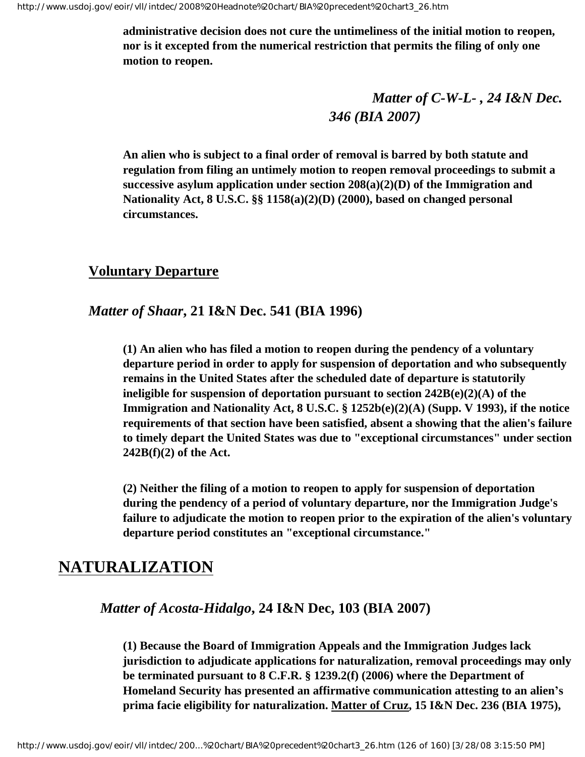**administrative decision does not cure the untimeliness of the initial motion to reopen, nor is it excepted from the numerical restriction that permits the filing of only one motion to reopen.**

***Matter of C-W-L-* , *24 I&N Dec. 346 (BIA 2007)***

**An alien who is subject to a final order of removal is barred by both statute and regulation from filing an untimely motion to reopen removal proceedings to submit a successive asylum application under section 208(a)(2)(D) of the Immigration and Nationality Act, 8 U.S.C. §§ 1158(a)(2)(D) (2000), based on changed personal circumstances.**

### Voluntary Departure

***Matter of Shaar*, 21 I&N Dec. 541 (BIA 1996)**

**(1) An alien who has filed a motion to reopen during the pendency of a voluntary departure period in order to apply for suspension of deportation and who subsequently remains in the United States after the scheduled date of departure is statutorily ineligible for suspension of deportation pursuant to section 242B(e)(2)(A) of the Immigration and Nationality Act, 8 U.S.C. § 1252b(e)(2)(A) (Supp. V 1993), if the notice requirements of that section have been satisfied, absent a showing that the alien's failure to timely depart the United States was due to "exceptional circumstances" under section 242B(f)(2) of the Act.**

**(2) Neither the filing of a motion to reopen to apply for suspension of deportation during the pendency of a period of voluntary departure, nor the Immigration Judge's failure to adjudicate the motion to reopen prior to the expiration of the alien's voluntary departure period constitutes an "exceptional circumstance."**

## NATURALIZATION

***Matter of Acosta-Hidalgo*, 24 I&N Dec, 103 (BIA 2007)**

**(1) Because the Board of Immigration Appeals and the Immigration Judges lack jurisdiction to adjudicate applications for naturalization, removal proceedings may only be terminated pursuant to 8 C.F.R. § 1239.2(f) (2006) where the Department of Homeland Security has presented an affirmative communication attesting to an alien's prima facie eligibility for naturalization. Matter of Cruz, 15 I&N Dec. 236 (BIA 1975),**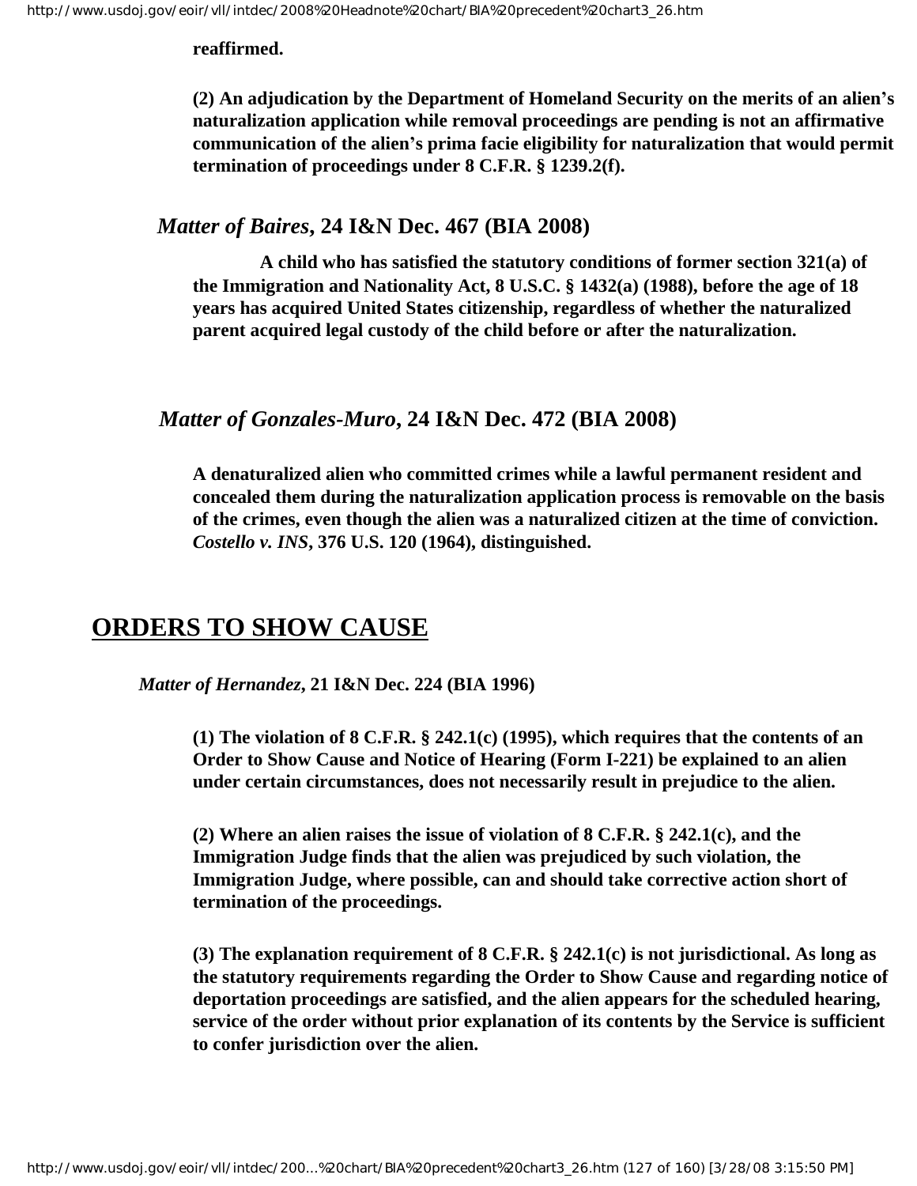**reaffirmed.**

**(2) An adjudication by the Department of Homeland Security on the merits of an alien's naturalization application while removal proceedings are pending is not an affirmative communication of the alien's prima facie eligibility for naturalization that would permit termination of proceedings under 8 C.F.R. § 1239.2(f).**

### *Matter of Baires*, 24 I&N Dec. 467 (BIA 2008)

**A child who has satisfied the statutory conditions of former section 321(a) of the Immigration and Nationality Act, 8 U.S.C. § 1432(a) (1988), before the age of 18 years has acquired United States citizenship, regardless of whether the naturalized parent acquired legal custody of the child before or after the naturalization.**

### *Matter of Gonzales-Muro*, 24 I&N Dec. 472 (BIA 2008)

**A denaturalized alien who committed crimes while a lawful permanent resident and concealed them during the naturalization application process is removable on the basis of the crimes, even though the alien was a naturalized citizen at the time of conviction. *Costello v. INS*, 376 U.S. 120 (1964), distinguished.**

## ORDERS TO SHOW CAUSE

### *Matter of Hernandez*, 21 I&N Dec. 224 (BIA 1996)

**(1) The violation of 8 C.F.R. § 242.1(c) (1995), which requires that the contents of an Order to Show Cause and Notice of Hearing (Form I-221) be explained to an alien under certain circumstances, does not necessarily result in prejudice to the alien.**

**(2) Where an alien raises the issue of violation of 8 C.F.R. § 242.1(c), and the Immigration Judge finds that the alien was prejudiced by such violation, the Immigration Judge, where possible, can and should take corrective action short of termination of the proceedings.**

**(3) The explanation requirement of 8 C.F.R. § 242.1(c) is not jurisdictional. As long as the statutory requirements regarding the Order to Show Cause and regarding notice of deportation proceedings are satisfied, and the alien appears for the scheduled hearing, service of the order without prior explanation of its contents by the Service is sufficient to confer jurisdiction over the alien.**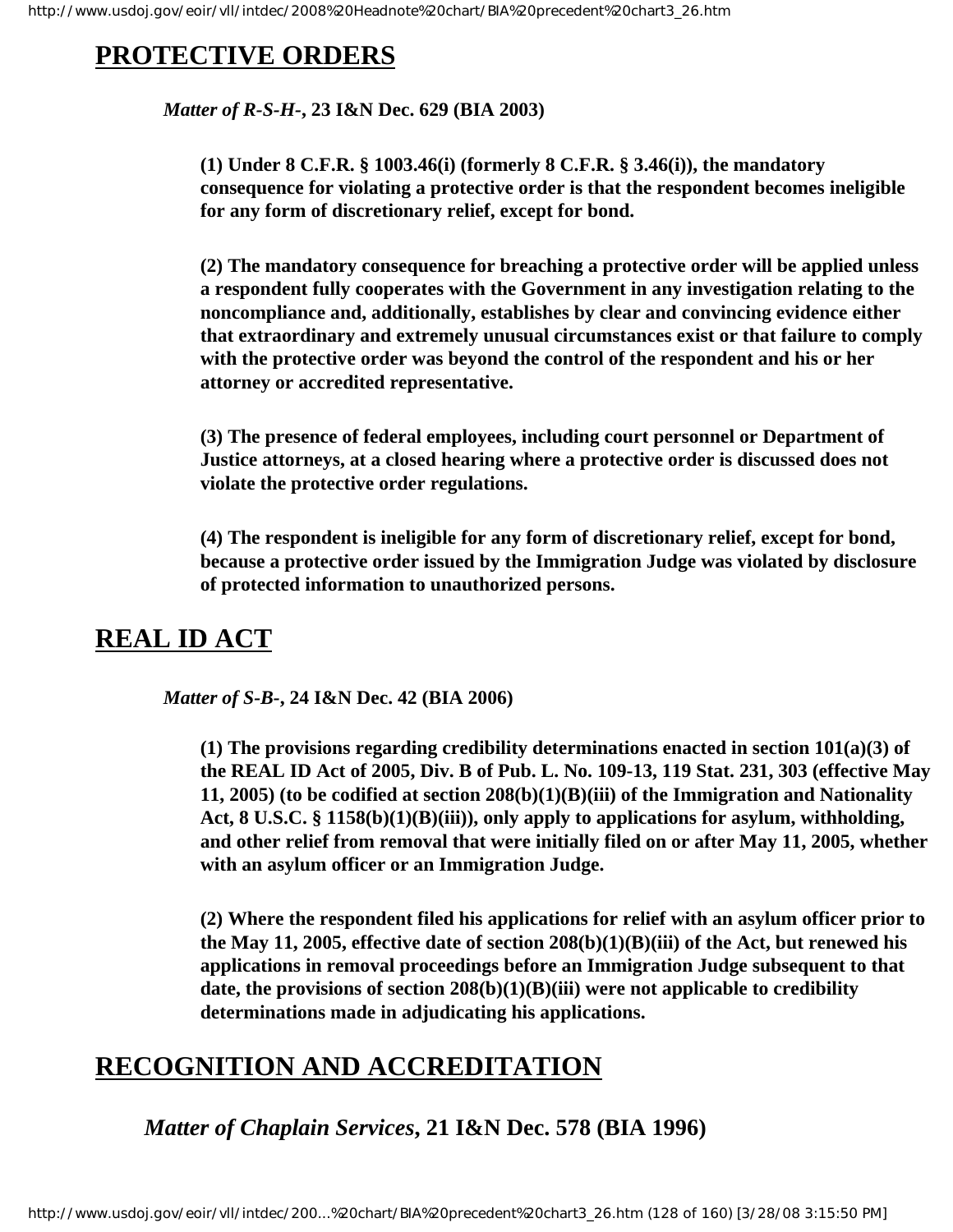## PROTECTIVE ORDERS

***Matter of R-S-H-*, 23 I&N Dec. 629 (BIA 2003)**

**(1) Under 8 C.F.R. § 1003.46(i) (formerly 8 C.F.R. § 3.46(i)), the mandatory consequence for violating a protective order is that the respondent becomes ineligible for any form of discretionary relief, except for bond.**

**(2) The mandatory consequence for breaching a protective order will be applied unless a respondent fully cooperates with the Government in any investigation relating to the noncompliance and, additionally, establishes by clear and convincing evidence either that extraordinary and extremely unusual circumstances exist or that failure to comply with the protective order was beyond the control of the respondent and his or her attorney or accredited representative.**

**(3) The presence of federal employees, including court personnel or Department of Justice attorneys, at a closed hearing where a protective order is discussed does not violate the protective order regulations.**

**(4) The respondent is ineligible for any form of discretionary relief, except for bond, because a protective order issued by the Immigration Judge was violated by disclosure of protected information to unauthorized persons.**

## REAL ID ACT

***Matter of S-B-*, 24 I&N Dec. 42 (BIA 2006)**

**(1) The provisions regarding credibility determinations enacted in section 101(a)(3) of the REAL ID Act of 2005, Div. B of Pub. L. No. 109-13, 119 Stat. 231, 303 (effective May 11, 2005) (to be codified at section 208(b)(1)(B)(iii) of the Immigration and Nationality Act, 8 U.S.C. § 1158(b)(1)(B)(iii)), only apply to applications for asylum, withholding, and other relief from removal that were initially filed on or after May 11, 2005, whether with an asylum officer or an Immigration Judge.**

**(2) Where the respondent filed his applications for relief with an asylum officer prior to the May 11, 2005, effective date of section 208(b)(1)(B)(iii) of the Act, but renewed his applications in removal proceedings before an Immigration Judge subsequent to that date, the provisions of section 208(b)(1)(B)(iii) were not applicable to credibility determinations made in adjudicating his applications.**

## RECOGNITION AND ACCREDITATION

***Matter of Chaplain Services*, 21 I&N Dec. 578 (BIA 1996)**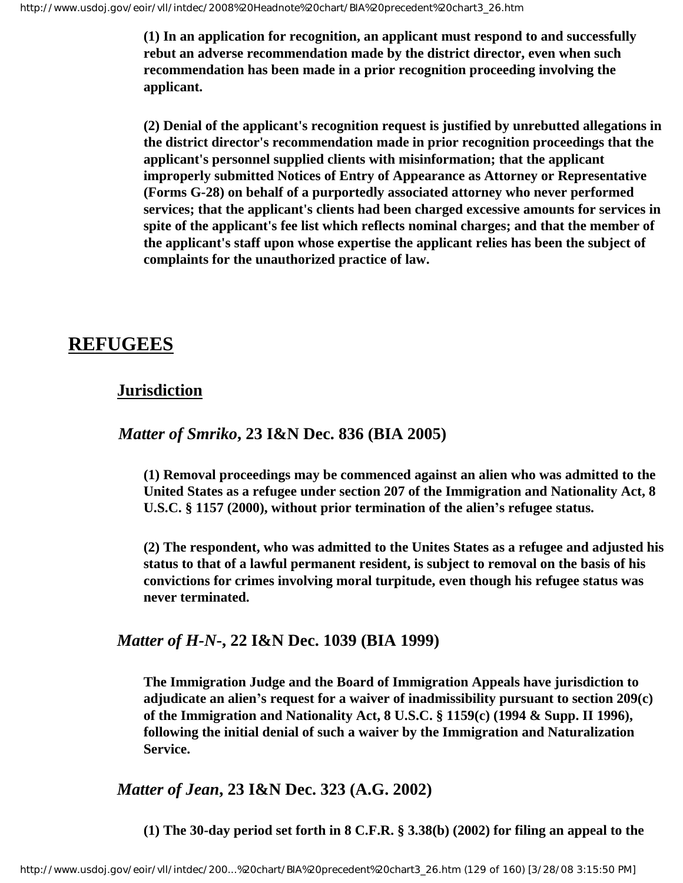**(1) In an application for recognition, an applicant must respond to and successfully rebut an adverse recommendation made by the district director, even when such recommendation has been made in a prior recognition proceeding involving the applicant.**

**(2) Denial of the applicant's recognition request is justified by unrebutted allegations in the district director's recommendation made in prior recognition proceedings that the applicant's personnel supplied clients with misinformation; that the applicant improperly submitted Notices of Entry of Appearance as Attorney or Representative (Forms G-28) on behalf of a purportedly associated attorney who never performed services; that the applicant's clients had been charged excessive amounts for services in spite of the applicant's fee list which reflects nominal charges; and that the member of the applicant's staff upon whose expertise the applicant relies has been the subject of complaints for the unauthorized practice of law.**

# REFUGEES

## Jurisdiction

### *Matter of Smriko*, 23 I&N Dec. 836 (BIA 2005)

**(1) Removal proceedings may be commenced against an alien who was admitted to the United States as a refugee under section 207 of the Immigration and Nationality Act, 8 U.S.C. § 1157 (2000), without prior termination of the alien's refugee status.**

**(2) The respondent, who was admitted to the Unites States as a refugee and adjusted his status to that of a lawful permanent resident, is subject to removal on the basis of his convictions for crimes involving moral turpitude, even though his refugee status was never terminated.**

### *Matter of H-N-*, 22 I&N Dec. 1039 (BIA 1999)

**The Immigration Judge and the Board of Immigration Appeals have jurisdiction to adjudicate an alien's request for a waiver of inadmissibility pursuant to section 209(c) of the Immigration and Nationality Act, 8 U.S.C. § 1159(c) (1994 & Supp. II 1996), following the initial denial of such a waiver by the Immigration and Naturalization Service.**

### *Matter of Jean*, 23 I&N Dec. 323 (A.G. 2002)

**(1) The 30-day period set forth in 8 C.F.R. § 3.38(b) (2002) for filing an appeal to the**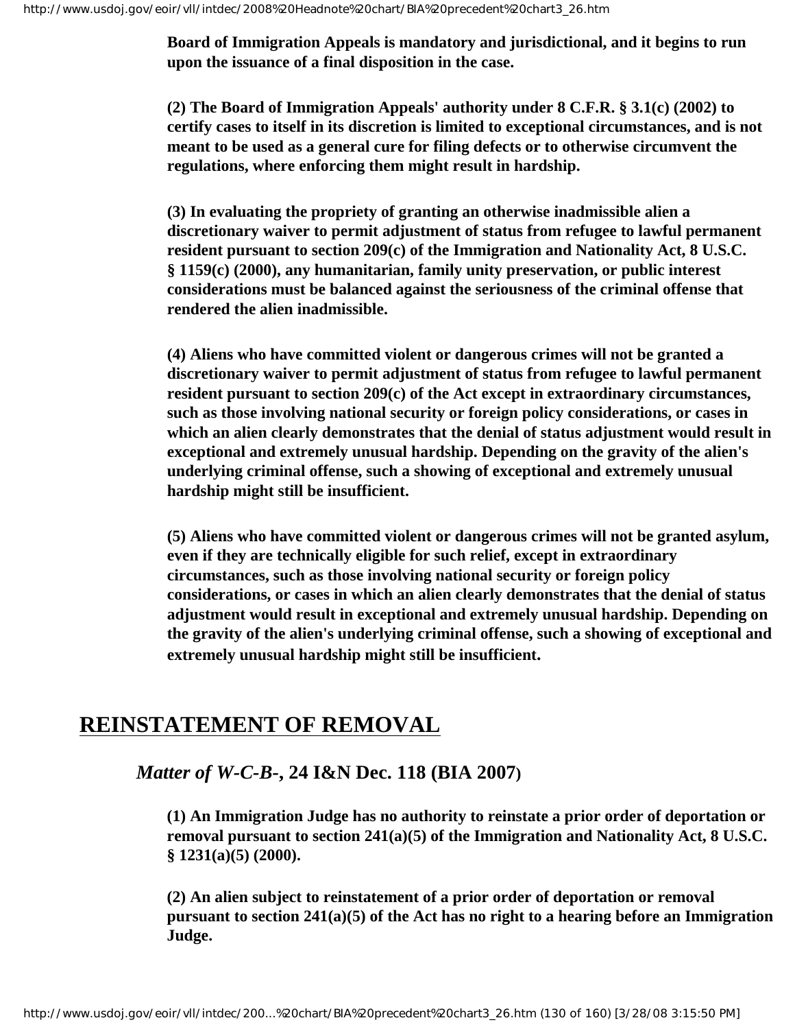**Board of Immigration Appeals is mandatory and jurisdictional, and it begins to run upon the issuance of a final disposition in the case.**

**(2) The Board of Immigration Appeals' authority under 8 C.F.R. § 3.1(c) (2002) to certify cases to itself in its discretion is limited to exceptional circumstances, and is not meant to be used as a general cure for filing defects or to otherwise circumvent the regulations, where enforcing them might result in hardship.**

**(3) In evaluating the propriety of granting an otherwise inadmissible alien a discretionary waiver to permit adjustment of status from refugee to lawful permanent resident pursuant to section 209(c) of the Immigration and Nationality Act, 8 U.S.C. § 1159(c) (2000), any humanitarian, family unity preservation, or public interest considerations must be balanced against the seriousness of the criminal offense that rendered the alien inadmissible.**

**(4) Aliens who have committed violent or dangerous crimes will not be granted a discretionary waiver to permit adjustment of status from refugee to lawful permanent resident pursuant to section 209(c) of the Act except in extraordinary circumstances, such as those involving national security or foreign policy considerations, or cases in which an alien clearly demonstrates that the denial of status adjustment would result in exceptional and extremely unusual hardship. Depending on the gravity of the alien's underlying criminal offense, such a showing of exceptional and extremely unusual hardship might still be insufficient.**

**(5) Aliens who have committed violent or dangerous crimes will not be granted asylum, even if they are technically eligible for such relief, except in extraordinary circumstances, such as those involving national security or foreign policy considerations, or cases in which an alien clearly demonstrates that the denial of status adjustment would result in exceptional and extremely unusual hardship. Depending on the gravity of the alien's underlying criminal offense, such a showing of exceptional and extremely unusual hardship might still be insufficient.**

## REINSTATEMENT OF REMOVAL

### *Matter of W-C-B-*, 24 I&N Dec. 118 (BIA 2007)

**(1) An Immigration Judge has no authority to reinstate a prior order of deportation or removal pursuant to section 241(a)(5) of the Immigration and Nationality Act, 8 U.S.C. § 1231(a)(5) (2000).**

**(2) An alien subject to reinstatement of a prior order of deportation or removal pursuant to section 241(a)(5) of the Act has no right to a hearing before an Immigration Judge.**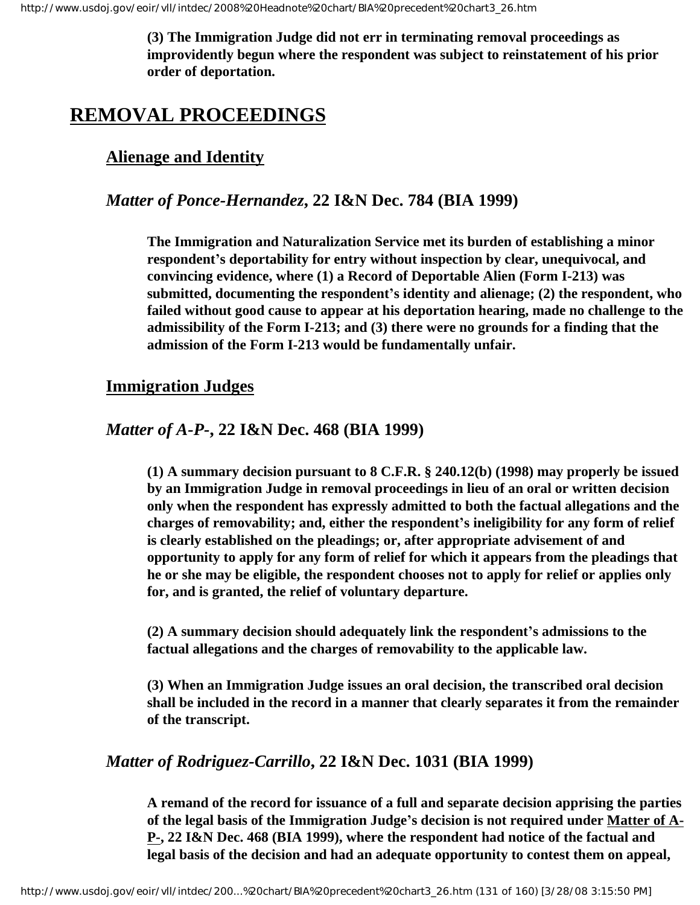**(3) The Immigration Judge did not err in terminating removal proceedings as improvidently begun where the respondent was subject to reinstatement of his prior order of deportation.**

# REMOVAL PROCEEDINGS

## Alienage and Identity

### *Matter of Ponce-Hernandez*, 22 I&N Dec. 784 (BIA 1999)

**The Immigration and Naturalization Service met its burden of establishing a minor respondent's deportability for entry without inspection by clear, unequivocal, and convincing evidence, where (1) a Record of Deportable Alien (Form I-213) was submitted, documenting the respondent's identity and alienage; (2) the respondent, who failed without good cause to appear at his deportation hearing, made no challenge to the admissibility of the Form I-213; and (3) there were no grounds for a finding that the admission of the Form I-213 would be fundamentally unfair.**

## Immigration Judges

### *Matter of A-P-*, 22 I&N Dec. 468 (BIA 1999)

**(1) A summary decision pursuant to 8 C.F.R. § 240.12(b) (1998) may properly be issued by an Immigration Judge in removal proceedings in lieu of an oral or written decision only when the respondent has expressly admitted to both the factual allegations and the charges of removability; and, either the respondent's ineligibility for any form of relief is clearly established on the pleadings; or, after appropriate advisement of and opportunity to apply for any form of relief for which it appears from the pleadings that he or she may be eligible, the respondent chooses not to apply for relief or applies only for, and is granted, the relief of voluntary departure.**

**(2) A summary decision should adequately link the respondent's admissions to the factual allegations and the charges of removability to the applicable law.**

**(3) When an Immigration Judge issues an oral decision, the transcribed oral decision shall be included in the record in a manner that clearly separates it from the remainder of the transcript.**

### *Matter of Rodriguez-Carrillo*, 22 I&N Dec. 1031 (BIA 1999)

**A remand of the record for issuance of a full and separate decision apprising the parties of the legal basis of the Immigration Judge's decision is not required under Matter of A-P-, 22 I&N Dec. 468 (BIA 1999), where the respondent had notice of the factual and legal basis of the decision and had an adequate opportunity to contest them on appeal,**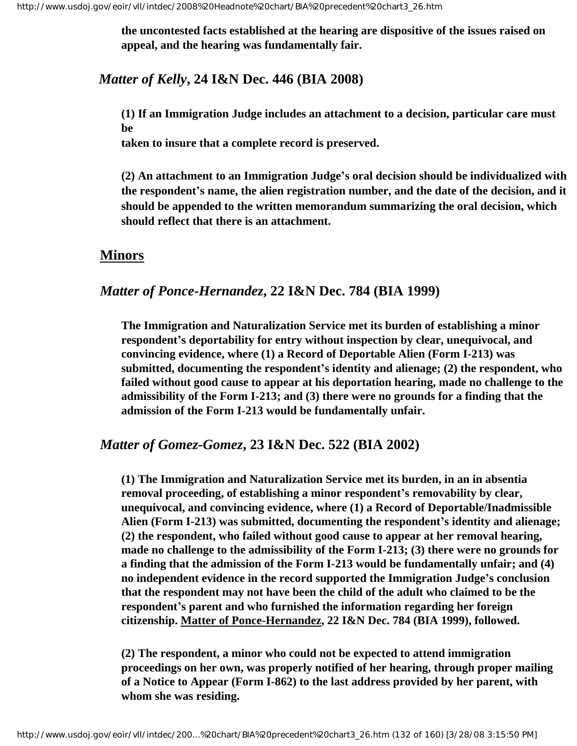**the uncontested facts established at the hearing are dispositive of the issues raised on appeal, and the hearing was fundamentally fair.**

### *Matter of Kelly*, 24 I&N Dec. 446 (BIA 2008)

**(1) If an Immigration Judge includes an attachment to a decision, particular care must be taken to insure that a complete record is preserved.**

**(2) An attachment to an Immigration Judge's oral decision should be individualized with the respondent's name, the alien registration number, and the date of the decision, and it should be appended to the written memorandum summarizing the oral decision, which should reflect that there is an attachment.**

## Minors

### *Matter of Ponce-Hernandez*, 22 I&N Dec. 784 (BIA 1999)

**The Immigration and Naturalization Service met its burden of establishing a minor respondent's deportability for entry without inspection by clear, unequivocal, and convincing evidence, where (1) a Record of Deportable Alien (Form I-213) was submitted, documenting the respondent's identity and alienage; (2) the respondent, who failed without good cause to appear at his deportation hearing, made no challenge to the admissibility of the Form I-213; and (3) there were no grounds for a finding that the admission of the Form I-213 would be fundamentally unfair.**

### *Matter of Gomez-Gomez*, 23 I&N Dec. 522 (BIA 2002)

**(1) The Immigration and Naturalization Service met its burden, in an in absentia removal proceeding, of establishing a minor respondent's removability by clear, unequivocal, and convincing evidence, where (1) a Record of Deportable/Inadmissible Alien (Form I-213) was submitted, documenting the respondent's identity and alienage; (2) the respondent, who failed without good cause to appear at her removal hearing, made no challenge to the admissibility of the Form I-213; (3) there were no grounds for a finding that the admission of the Form I-213 would be fundamentally unfair; and (4) no independent evidence in the record supported the Immigration Judge's conclusion that the respondent may not have been the child of the adult who claimed to be the respondent's parent and who furnished the information regarding her foreign citizenship. Matter of Ponce-Hernandez, 22 I&N Dec. 784 (BIA 1999), followed.**

**(2) The respondent, a minor who could not be expected to attend immigration proceedings on her own, was properly notified of her hearing, through proper mailing of a Notice to Appear (Form I-862) to the last address provided by her parent, with whom she was residing.**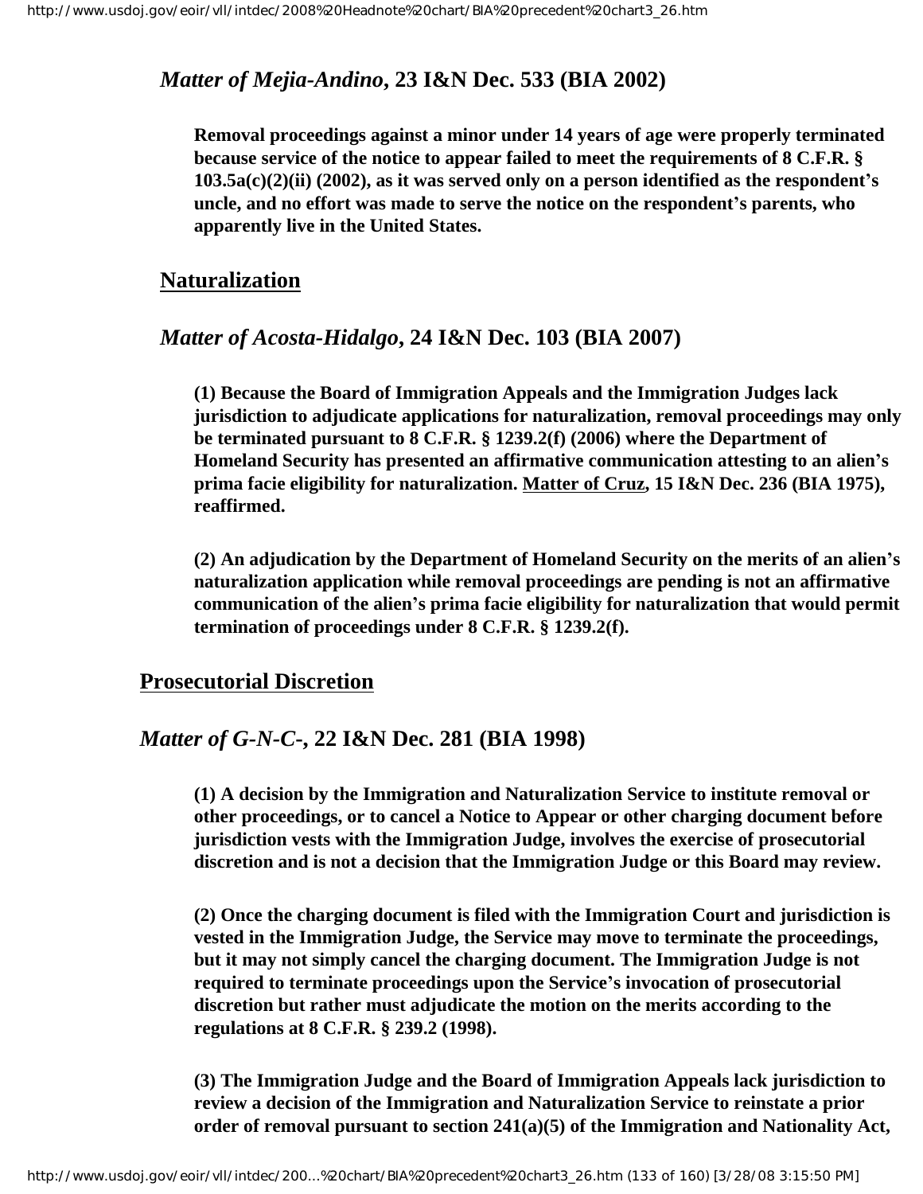*Matter of Mejia-Andino*, **23 I&N Dec. 533 (BIA 2002)**

**Removal proceedings against a minor under 14 years of age were properly terminated because service of the notice to appear failed to meet the requirements of 8 C.F.R. § 103.5a(c)(2)(ii) (2002), as it was served only on a person identified as the respondent's uncle, and no effort was made to serve the notice on the respondent's parents, who apparently live in the United States.**

## Naturalization

*Matter of Acosta-Hidalgo*, **24 I&N Dec. 103 (BIA 2007)**

**(1) Because the Board of Immigration Appeals and the Immigration Judges lack jurisdiction to adjudicate applications for naturalization, removal proceedings may only be terminated pursuant to 8 C.F.R. § 1239.2(f) (2006) where the Department of Homeland Security has presented an affirmative communication attesting to an alien's prima facie eligibility for naturalization. Matter of Cruz, 15 I&N Dec. 236 (BIA 1975), reaffirmed.**

**(2) An adjudication by the Department of Homeland Security on the merits of an alien's naturalization application while removal proceedings are pending is not an affirmative communication of the alien's prima facie eligibility for naturalization that would permit termination of proceedings under 8 C.F.R. § 1239.2(f).**

## Prosecutorial Discretion

*Matter of G-N-C-*, **22 I&N Dec. 281 (BIA 1998)**

**(1) A decision by the Immigration and Naturalization Service to institute removal or other proceedings, or to cancel a Notice to Appear or other charging document before jurisdiction vests with the Immigration Judge, involves the exercise of prosecutorial discretion and is not a decision that the Immigration Judge or this Board may review.**

**(2) Once the charging document is filed with the Immigration Court and jurisdiction is vested in the Immigration Judge, the Service may move to terminate the proceedings, but it may not simply cancel the charging document. The Immigration Judge is not required to terminate proceedings upon the Service's invocation of prosecutorial discretion but rather must adjudicate the motion on the merits according to the regulations at 8 C.F.R. § 239.2 (1998).**

**(3) The Immigration Judge and the Board of Immigration Appeals lack jurisdiction to review a decision of the Immigration and Naturalization Service to reinstate a prior order of removal pursuant to section 241(a)(5) of the Immigration and Nationality Act,**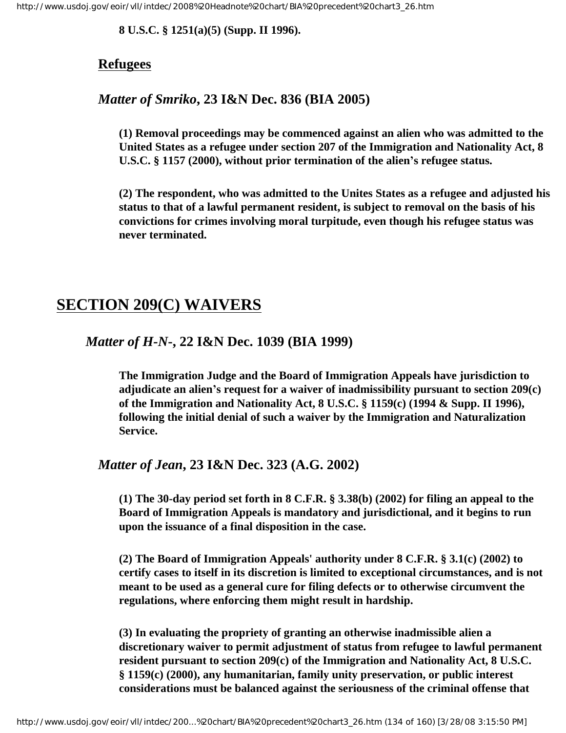**8 U.S.C. § 1251(a)(5) (Supp. II 1996).**

### Refugees

### *Matter of Smriko*, 23 I&N Dec. 836 (BIA 2005)

**(1) Removal proceedings may be commenced against an alien who was admitted to the United States as a refugee under section 207 of the Immigration and Nationality Act, 8 U.S.C. § 1157 (2000), without prior termination of the alien's refugee status.**

**(2) The respondent, who was admitted to the Unites States as a refugee and adjusted his status to that of a lawful permanent resident, is subject to removal on the basis of his convictions for crimes involving moral turpitude, even though his refugee status was never terminated.**

## SECTION 209(C) WAIVERS

### *Matter of H-N-*, 22 I&N Dec. 1039 (BIA 1999)

**The Immigration Judge and the Board of Immigration Appeals have jurisdiction to adjudicate an alien's request for a waiver of inadmissibility pursuant to section 209(c) of the Immigration and Nationality Act, 8 U.S.C. § 1159(c) (1994 & Supp. II 1996), following the initial denial of such a waiver by the Immigration and Naturalization Service.**

### *Matter of Jean*, 23 I&N Dec. 323 (A.G. 2002)

**(1) The 30-day period set forth in 8 C.F.R. § 3.38(b) (2002) for filing an appeal to the Board of Immigration Appeals is mandatory and jurisdictional, and it begins to run upon the issuance of a final disposition in the case.**

**(2) The Board of Immigration Appeals' authority under 8 C.F.R. § 3.1(c) (2002) to certify cases to itself in its discretion is limited to exceptional circumstances, and is not meant to be used as a general cure for filing defects or to otherwise circumvent the regulations, where enforcing them might result in hardship.**

**(3) In evaluating the propriety of granting an otherwise inadmissible alien a discretionary waiver to permit adjustment of status from refugee to lawful permanent resident pursuant to section 209(c) of the Immigration and Nationality Act, 8 U.S.C. § 1159(c) (2000), any humanitarian, family unity preservation, or public interest considerations must be balanced against the seriousness of the criminal offense that**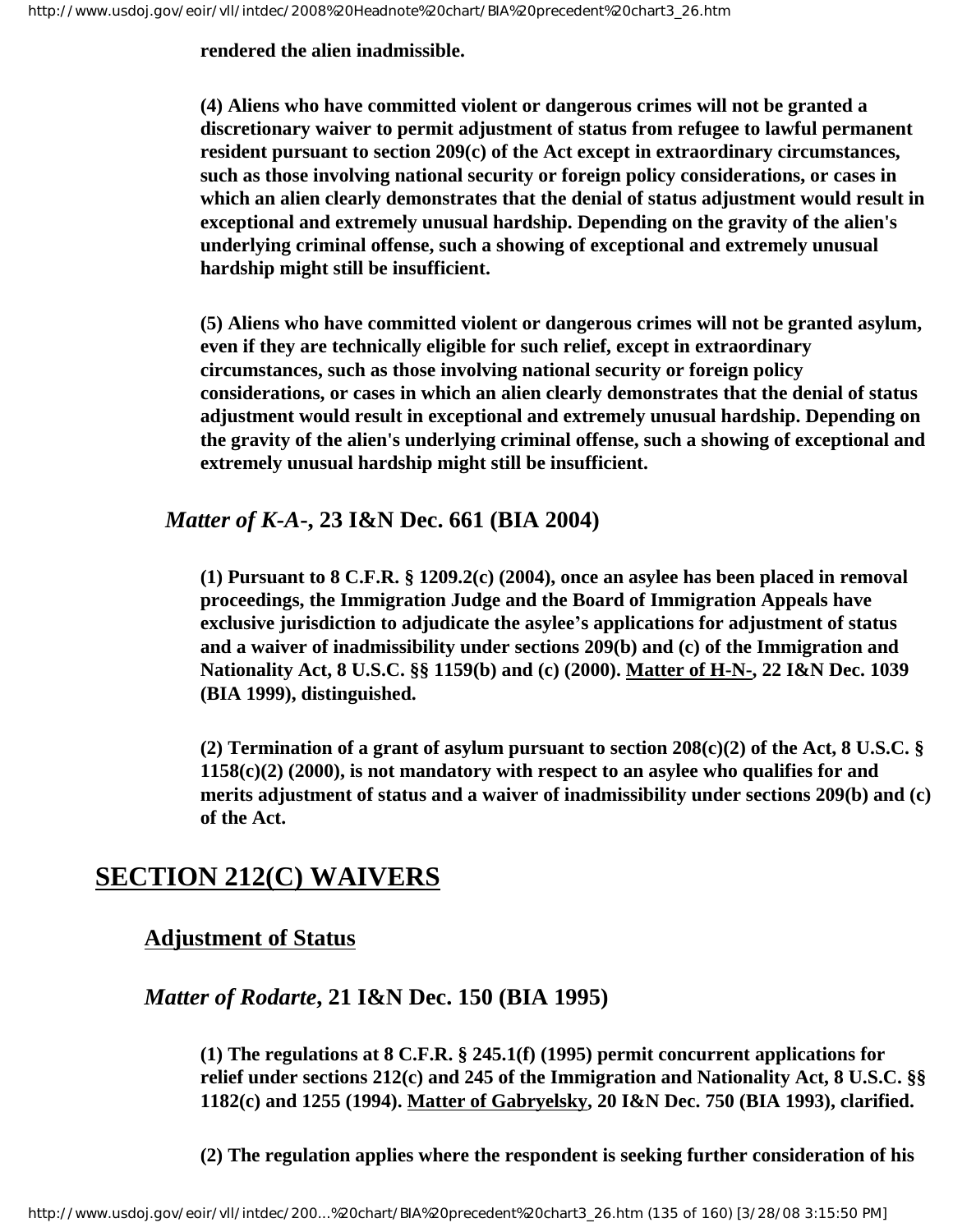**rendered the alien inadmissible.**

**(4) Aliens who have committed violent or dangerous crimes will not be granted a discretionary waiver to permit adjustment of status from refugee to lawful permanent resident pursuant to section 209(c) of the Act except in extraordinary circumstances, such as those involving national security or foreign policy considerations, or cases in which an alien clearly demonstrates that the denial of status adjustment would result in exceptional and extremely unusual hardship. Depending on the gravity of the alien's underlying criminal offense, such a showing of exceptional and extremely unusual hardship might still be insufficient.**

**(5) Aliens who have committed violent or dangerous crimes will not be granted asylum, even if they are technically eligible for such relief, except in extraordinary circumstances, such as those involving national security or foreign policy considerations, or cases in which an alien clearly demonstrates that the denial of status adjustment would result in exceptional and extremely unusual hardship. Depending on the gravity of the alien's underlying criminal offense, such a showing of exceptional and extremely unusual hardship might still be insufficient.**

### *Matter of K-A-*, 23 I&N Dec. 661 (BIA 2004)

**(1) Pursuant to 8 C.F.R. § 1209.2(c) (2004), once an asylee has been placed in removal proceedings, the Immigration Judge and the Board of Immigration Appeals have exclusive jurisdiction to adjudicate the asylee's applications for adjustment of status and a waiver of inadmissibility under sections 209(b) and (c) of the Immigration and Nationality Act, 8 U.S.C. §§ 1159(b) and (c) (2000). Matter of H-N-, 22 I&N Dec. 1039 (BIA 1999), distinguished.**

**(2) Termination of a grant of asylum pursuant to section 208(c)(2) of the Act, 8 U.S.C. § 1158(c)(2) (2000), is not mandatory with respect to an asylee who qualifies for and merits adjustment of status and a waiver of inadmissibility under sections 209(b) and (c) of the Act.**

# SECTION 212(C) WAIVERS

## Adjustment of Status

### *Matter of Rodarte*, 21 I&N Dec. 150 (BIA 1995)

**(1) The regulations at 8 C.F.R. § 245.1(f) (1995) permit concurrent applications for relief under sections 212(c) and 245 of the Immigration and Nationality Act, 8 U.S.C. §§ 1182(c) and 1255 (1994). Matter of Gabryelsky, 20 I&N Dec. 750 (BIA 1993), clarified.**

**(2) The regulation applies where the respondent is seeking further consideration of his**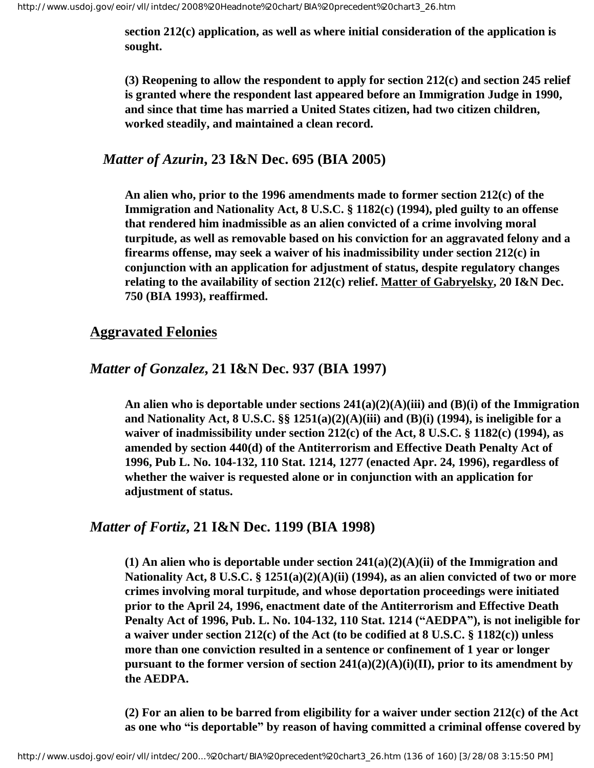**section 212(c) application, as well as where initial consideration of the application is sought.**

**(3) Reopening to allow the respondent to apply for section 212(c) and section 245 relief is granted where the respondent last appeared before an Immigration Judge in 1990, and since that time has married a United States citizen, had two citizen children, worked steadily, and maintained a clean record.**

### *Matter of Azurin***, 23 I&N Dec. 695 (BIA 2005)**

**An alien who, prior to the 1996 amendments made to former section 212(c) of the Immigration and Nationality Act, 8 U.S.C. § 1182(c) (1994), pled guilty to an offense that rendered him inadmissible as an alien convicted of a crime involving moral turpitude, as well as removable based on his conviction for an aggravated felony and a firearms offense, may seek a waiver of his inadmissibility under section 212(c) in conjunction with an application for adjustment of status, despite regulatory changes relating to the availability of section 212(c) relief. Matter of Gabryelsky, 20 I&N Dec. 750 (BIA 1993), reaffirmed.**

## Aggravated Felonies

### *Matter of Gonzalez***, 21 I&N Dec. 937 (BIA 1997)**

**An alien who is deportable under sections 241(a)(2)(A)(iii) and (B)(i) of the Immigration and Nationality Act, 8 U.S.C. §§ 1251(a)(2)(A)(iii) and (B)(i) (1994), is ineligible for a waiver of inadmissibility under section 212(c) of the Act, 8 U.S.C. § 1182(c) (1994), as amended by section 440(d) of the Antiterrorism and Effective Death Penalty Act of 1996, Pub L. No. 104-132, 110 Stat. 1214, 1277 (enacted Apr. 24, 1996), regardless of whether the waiver is requested alone or in conjunction with an application for adjustment of status.**

### *Matter of Fortiz***, 21 I&N Dec. 1199 (BIA 1998)**

**(1) An alien who is deportable under section 241(a)(2)(A)(ii) of the Immigration and Nationality Act, 8 U.S.C. § 1251(a)(2)(A)(ii) (1994), as an alien convicted of two or more crimes involving moral turpitude, and whose deportation proceedings were initiated prior to the April 24, 1996, enactment date of the Antiterrorism and Effective Death Penalty Act of 1996, Pub. L. No. 104-132, 110 Stat. 1214 ("AEDPA"), is not ineligible for a waiver under section 212(c) of the Act (to be codified at 8 U.S.C. § 1182(c)) unless more than one conviction resulted in a sentence or confinement of 1 year or longer pursuant to the former version of section 241(a)(2)(A)(i)(II), prior to its amendment by the AEDPA.**

**(2) For an alien to be barred from eligibility for a waiver under section 212(c) of the Act as one who "is deportable" by reason of having committed a criminal offense covered by**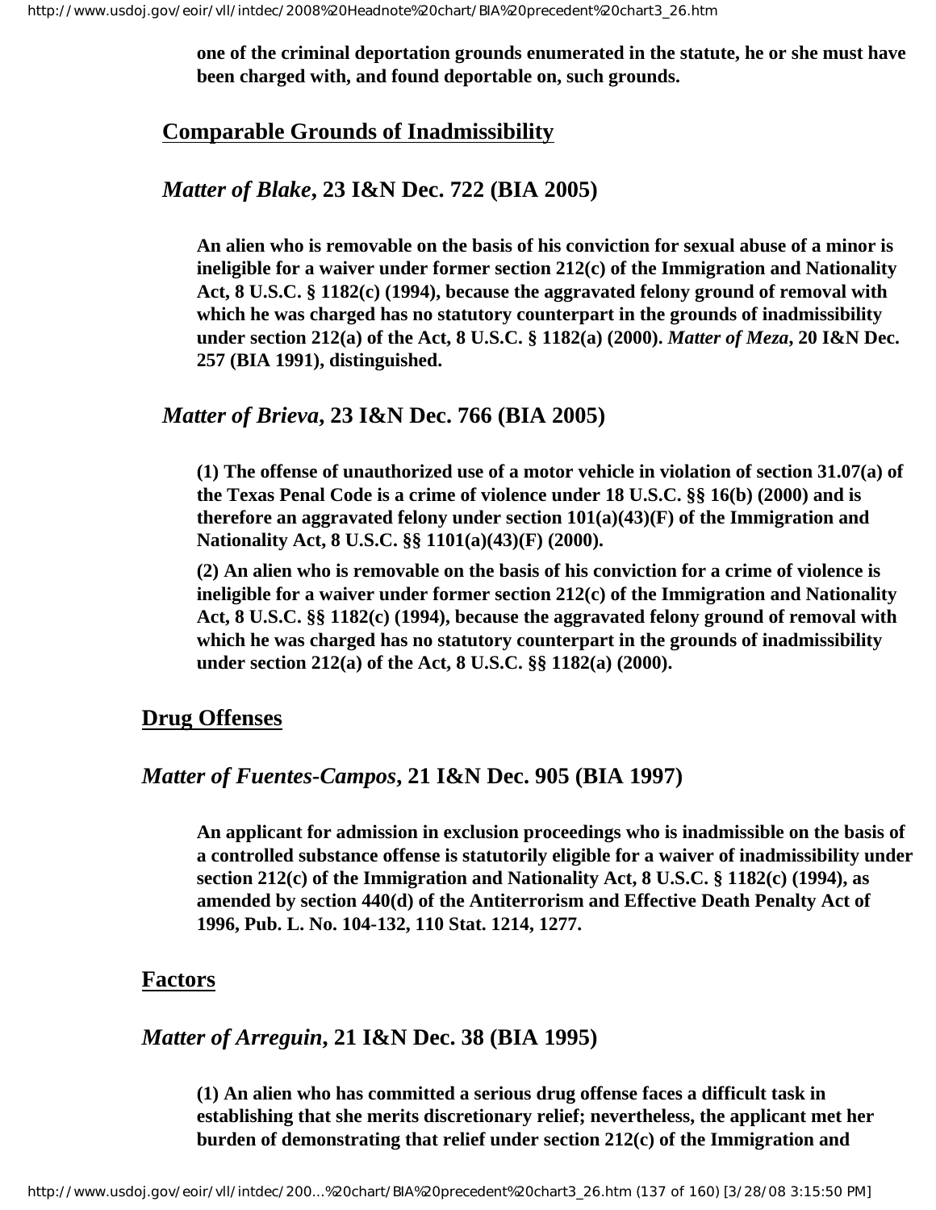**one of the criminal deportation grounds enumerated in the statute, he or she must have been charged with, and found deportable on, such grounds.**

## Comparable Grounds of Inadmissibility

### *Matter of Blake*, 23 I&N Dec. 722 (BIA 2005)

**An alien who is removable on the basis of his conviction for sexual abuse of a minor is ineligible for a waiver under former section 212(c) of the Immigration and Nationality Act, 8 U.S.C. § 1182(c) (1994), because the aggravated felony ground of removal with which he was charged has no statutory counterpart in the grounds of inadmissibility under section 212(a) of the Act, 8 U.S.C. § 1182(a) (2000). *Matter of Meza*, 20 I&N Dec. 257 (BIA 1991), distinguished.**

### *Matter of Brieva*, 23 I&N Dec. 766 (BIA 2005)

**(1) The offense of unauthorized use of a motor vehicle in violation of section 31.07(a) of the Texas Penal Code is a crime of violence under 18 U.S.C. §§ 16(b) (2000) and is therefore an aggravated felony under section 101(a)(43)(F) of the Immigration and Nationality Act, 8 U.S.C. §§ 1101(a)(43)(F) (2000).**

**(2) An alien who is removable on the basis of his conviction for a crime of violence is ineligible for a waiver under former section 212(c) of the Immigration and Nationality Act, 8 U.S.C. §§ 1182(c) (1994), because the aggravated felony ground of removal with which he was charged has no statutory counterpart in the grounds of inadmissibility under section 212(a) of the Act, 8 U.S.C. §§ 1182(a) (2000).**

## Drug Offenses

### *Matter of Fuentes-Campos*, 21 I&N Dec. 905 (BIA 1997)

**An applicant for admission in exclusion proceedings who is inadmissible on the basis of a controlled substance offense is statutorily eligible for a waiver of inadmissibility under section 212(c) of the Immigration and Nationality Act, 8 U.S.C. § 1182(c) (1994), as amended by section 440(d) of the Antiterrorism and Effective Death Penalty Act of 1996, Pub. L. No. 104-132, 110 Stat. 1214, 1277.**

## Factors

### *Matter of Arreguin*, 21 I&N Dec. 38 (BIA 1995)

**(1) An alien who has committed a serious drug offense faces a difficult task in establishing that she merits discretionary relief; nevertheless, the applicant met her burden of demonstrating that relief under section 212(c) of the Immigration and**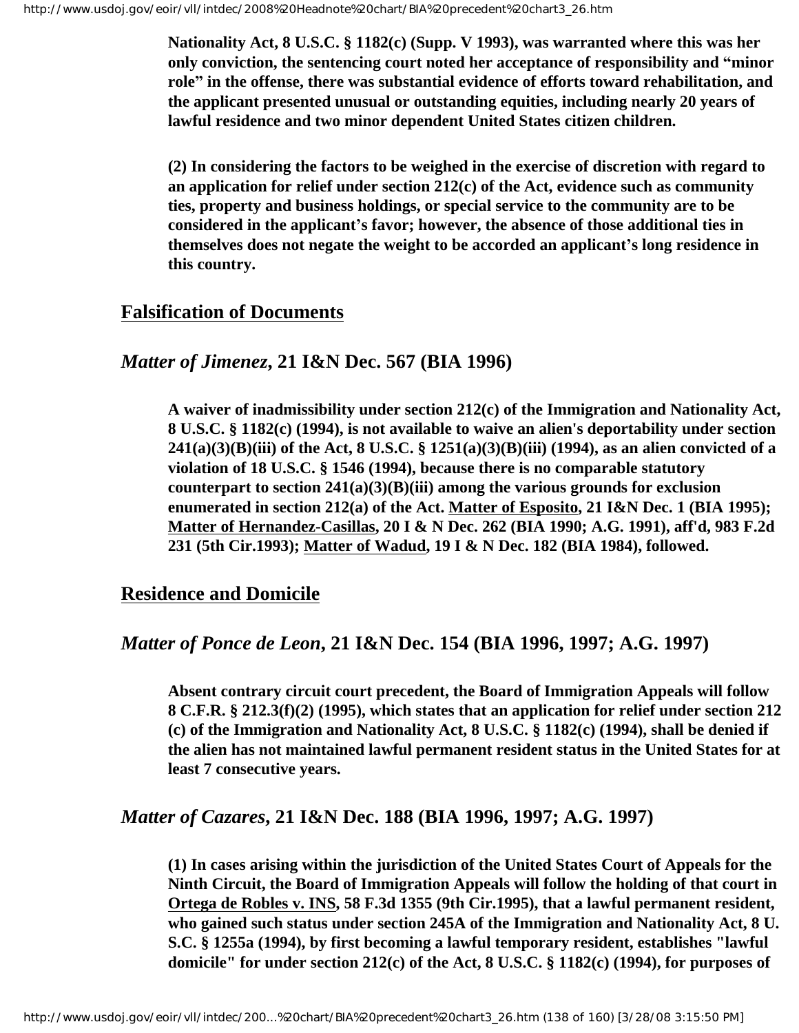**Nationality Act, 8 U.S.C. § 1182(c) (Supp. V 1993), was warranted where this was her only conviction, the sentencing court noted her acceptance of responsibility and "minor role" in the offense, there was substantial evidence of efforts toward rehabilitation, and the applicant presented unusual or outstanding equities, including nearly 20 years of lawful residence and two minor dependent United States citizen children.**

**(2) In considering the factors to be weighed in the exercise of discretion with regard to an application for relief under section 212(c) of the Act, evidence such as community ties, property and business holdings, or special service to the community are to be considered in the applicant's favor; however, the absence of those additional ties in themselves does not negate the weight to be accorded an applicant's long residence in this country.**

## Falsification of Documents

### *Matter of Jimenez*, 21 I&N Dec. 567 (BIA 1996)

**A waiver of inadmissibility under section 212(c) of the Immigration and Nationality Act, 8 U.S.C. § 1182(c) (1994), is not available to waive an alien's deportability under section 241(a)(3)(B)(iii) of the Act, 8 U.S.C. § 1251(a)(3)(B)(iii) (1994), as an alien convicted of a violation of 18 U.S.C. § 1546 (1994), because there is no comparable statutory counterpart to section 241(a)(3)(B)(iii) among the various grounds for exclusion enumerated in section 212(a) of the Act. Matter of Esposito, 21 I&N Dec. 1 (BIA 1995); Matter of Hernandez-Casillas, 20 I & N Dec. 262 (BIA 1990; A.G. 1991), aff'd, 983 F.2d 231 (5th Cir.1993); Matter of Wadud, 19 I & N Dec. 182 (BIA 1984), followed.**

## Residence and Domicile

### *Matter of Ponce de Leon*, 21 I&N Dec. 154 (BIA 1996, 1997; A.G. 1997)

**Absent contrary circuit court precedent, the Board of Immigration Appeals will follow 8 C.F.R. § 212.3(f)(2) (1995), which states that an application for relief under section 212 (c) of the Immigration and Nationality Act, 8 U.S.C. § 1182(c) (1994), shall be denied if the alien has not maintained lawful permanent resident status in the United States for at least 7 consecutive years.**

### *Matter of Cazares*, 21 I&N Dec. 188 (BIA 1996, 1997; A.G. 1997)

**(1) In cases arising within the jurisdiction of the United States Court of Appeals for the Ninth Circuit, the Board of Immigration Appeals will follow the holding of that court in Ortega de Robles v. INS, 58 F.3d 1355 (9th Cir.1995), that a lawful permanent resident, who gained such status under section 245A of the Immigration and Nationality Act, 8 U. S.C. § 1255a (1994), by first becoming a lawful temporary resident, establishes "lawful domicile" for under section 212(c) of the Act, 8 U.S.C. § 1182(c) (1994), for purposes of**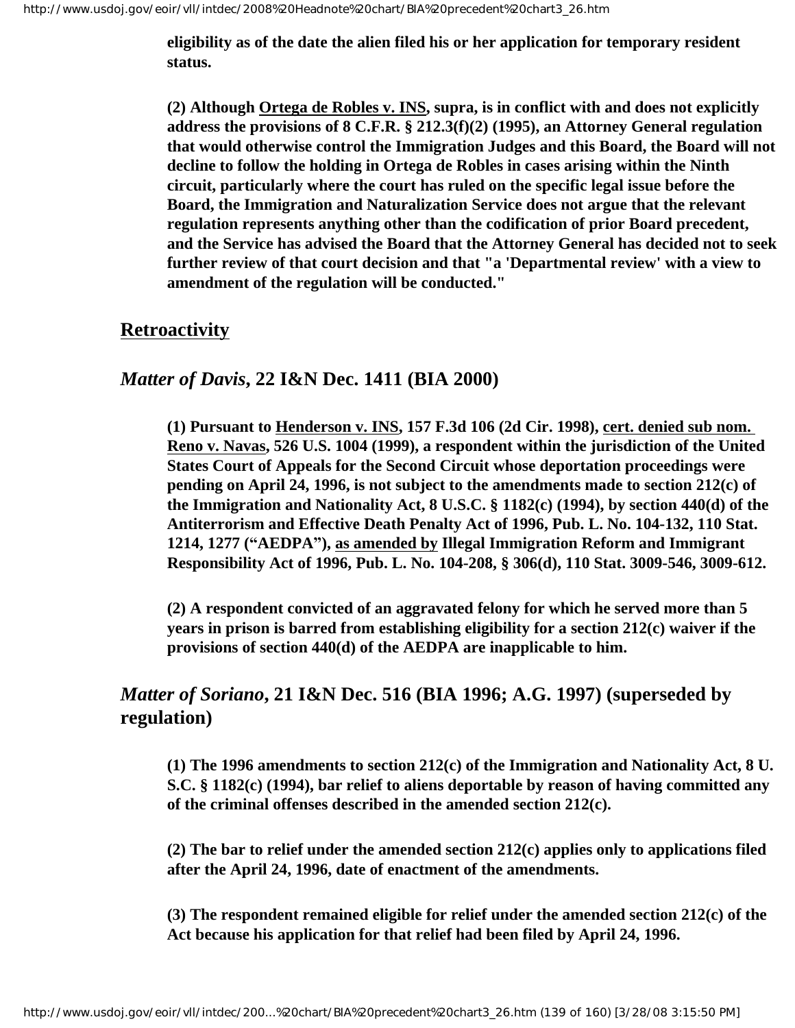**eligibility as of the date the alien filed his or her application for temporary resident status.**

**(2) Although Ortega de Robles v. INS, supra, is in conflict with and does not explicitly address the provisions of 8 C.F.R. § 212.3(f)(2) (1995), an Attorney General regulation that would otherwise control the Immigration Judges and this Board, the Board will not decline to follow the holding in Ortega de Robles in cases arising within the Ninth circuit, particularly where the court has ruled on the specific legal issue before the Board, the Immigration and Naturalization Service does not argue that the relevant regulation represents anything other than the codification of prior Board precedent, and the Service has advised the Board that the Attorney General has decided not to seek further review of that court decision and that "a 'Departmental review' with a view to amendment of the regulation will be conducted."**

## Retroactivity

### *Matter of Davis*, 22 I&N Dec. 1411 (BIA 2000)

**(1) Pursuant to Henderson v. INS, 157 F.3d 106 (2d Cir. 1998), cert. denied sub nom. Reno v. Navas, 526 U.S. 1004 (1999), a respondent within the jurisdiction of the United States Court of Appeals for the Second Circuit whose deportation proceedings were pending on April 24, 1996, is not subject to the amendments made to section 212(c) of the Immigration and Nationality Act, 8 U.S.C. § 1182(c) (1994), by section 440(d) of the Antiterrorism and Effective Death Penalty Act of 1996, Pub. L. No. 104-132, 110 Stat. 1214, 1277 ("AEDPA"), as amended by Illegal Immigration Reform and Immigrant Responsibility Act of 1996, Pub. L. No. 104-208, § 306(d), 110 Stat. 3009-546, 3009-612.**

**(2) A respondent convicted of an aggravated felony for which he served more than 5 years in prison is barred from establishing eligibility for a section 212(c) waiver if the provisions of section 440(d) of the AEDPA are inapplicable to him.**

### *Matter of Soriano*, 21 I&N Dec. 516 (BIA 1996; A.G. 1997) (superseded by regulation)

**(1) The 1996 amendments to section 212(c) of the Immigration and Nationality Act, 8 U.S.C. § 1182(c) (1994), bar relief to aliens deportable by reason of having committed any of the criminal offenses described in the amended section 212(c).**

**(2) The bar to relief under the amended section 212(c) applies only to applications filed after the April 24, 1996, date of enactment of the amendments.**

**(3) The respondent remained eligible for relief under the amended section 212(c) of the Act because his application for that relief had been filed by April 24, 1996.**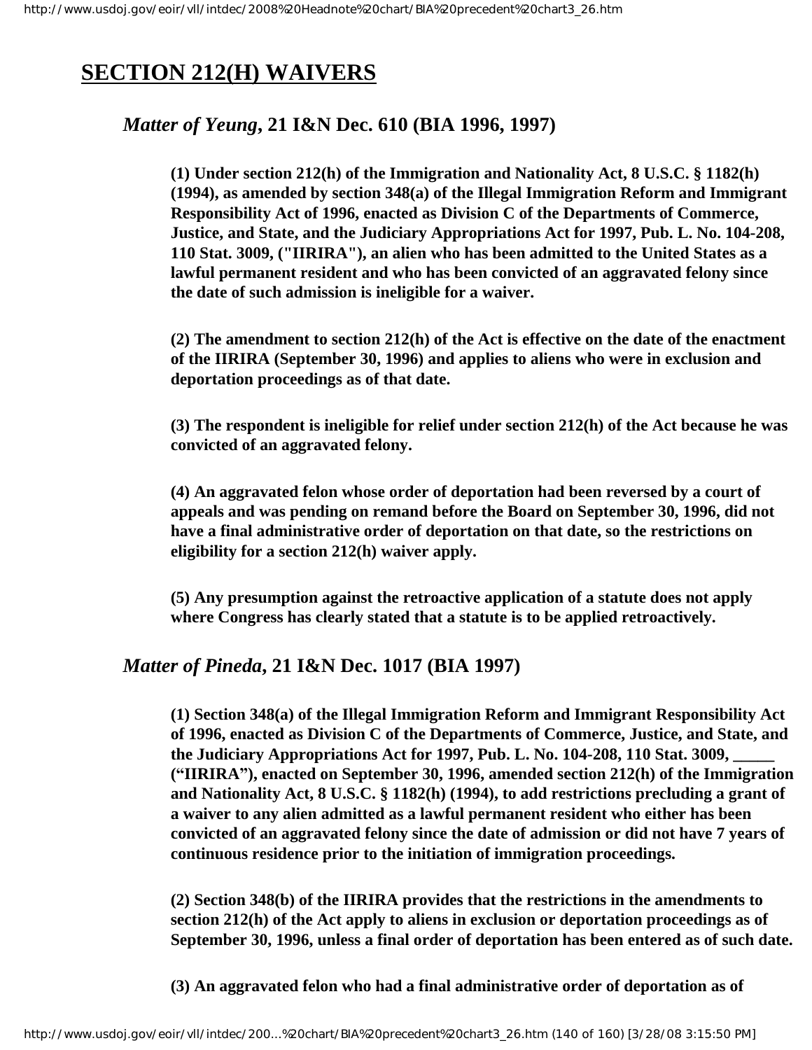# SECTION 212(H) WAIVERS

## *Matter of Yeung*, 21 I&N Dec. 610 (BIA 1996, 1997)

**(1) Under section 212(h) of the Immigration and Nationality Act, 8 U.S.C. § 1182(h) (1994), as amended by section 348(a) of the Illegal Immigration Reform and Immigrant Responsibility Act of 1996, enacted as Division C of the Departments of Commerce, Justice, and State, and the Judiciary Appropriations Act for 1997, Pub. L. No. 104-208, 110 Stat. 3009, ("IIRIRA"), an alien who has been admitted to the United States as a lawful permanent resident and who has been convicted of an aggravated felony since the date of such admission is ineligible for a waiver.**

**(2) The amendment to section 212(h) of the Act is effective on the date of the enactment of the IIRIRA (September 30, 1996) and applies to aliens who were in exclusion and deportation proceedings as of that date.**

**(3) The respondent is ineligible for relief under section 212(h) of the Act because he was convicted of an aggravated felony.**

**(4) An aggravated felon whose order of deportation had been reversed by a court of appeals and was pending on remand before the Board on September 30, 1996, did not have a final administrative order of deportation on that date, so the restrictions on eligibility for a section 212(h) waiver apply.**

**(5) Any presumption against the retroactive application of a statute does not apply where Congress has clearly stated that a statute is to be applied retroactively.**

## *Matter of Pineda*, 21 I&N Dec. 1017 (BIA 1997)

**(1) Section 348(a) of the Illegal Immigration Reform and Immigrant Responsibility Act of 1996, enacted as Division C of the Departments of Commerce, Justice, and State, and the Judiciary Appropriations Act for 1997, Pub. L. No. 104-208, 110 Stat. 3009, _____ ("IIRIRA"), enacted on September 30, 1996, amended section 212(h) of the Immigration and Nationality Act, 8 U.S.C. § 1182(h) (1994), to add restrictions precluding a grant of a waiver to any alien admitted as a lawful permanent resident who either has been convicted of an aggravated felony since the date of admission or did not have 7 years of continuous residence prior to the initiation of immigration proceedings.**

**(2) Section 348(b) of the IIRIRA provides that the restrictions in the amendments to section 212(h) of the Act apply to aliens in exclusion or deportation proceedings as of September 30, 1996, unless a final order of deportation has been entered as of such date.**

**(3) An aggravated felon who had a final administrative order of deportation as of**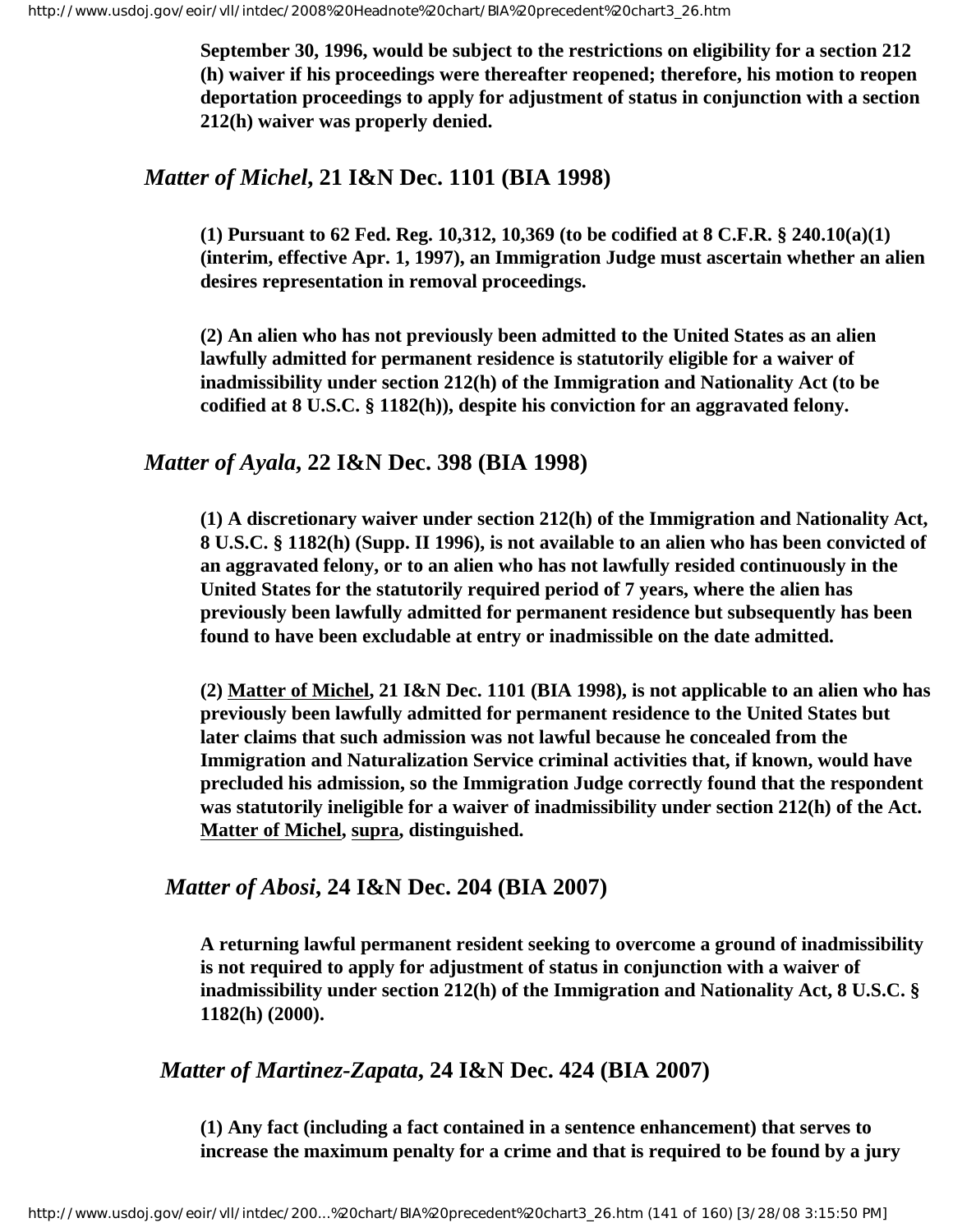**September 30, 1996, would be subject to the restrictions on eligibility for a section 212 (h) waiver if his proceedings were thereafter reopened; therefore, his motion to reopen deportation proceedings to apply for adjustment of status in conjunction with a section 212(h) waiver was properly denied.**

### *Matter of Michel*, 21 I&N Dec. 1101 (BIA 1998)

**(1) Pursuant to 62 Fed. Reg. 10,312, 10,369 (to be codified at 8 C.F.R. § 240.10(a)(1) (interim, effective Apr. 1, 1997), an Immigration Judge must ascertain whether an alien desires representation in removal proceedings.**

**(2) An alien who has not previously been admitted to the United States as an alien lawfully admitted for permanent residence is statutorily eligible for a waiver of inadmissibility under section 212(h) of the Immigration and Nationality Act (to be codified at 8 U.S.C. § 1182(h)), despite his conviction for an aggravated felony.**

### *Matter of Ayala*, 22 I&N Dec. 398 (BIA 1998)

**(1) A discretionary waiver under section 212(h) of the Immigration and Nationality Act, 8 U.S.C. § 1182(h) (Supp. II 1996), is not available to an alien who has been convicted of an aggravated felony, or to an alien who has not lawfully resided continuously in the United States for the statutorily required period of 7 years, where the alien has previously been lawfully admitted for permanent residence but subsequently has been found to have been excludable at entry or inadmissible on the date admitted.**

**(2) Matter of Michel, 21 I&N Dec. 1101 (BIA 1998), is not applicable to an alien who has previously been lawfully admitted for permanent residence to the United States but later claims that such admission was not lawful because he concealed from the Immigration and Naturalization Service criminal activities that, if known, would have precluded his admission, so the Immigration Judge correctly found that the respondent was statutorily ineligible for a waiver of inadmissibility under section 212(h) of the Act. Matter of Michel, supra, distinguished.**

### *Matter of Abosi*, 24 I&N Dec. 204 (BIA 2007)

**A returning lawful permanent resident seeking to overcome a ground of inadmissibility is not required to apply for adjustment of status in conjunction with a waiver of inadmissibility under section 212(h) of the Immigration and Nationality Act, 8 U.S.C. § 1182(h) (2000).**

### *Matter of Martinez-Zapata*, 24 I&N Dec. 424 (BIA 2007)

**(1) Any fact (including a fact contained in a sentence enhancement) that serves to increase the maximum penalty for a crime and that is required to be found by a jury**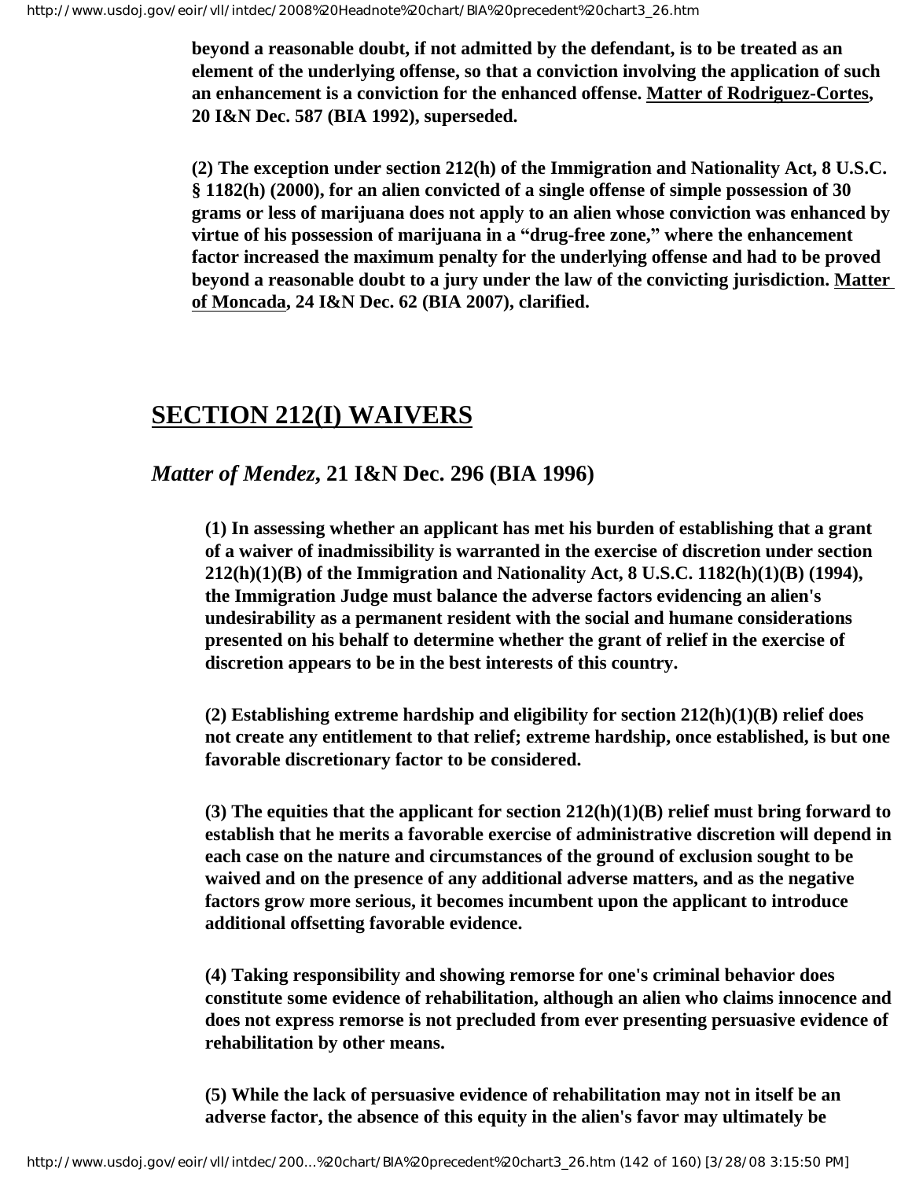**beyond a reasonable doubt, if not admitted by the defendant, is to be treated as an element of the underlying offense, so that a conviction involving the application of such an enhancement is a conviction for the enhanced offense. Matter of Rodriguez-Cortes, 20 I&N Dec. 587 (BIA 1992), superseded.**

**(2) The exception under section 212(h) of the Immigration and Nationality Act, 8 U.S.C. § 1182(h) (2000), for an alien convicted of a single offense of simple possession of 30 grams or less of marijuana does not apply to an alien whose conviction was enhanced by virtue of his possession of marijuana in a "drug-free zone," where the enhancement factor increased the maximum penalty for the underlying offense and had to be proved beyond a reasonable doubt to a jury under the law of the convicting jurisdiction. Matter of Moncada, 24 I&N Dec. 62 (BIA 2007), clarified.**

## SECTION 212(I) WAIVERS

### *Matter of Mendez*, 21 I&N Dec. 296 (BIA 1996)

**(1) In assessing whether an applicant has met his burden of establishing that a grant of a waiver of inadmissibility is warranted in the exercise of discretion under section 212(h)(1)(B) of the Immigration and Nationality Act, 8 U.S.C. 1182(h)(1)(B) (1994), the Immigration Judge must balance the adverse factors evidencing an alien's undesirability as a permanent resident with the social and humane considerations presented on his behalf to determine whether the grant of relief in the exercise of discretion appears to be in the best interests of this country.**

**(2) Establishing extreme hardship and eligibility for section 212(h)(1)(B) relief does not create any entitlement to that relief; extreme hardship, once established, is but one favorable discretionary factor to be considered.**

**(3) The equities that the applicant for section 212(h)(1)(B) relief must bring forward to establish that he merits a favorable exercise of administrative discretion will depend in each case on the nature and circumstances of the ground of exclusion sought to be waived and on the presence of any additional adverse matters, and as the negative factors grow more serious, it becomes incumbent upon the applicant to introduce additional offsetting favorable evidence.**

**(4) Taking responsibility and showing remorse for one's criminal behavior does constitute some evidence of rehabilitation, although an alien who claims innocence and does not express remorse is not precluded from ever presenting persuasive evidence of rehabilitation by other means.**

**(5) While the lack of persuasive evidence of rehabilitation may not in itself be an adverse factor, the absence of this equity in the alien's favor may ultimately be**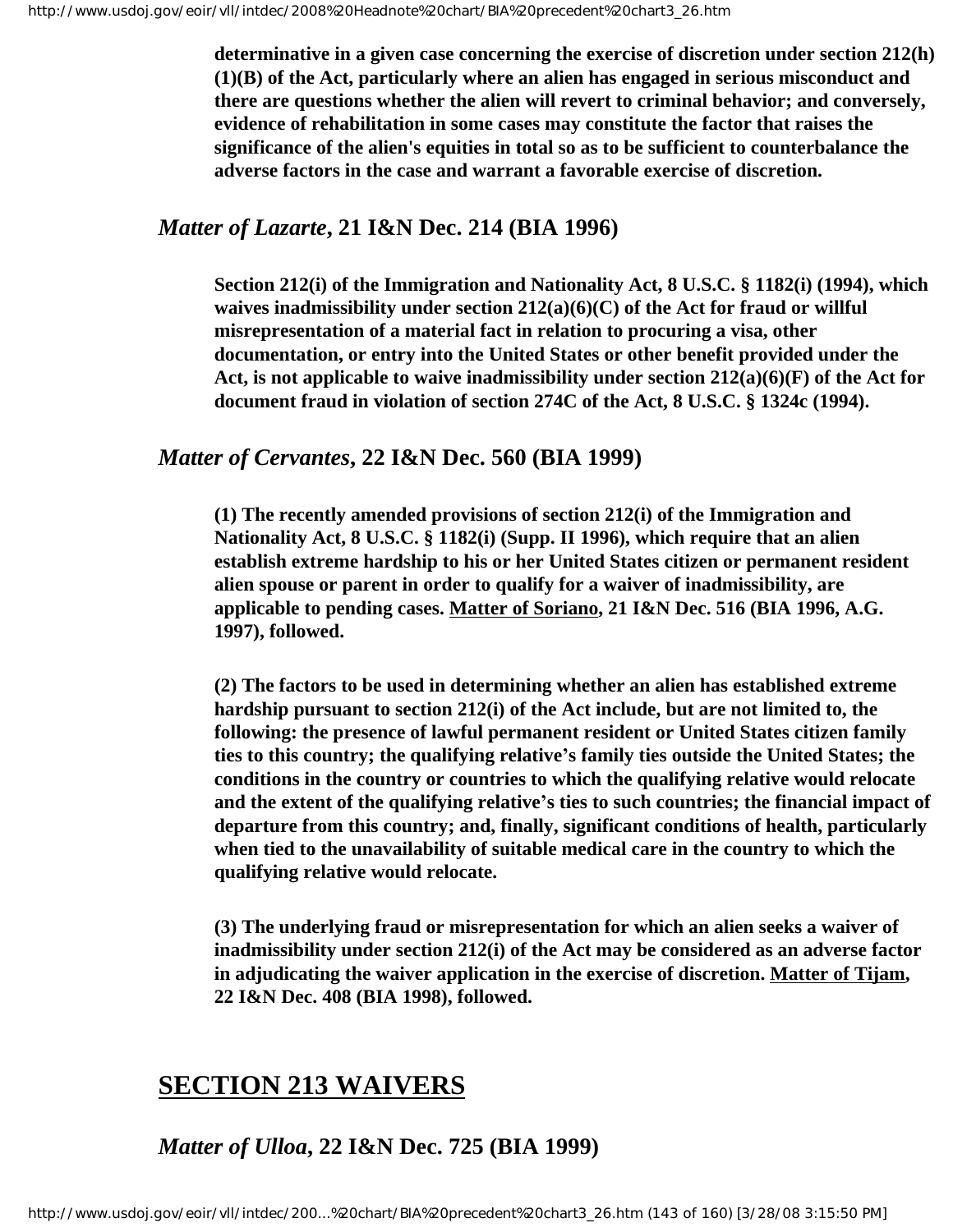**determinative in a given case concerning the exercise of discretion under section 212(h)(1)(B) of the Act, particularly where an alien has engaged in serious misconduct and there are questions whether the alien will revert to criminal behavior; and conversely, evidence of rehabilitation in some cases may constitute the factor that raises the significance of the alien's equities in total so as to be sufficient to counterbalance the adverse factors in the case and warrant a favorable exercise of discretion.**

### *Matter of Lazarte*, 21 I&N Dec. 214 (BIA 1996)

**Section 212(i) of the Immigration and Nationality Act, 8 U.S.C. § 1182(i) (1994), which waives inadmissibility under section 212(a)(6)(C) of the Act for fraud or willful misrepresentation of a material fact in relation to procuring a visa, other documentation, or entry into the United States or other benefit provided under the Act, is not applicable to waive inadmissibility under section 212(a)(6)(F) of the Act for document fraud in violation of section 274C of the Act, 8 U.S.C. § 1324c (1994).**

### *Matter of Cervantes*, 22 I&N Dec. 560 (BIA 1999)

**(1) The recently amended provisions of section 212(i) of the Immigration and Nationality Act, 8 U.S.C. § 1182(i) (Supp. II 1996), which require that an alien establish extreme hardship to his or her United States citizen or permanent resident alien spouse or parent in order to qualify for a waiver of inadmissibility, are applicable to pending cases. <u>Matter of Soriano</u>, 21 I&N Dec. 516 (BIA 1996, A.G. 1997), followed.**

**(2) The factors to be used in determining whether an alien has established extreme hardship pursuant to section 212(i) of the Act include, but are not limited to, the following: the presence of lawful permanent resident or United States citizen family ties to this country; the qualifying relative's family ties outside the United States; the conditions in the country or countries to which the qualifying relative would relocate and the extent of the qualifying relative's ties to such countries; the financial impact of departure from this country; and, finally, significant conditions of health, particularly when tied to the unavailability of suitable medical care in the country to which the qualifying relative would relocate.**

**(3) The underlying fraud or misrepresentation for which an alien seeks a waiver of inadmissibility under section 212(i) of the Act may be considered as an adverse factor in adjudicating the waiver application in the exercise of discretion. <u>Matter of Tijam</u>, 22 I&N Dec. 408 (BIA 1998), followed.**

## <u>SECTION 213 WAIVERS</u>

### *Matter of Ulloa*, 22 I&N Dec. 725 (BIA 1999)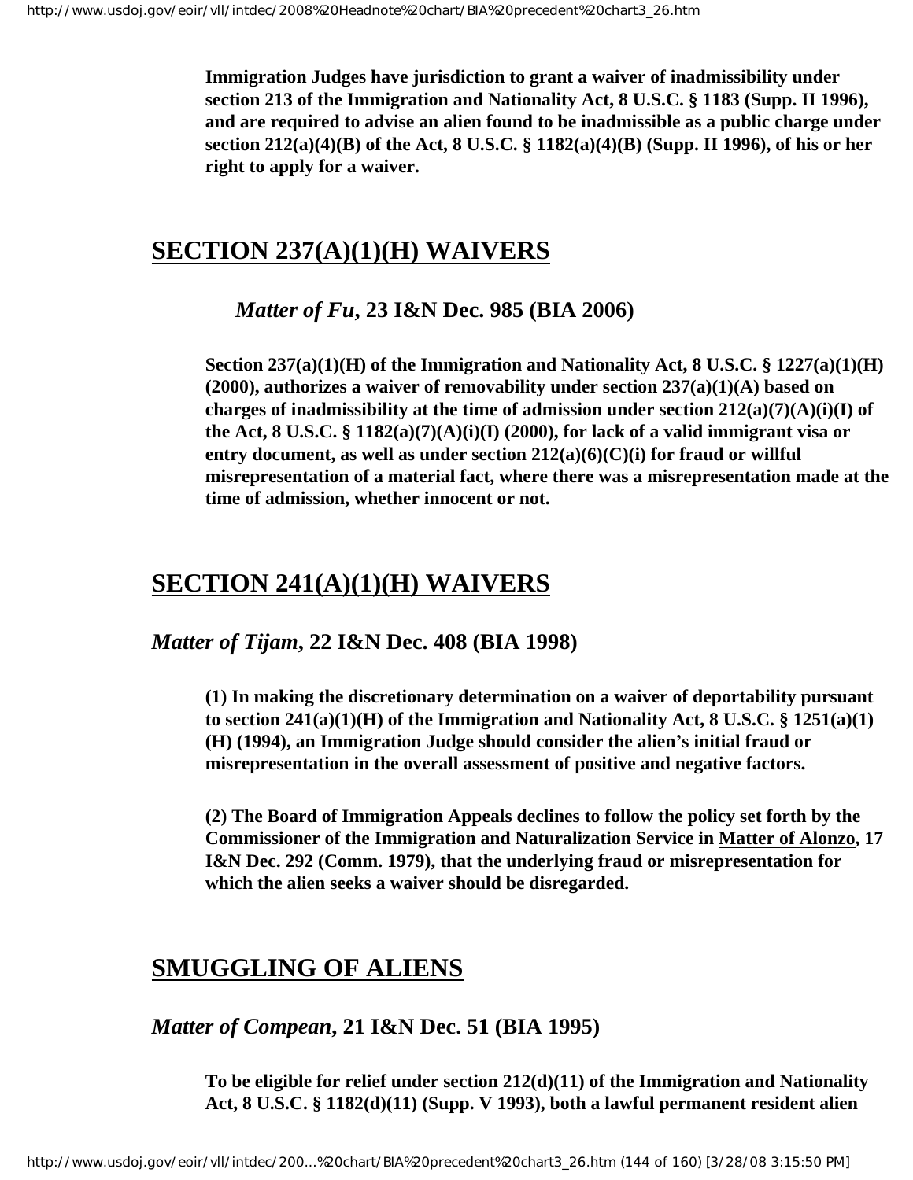**Immigration Judges have jurisdiction to grant a waiver of inadmissibility under section 213 of the Immigration and Nationality Act, 8 U.S.C. § 1183 (Supp. II 1996), and are required to advise an alien found to be inadmissible as a public charge under section 212(a)(4)(B) of the Act, 8 U.S.C. § 1182(a)(4)(B) (Supp. II 1996), of his or her right to apply for a waiver.**

## SECTION 237(A)(1)(H) WAIVERS

***Matter of Fu*, 23 I&N Dec. 985 (BIA 2006)**

**Section 237(a)(1)(H) of the Immigration and Nationality Act, 8 U.S.C. § 1227(a)(1)(H) (2000), authorizes a waiver of removability under section 237(a)(1)(A) based on charges of inadmissibility at the time of admission under section 212(a)(7)(A)(i)(I) of the Act, 8 U.S.C. § 1182(a)(7)(A)(i)(I) (2000), for lack of a valid immigrant visa or entry document, as well as under section 212(a)(6)(C)(i) for fraud or willful misrepresentation of a material fact, where there was a misrepresentation made at the time of admission, whether innocent or not.**

## SECTION 241(A)(1)(H) WAIVERS

***Matter of Tijam*, 22 I&N Dec. 408 (BIA 1998)**

**(1) In making the discretionary determination on a waiver of deportability pursuant to section 241(a)(1)(H) of the Immigration and Nationality Act, 8 U.S.C. § 1251(a)(1)(H) (1994), an Immigration Judge should consider the alien's initial fraud or misrepresentation in the overall assessment of positive and negative factors.**

**(2) The Board of Immigration Appeals declines to follow the policy set forth by the Commissioner of the Immigration and Naturalization Service in Matter of Alonzo, 17 I&N Dec. 292 (Comm. 1979), that the underlying fraud or misrepresentation for which the alien seeks a waiver should be disregarded.**

## SMUGGLING OF ALIENS

***Matter of Compean*, 21 I&N Dec. 51 (BIA 1995)**

**To be eligible for relief under section 212(d)(11) of the Immigration and Nationality Act, 8 U.S.C. § 1182(d)(11) (Supp. V 1993), both a lawful permanent resident alien**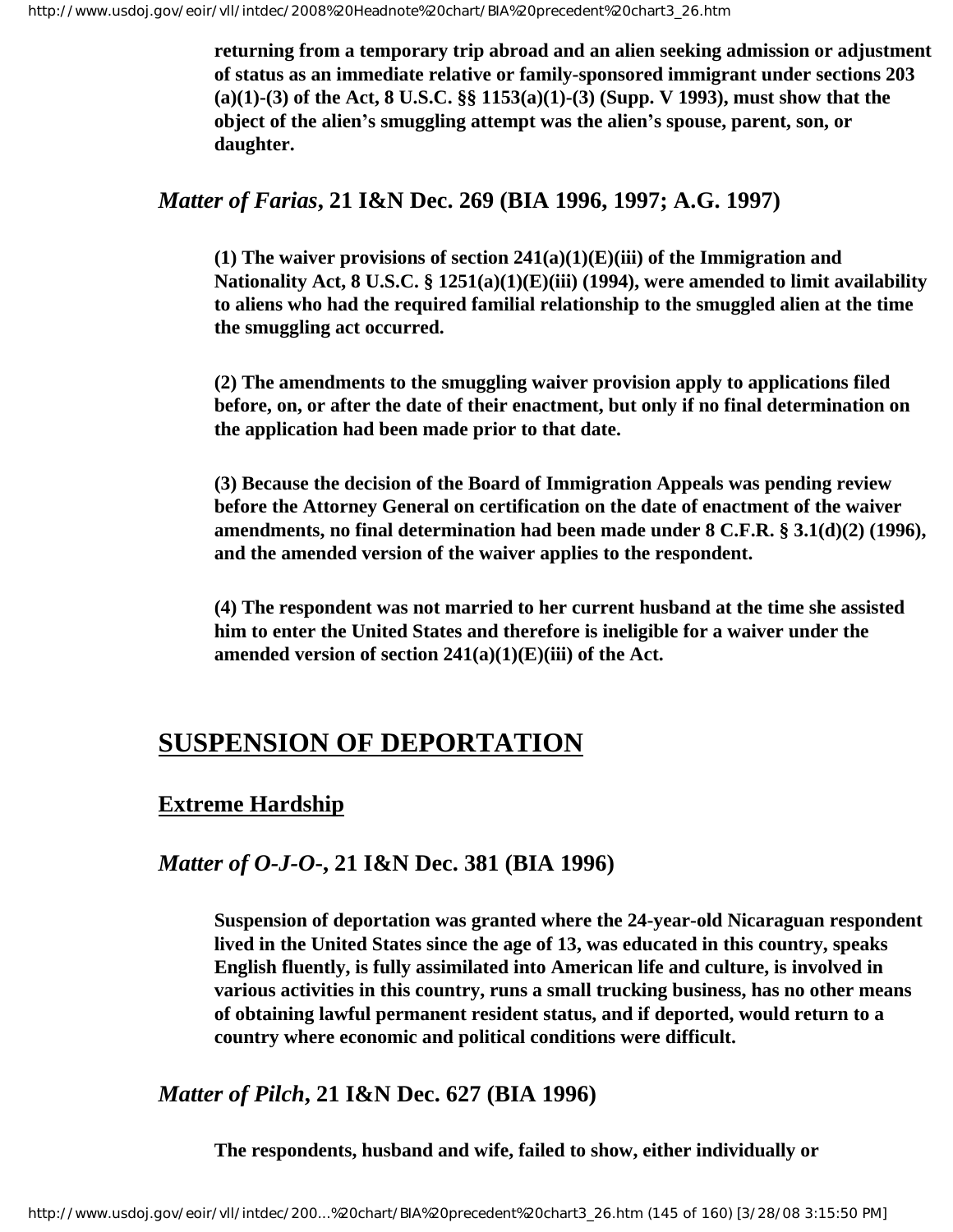**returning from a temporary trip abroad and an alien seeking admission or adjustment of status as an immediate relative or family-sponsored immigrant under sections 203 (a)(1)-(3) of the Act, 8 U.S.C. §§ 1153(a)(1)-(3) (Supp. V 1993), must show that the object of the alien's smuggling attempt was the alien's spouse, parent, son, or daughter.**

### *Matter of Farias*, 21 I&N Dec. 269 (BIA 1996, 1997; A.G. 1997)

**(1) The waiver provisions of section 241(a)(1)(E)(iii) of the Immigration and Nationality Act, 8 U.S.C. § 1251(a)(1)(E)(iii) (1994), were amended to limit availability to aliens who had the required familial relationship to the smuggled alien at the time the smuggling act occurred.**

**(2) The amendments to the smuggling waiver provision apply to applications filed before, on, or after the date of their enactment, but only if no final determination on the application had been made prior to that date.**

**(3) Because the decision of the Board of Immigration Appeals was pending review before the Attorney General on certification on the date of enactment of the waiver amendments, no final determination had been made under 8 C.F.R. § 3.1(d)(2) (1996), and the amended version of the waiver applies to the respondent.**

**(4) The respondent was not married to her current husband at the time she assisted him to enter the United States and therefore is ineligible for a waiver under the amended version of section 241(a)(1)(E)(iii) of the Act.**

## SUSPENSION OF DEPORTATION

### Extreme Hardship

### *Matter of O-J-O-*, 21 I&N Dec. 381 (BIA 1996)

**Suspension of deportation was granted where the 24-year-old Nicaraguan respondent lived in the United States since the age of 13, was educated in this country, speaks English fluently, is fully assimilated into American life and culture, is involved in various activities in this country, runs a small trucking business, has no other means of obtaining lawful permanent resident status, and if deported, would return to a country where economic and political conditions were difficult.**

### *Matter of Pilch*, 21 I&N Dec. 627 (BIA 1996)

**The respondents, husband and wife, failed to show, either individually or**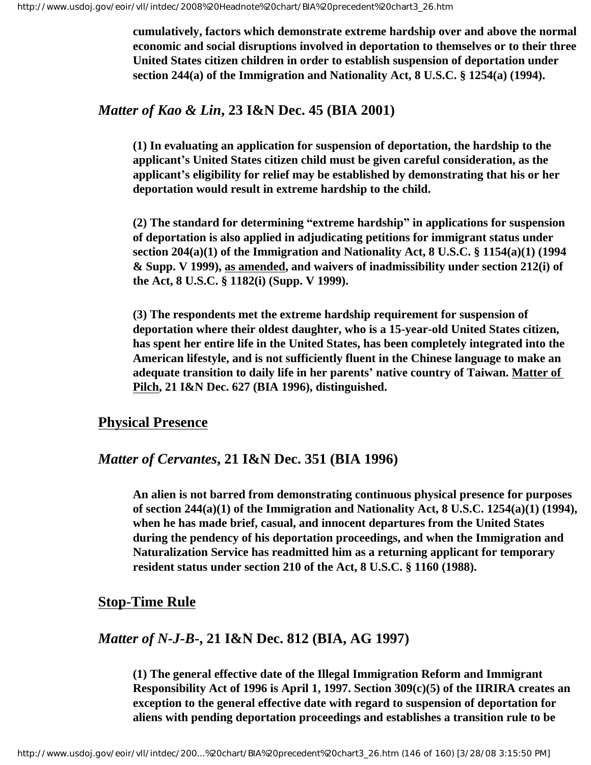**cumulatively, factors which demonstrate extreme hardship over and above the normal economic and social disruptions involved in deportation to themselves or to their three United States citizen children in order to establish suspension of deportation under section 244(a) of the Immigration and Nationality Act, 8 U.S.C. § 1254(a) (1994).**

### *Matter of Kao & Lin*, 23 I&N Dec. 45 (BIA 2001)

**(1) In evaluating an application for suspension of deportation, the hardship to the applicant's United States citizen child must be given careful consideration, as the applicant's eligibility for relief may be established by demonstrating that his or her deportation would result in extreme hardship to the child.**

**(2) The standard for determining "extreme hardship" in applications for suspension of deportation is also applied in adjudicating petitions for immigrant status under section 204(a)(1) of the Immigration and Nationality Act, 8 U.S.C. § 1154(a)(1) (1994 & Supp. V 1999), as amended, and waivers of inadmissibility under section 212(i) of the Act, 8 U.S.C. § 1182(i) (Supp. V 1999).**

**(3) The respondents met the extreme hardship requirement for suspension of deportation where their oldest daughter, who is a 15-year-old United States citizen, has spent her entire life in the United States, has been completely integrated into the American lifestyle, and is not sufficiently fluent in the Chinese language to make an adequate transition to daily life in her parents' native country of Taiwan. Matter of Pilch, 21 I&N Dec. 627 (BIA 1996), distinguished.**

## Physical Presence

### *Matter of Cervantes*, 21 I&N Dec. 351 (BIA 1996)

**An alien is not barred from demonstrating continuous physical presence for purposes of section 244(a)(1) of the Immigration and Nationality Act, 8 U.S.C. 1254(a)(1) (1994), when he has made brief, casual, and innocent departures from the United States during the pendency of his deportation proceedings, and when the Immigration and Naturalization Service has readmitted him as a returning applicant for temporary resident status under section 210 of the Act, 8 U.S.C. § 1160 (1988).**

## Stop-Time Rule

### *Matter of N-J-B-*, 21 I&N Dec. 812 (BIA, AG 1997)

**(1) The general effective date of the Illegal Immigration Reform and Immigrant Responsibility Act of 1996 is April 1, 1997. Section 309(c)(5) of the IIRIRA creates an exception to the general effective date with regard to suspension of deportation for aliens with pending deportation proceedings and establishes a transition rule to be**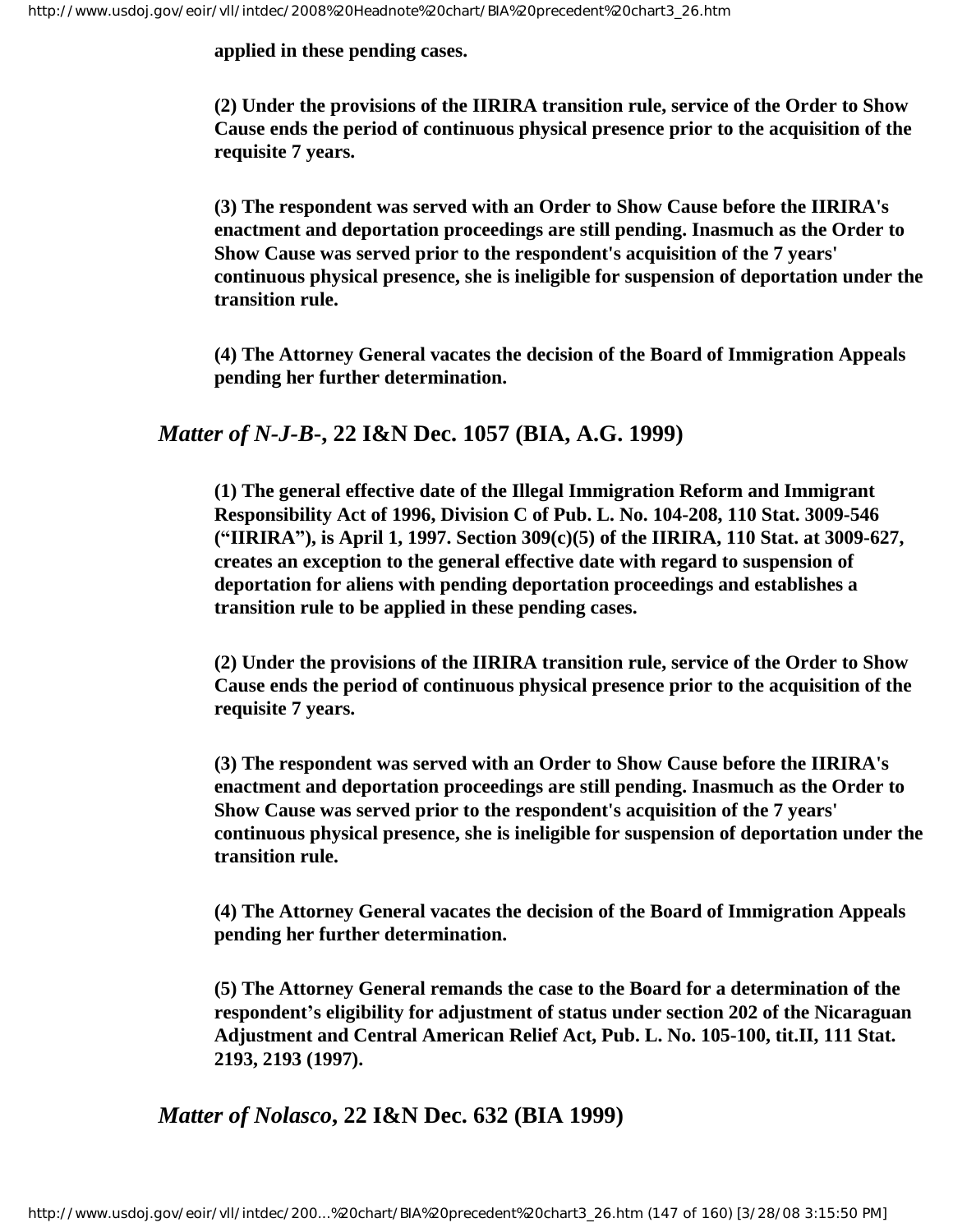**applied in these pending cases.**

**(2) Under the provisions of the IIRIRA transition rule, service of the Order to Show Cause ends the period of continuous physical presence prior to the acquisition of the requisite 7 years.**

**(3) The respondent was served with an Order to Show Cause before the IIRIRA's enactment and deportation proceedings are still pending. Inasmuch as the Order to Show Cause was served prior to the respondent's acquisition of the 7 years' continuous physical presence, she is ineligible for suspension of deportation under the transition rule.**

**(4) The Attorney General vacates the decision of the Board of Immigration Appeals pending her further determination.**

## *Matter of N-J-B-*, 22 I&N Dec. 1057 (BIA, A.G. 1999)

**(1) The general effective date of the Illegal Immigration Reform and Immigrant Responsibility Act of 1996, Division C of Pub. L. No. 104-208, 110 Stat. 3009-546 ("IIRIRA"), is April 1, 1997. Section 309(c)(5) of the IIRIRA, 110 Stat. at 3009-627, creates an exception to the general effective date with regard to suspension of deportation for aliens with pending deportation proceedings and establishes a transition rule to be applied in these pending cases.**

**(2) Under the provisions of the IIRIRA transition rule, service of the Order to Show Cause ends the period of continuous physical presence prior to the acquisition of the requisite 7 years.**

**(3) The respondent was served with an Order to Show Cause before the IIRIRA's enactment and deportation proceedings are still pending. Inasmuch as the Order to Show Cause was served prior to the respondent's acquisition of the 7 years' continuous physical presence, she is ineligible for suspension of deportation under the transition rule.**

**(4) The Attorney General vacates the decision of the Board of Immigration Appeals pending her further determination.**

**(5) The Attorney General remands the case to the Board for a determination of the respondent's eligibility for adjustment of status under section 202 of the Nicaraguan Adjustment and Central American Relief Act, Pub. L. No. 105-100, tit.II, 111 Stat. 2193, 2193 (1997).**

## *Matter of Nolasco*, 22 I&N Dec. 632 (BIA 1999)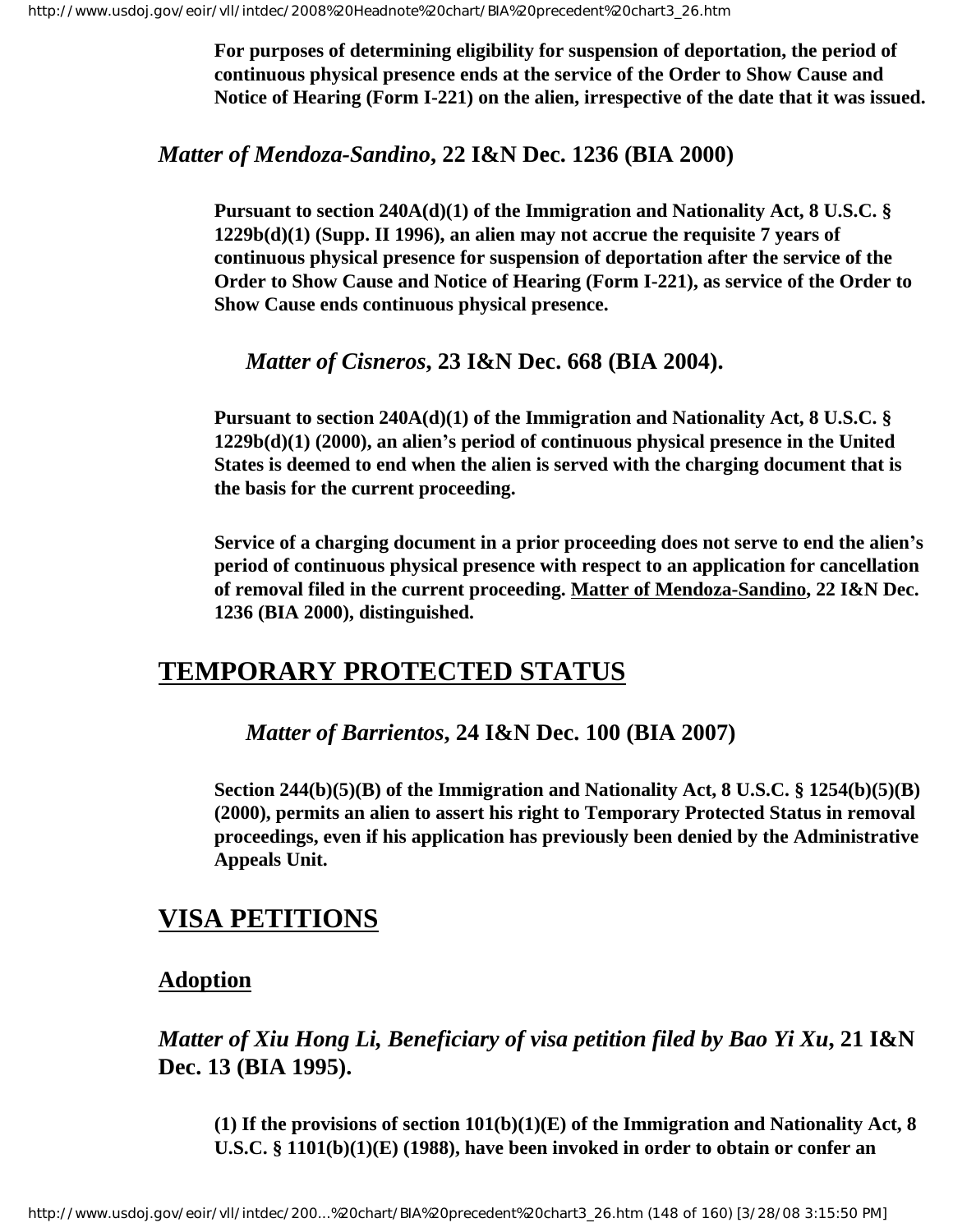**For purposes of determining eligibility for suspension of deportation, the period of continuous physical presence ends at the service of the Order to Show Cause and Notice of Hearing (Form I-221) on the alien, irrespective of the date that it was issued.**

### *Matter of Mendoza-Sandino*, 22 I&N Dec. 1236 (BIA 2000)

**Pursuant to section 240A(d)(1) of the Immigration and Nationality Act, 8 U.S.C. § 1229b(d)(1) (Supp. II 1996), an alien may not accrue the requisite 7 years of continuous physical presence for suspension of deportation after the service of the Order to Show Cause and Notice of Hearing (Form I-221), as service of the Order to Show Cause ends continuous physical presence.**

### *Matter of Cisneros*, 23 I&N Dec. 668 (BIA 2004).

**Pursuant to section 240A(d)(1) of the Immigration and Nationality Act, 8 U.S.C. § 1229b(d)(1) (2000), an alien's period of continuous physical presence in the United States is deemed to end when the alien is served with the charging document that is the basis for the current proceeding.**

**Service of a charging document in a prior proceeding does not serve to end the alien's period of continuous physical presence with respect to an application for cancellation of removal filed in the current proceeding. Matter of Mendoza-Sandino, 22 I&N Dec. 1236 (BIA 2000), distinguished.**

## TEMPORARY PROTECTED STATUS

### *Matter of Barrientos*, 24 I&N Dec. 100 (BIA 2007)

**Section 244(b)(5)(B) of the Immigration and Nationality Act, 8 U.S.C. § 1254(b)(5)(B) (2000), permits an alien to assert his right to Temporary Protected Status in removal proceedings, even if his application has previously been denied by the Administrative Appeals Unit.**

## VISA PETITIONS

### Adoption

### *Matter of Xiu Hong Li, Beneficiary of visa petition filed by Bao Yi Xu*, 21 I&N Dec. 13 (BIA 1995).

**(1) If the provisions of section 101(b)(1)(E) of the Immigration and Nationality Act, 8 U.S.C. § 1101(b)(1)(E) (1988), have been invoked in order to obtain or confer an**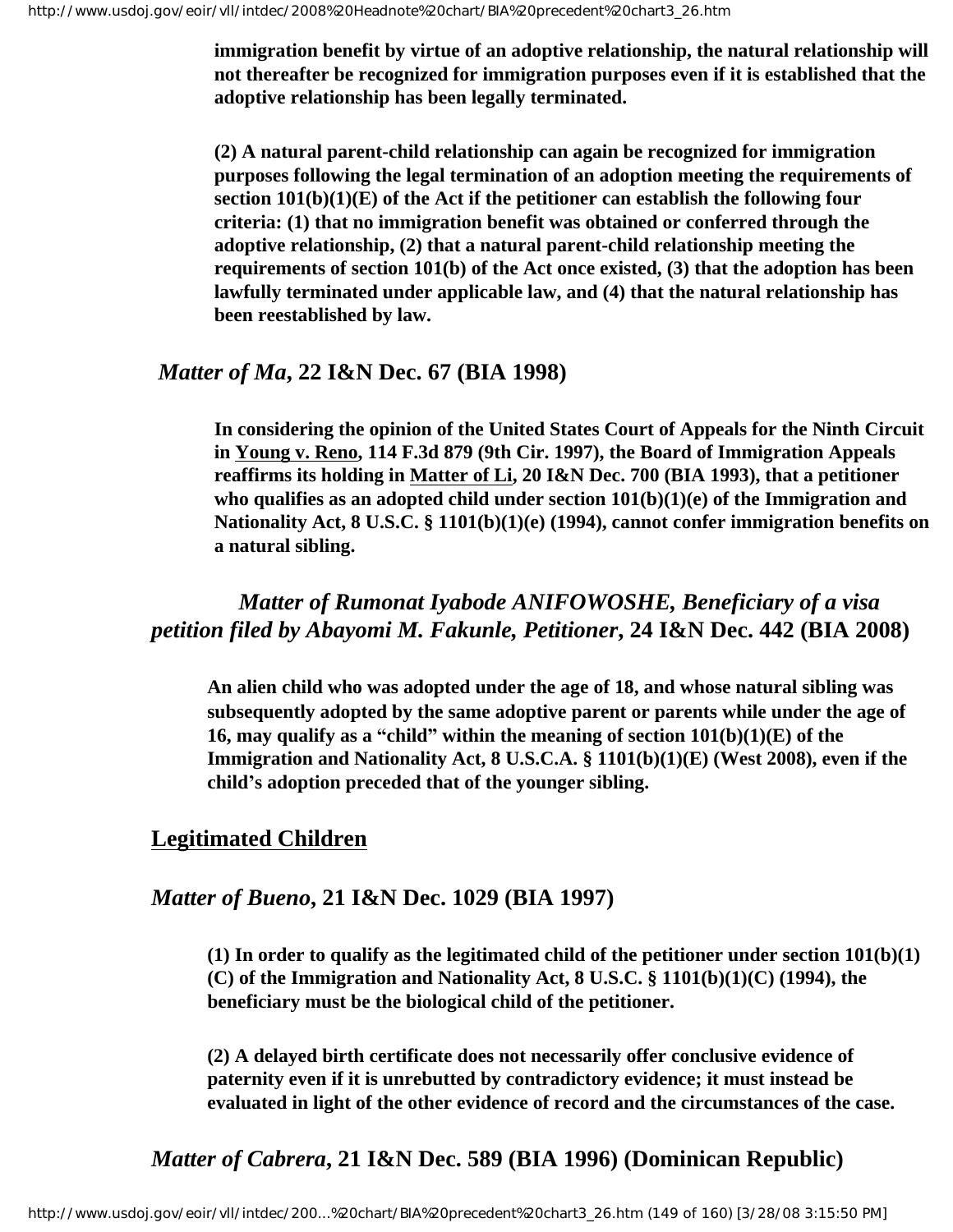**immigration benefit by virtue of an adoptive relationship, the natural relationship will not thereafter be recognized for immigration purposes even if it is established that the adoptive relationship has been legally terminated.**

**(2) A natural parent-child relationship can again be recognized for immigration purposes following the legal termination of an adoption meeting the requirements of section 101(b)(1)(E) of the Act if the petitioner can establish the following four criteria: (1) that no immigration benefit was obtained or conferred through the adoptive relationship, (2) that a natural parent-child relationship meeting the requirements of section 101(b) of the Act once existed, (3) that the adoption has been lawfully terminated under applicable law, and (4) that the natural relationship has been reestablished by law.**

### *Matter of Ma*, 22 I&N Dec. 67 (BIA 1998)

**In considering the opinion of the United States Court of Appeals for the Ninth Circuit in Young v. Reno, 114 F.3d 879 (9th Cir. 1997), the Board of Immigration Appeals reaffirms its holding in Matter of Li, 20 I&N Dec. 700 (BIA 1993), that a petitioner who qualifies as an adopted child under section 101(b)(1)(e) of the Immigration and Nationality Act, 8 U.S.C. § 1101(b)(1)(e) (1994), cannot confer immigration benefits on a natural sibling.**

### *Matter of Rumonat Iyabode ANIFOWOSHE, Beneficiary of a visa petition filed by Abayomi M. Fakunle, Petitioner*, 24 I&N Dec. 442 (BIA 2008)

**An alien child who was adopted under the age of 18, and whose natural sibling was subsequently adopted by the same adoptive parent or parents while under the age of 16, may qualify as a "child" within the meaning of section 101(b)(1)(E) of the Immigration and Nationality Act, 8 U.S.C.A. § 1101(b)(1)(E) (West 2008), even if the child's adoption preceded that of the younger sibling.**

## Legitimated Children

### *Matter of Bueno*, 21 I&N Dec. 1029 (BIA 1997)

**(1) In order to qualify as the legitimated child of the petitioner under section 101(b)(1)(C) of the Immigration and Nationality Act, 8 U.S.C. § 1101(b)(1)(C) (1994), the beneficiary must be the biological child of the petitioner.**

**(2) A delayed birth certificate does not necessarily offer conclusive evidence of paternity even if it is unrebutted by contradictory evidence; it must instead be evaluated in light of the other evidence of record and the circumstances of the case.**

### *Matter of Cabrera*, 21 I&N Dec. 589 (BIA 1996) (Dominican Republic)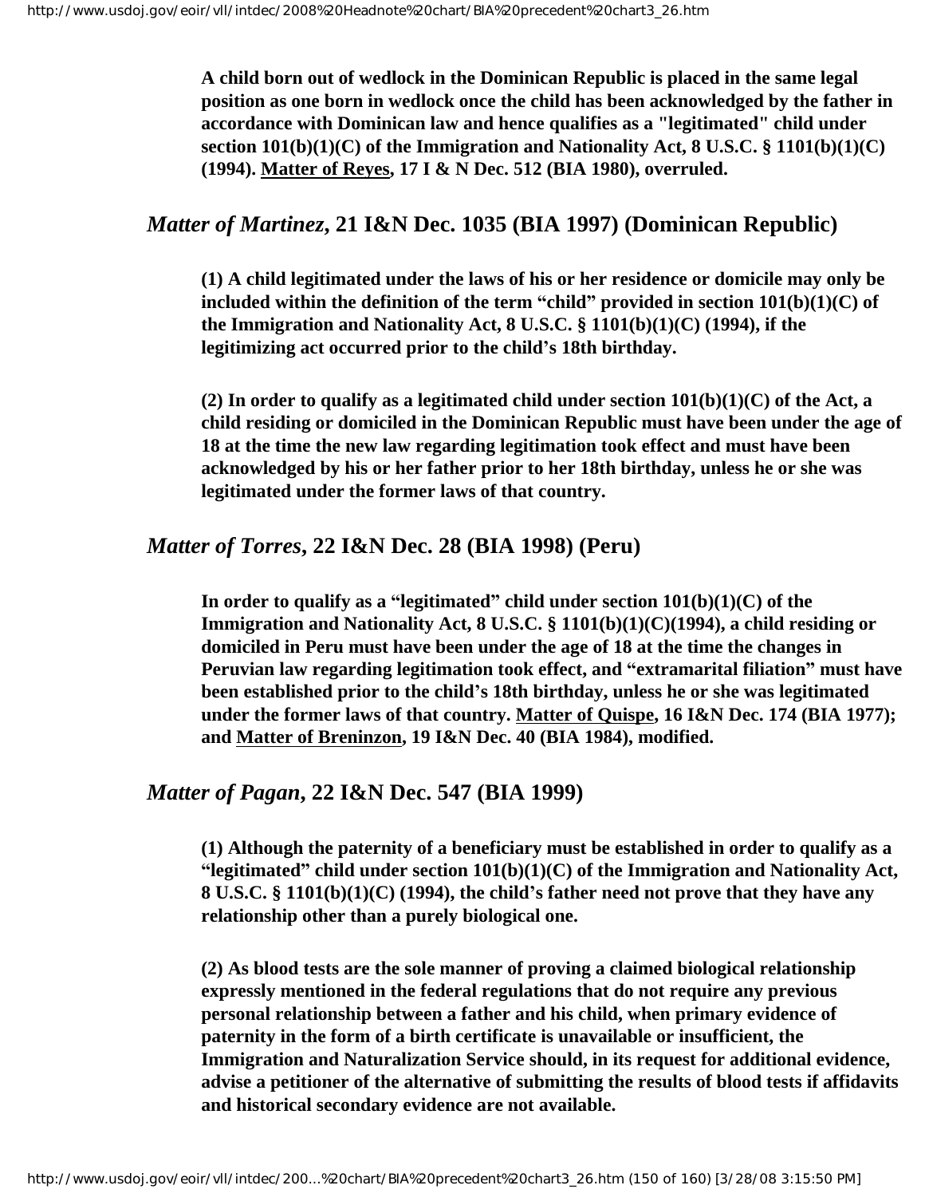**A child born out of wedlock in the Dominican Republic is placed in the same legal position as one born in wedlock once the child has been acknowledged by the father in accordance with Dominican law and hence qualifies as a "legitimated" child under section 101(b)(1)(C) of the Immigration and Nationality Act, 8 U.S.C. § 1101(b)(1)(C) (1994). Matter of Reyes, 17 I & N Dec. 512 (BIA 1980), overruled.**

## *Matter of Martinez*, 21 I&N Dec. 1035 (BIA 1997) (Dominican Republic)

**(1) A child legitimated under the laws of his or her residence or domicile may only be included within the definition of the term "child" provided in section 101(b)(1)(C) of the Immigration and Nationality Act, 8 U.S.C. § 1101(b)(1)(C) (1994), if the legitimizing act occurred prior to the child's 18th birthday.**

**(2) In order to qualify as a legitimated child under section 101(b)(1)(C) of the Act, a child residing or domiciled in the Dominican Republic must have been under the age of 18 at the time the new law regarding legitimation took effect and must have been acknowledged by his or her father prior to her 18th birthday, unless he or she was legitimated under the former laws of that country.**

## *Matter of Torres*, 22 I&N Dec. 28 (BIA 1998) (Peru)

**In order to qualify as a "legitimated" child under section 101(b)(1)(C) of the Immigration and Nationality Act, 8 U.S.C. § 1101(b)(1)(C)(1994), a child residing or domiciled in Peru must have been under the age of 18 at the time the changes in Peruvian law regarding legitimation took effect, and "extramarital filiation" must have been established prior to the child's 18th birthday, unless he or she was legitimated under the former laws of that country. Matter of Quispe, 16 I&N Dec. 174 (BIA 1977); and Matter of Breninzon, 19 I&N Dec. 40 (BIA 1984), modified.**

## *Matter of Pagan*, 22 I&N Dec. 547 (BIA 1999)

**(1) Although the paternity of a beneficiary must be established in order to qualify as a "legitimated" child under section 101(b)(1)(C) of the Immigration and Nationality Act, 8 U.S.C. § 1101(b)(1)(C) (1994), the child's father need not prove that they have any relationship other than a purely biological one.**

**(2) As blood tests are the sole manner of proving a claimed biological relationship expressly mentioned in the federal regulations that do not require any previous personal relationship between a father and his child, when primary evidence of paternity in the form of a birth certificate is unavailable or insufficient, the Immigration and Naturalization Service should, in its request for additional evidence, advise a petitioner of the alternative of submitting the results of blood tests if affidavits and historical secondary evidence are not available.**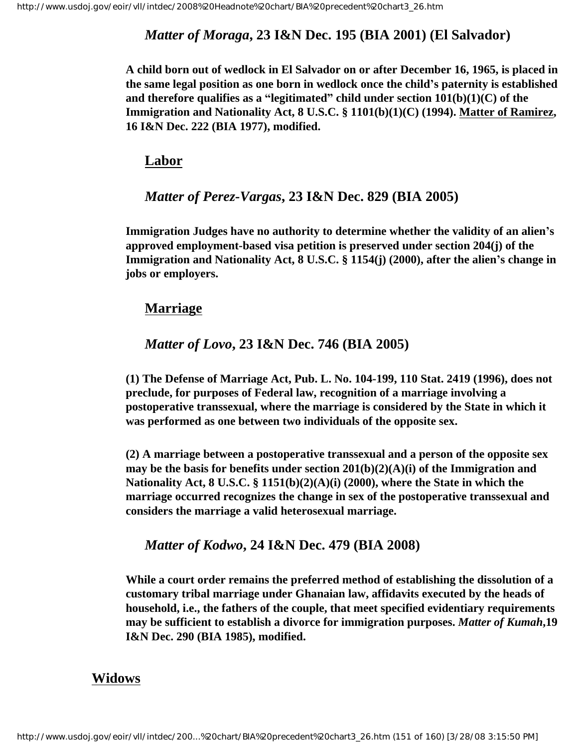### *Matter of Moraga*, 23 I&N Dec. 195 (BIA 2001) (El Salvador)

**A child born out of wedlock in El Salvador on or after December 16, 1965, is placed in the same legal position as one born in wedlock once the child's paternity is established and therefore qualifies as a "legitimated" child under section 101(b)(1)(C) of the Immigration and Nationality Act, 8 U.S.C. § 1101(b)(1)(C) (1994). Matter of Ramirez, 16 I&N Dec. 222 (BIA 1977), modified.**

## Labor

### *Matter of Perez-Vargas*, 23 I&N Dec. 829 (BIA 2005)

**Immigration Judges have no authority to determine whether the validity of an alien's approved employment-based visa petition is preserved under section 204(j) of the Immigration and Nationality Act, 8 U.S.C. § 1154(j) (2000), after the alien's change in jobs or employers.**

## Marriage

### *Matter of Lovo*, 23 I&N Dec. 746 (BIA 2005)

**(1) The Defense of Marriage Act, Pub. L. No. 104-199, 110 Stat. 2419 (1996), does not preclude, for purposes of Federal law, recognition of a marriage involving a postoperative transsexual, where the marriage is considered by the State in which it was performed as one between two individuals of the opposite sex.**

**(2) A marriage between a postoperative transsexual and a person of the opposite sex may be the basis for benefits under section 201(b)(2)(A)(i) of the Immigration and Nationality Act, 8 U.S.C. § 1151(b)(2)(A)(i) (2000), where the State in which the marriage occurred recognizes the change in sex of the postoperative transsexual and considers the marriage a valid heterosexual marriage.**

### *Matter of Kodwo*, 24 I&N Dec. 479 (BIA 2008)

**While a court order remains the preferred method of establishing the dissolution of a customary tribal marriage under Ghanaian law, affidavits executed by the heads of household, i.e., the fathers of the couple, that meet specified evidentiary requirements may be sufficient to establish a divorce for immigration purposes. *Matter of Kumah*,19 I&N Dec. 290 (BIA 1985), modified.**

## Widows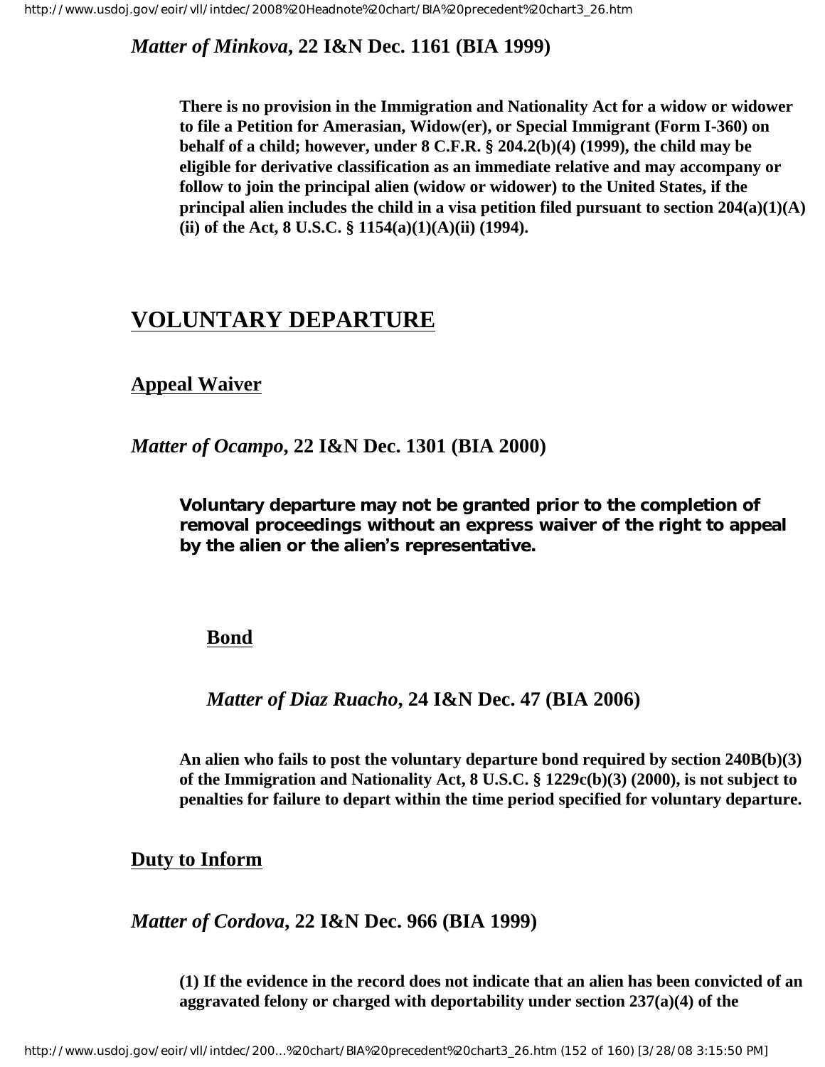*Matter of Minkova*, **22 I&N Dec. 1161 (BIA 1999)**

**There is no provision in the Immigration and Nationality Act for a widow or widower to file a Petition for Amerasian, Widow(er), or Special Immigrant (Form I-360) on behalf of a child; however, under 8 C.F.R. § 204.2(b)(4) (1999), the child may be eligible for derivative classification as an immediate relative and may accompany or follow to join the principal alien (widow or widower) to the United States, if the principal alien includes the child in a visa petition filed pursuant to section 204(a)(1)(A)(ii) of the Act, 8 U.S.C. § 1154(a)(1)(A)(ii) (1994).**

## VOLUNTARY DEPARTURE

### Appeal Waiver

*Matter of Ocampo*, **22 I&N Dec. 1301 (BIA 2000)**

**Voluntary departure may not be granted prior to the completion of removal proceedings without an express waiver of the right to appeal by the alien or the alien's representative.**

### Bond

*Matter of Diaz Ruacho*, **24 I&N Dec. 47 (BIA 2006)**

**An alien who fails to post the voluntary departure bond required by section 240B(b)(3) of the Immigration and Nationality Act, 8 U.S.C. § 1229c(b)(3) (2000), is not subject to penalties for failure to depart within the time period specified for voluntary departure.**

### Duty to Inform

*Matter of Cordova*, **22 I&N Dec. 966 (BIA 1999)**

**(1) If the evidence in the record does not indicate that an alien has been convicted of an aggravated felony or charged with deportability under section 237(a)(4) of the**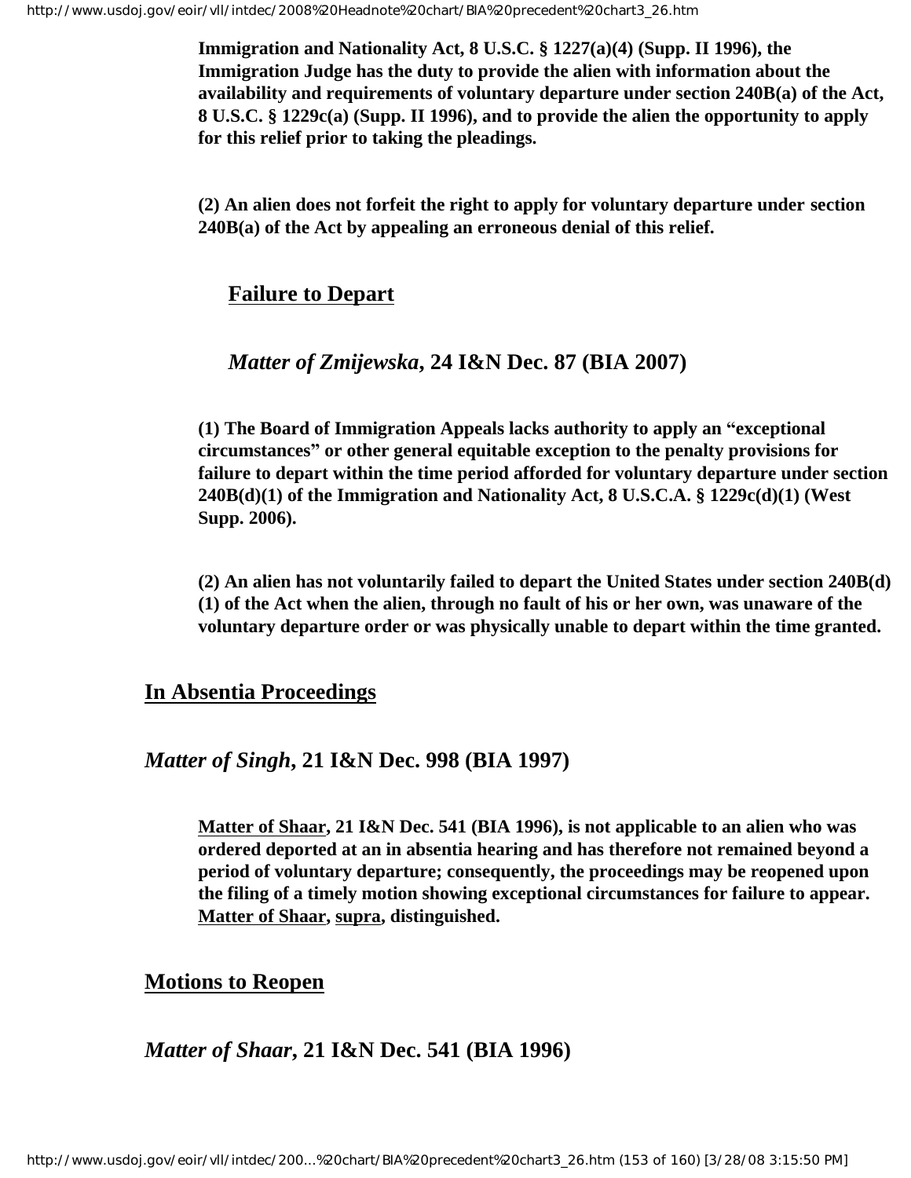**Immigration and Nationality Act, 8 U.S.C. § 1227(a)(4) (Supp. II 1996), the Immigration Judge has the duty to provide the alien with information about the availability and requirements of voluntary departure under section 240B(a) of the Act, 8 U.S.C. § 1229c(a) (Supp. II 1996), and to provide the alien the opportunity to apply for this relief prior to taking the pleadings.**

**(2) An alien does not forfeit the right to apply for voluntary departure under section 240B(a) of the Act by appealing an erroneous denial of this relief.**

### Failure to Depart

### *Matter of Zmijewska*, 24 I&N Dec. 87 (BIA 2007)

**(1) The Board of Immigration Appeals lacks authority to apply an "exceptional circumstances" or other general equitable exception to the penalty provisions for failure to depart within the time period afforded for voluntary departure under section 240B(d)(1) of the Immigration and Nationality Act, 8 U.S.C.A. § 1229c(d)(1) (West Supp. 2006).**

**(2) An alien has not voluntarily failed to depart the United States under section 240B(d)(1) of the Act when the alien, through no fault of his or her own, was unaware of the voluntary departure order or was physically unable to depart within the time granted.**

## In Absentia Proceedings

### *Matter of Singh*, 21 I&N Dec. 998 (BIA 1997)

**Matter of Shaar, 21 I&N Dec. 541 (BIA 1996), is not applicable to an alien who was ordered deported at an in absentia hearing and has therefore not remained beyond a period of voluntary departure; consequently, the proceedings may be reopened upon the filing of a timely motion showing exceptional circumstances for failure to appear. Matter of Shaar, supra, distinguished.**

## Motions to Reopen

### *Matter of Shaar*, 21 I&N Dec. 541 (BIA 1996)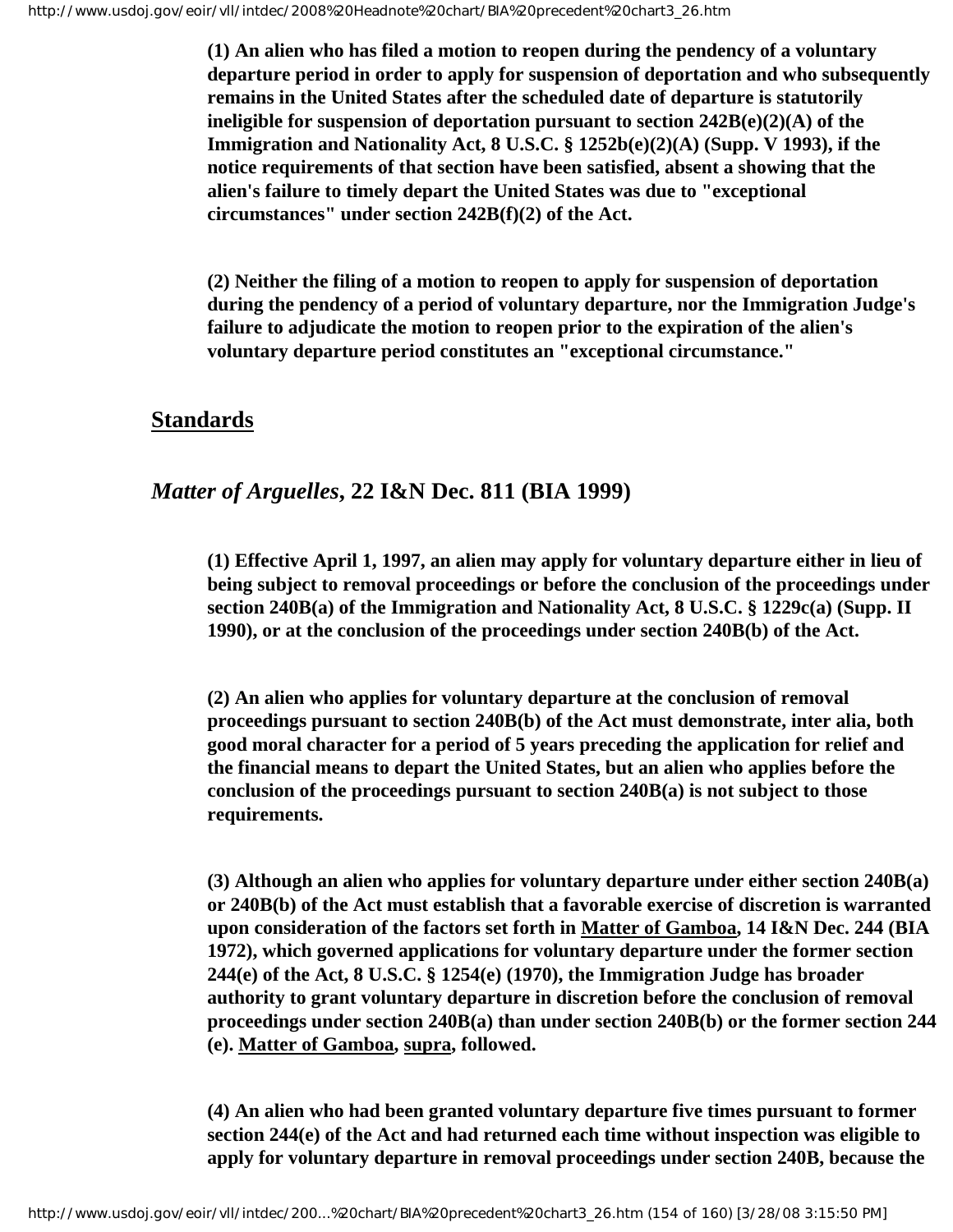**(1) An alien who has filed a motion to reopen during the pendency of a voluntary departure period in order to apply for suspension of deportation and who subsequently remains in the United States after the scheduled date of departure is statutorily ineligible for suspension of deportation pursuant to section 242B(e)(2)(A) of the Immigration and Nationality Act, 8 U.S.C. § 1252b(e)(2)(A) (Supp. V 1993), if the notice requirements of that section have been satisfied, absent a showing that the alien's failure to timely depart the United States was due to "exceptional circumstances" under section 242B(f)(2) of the Act.**

**(2) Neither the filing of a motion to reopen to apply for suspension of deportation during the pendency of a period of voluntary departure, nor the Immigration Judge's failure to adjudicate the motion to reopen prior to the expiration of the alien's voluntary departure period constitutes an "exceptional circumstance."**

## Standards

### *Matter of Arguelles*, 22 I&N Dec. 811 (BIA 1999)

**(1) Effective April 1, 1997, an alien may apply for voluntary departure either in lieu of being subject to removal proceedings or before the conclusion of the proceedings under section 240B(a) of the Immigration and Nationality Act, 8 U.S.C. § 1229c(a) (Supp. II 1990), or at the conclusion of the proceedings under section 240B(b) of the Act.**

**(2) An alien who applies for voluntary departure at the conclusion of removal proceedings pursuant to section 240B(b) of the Act must demonstrate, inter alia, both good moral character for a period of 5 years preceding the application for relief and the financial means to depart the United States, but an alien who applies before the conclusion of the proceedings pursuant to section 240B(a) is not subject to those requirements.**

**(3) Although an alien who applies for voluntary departure under either section 240B(a) or 240B(b) of the Act must establish that a favorable exercise of discretion is warranted upon consideration of the factors set forth in Matter of Gamboa, 14 I&N Dec. 244 (BIA 1972), which governed applications for voluntary departure under the former section 244(e) of the Act, 8 U.S.C. § 1254(e) (1970), the Immigration Judge has broader authority to grant voluntary departure in discretion before the conclusion of removal proceedings under section 240B(a) than under section 240B(b) or the former section 244 (e). Matter of Gamboa, supra, followed.**

**(4) An alien who had been granted voluntary departure five times pursuant to former section 244(e) of the Act and had returned each time without inspection was eligible to apply for voluntary departure in removal proceedings under section 240B, because the**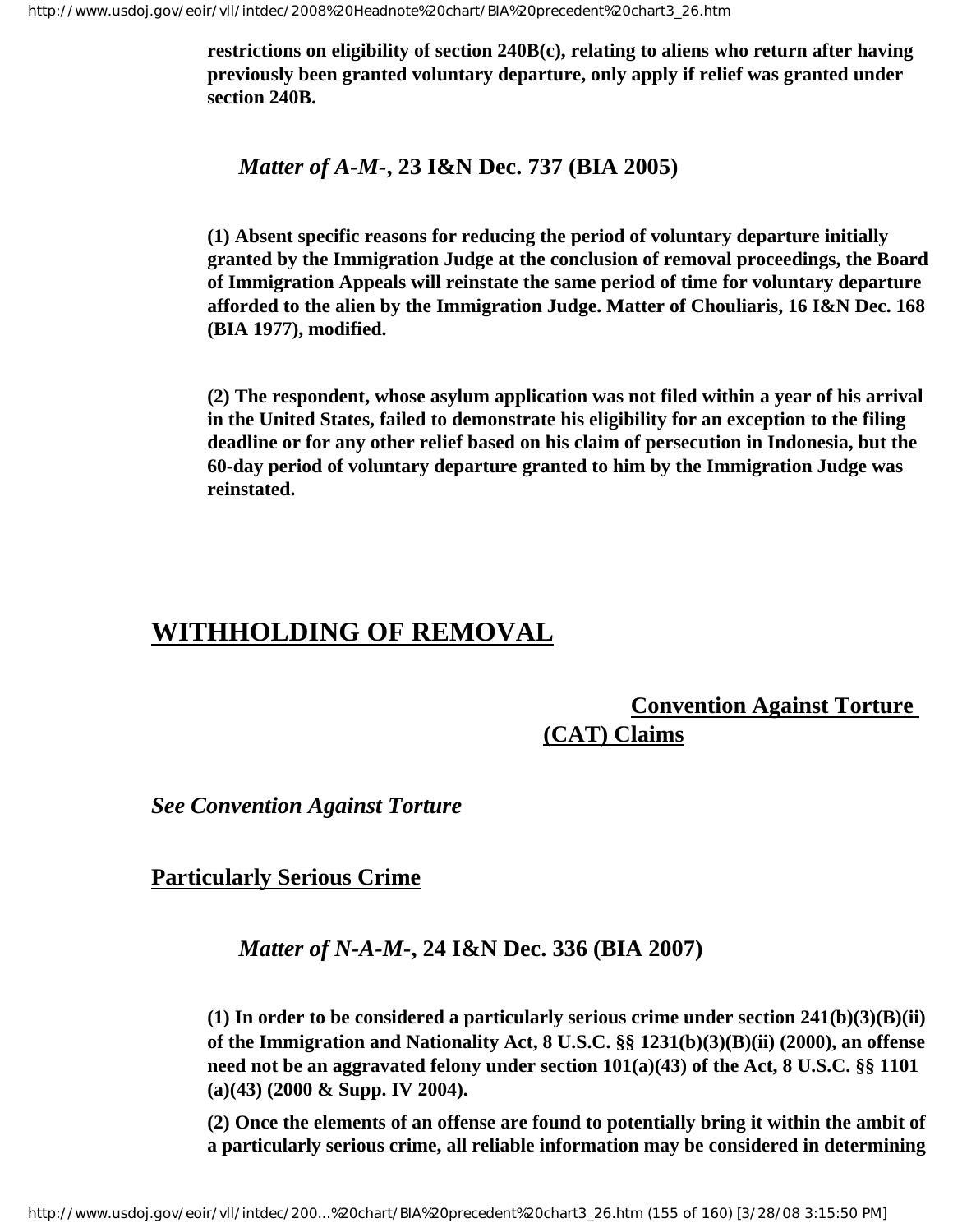**restrictions on eligibility of section 240B(c), relating to aliens who return after having previously been granted voluntary departure, only apply if relief was granted under section 240B.**

***Matter of A-M-*, 23 I&N Dec. 737 (BIA 2005)**

**(1) Absent specific reasons for reducing the period of voluntary departure initially granted by the Immigration Judge at the conclusion of removal proceedings, the Board of Immigration Appeals will reinstate the same period of time for voluntary departure afforded to the alien by the Immigration Judge. Matter of Chouliaris, 16 I&N Dec. 168 (BIA 1977), modified.**

**(2) The respondent, whose asylum application was not filed within a year of his arrival in the United States, failed to demonstrate his eligibility for an exception to the filing deadline or for any other relief based on his claim of persecution in Indonesia, but the 60-day period of voluntary departure granted to him by the Immigration Judge was reinstated.**

## WITHHOLDING OF REMOVAL

### Convention Against Torture (CAT) Claims

***See Convention Against Torture***

### Particularly Serious Crime

***Matter of N-A-M-*, 24 I&N Dec. 336 (BIA 2007)**

**(1) In order to be considered a particularly serious crime under section 241(b)(3)(B)(ii) of the Immigration and Nationality Act, 8 U.S.C. §§ 1231(b)(3)(B)(ii) (2000), an offense need not be an aggravated felony under section 101(a)(43) of the Act, 8 U.S.C. §§ 1101 (a)(43) (2000 & Supp. IV 2004).**

**(2) Once the elements of an offense are found to potentially bring it within the ambit of a particularly serious crime, all reliable information may be considered in determining**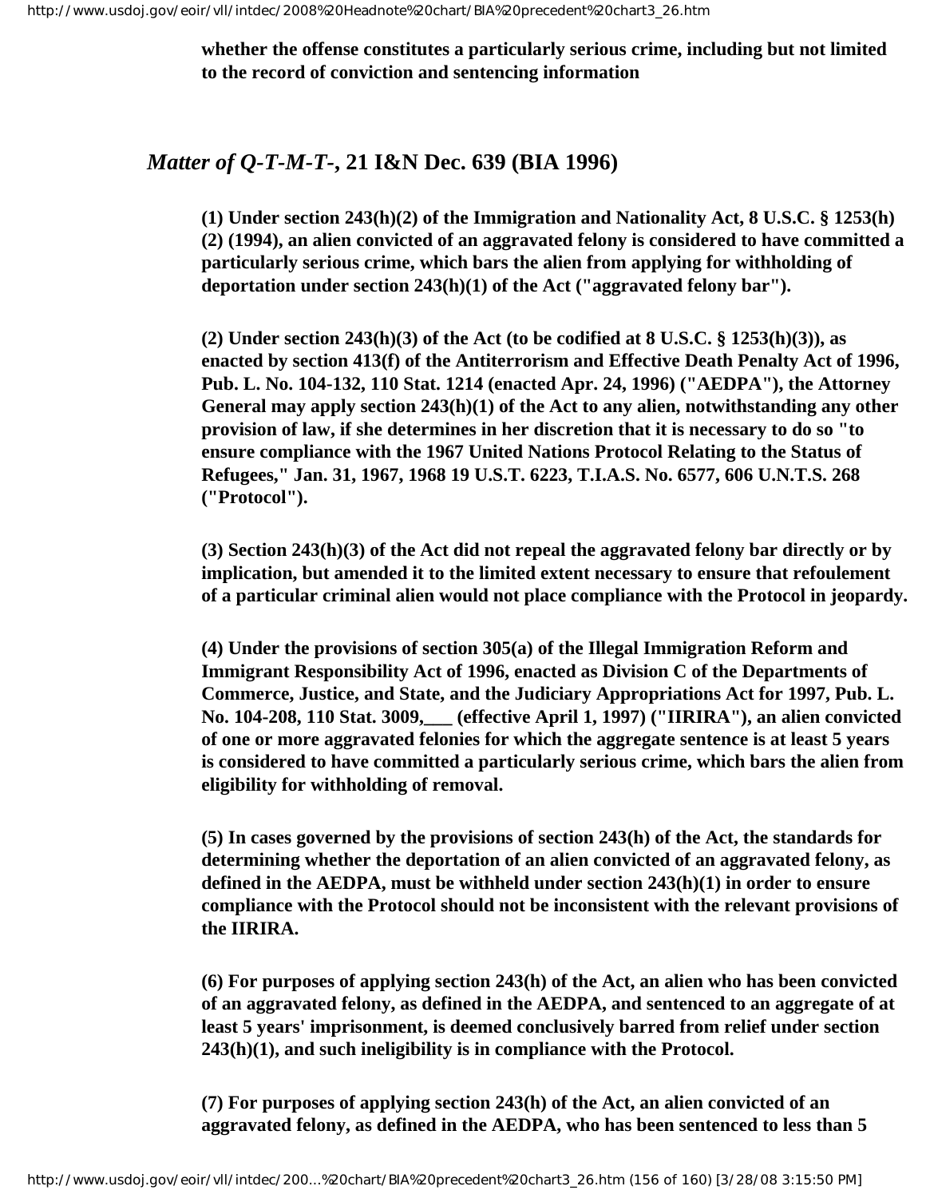**whether the offense constitutes a particularly serious crime, including but not limited to the record of conviction and sentencing information**

## *Matter of Q-T-M-T-*, 21 I&N Dec. 639 (BIA 1996)

**(1) Under section 243(h)(2) of the Immigration and Nationality Act, 8 U.S.C. § 1253(h)(2) (1994), an alien convicted of an aggravated felony is considered to have committed a particularly serious crime, which bars the alien from applying for withholding of deportation under section 243(h)(1) of the Act ("aggravated felony bar").**

**(2) Under section 243(h)(3) of the Act (to be codified at 8 U.S.C. § 1253(h)(3)), as enacted by section 413(f) of the Antiterrorism and Effective Death Penalty Act of 1996, Pub. L. No. 104-132, 110 Stat. 1214 (enacted Apr. 24, 1996) ("AEDPA"), the Attorney General may apply section 243(h)(1) of the Act to any alien, notwithstanding any other provision of law, if she determines in her discretion that it is necessary to do so "to ensure compliance with the 1967 United Nations Protocol Relating to the Status of Refugees," Jan. 31, 1967, 1968 19 U.S.T. 6223, T.I.A.S. No. 6577, 606 U.N.T.S. 268 ("Protocol").**

**(3) Section 243(h)(3) of the Act did not repeal the aggravated felony bar directly or by implication, but amended it to the limited extent necessary to ensure that refoulement of a particular criminal alien would not place compliance with the Protocol in jeopardy.**

**(4) Under the provisions of section 305(a) of the Illegal Immigration Reform and Immigrant Responsibility Act of 1996, enacted as Division C of the Departments of Commerce, Justice, and State, and the Judiciary Appropriations Act for 1997, Pub. L. No. 104-208, 110 Stat. 3009,___ (effective April 1, 1997) ("IIRIRA"), an alien convicted of one or more aggravated felonies for which the aggregate sentence is at least 5 years is considered to have committed a particularly serious crime, which bars the alien from eligibility for withholding of removal.**

**(5) In cases governed by the provisions of section 243(h) of the Act, the standards for determining whether the deportation of an alien convicted of an aggravated felony, as defined in the AEDPA, must be withheld under section 243(h)(1) in order to ensure compliance with the Protocol should not be inconsistent with the relevant provisions of the IIRIRA.**

**(6) For purposes of applying section 243(h) of the Act, an alien who has been convicted of an aggravated felony, as defined in the AEDPA, and sentenced to an aggregate of at least 5 years' imprisonment, is deemed conclusively barred from relief under section 243(h)(1), and such ineligibility is in compliance with the Protocol.**

**(7) For purposes of applying section 243(h) of the Act, an alien convicted of an aggravated felony, as defined in the AEDPA, who has been sentenced to less than 5**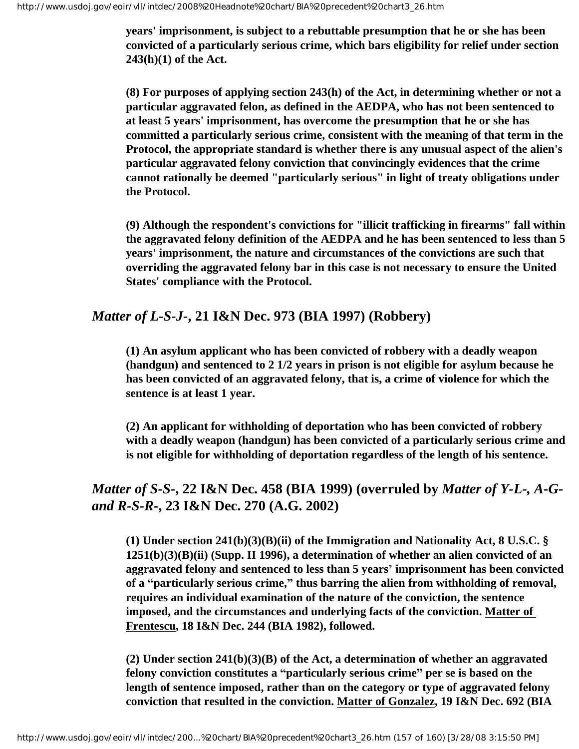**years' imprisonment, is subject to a rebuttable presumption that he or she has been convicted of a particularly serious crime, which bars eligibility for relief under section 243(h)(1) of the Act.**

**(8) For purposes of applying section 243(h) of the Act, in determining whether or not a particular aggravated felon, as defined in the AEDPA, who has not been sentenced to at least 5 years' imprisonment, has overcome the presumption that he or she has committed a particularly serious crime, consistent with the meaning of that term in the Protocol, the appropriate standard is whether there is any unusual aspect of the alien's particular aggravated felony conviction that convincingly evidences that the crime cannot rationally be deemed "particularly serious" in light of treaty obligations under the Protocol.**

**(9) Although the respondent's convictions for "illicit trafficking in firearms" fall within the aggravated felony definition of the AEDPA and he has been sentenced to less than 5 years' imprisonment, the nature and circumstances of the convictions are such that overriding the aggravated felony bar in this case is not necessary to ensure the United States' compliance with the Protocol.**

## *Matter of L-S-J-*, 21 I&N Dec. 973 (BIA 1997) (Robbery)

**(1) An asylum applicant who has been convicted of robbery with a deadly weapon (handgun) and sentenced to 2 1/2 years in prison is not eligible for asylum because he has been convicted of an aggravated felony, that is, a crime of violence for which the sentence is at least 1 year.**

**(2) An applicant for withholding of deportation who has been convicted of robbery with a deadly weapon (handgun) has been convicted of a particularly serious crime and is not eligible for withholding of deportation regardless of the length of his sentence.**

## *Matter of S-S-*, 22 I&N Dec. 458 (BIA 1999) (overruled by *Matter of Y-L-, A-G- and R-S-R-*, 23 I&N Dec. 270 (A.G. 2002)

**(1) Under section 241(b)(3)(B)(ii) of the Immigration and Nationality Act, 8 U.S.C. § 1251(b)(3)(B)(ii) (Supp. II 1996), a determination of whether an alien convicted of an aggravated felony and sentenced to less than 5 years' imprisonment has been convicted of a "particularly serious crime," thus barring the alien from withholding of removal, requires an individual examination of the nature of the conviction, the sentence imposed, and the circumstances and underlying facts of the conviction. Matter of Frentescu, 18 I&N Dec. 244 (BIA 1982), followed.**

**(2) Under section 241(b)(3)(B) of the Act, a determination of whether an aggravated felony conviction constitutes a "particularly serious crime" per se is based on the length of sentence imposed, rather than on the category or type of aggravated felony conviction that resulted in the conviction. Matter of Gonzalez, 19 I&N Dec. 692 (BIA**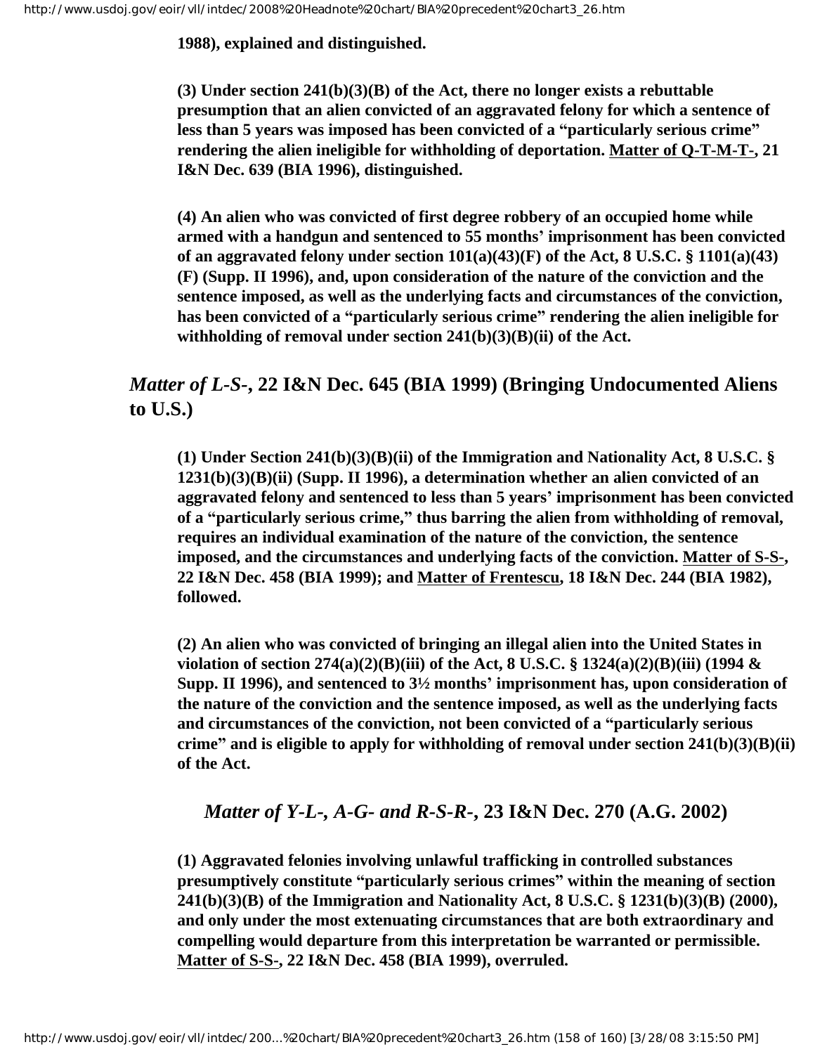**1988), explained and distinguished.**

**(3) Under section 241(b)(3)(B) of the Act, there no longer exists a rebuttable presumption that an alien convicted of an aggravated felony for which a sentence of less than 5 years was imposed has been convicted of a "particularly serious crime" rendering the alien ineligible for withholding of deportation. Matter of Q-T-M-T-, 21 I&N Dec. 639 (BIA 1996), distinguished.**

**(4) An alien who was convicted of first degree robbery of an occupied home while armed with a handgun and sentenced to 55 months' imprisonment has been convicted of an aggravated felony under section 101(a)(43)(F) of the Act, 8 U.S.C. § 1101(a)(43)(F) (Supp. II 1996), and, upon consideration of the nature of the conviction and the sentence imposed, as well as the underlying facts and circumstances of the conviction, has been convicted of a "particularly serious crime" rendering the alien ineligible for withholding of removal under section 241(b)(3)(B)(ii) of the Act.**

## *Matter of L-S-*, 22 I&N Dec. 645 (BIA 1999) (Bringing Undocumented Aliens to U.S.)

**(1) Under Section 241(b)(3)(B)(ii) of the Immigration and Nationality Act, 8 U.S.C. § 1231(b)(3)(B)(ii) (Supp. II 1996), a determination whether an alien convicted of an aggravated felony and sentenced to less than 5 years' imprisonment has been convicted of a "particularly serious crime," thus barring the alien from withholding of removal, requires an individual examination of the nature of the conviction, the sentence imposed, and the circumstances and underlying facts of the conviction. Matter of S-S-, 22 I&N Dec. 458 (BIA 1999); and Matter of Frentescu, 18 I&N Dec. 244 (BIA 1982), followed.**

**(2) An alien who was convicted of bringing an illegal alien into the United States in violation of section 274(a)(2)(B)(iii) of the Act, 8 U.S.C. § 1324(a)(2)(B)(iii) (1994 & Supp. II 1996), and sentenced to 3½ months' imprisonment has, upon consideration of the nature of the conviction and the sentence imposed, as well as the underlying facts and circumstances of the conviction, not been convicted of a "particularly serious crime" and is eligible to apply for withholding of removal under section 241(b)(3)(B)(ii) of the Act.**

## *Matter of Y-L-, A-G- and R-S-R-*, 23 I&N Dec. 270 (A.G. 2002)

**(1) Aggravated felonies involving unlawful trafficking in controlled substances presumptively constitute "particularly serious crimes" within the meaning of section 241(b)(3)(B) of the Immigration and Nationality Act, 8 U.S.C. § 1231(b)(3)(B) (2000), and only under the most extenuating circumstances that are both extraordinary and compelling would departure from this interpretation be warranted or permissible. Matter of S-S-, 22 I&N Dec. 458 (BIA 1999), overruled.**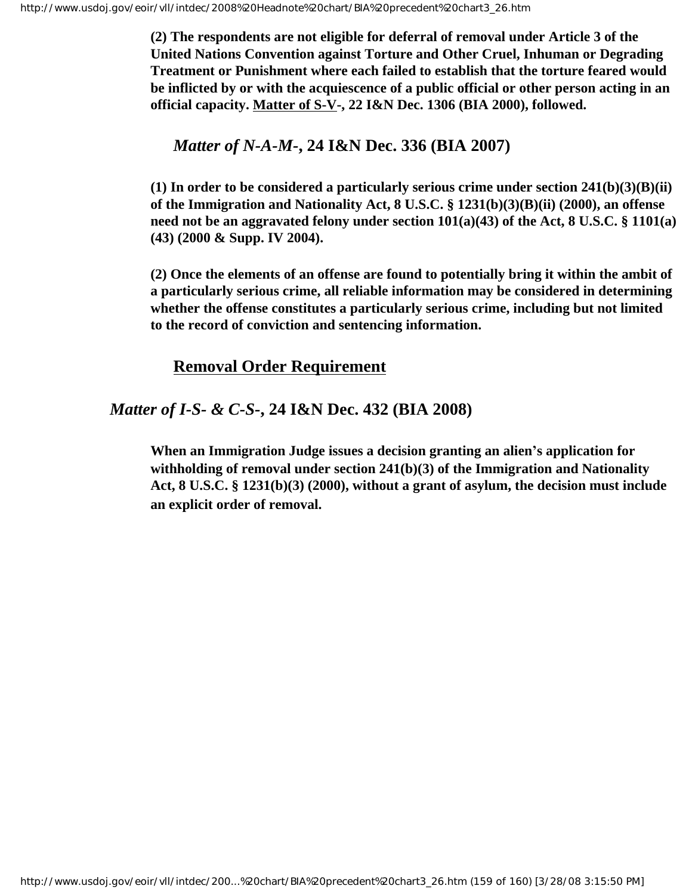**(2) The respondents are not eligible for deferral of removal under Article 3 of the United Nations Convention against Torture and Other Cruel, Inhuman or Degrading Treatment or Punishment where each failed to establish that the torture feared would be inflicted by or with the acquiescence of a public official or other person acting in an official capacity. Matter of S-V-, 22 I&N Dec. 1306 (BIA 2000), followed.**

### *Matter of N-A-M-*, 24 I&N Dec. 336 (BIA 2007)

**(1) In order to be considered a particularly serious crime under section 241(b)(3)(B)(ii) of the Immigration and Nationality Act, 8 U.S.C. § 1231(b)(3)(B)(ii) (2000), an offense need not be an aggravated felony under section 101(a)(43) of the Act, 8 U.S.C. § 1101(a)(43) (2000 & Supp. IV 2004).**

**(2) Once the elements of an offense are found to potentially bring it within the ambit of a particularly serious crime, all reliable information may be considered in determining whether the offense constitutes a particularly serious crime, including but not limited to the record of conviction and sentencing information.**

## Removal Order Requirement

### *Matter of I-S- & C-S-*, 24 I&N Dec. 432 (BIA 2008)

**When an Immigration Judge issues a decision granting an alien's application for withholding of removal under section 241(b)(3) of the Immigration and Nationality Act, 8 U.S.C. § 1231(b)(3) (2000), without a grant of asylum, the decision must include an explicit order of removal.**